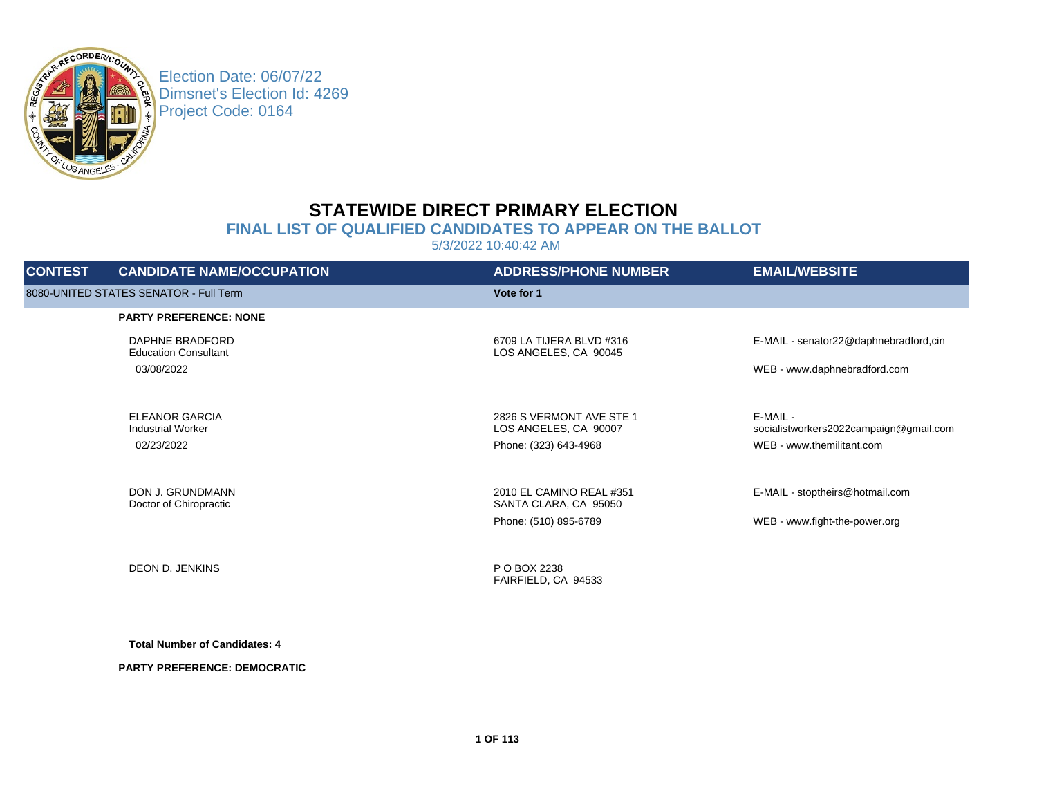Election Date: 06/07/22
Dimsnet's Election Id: 4269
Project Code: 0164

# STATEWIDE DIRECT PRIMARY ELECTION

## FINAL LIST OF QUALIFIED CANDIDATES TO APPEAR ON THE BALLOT

5/3/2022 10:40:42 AM

| CONTEST | CANDIDATE NAME/OCCUPATION | ADDRESS/PHONE NUMBER | EMAIL/WEBSITE |
|---|---|---|---|
| 8080-UNITED STATES SENATOR - Full Term | | **Vote for 1** | |
| | **PARTY PREFERENCE: NONE** | | |
| | DAPHNE BRADFORD<br>Education Consultant<br>03/08/2022 | 6709 LA TIJERA BLVD #316<br>LOS ANGELES, CA 90045 | E-MAIL - senator22@daphnebradford,cin<br>WEB - www.daphnebradford.com |
| | ELEANOR GARCIA<br>Industrial Worker<br>02/23/2022 | 2826 S VERMONT AVE STE 1<br>LOS ANGELES, CA 90007<br>Phone: (323) 643-4968 | E-MAIL - socialistworkers2022campaign@gmail.com<br>WEB - www.themilitant.com |
| | DON J. GRUNDMANN<br>Doctor of Chiropractic | 2010 EL CAMINO REAL #351<br>SANTA CLARA, CA 95050<br>Phone: (510) 895-6789 | E-MAIL - stoptheirs@hotmail.com<br>WEB - www.fight-the-power.org |
| | DEON D. JENKINS | P O BOX 2238<br>FAIRFIELD, CA 94533 | |

**Total Number of Candidates: 4**

**PARTY PREFERENCE: DEMOCRATIC**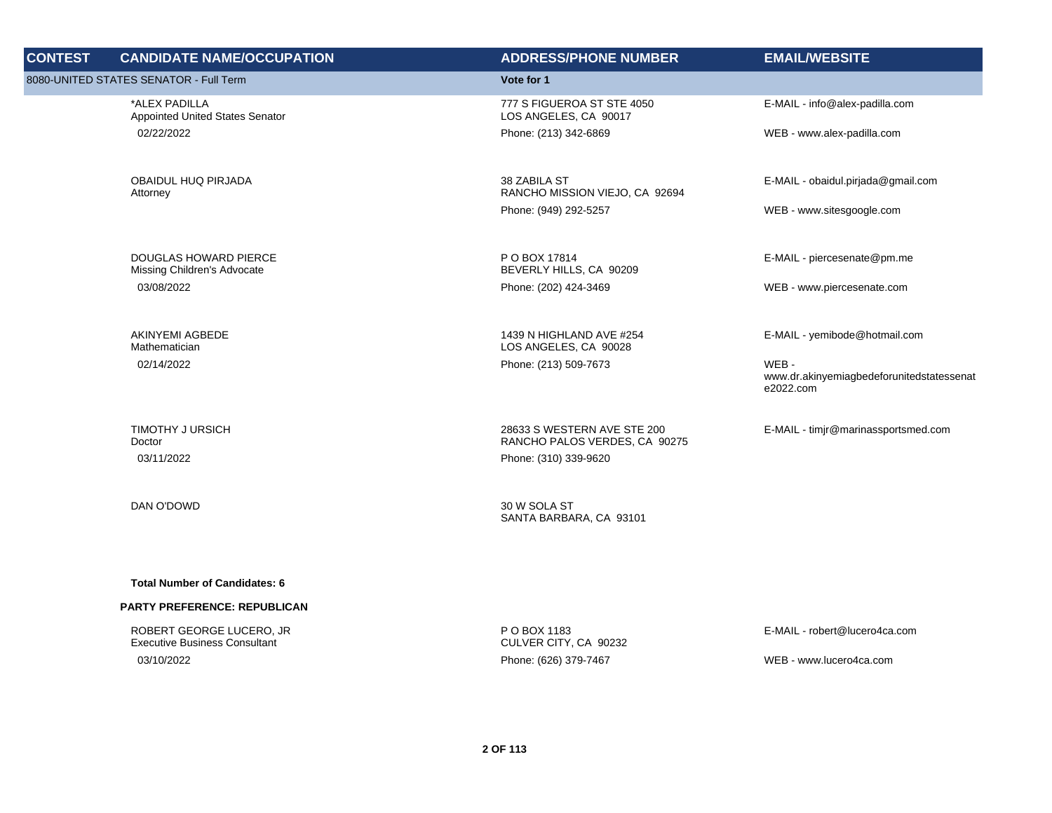| CONTEST | CANDIDATE NAME/OCCUPATION | ADDRESS/PHONE NUMBER | EMAIL/WEBSITE |
|---|---|---|---|
| 8080-UNITED STATES SENATOR - Full Term | | Vote for 1 | |
| | *ALEX PADILLA<br>Appointed United States Senator<br>02/22/2022 | 777 S FIGUEROA ST STE 4050<br>LOS ANGELES, CA 90017<br>Phone: (213) 342-6869 | E-MAIL - info@alex-padilla.com<br>WEB - www.alex-padilla.com |
| | OBAIDUL HUQ PIRJADA<br>Attorney | 38 ZABILA ST<br>RANCHO MISSION VIEJO, CA 92694<br>Phone: (949) 292-5257 | E-MAIL - obaidul.pirjada@gmail.com<br>WEB - www.sitesgoogle.com |
| | DOUGLAS HOWARD PIERCE<br>Missing Children's Advocate<br>03/08/2022 | P O BOX 17814<br>BEVERLY HILLS, CA 90209<br>Phone: (202) 424-3469 | E-MAIL - piercesenate@pm.me<br>WEB - www.piercesenate.com |
| | AKINYEMI AGBEDE<br>Mathematician<br>02/14/2022 | 1439 N HIGHLAND AVE #254<br>LOS ANGELES, CA 90028<br>Phone: (213) 509-7673 | E-MAIL - yemibode@hotmail.com<br>WEB - www.dr.akinyemiagbedeforunitedstatessenate2022.com |
| | TIMOTHY J URSICH<br>Doctor<br>03/11/2022 | 28633 S WESTERN AVE STE 200<br>RANCHO PALOS VERDES, CA 90275<br>Phone: (310) 339-9620 | E-MAIL - timjr@marinassportsmed.com |
| | DAN O'DOWD | 30 W SOLA ST<br>SANTA BARBARA, CA 93101 | |
| | **Total Number of Candidates: 6** | | |
| | **PARTY PREFERENCE: REPUBLICAN** | | |
| | ROBERT GEORGE LUCERO, JR<br>Executive Business Consultant<br>03/10/2022 | P O BOX 1183<br>CULVER CITY, CA 90232<br>Phone: (626) 379-7467 | E-MAIL - robert@lucero4ca.com<br>WEB - www.lucero4ca.com |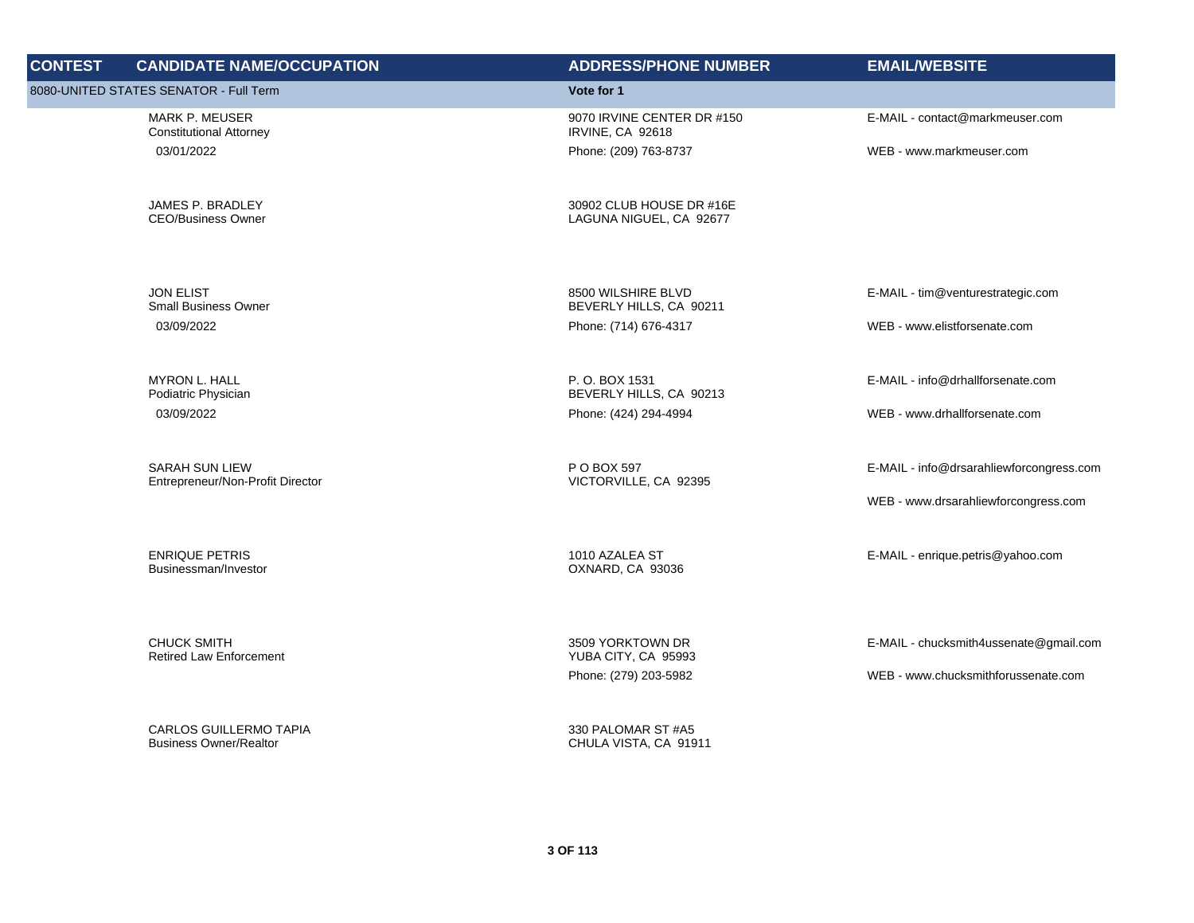| CONTEST | CANDIDATE NAME/OCCUPATION | ADDRESS/PHONE NUMBER | EMAIL/WEBSITE |
|---|---|---|---|
| 8080-UNITED STATES SENATOR - Full Term | | **Vote for 1** | |
| | MARK P. MEUSER<br>Constitutional Attorney<br>03/01/2022 | 9070 IRVINE CENTER DR #150<br>IRVINE, CA 92618<br>Phone: (209) 763-8737 | E-MAIL - contact@markmeuser.com<br>WEB - www.markmeuser.com |
| | JAMES P. BRADLEY<br>CEO/Business Owner | 30902 CLUB HOUSE DR #16E<br>LAGUNA NIGUEL, CA 92677 | |
| | JON ELIST<br>Small Business Owner<br>03/09/2022 | 8500 WILSHIRE BLVD<br>BEVERLY HILLS, CA 90211<br>Phone: (714) 676-4317 | E-MAIL - tim@venturestrategic.com<br>WEB - www.elistforsenate.com |
| | MYRON L. HALL<br>Podiatric Physician<br>03/09/2022 | P. O. BOX 1531<br>BEVERLY HILLS, CA 90213<br>Phone: (424) 294-4994 | E-MAIL - info@drhallforsenate.com<br>WEB - www.drhallforsenate.com |
| | SARAH SUN LIEW<br>Entrepreneur/Non-Profit Director | P O BOX 597<br>VICTORVILLE, CA 92395 | E-MAIL - info@drsarahliewforcongress.com<br>WEB - www.drsarahliewforcongress.com |
| | ENRIQUE PETRIS<br>Businessman/Investor | 1010 AZALEA ST<br>OXNARD, CA 93036 | E-MAIL - enrique.petris@yahoo.com |
| | CHUCK SMITH<br>Retired Law Enforcement | 3509 YORKTOWN DR<br>YUBA CITY, CA 95993<br>Phone: (279) 203-5982 | E-MAIL - chucksmith4ussenate@gmail.com<br>WEB - www.chucksmithforussenate.com |
| | CARLOS GUILLERMO TAPIA<br>Business Owner/Realtor | 330 PALOMAR ST #A5<br>CHULA VISTA, CA 91911 | |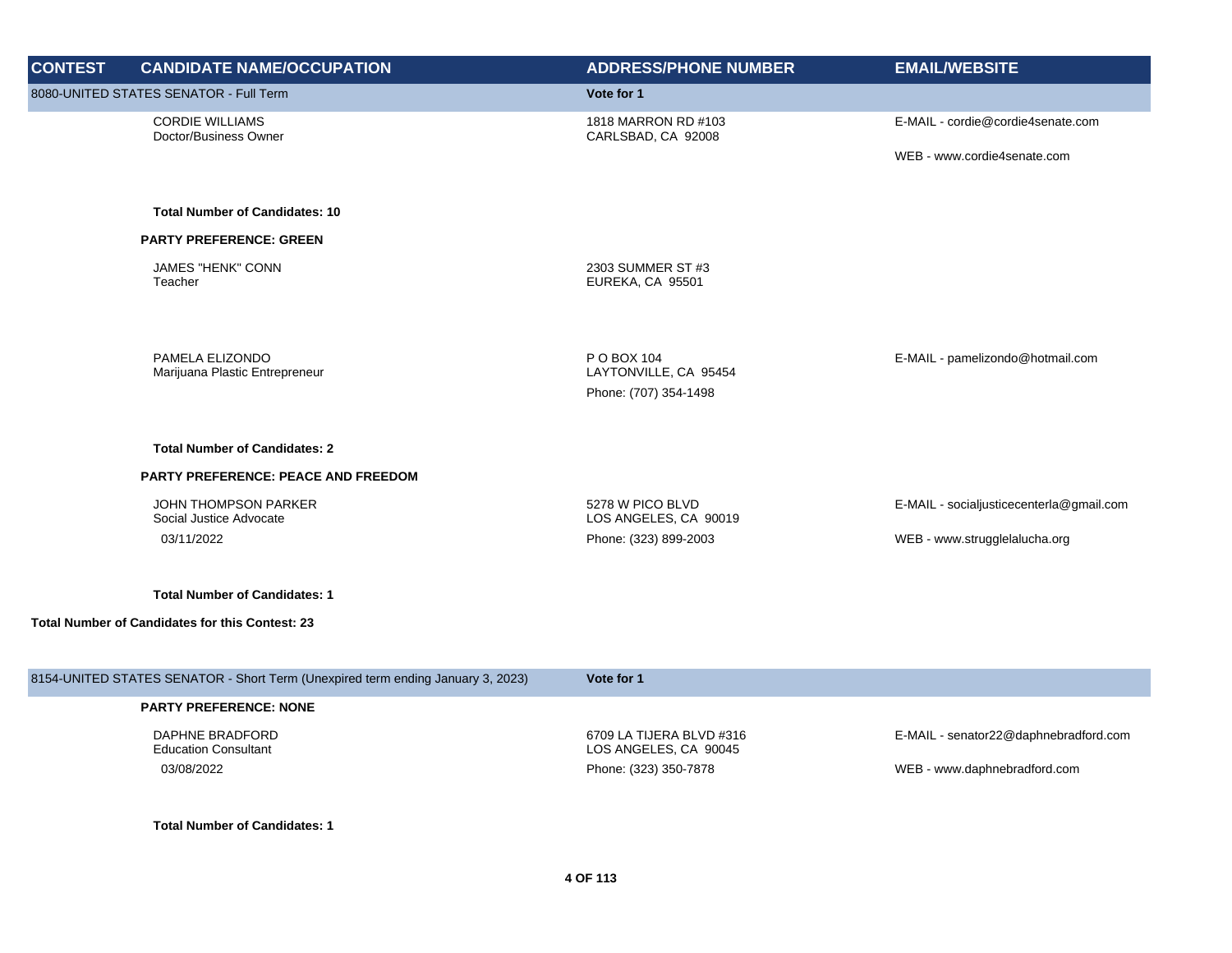| CONTEST | CANDIDATE NAME/OCCUPATION | ADDRESS/PHONE NUMBER | EMAIL/WEBSITE |
| --- | --- | --- | --- |
| 8080-UNITED STATES SENATOR - Full Term | | Vote for 1 | |
| | CORDIE WILLIAMS<br>Doctor/Business Owner | 1818 MARRON RD #103<br>CARLSBAD, CA 92008 | E-MAIL - cordie@cordie4senate.com<br>WEB - www.cordie4senate.com |
| | **Total Number of Candidates: 10** | | |
| | **PARTY PREFERENCE: GREEN** | | |
| | JAMES "HENK" CONN<br>Teacher | 2303 SUMMER ST #3<br>EUREKA, CA 95501 | |
| | PAMELA ELIZONDO<br>Marijuana Plastic Entrepreneur | P O BOX 104<br>LAYTONVILLE, CA 95454<br>Phone: (707) 354-1498 | E-MAIL - pamelizondo@hotmail.com |
| | **Total Number of Candidates: 2** | | |
| | **PARTY PREFERENCE: PEACE AND FREEDOM** | | |
| | JOHN THOMPSON PARKER<br>Social Justice Advocate<br>03/11/2022 | 5278 W PICO BLVD<br>LOS ANGELES, CA 90019<br>Phone: (323) 899-2003 | E-MAIL - socialjusticecenterla@gmail.com<br>WEB - www.strugglelalucha.org |
| | **Total Number of Candidates: 1** | | |
| **Total Number of Candidates for this Contest: 23** | | | |
| 8154-UNITED STATES SENATOR - Short Term (Unexpired term ending January 3, 2023) | | Vote for 1 | |
| | **PARTY PREFERENCE: NONE** | | |
| | DAPHNE BRADFORD<br>Education Consultant<br>03/08/2022 | 6709 LA TIJERA BLVD #316<br>LOS ANGELES, CA 90045<br>Phone: (323) 350-7878 | E-MAIL - senator22@daphnebradford.com<br>WEB - www.daphnebradford.com |
| | **Total Number of Candidates: 1** | | |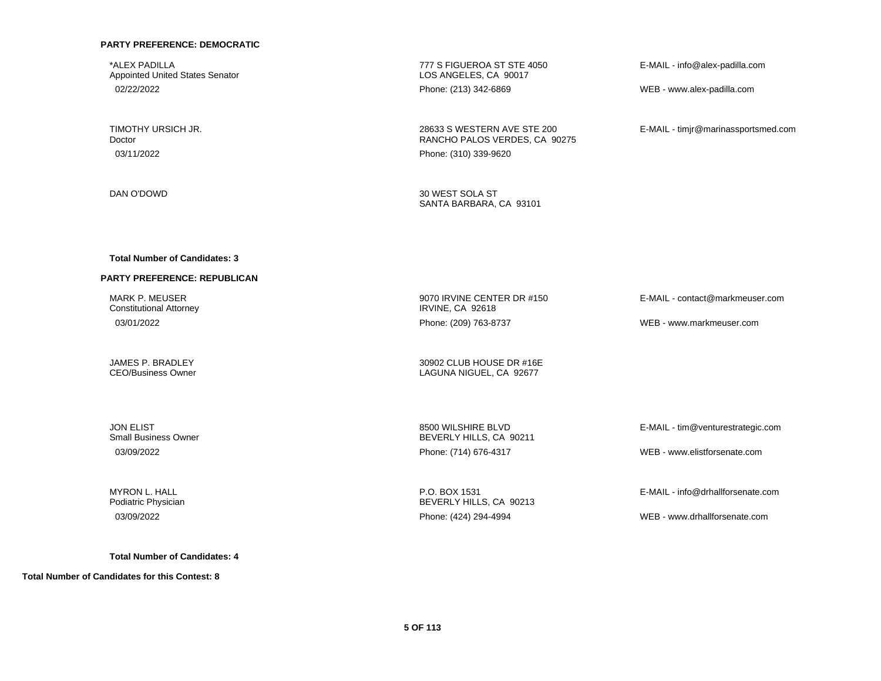**PARTY PREFERENCE: DEMOCRATIC**

| Candidate | Address | Contact |
| --- | --- | --- |
| *ALEX PADILLA<br>Appointed United States Senator<br>02/22/2022 | 777 S FIGUEROA ST STE 4050<br>LOS ANGELES, CA 90017<br>Phone: (213) 342-6869 | E-MAIL - info@alex-padilla.com<br>WEB - www.alex-padilla.com |
| TIMOTHY URSICH JR.<br>Doctor<br>03/11/2022 | 28633 S WESTERN AVE STE 200<br>RANCHO PALOS VERDES, CA 90275<br>Phone: (310) 339-9620 | E-MAIL - timjr@marinassportsmed.com |
| DAN O'DOWD | 30 WEST SOLA ST<br>SANTA BARBARA, CA 93101 | |

**Total Number of Candidates: 3**

**PARTY PREFERENCE: REPUBLICAN**

| Candidate | Address | Contact |
| --- | --- | --- |
| MARK P. MEUSER<br>Constitutional Attorney<br>03/01/2022 | 9070 IRVINE CENTER DR #150<br>IRVINE, CA 92618<br>Phone: (209) 763-8737 | E-MAIL - contact@markmeuser.com<br>WEB - www.markmeuser.com |
| JAMES P. BRADLEY<br>CEO/Business Owner | 30902 CLUB HOUSE DR #16E<br>LAGUNA NIGUEL, CA 92677 | |
| JON ELIST<br>Small Business Owner<br>03/09/2022 | 8500 WILSHIRE BLVD<br>BEVERLY HILLS, CA 90211<br>Phone: (714) 676-4317 | E-MAIL - tim@venturestrategic.com<br>WEB - www.elistforsenate.com |
| MYRON L. HALL<br>Podiatric Physician<br>03/09/2022 | P.O. BOX 1531<br>BEVERLY HILLS, CA 90213<br>Phone: (424) 294-4994 | E-MAIL - info@drhallforsenate.com<br>WEB - www.drhallforsenate.com |

**Total Number of Candidates: 4**

**Total Number of Candidates for this Contest: 8**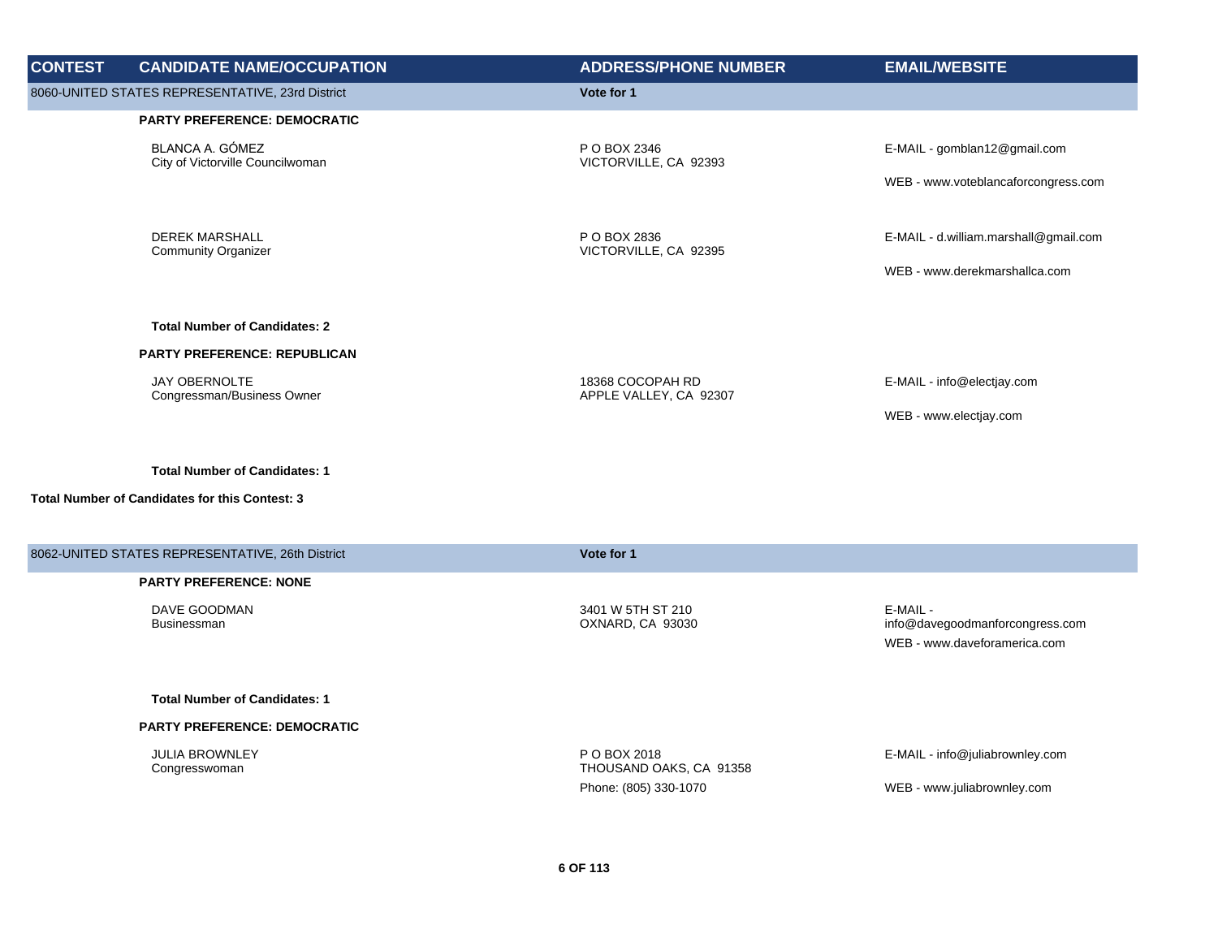| CONTEST | CANDIDATE NAME/OCCUPATION | ADDRESS/PHONE NUMBER | EMAIL/WEBSITE |
| --- | --- | --- | --- |
| 8060-UNITED STATES REPRESENTATIVE, 23rd District | | Vote for 1 | |
| | **PARTY PREFERENCE: DEMOCRATIC** | | |
| | BLANCA A. GÓMEZ<br>City of Victorville Councilwoman | P O BOX 2346<br>VICTORVILLE, CA 92393 | E-MAIL - gomblan12@gmail.com<br>WEB - www.voteblancaforcongress.com |
| | DEREK MARSHALL<br>Community Organizer | P O BOX 2836<br>VICTORVILLE, CA 92395 | E-MAIL - d.william.marshall@gmail.com<br>WEB - www.derekmarshallca.com |
| | **Total Number of Candidates: 2** | | |
| | **PARTY PREFERENCE: REPUBLICAN** | | |
| | JAY OBERNOLTE<br>Congressman/Business Owner | 18368 COCOPAH RD<br>APPLE VALLEY, CA 92307 | E-MAIL - info@electjay.com<br>WEB - www.electjay.com |
| | **Total Number of Candidates: 1** | | |
| **Total Number of Candidates for this Contest: 3** | | | |
| 8062-UNITED STATES REPRESENTATIVE, 26th District | | Vote for 1 | |
| | **PARTY PREFERENCE: NONE** | | |
| | DAVE GOODMAN<br>Businessman | 3401 W 5TH ST 210<br>OXNARD, CA 93030 | E-MAIL - info@davegoodmanforcongress.com<br>WEB - www.daveforamerica.com |
| | **Total Number of Candidates: 1** | | |
| | **PARTY PREFERENCE: DEMOCRATIC** | | |
| | JULIA BROWNLEY<br>Congresswoman | P O BOX 2018<br>THOUSAND OAKS, CA 91358<br>Phone: (805) 330-1070 | E-MAIL - info@juliabrownley.com<br>WEB - www.juliabrownley.com |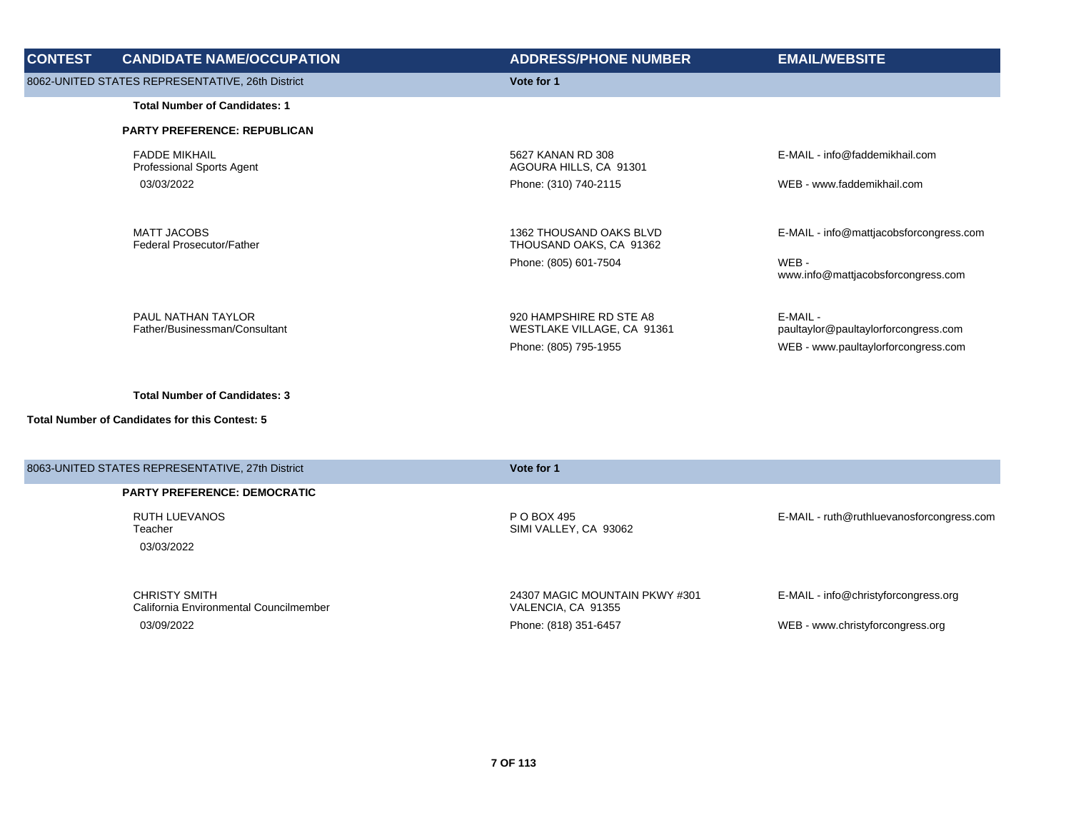| CONTEST | CANDIDATE NAME/OCCUPATION | ADDRESS/PHONE NUMBER | EMAIL/WEBSITE |
|---|---|---|---|
| 8062-UNITED STATES REPRESENTATIVE, 26th District | | Vote for 1 | |
| | **Total Number of Candidates: 1** | | |
| | **PARTY PREFERENCE: REPUBLICAN** | | |
| | FADDE MIKHAIL<br>Professional Sports Agent<br>03/03/2022 | 5627 KANAN RD 308<br>AGOURA HILLS, CA 91301<br>Phone: (310) 740-2115 | E-MAIL - info@faddemikhail.com<br>WEB - www.faddemikhail.com |
| | MATT JACOBS<br>Federal Prosecutor/Father | 1362 THOUSAND OAKS BLVD<br>THOUSAND OAKS, CA 91362<br>Phone: (805) 601-7504 | E-MAIL - info@mattjacobsforcongress.com<br>WEB - www.info@mattjacobsforcongress.com |
| | PAUL NATHAN TAYLOR<br>Father/Businessman/Consultant | 920 HAMPSHIRE RD STE A8<br>WESTLAKE VILLAGE, CA 91361<br>Phone: (805) 795-1955 | E-MAIL - paultaylor@paultaylorforcongress.com<br>WEB - www.paultaylorforcongress.com |
| | **Total Number of Candidates: 3** | | |
| **Total Number of Candidates for this Contest: 5** | | | |

| CONTEST | CANDIDATE NAME/OCCUPATION | ADDRESS/PHONE NUMBER | EMAIL/WEBSITE |
|---|---|---|---|
| 8063-UNITED STATES REPRESENTATIVE, 27th District | | Vote for 1 | |
| | **PARTY PREFERENCE: DEMOCRATIC** | | |
| | RUTH LUEVANOS<br>Teacher<br>03/03/2022 | P O BOX 495<br>SIMI VALLEY, CA 93062 | E-MAIL - ruth@ruthluevanosforcongress.com |
| | CHRISTY SMITH<br>California Environmental Councilmember<br>03/09/2022 | 24307 MAGIC MOUNTAIN PKWY #301<br>VALENCIA, CA 91355<br>Phone: (818) 351-6457 | E-MAIL - info@christyforcongress.org<br>WEB - www.christyforcongress.org |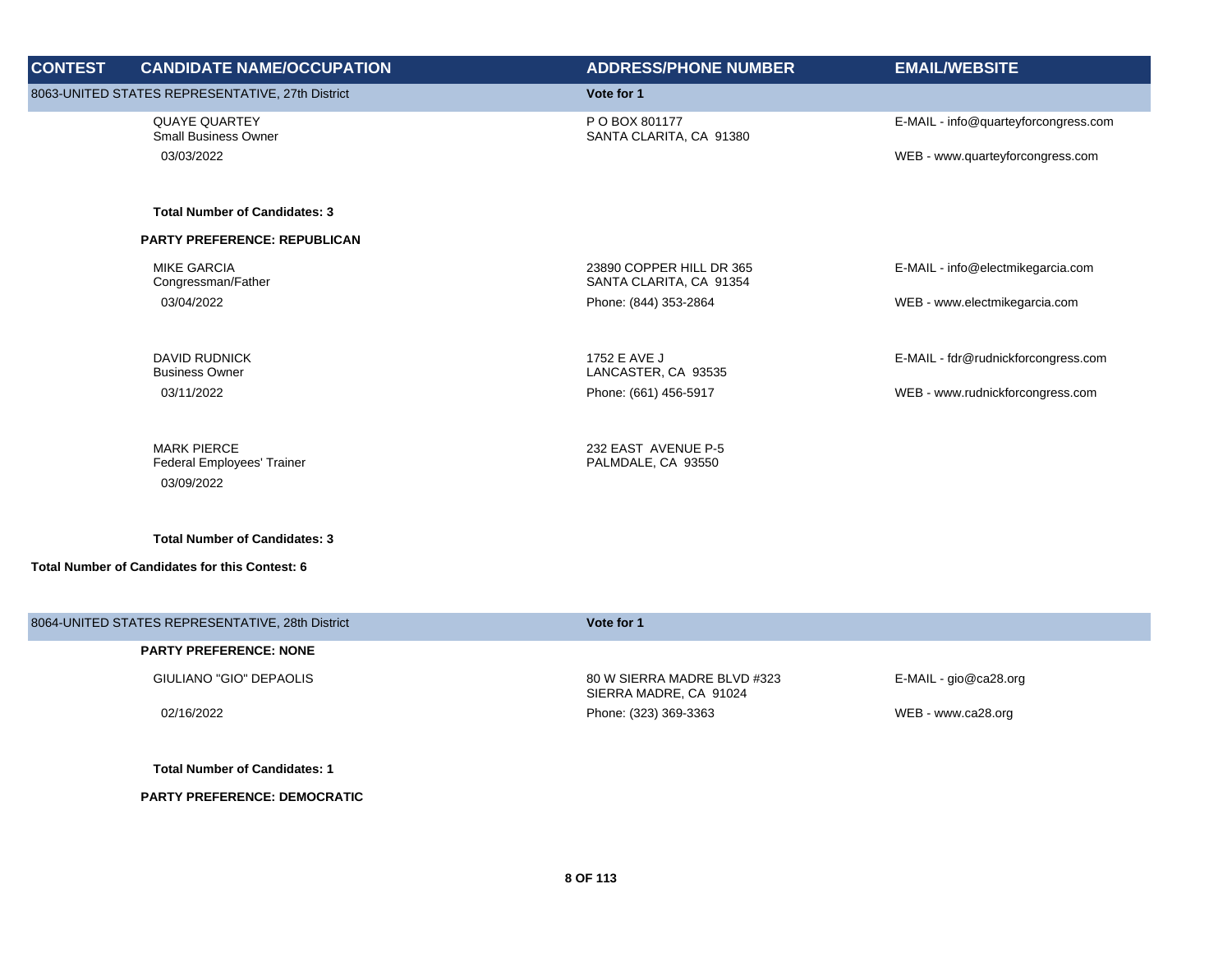| CONTEST | CANDIDATE NAME/OCCUPATION | ADDRESS/PHONE NUMBER | EMAIL/WEBSITE |
|---|---|---|---|
| 8063-UNITED STATES REPRESENTATIVE, 27th District | | **Vote for 1** | |
| | QUAYE QUARTEY<br>Small Business Owner<br>03/03/2022 | P O BOX 801177<br>SANTA CLARITA, CA 91380 | E-MAIL - info@quarteyforcongress.com<br>WEB - www.quarteyforcongress.com |
| | **Total Number of Candidates: 3** | | |
| | **PARTY PREFERENCE: REPUBLICAN** | | |
| | MIKE GARCIA<br>Congressman/Father<br>03/04/2022 | 23890 COPPER HILL DR 365<br>SANTA CLARITA, CA 91354<br>Phone: (844) 353-2864 | E-MAIL - info@electmikegarcia.com<br>WEB - www.electmikegarcia.com |
| | DAVID RUDNICK<br>Business Owner<br>03/11/2022 | 1752 E AVE J<br>LANCASTER, CA 93535<br>Phone: (661) 456-5917 | E-MAIL - fdr@rudnickforcongress.com<br>WEB - www.rudnickforcongress.com |
| | MARK PIERCE<br>Federal Employees' Trainer<br>03/09/2022 | 232 EAST AVENUE P-5<br>PALMDALE, CA 93550 | |
| | **Total Number of Candidates: 3** | | |
| **Total Number of Candidates for this Contest: 6** | | | |
| 8064-UNITED STATES REPRESENTATIVE, 28th District | | **Vote for 1** | |
| | **PARTY PREFERENCE: NONE** | | |
| | GIULIANO "GIO" DEPAOLIS<br>02/16/2022 | 80 W SIERRA MADRE BLVD #323<br>SIERRA MADRE, CA 91024<br>Phone: (323) 369-3363 | E-MAIL - gio@ca28.org<br>WEB - www.ca28.org |
| | **Total Number of Candidates: 1** | | |
| | **PARTY PREFERENCE: DEMOCRATIC** | | |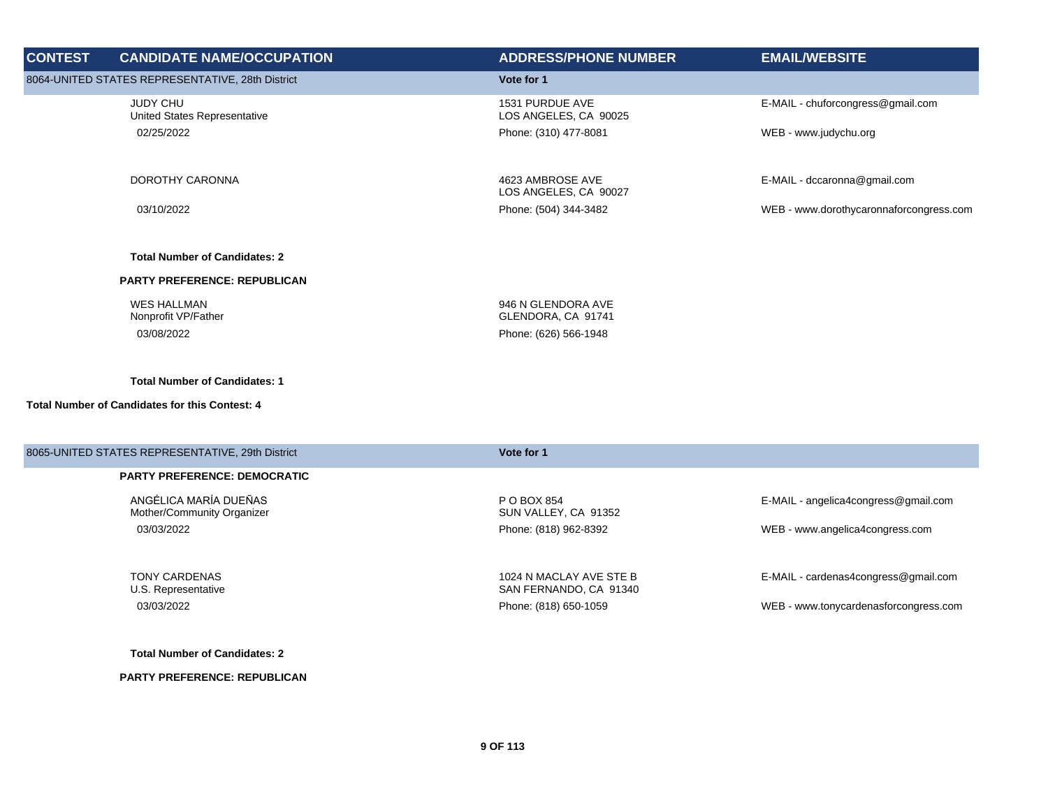| CONTEST | CANDIDATE NAME/OCCUPATION | ADDRESS/PHONE NUMBER | EMAIL/WEBSITE |
|---|---|---|---|
| 8064-UNITED STATES REPRESENTATIVE, 28th District | | **Vote for 1** | |
| | JUDY CHU<br>United States Representative<br>02/25/2022 | 1531 PURDUE AVE<br>LOS ANGELES, CA 90025<br>Phone: (310) 477-8081 | E-MAIL - chuforcongress@gmail.com<br>WEB - www.judychu.org |
| | DOROTHY CARONNA<br>03/10/2022 | 4623 AMBROSE AVE<br>LOS ANGELES, CA 90027<br>Phone: (504) 344-3482 | E-MAIL - dccaronna@gmail.com<br>WEB - www.dorothycaronnaforcongress.com |
| | **Total Number of Candidates: 2** | | |
| | **PARTY PREFERENCE: REPUBLICAN** | | |
| | WES HALLMAN<br>Nonprofit VP/Father<br>03/08/2022 | 946 N GLENDORA AVE<br>GLENDORA, CA 91741<br>Phone: (626) 566-1948 | |
| | **Total Number of Candidates: 1** | | |
| **Total Number of Candidates for this Contest: 4** | | | |
| 8065-UNITED STATES REPRESENTATIVE, 29th District | | **Vote for 1** | |
| | **PARTY PREFERENCE: DEMOCRATIC** | | |
| | ANGÉLICA MARÍA DUEÑAS<br>Mother/Community Organizer<br>03/03/2022 | P O BOX 854<br>SUN VALLEY, CA 91352<br>Phone: (818) 962-8392 | E-MAIL - angelica4congress@gmail.com<br>WEB - www.angelica4congress.com |
| | TONY CARDENAS<br>U.S. Representative<br>03/03/2022 | 1024 N MACLAY AVE STE B<br>SAN FERNANDO, CA 91340<br>Phone: (818) 650-1059 | E-MAIL - cardenas4congress@gmail.com<br>WEB - www.tonycardenasforcongress.com |
| | **Total Number of Candidates: 2** | | |
| | **PARTY PREFERENCE: REPUBLICAN** | | |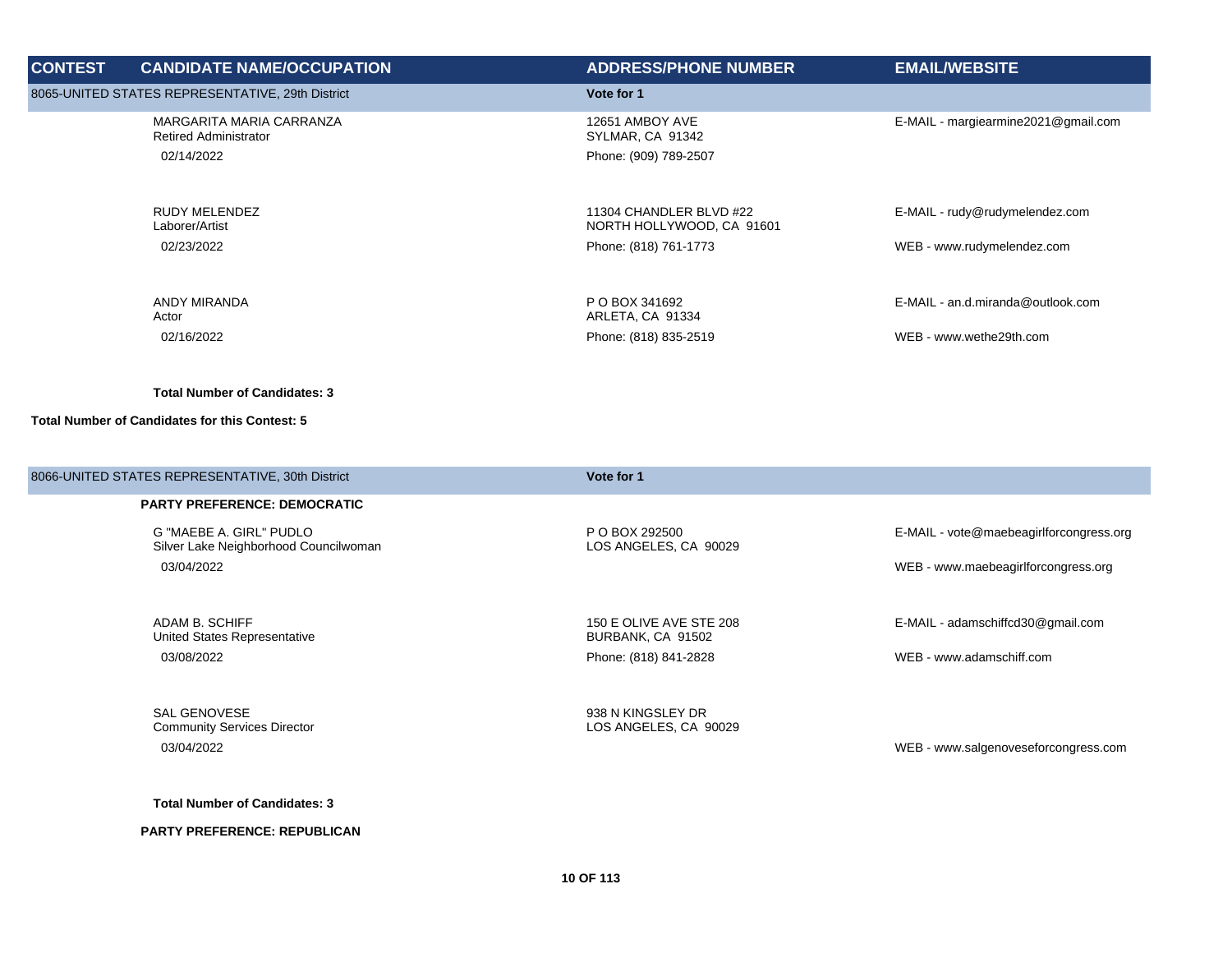| CONTEST | CANDIDATE NAME/OCCUPATION | ADDRESS/PHONE NUMBER | EMAIL/WEBSITE |
|---|---|---|---|
| 8065-UNITED STATES REPRESENTATIVE, 29th District | | Vote for 1 | |
| | MARGARITA MARIA CARRANZA<br>Retired Administrator<br>02/14/2022 | 12651 AMBOY AVE<br>SYLMAR, CA 91342<br>Phone: (909) 789-2507 | E-MAIL - margiearmine2021@gmail.com |
| | RUDY MELENDEZ<br>Laborer/Artist<br>02/23/2022 | 11304 CHANDLER BLVD #22<br>NORTH HOLLYWOOD, CA 91601<br>Phone: (818) 761-1773 | E-MAIL - rudy@rudymelendez.com<br>WEB - www.rudymelendez.com |
| | ANDY MIRANDA<br>Actor<br>02/16/2022 | P O BOX 341692<br>ARLETA, CA 91334<br>Phone: (818) 835-2519 | E-MAIL - an.d.miranda@outlook.com<br>WEB - www.wethe29th.com |
| | **Total Number of Candidates: 3** | | |
| **Total Number of Candidates for this Contest: 5** | | | |
| 8066-UNITED STATES REPRESENTATIVE, 30th District | | Vote for 1 | |
| | **PARTY PREFERENCE: DEMOCRATIC** | | |
| | G "MAEBE A. GIRL" PUDLO<br>Silver Lake Neighborhood Councilwoman<br>03/04/2022 | P O BOX 292500<br>LOS ANGELES, CA 90029 | E-MAIL - vote@maebeagirlforcongress.org<br>WEB - www.maebeagirlforcongress.org |
| | ADAM B. SCHIFF<br>United States Representative<br>03/08/2022 | 150 E OLIVE AVE STE 208<br>BURBANK, CA 91502<br>Phone: (818) 841-2828 | E-MAIL - adamschiffcd30@gmail.com<br>WEB - www.adamschiff.com |
| | SAL GENOVESE<br>Community Services Director<br>03/04/2022 | 938 N KINGSLEY DR<br>LOS ANGELES, CA 90029 | WEB - www.salgenoveseforcongress.com |
| | **Total Number of Candidates: 3** | | |
| | **PARTY PREFERENCE: REPUBLICAN** | | |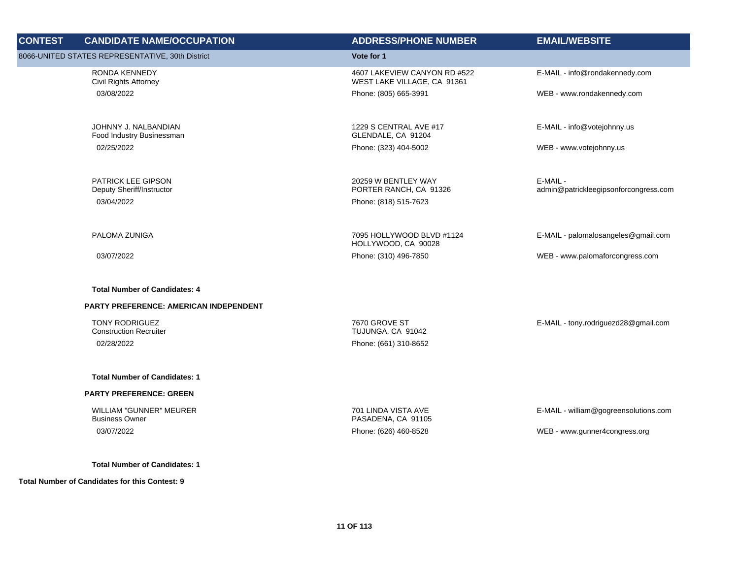| CONTEST | CANDIDATE NAME/OCCUPATION | ADDRESS/PHONE NUMBER | EMAIL/WEBSITE |
|---|---|---|---|
| 8066-UNITED STATES REPRESENTATIVE, 30th District | | **Vote for 1** | |
| | RONDA KENNEDY<br>Civil Rights Attorney<br>03/08/2022 | 4607 LAKEVIEW CANYON RD #522<br>WEST LAKE VILLAGE, CA 91361<br>Phone: (805) 665-3991 | E-MAIL - info@rondakennedy.com<br>WEB - www.rondakennedy.com |
| | JOHNNY J. NALBANDIAN<br>Food Industry Businessman<br>02/25/2022 | 1229 S CENTRAL AVE #17<br>GLENDALE, CA 91204<br>Phone: (323) 404-5002 | E-MAIL - info@votejohnny.us<br>WEB - www.votejohnny.us |
| | PATRICK LEE GIPSON<br>Deputy Sheriff/Instructor<br>03/04/2022 | 20259 W BENTLEY WAY<br>PORTER RANCH, CA 91326<br>Phone: (818) 515-7623 | E-MAIL - admin@patrickleegipsonforcongress.com |
| | PALOMA ZUNIGA<br>03/07/2022 | 7095 HOLLYWOOD BLVD #1124<br>HOLLYWOOD, CA 90028<br>Phone: (310) 496-7850 | E-MAIL - palomalosangeles@gmail.com<br>WEB - www.palomaforcongress.com |
| | **Total Number of Candidates: 4** | | |
| | **PARTY PREFERENCE: AMERICAN INDEPENDENT** | | |
| | TONY RODRIGUEZ<br>Construction Recruiter<br>02/28/2022 | 7670 GROVE ST<br>TUJUNGA, CA 91042<br>Phone: (661) 310-8652 | E-MAIL - tony.rodriguezd28@gmail.com |
| | **Total Number of Candidates: 1** | | |
| | **PARTY PREFERENCE: GREEN** | | |
| | WILLIAM "GUNNER" MEURER<br>Business Owner<br>03/07/2022 | 701 LINDA VISTA AVE<br>PASADENA, CA 91105<br>Phone: (626) 460-8528 | E-MAIL - william@gogreensolutions.com<br>WEB - www.gunner4congress.org |
| | **Total Number of Candidates: 1** | | |

**Total Number of Candidates for this Contest: 9**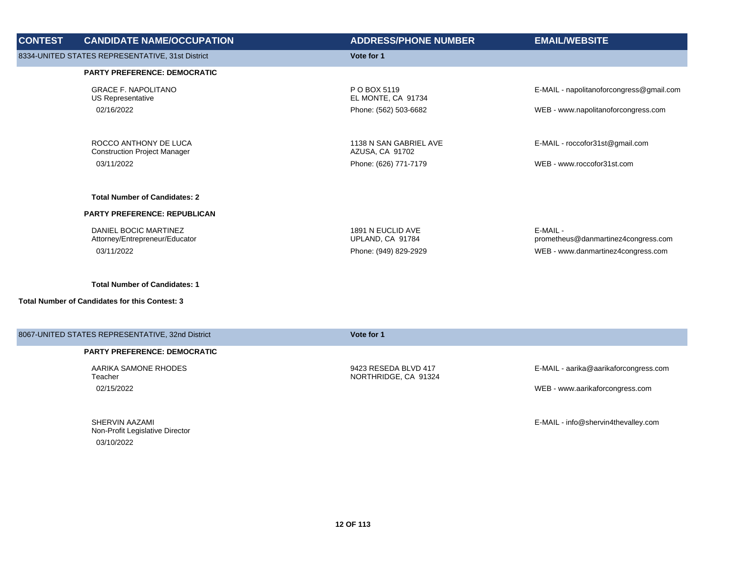| CONTEST | CANDIDATE NAME/OCCUPATION | ADDRESS/PHONE NUMBER | EMAIL/WEBSITE |
| --- | --- | --- | --- |
| 8334-UNITED STATES REPRESENTATIVE, 31st District | | Vote for 1 | |
| | **PARTY PREFERENCE: DEMOCRATIC** | | |
| | GRACE F. NAPOLITANO<br>US Representative<br>02/16/2022 | P O BOX 5119<br>EL MONTE, CA 91734<br>Phone: (562) 503-6682 | E-MAIL - napolitanoforcongress@gmail.com<br>WEB - www.napolitanoforcongress.com |
| | ROCCO ANTHONY DE LUCA<br>Construction Project Manager<br>03/11/2022 | 1138 N SAN GABRIEL AVE<br>AZUSA, CA 91702<br>Phone: (626) 771-7179 | E-MAIL - roccofor31st@gmail.com<br>WEB - www.roccofor31st.com |
| | **Total Number of Candidates: 2** | | |
| | **PARTY PREFERENCE: REPUBLICAN** | | |
| | DANIEL BOCIC MARTINEZ<br>Attorney/Entrepreneur/Educator<br>03/11/2022 | 1891 N EUCLID AVE<br>UPLAND, CA 91784<br>Phone: (949) 829-2929 | E-MAIL - prometheus@danmartinez4congress.com<br>WEB - www.danmartinez4congress.com |
| | **Total Number of Candidates: 1** | | |
| **Total Number of Candidates for this Contest: 3** | | | |
| 8067-UNITED STATES REPRESENTATIVE, 32nd District | | Vote for 1 | |
| | **PARTY PREFERENCE: DEMOCRATIC** | | |
| | AARIKA SAMONE RHODES<br>Teacher<br>02/15/2022 | 9423 RESEDA BLVD 417<br>NORTHRIDGE, CA 91324 | E-MAIL - aarika@aarikaforcongress.com<br>WEB - www.aarikaforcongress.com |
| | SHERVIN AAZAMI<br>Non-Profit Legislative Director<br>03/10/2022 | | E-MAIL - info@shervin4thevalley.com |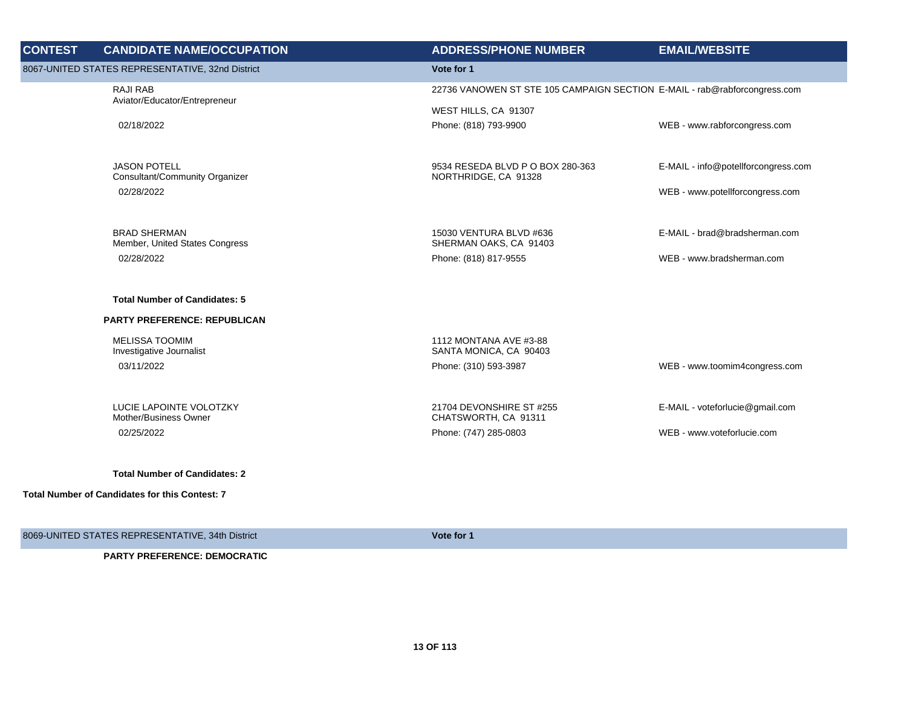| CONTEST | CANDIDATE NAME/OCCUPATION | ADDRESS/PHONE NUMBER | EMAIL/WEBSITE |
| --- | --- | --- | --- |
| 8067-UNITED STATES REPRESENTATIVE, 32nd District | | Vote for 1 | |
| | RAJI RAB<br>Aviator/Educator/Entrepreneur<br>02/18/2022 | 22736 VANOWEN ST STE 105 CAMPAIGN SECTION<br>WEST HILLS, CA 91307<br>Phone: (818) 793-9900 | E-MAIL - rab@rabforcongress.com<br>WEB - www.rabforcongress.com |
| | JASON POTELL<br>Consultant/Community Organizer<br>02/28/2022 | 9534 RESEDA BLVD P O BOX 280-363<br>NORTHRIDGE, CA 91328 | E-MAIL - info@potellforcongress.com<br>WEB - www.potellforcongress.com |
| | BRAD SHERMAN<br>Member, United States Congress<br>02/28/2022 | 15030 VENTURA BLVD #636<br>SHERMAN OAKS, CA 91403<br>Phone: (818) 817-9555 | E-MAIL - brad@bradsherman.com<br>WEB - www.bradsherman.com |
| | **Total Number of Candidates: 5** | | |
| | **PARTY PREFERENCE: REPUBLICAN** | | |
| | MELISSA TOOMIM<br>Investigative Journalist<br>03/11/2022 | 1112 MONTANA AVE #3-88<br>SANTA MONICA, CA 90403<br>Phone: (310) 593-3987 | WEB - www.toomim4congress.com |
| | LUCIE LAPOINTE VOLOTZKY<br>Mother/Business Owner<br>02/25/2022 | 21704 DEVONSHIRE ST #255<br>CHATSWORTH, CA 91311<br>Phone: (747) 285-0803 | E-MAIL - voteforlucie@gmail.com<br>WEB - www.voteforlucie.com |
| | **Total Number of Candidates: 2** | | |
| **Total Number of Candidates for this Contest: 7** | | | |
| 8069-UNITED STATES REPRESENTATIVE, 34th District | | Vote for 1 | |
| | **PARTY PREFERENCE: DEMOCRATIC** | | |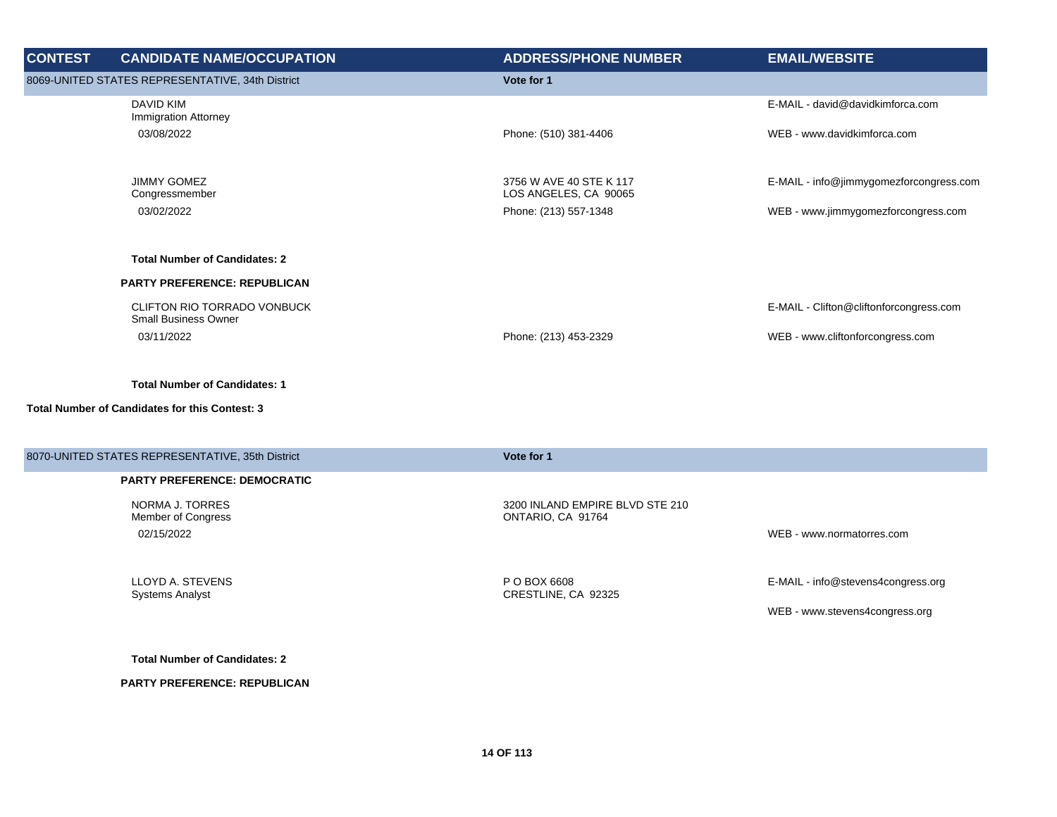| CONTEST | CANDIDATE NAME/OCCUPATION | ADDRESS/PHONE NUMBER | EMAIL/WEBSITE |
|---|---|---|---|
| 8069-UNITED STATES REPRESENTATIVE, 34th District | | Vote for 1 | |
| | DAVID KIM<br>Immigration Attorney<br>03/08/2022 | Phone: (510) 381-4406 | E-MAIL - david@davidkimforca.com<br>WEB - www.davidkimforca.com |
| | JIMMY GOMEZ<br>Congressmember<br>03/02/2022 | 3756 W AVE 40 STE K 117<br>LOS ANGELES, CA 90065<br>Phone: (213) 557-1348 | E-MAIL - info@jimmygomezforcongress.com<br>WEB - www.jimmygomezforcongress.com |
| | **Total Number of Candidates: 2** | | |
| | **PARTY PREFERENCE: REPUBLICAN** | | |
| | CLIFTON RIO TORRADO VONBUCK<br>Small Business Owner<br>03/11/2022 | Phone: (213) 453-2329 | E-MAIL - Clifton@cliftonforcongress.com<br>WEB - www.cliftonforcongress.com |
| | **Total Number of Candidates: 1** | | |
| **Total Number of Candidates for this Contest: 3** | | | |

| CONTEST | CANDIDATE NAME/OCCUPATION | ADDRESS/PHONE NUMBER | EMAIL/WEBSITE |
|---|---|---|---|
| 8070-UNITED STATES REPRESENTATIVE, 35th District | | Vote for 1 | |
| | **PARTY PREFERENCE: DEMOCRATIC** | | |
| | NORMA J. TORRES<br>Member of Congress<br>02/15/2022 | 3200 INLAND EMPIRE BLVD STE 210<br>ONTARIO, CA 91764 | WEB - www.normatorres.com |
| | LLOYD A. STEVENS<br>Systems Analyst | P O BOX 6608<br>CRESTLINE, CA 92325 | E-MAIL - info@stevens4congress.org<br>WEB - www.stevens4congress.org |
| | **Total Number of Candidates: 2** | | |
| | **PARTY PREFERENCE: REPUBLICAN** | | |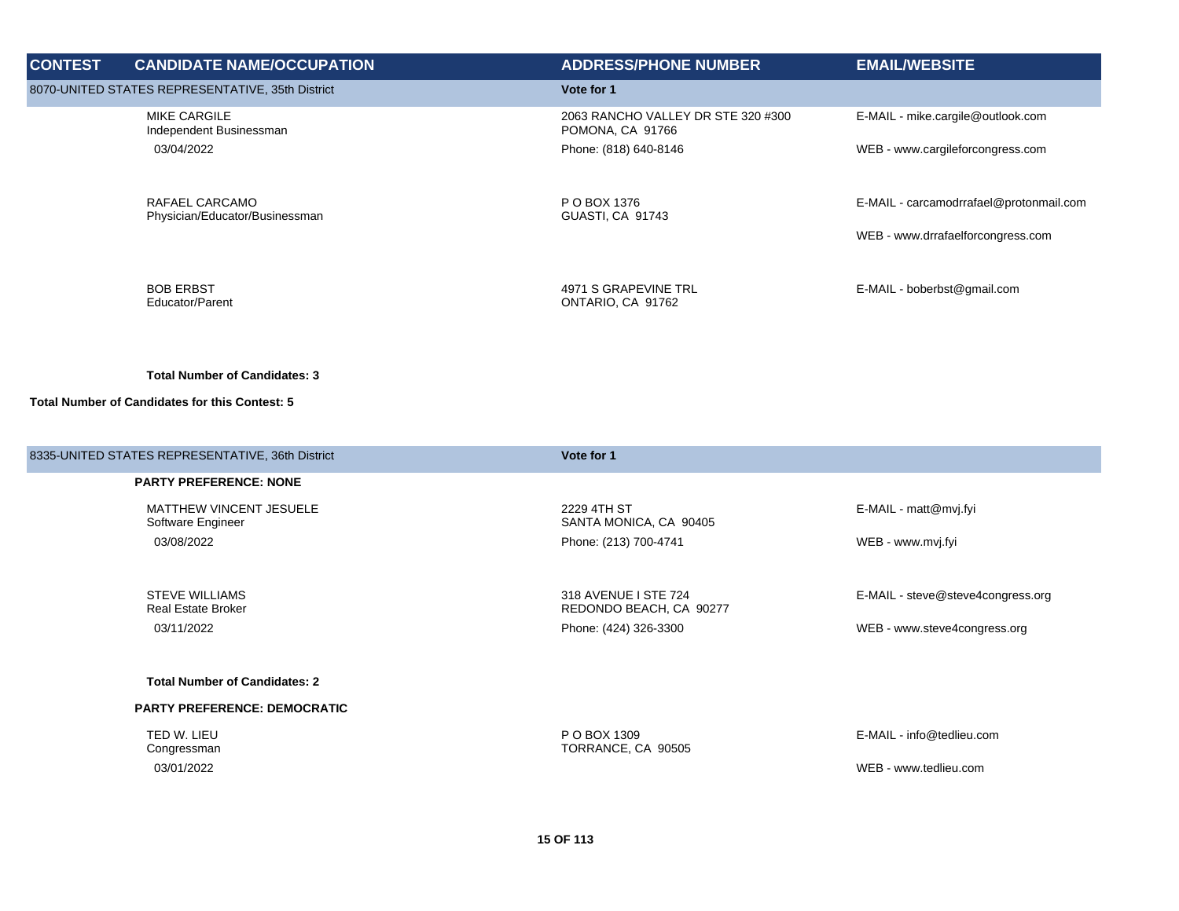| CONTEST | CANDIDATE NAME/OCCUPATION | ADDRESS/PHONE NUMBER | EMAIL/WEBSITE |
|---|---|---|---|
| 8070-UNITED STATES REPRESENTATIVE, 35th District | | Vote for 1 | |
| | MIKE CARGILE<br>Independent Businessman<br>03/04/2022 | 2063 RANCHO VALLEY DR STE 320 #300<br>POMONA, CA 91766<br>Phone: (818) 640-8146 | E-MAIL - mike.cargile@outlook.com<br>WEB - www.cargileforcongress.com |
| | RAFAEL CARCAMO<br>Physician/Educator/Businessman | P O BOX 1376<br>GUASTI, CA 91743 | E-MAIL - carcamodrrafael@protonmail.com<br>WEB - www.drrafaelforcongress.com |
| | BOB ERBST<br>Educator/Parent | 4971 S GRAPEVINE TRL<br>ONTARIO, CA 91762 | E-MAIL - boberbst@gmail.com |
| | **Total Number of Candidates: 3** | | |
| **Total Number of Candidates for this Contest: 5** | | | |
| 8335-UNITED STATES REPRESENTATIVE, 36th District | | Vote for 1 | |
| | **PARTY PREFERENCE: NONE** | | |
| | MATTHEW VINCENT JESUELE<br>Software Engineer<br>03/08/2022 | 2229 4TH ST<br>SANTA MONICA, CA 90405<br>Phone: (213) 700-4741 | E-MAIL - matt@mvj.fyi<br>WEB - www.mvj.fyi |
| | STEVE WILLIAMS<br>Real Estate Broker<br>03/11/2022 | 318 AVENUE I STE 724<br>REDONDO BEACH, CA 90277<br>Phone: (424) 326-3300 | E-MAIL - steve@steve4congress.org<br>WEB - www.steve4congress.org |
| | **Total Number of Candidates: 2** | | |
| | **PARTY PREFERENCE: DEMOCRATIC** | | |
| | TED W. LIEU<br>Congressman<br>03/01/2022 | P O BOX 1309<br>TORRANCE, CA 90505 | E-MAIL - info@tedlieu.com<br>WEB - www.tedlieu.com |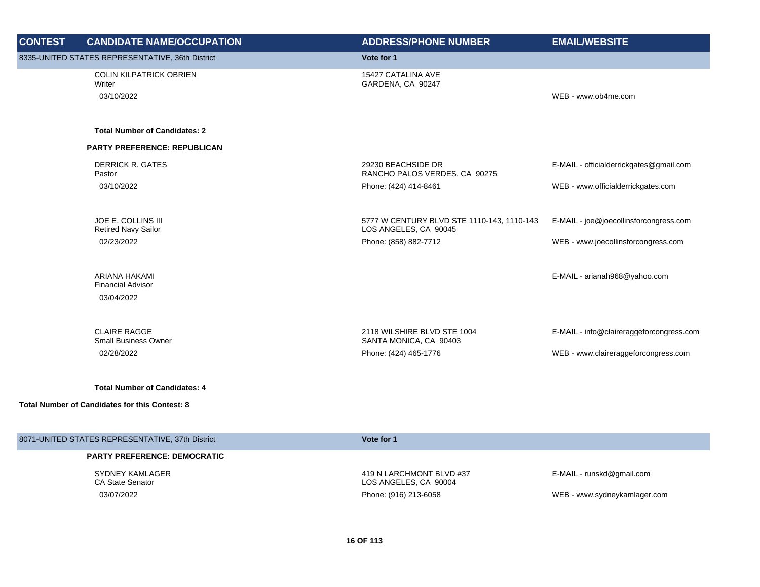| CONTEST | CANDIDATE NAME/OCCUPATION | ADDRESS/PHONE NUMBER | EMAIL/WEBSITE |
|---|---|---|---|
| 8335-UNITED STATES REPRESENTATIVE, 36th District | | Vote for 1 | |
| | COLIN KILPATRICK OBRIEN<br>Writer<br>03/10/2022 | 15427 CATALINA AVE<br>GARDENA, CA 90247 | WEB - www.ob4me.com |
| | **Total Number of Candidates: 2** | | |
| | **PARTY PREFERENCE: REPUBLICAN** | | |
| | DERRICK R. GATES<br>Pastor<br>03/10/2022 | 29230 BEACHSIDE DR<br>RANCHO PALOS VERDES, CA 90275<br>Phone: (424) 414-8461 | E-MAIL - officialderrickgates@gmail.com<br>WEB - www.officialderrickgates.com |
| | JOE E. COLLINS III<br>Retired Navy Sailor<br>02/23/2022 | 5777 W CENTURY BLVD STE 1110-143, 1110-143<br>LOS ANGELES, CA 90045<br>Phone: (858) 882-7712 | E-MAIL - joe@joecollinsforcongress.com<br>WEB - www.joecollinsforcongress.com |
| | ARIANA HAKAMI<br>Financial Advisor<br>03/04/2022 | | E-MAIL - arianah968@yahoo.com |
| | CLAIRE RAGGE<br>Small Business Owner<br>02/28/2022 | 2118 WILSHIRE BLVD STE 1004<br>SANTA MONICA, CA 90403<br>Phone: (424) 465-1776 | E-MAIL - info@claireraggeforcongress.com<br>WEB - www.claireraggeforcongress.com |
| | **Total Number of Candidates: 4** | | |
| **Total Number of Candidates for this Contest: 8** | | | |
| 8071-UNITED STATES REPRESENTATIVE, 37th District | | Vote for 1 | |
| | **PARTY PREFERENCE: DEMOCRATIC** | | |
| | SYDNEY KAMLAGER<br>CA State Senator<br>03/07/2022 | 419 N LARCHMONT BLVD #37<br>LOS ANGELES, CA 90004<br>Phone: (916) 213-6058 | E-MAIL - runskd@gmail.com<br>WEB - www.sydneykamlager.com |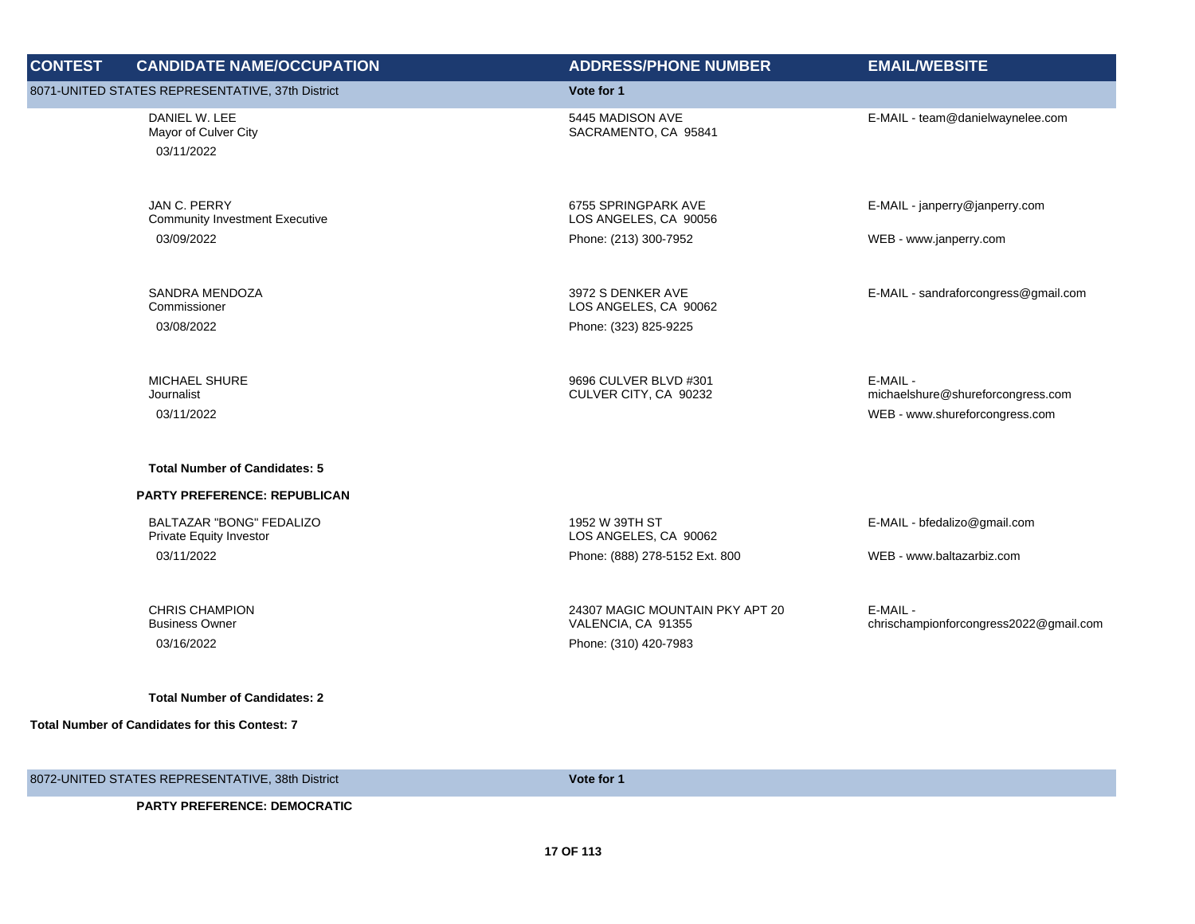| CONTEST | CANDIDATE NAME/OCCUPATION | ADDRESS/PHONE NUMBER | EMAIL/WEBSITE |
|---|---|---|---|
| 8071-UNITED STATES REPRESENTATIVE, 37th District | | Vote for 1 | |
| | DANIEL W. LEE<br>Mayor of Culver City<br>03/11/2022 | 5445 MADISON AVE<br>SACRAMENTO, CA 95841 | E-MAIL - team@danielwaynelee.com |
| | JAN C. PERRY<br>Community Investment Executive<br>03/09/2022 | 6755 SPRINGPARK AVE<br>LOS ANGELES, CA 90056<br>Phone: (213) 300-7952 | E-MAIL - janperry@janperry.com<br>WEB - www.janperry.com |
| | SANDRA MENDOZA<br>Commissioner<br>03/08/2022 | 3972 S DENKER AVE<br>LOS ANGELES, CA 90062<br>Phone: (323) 825-9225 | E-MAIL - sandraforcongress@gmail.com |
| | MICHAEL SHURE<br>Journalist<br>03/11/2022 | 9696 CULVER BLVD #301<br>CULVER CITY, CA 90232 | E-MAIL - michaelshure@shureforcongress.com<br>WEB - www.shureforcongress.com |
| | **Total Number of Candidates: 5** | | |
| | **PARTY PREFERENCE: REPUBLICAN** | | |
| | BALTAZAR "BONG" FEDALIZO<br>Private Equity Investor<br>03/11/2022 | 1952 W 39TH ST<br>LOS ANGELES, CA 90062<br>Phone: (888) 278-5152 Ext. 800 | E-MAIL - bfedalizo@gmail.com<br>WEB - www.baltazarbiz.com |
| | CHRIS CHAMPION<br>Business Owner<br>03/16/2022 | 24307 MAGIC MOUNTAIN PKY APT 20<br>VALENCIA, CA 91355<br>Phone: (310) 420-7983 | E-MAIL - chrischampionforcongress2022@gmail.com |
| | **Total Number of Candidates: 2** | | |
| **Total Number of Candidates for this Contest: 7** | | | |
| 8072-UNITED STATES REPRESENTATIVE, 38th District | | Vote for 1 | |
| | **PARTY PREFERENCE: DEMOCRATIC** | | |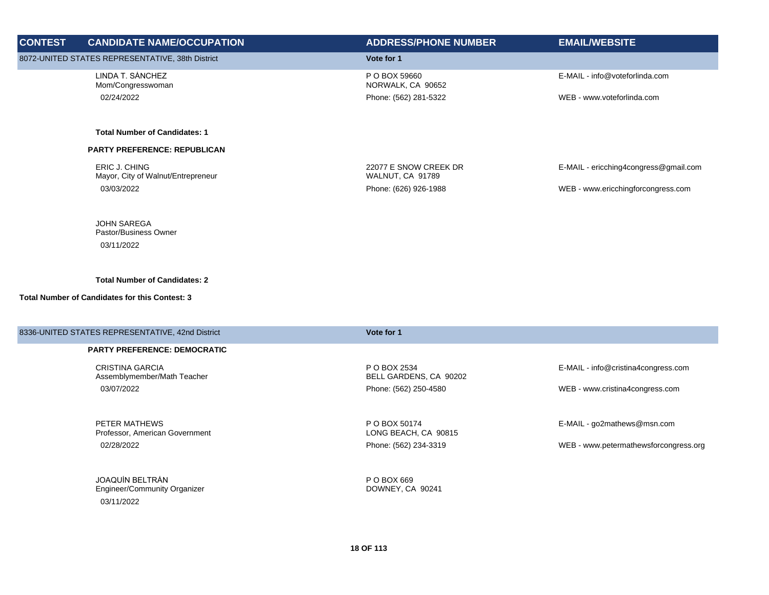| CONTEST | CANDIDATE NAME/OCCUPATION | ADDRESS/PHONE NUMBER | EMAIL/WEBSITE |
|---|---|---|---|
| 8072-UNITED STATES REPRESENTATIVE, 38th District | | **Vote for 1** | |
| | LINDA T. SÁNCHEZ<br>Mom/Congresswoman<br>02/24/2022 | P O BOX 59660<br>NORWALK, CA 90652<br>Phone: (562) 281-5322 | E-MAIL - info@voteforlinda.com<br>WEB - www.voteforlinda.com |
| | **Total Number of Candidates: 1** | | |
| | **PARTY PREFERENCE: REPUBLICAN** | | |
| | ERIC J. CHING<br>Mayor, City of Walnut/Entrepreneur<br>03/03/2022 | 22077 E SNOW CREEK DR<br>WALNUT, CA 91789<br>Phone: (626) 926-1988 | E-MAIL - ericching4congress@gmail.com<br>WEB - www.ericchingforcongress.com |
| | JOHN SAREGA<br>Pastor/Business Owner<br>03/11/2022 | | |
| | **Total Number of Candidates: 2** | | |
| **Total Number of Candidates for this Contest: 3** | | | |
| 8336-UNITED STATES REPRESENTATIVE, 42nd District | | **Vote for 1** | |
| | **PARTY PREFERENCE: DEMOCRATIC** | | |
| | CRISTINA GARCIA<br>Assemblymember/Math Teacher<br>03/07/2022 | P O BOX 2534<br>BELL GARDENS, CA 90202<br>Phone: (562) 250-4580 | E-MAIL - info@cristina4congress.com<br>WEB - www.cristina4congress.com |
| | PETER MATHEWS<br>Professor, American Government<br>02/28/2022 | P O BOX 50174<br>LONG BEACH, CA 90815<br>Phone: (562) 234-3319 | E-MAIL - go2mathews@msn.com<br>WEB - www.petermathewsforcongress.org |
| | JOAQUÍN BELTRÁN<br>Engineer/Community Organizer<br>03/11/2022 | P O BOX 669<br>DOWNEY, CA 90241 | |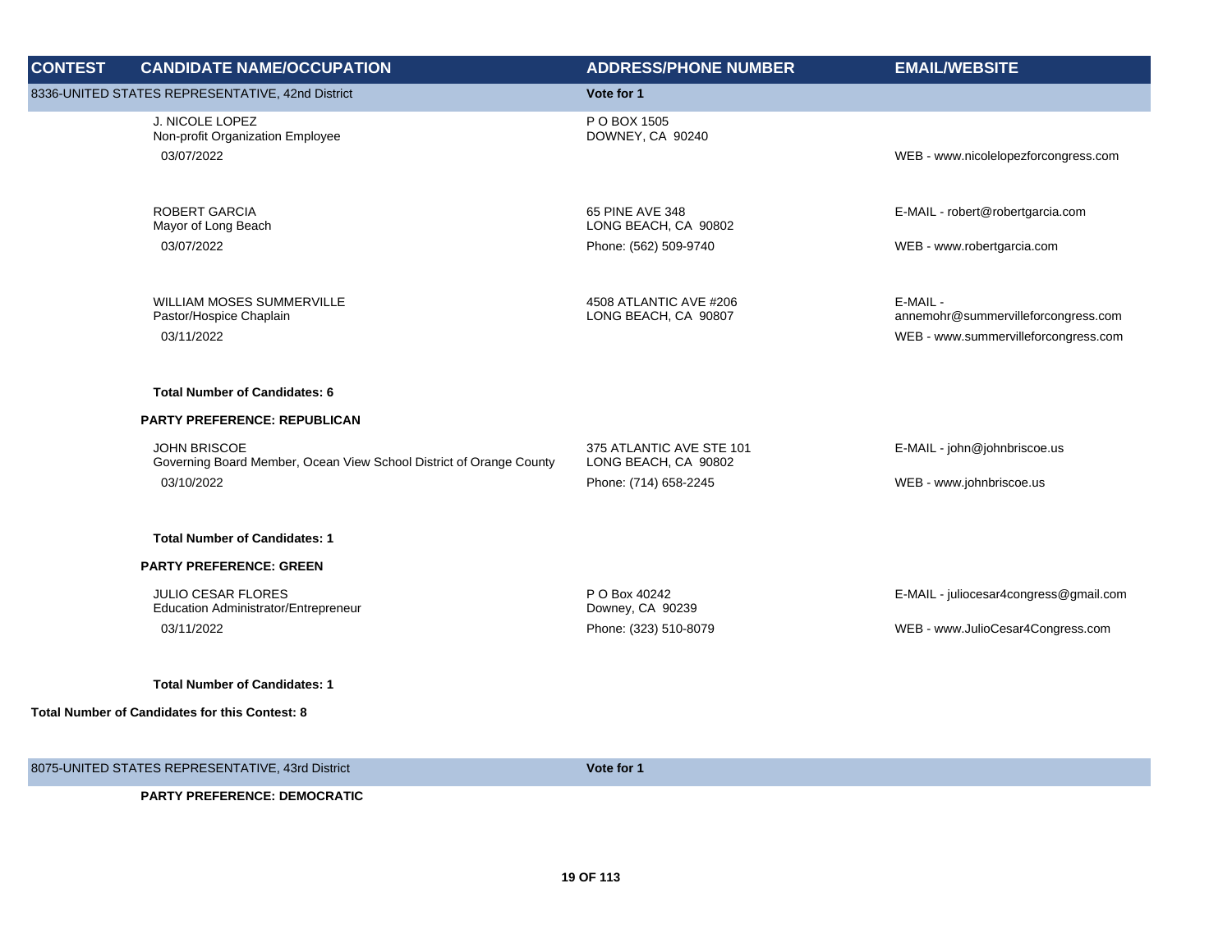| CONTEST | CANDIDATE NAME/OCCUPATION | ADDRESS/PHONE NUMBER | EMAIL/WEBSITE |
|---|---|---|---|
| 8336-UNITED STATES REPRESENTATIVE, 42nd District | | **Vote for 1** | |
| | J. NICOLE LOPEZ<br>Non-profit Organization Employee<br>03/07/2022 | P O BOX 1505<br>DOWNEY, CA 90240 | WEB - www.nicolelopezforcongress.com |
| | ROBERT GARCIA<br>Mayor of Long Beach<br>03/07/2022 | 65 PINE AVE 348<br>LONG BEACH, CA 90802<br>Phone: (562) 509-9740 | E-MAIL - robert@robertgarcia.com<br>WEB - www.robertgarcia.com |
| | WILLIAM MOSES SUMMERVILLE<br>Pastor/Hospice Chaplain<br>03/11/2022 | 4508 ATLANTIC AVE #206<br>LONG BEACH, CA 90807 | E-MAIL - annemohr@summervilleforcongress.com<br>WEB - www.summervilleforcongress.com |
| | **Total Number of Candidates: 6** | | |
| | **PARTY PREFERENCE: REPUBLICAN** | | |
| | JOHN BRISCOE<br>Governing Board Member, Ocean View School District of Orange County<br>03/10/2022 | 375 ATLANTIC AVE STE 101<br>LONG BEACH, CA 90802<br>Phone: (714) 658-2245 | E-MAIL - john@johnbriscoe.us<br>WEB - www.johnbriscoe.us |
| | **Total Number of Candidates: 1** | | |
| | **PARTY PREFERENCE: GREEN** | | |
| | JULIO CESAR FLORES<br>Education Administrator/Entrepreneur<br>03/11/2022 | P O Box 40242<br>Downey, CA 90239<br>Phone: (323) 510-8079 | E-MAIL - juliocesar4congress@gmail.com<br>WEB - www.JulioCesar4Congress.com |
| | **Total Number of Candidates: 1** | | |
| **Total Number of Candidates for this Contest: 8** | | | |
| 8075-UNITED STATES REPRESENTATIVE, 43rd District | | **Vote for 1** | |
| | **PARTY PREFERENCE: DEMOCRATIC** | | |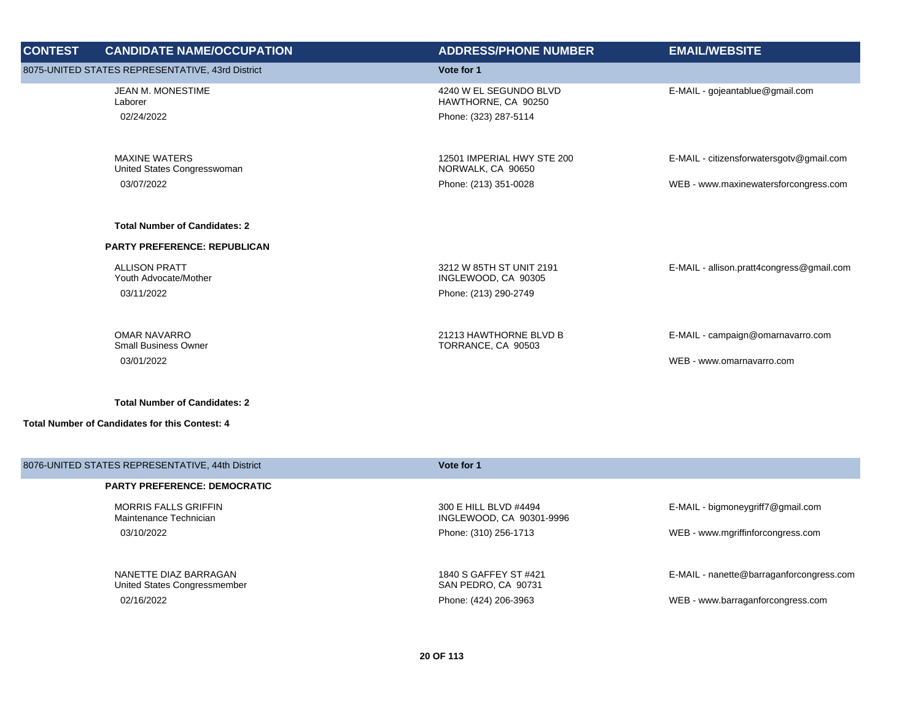| CONTEST | CANDIDATE NAME/OCCUPATION | ADDRESS/PHONE NUMBER | EMAIL/WEBSITE |
|---|---|---|---|
| **8075-UNITED STATES REPRESENTATIVE, 43rd District** | | **Vote for 1** | |
| | JEAN M. MONESTIME<br>Laborer<br>02/24/2022 | 4240 W EL SEGUNDO BLVD<br>HAWTHORNE, CA 90250<br>Phone: (323) 287-5114 | E-MAIL - gojeantablue@gmail.com |
| | MAXINE WATERS<br>United States Congresswoman<br>03/07/2022 | 12501 IMPERIAL HWY STE 200<br>NORWALK, CA 90650<br>Phone: (213) 351-0028 | E-MAIL - citizensforwatersgotv@gmail.com<br>WEB - www.maxinewatersforcongress.com |
| | **Total Number of Candidates: 2** | | |
| | **PARTY PREFERENCE: REPUBLICAN** | | |
| | ALLISON PRATT<br>Youth Advocate/Mother<br>03/11/2022 | 3212 W 85TH ST UNIT 2191<br>INGLEWOOD, CA 90305<br>Phone: (213) 290-2749 | E-MAIL - allison.pratt4congress@gmail.com |
| | OMAR NAVARRO<br>Small Business Owner<br>03/01/2022 | 21213 HAWTHORNE BLVD B<br>TORRANCE, CA 90503 | E-MAIL - campaign@omarnavarro.com<br>WEB - www.omarnavarro.com |
| | **Total Number of Candidates: 2** | | |
| **Total Number of Candidates for this Contest: 4** | | | |
| **8076-UNITED STATES REPRESENTATIVE, 44th District** | | **Vote for 1** | |
| | **PARTY PREFERENCE: DEMOCRATIC** | | |
| | MORRIS FALLS GRIFFIN<br>Maintenance Technician<br>03/10/2022 | 300 E HILL BLVD #4494<br>INGLEWOOD, CA 90301-9996<br>Phone: (310) 256-1713 | E-MAIL - bigmoneygriff7@gmail.com<br>WEB - www.mgriffinforcongress.com |
| | NANETTE DIAZ BARRAGAN<br>United States Congressmember<br>02/16/2022 | 1840 S GAFFEY ST #421<br>SAN PEDRO, CA 90731<br>Phone: (424) 206-3963 | E-MAIL - nanette@barraganforcongress.com<br>WEB - www.barraganforcongress.com |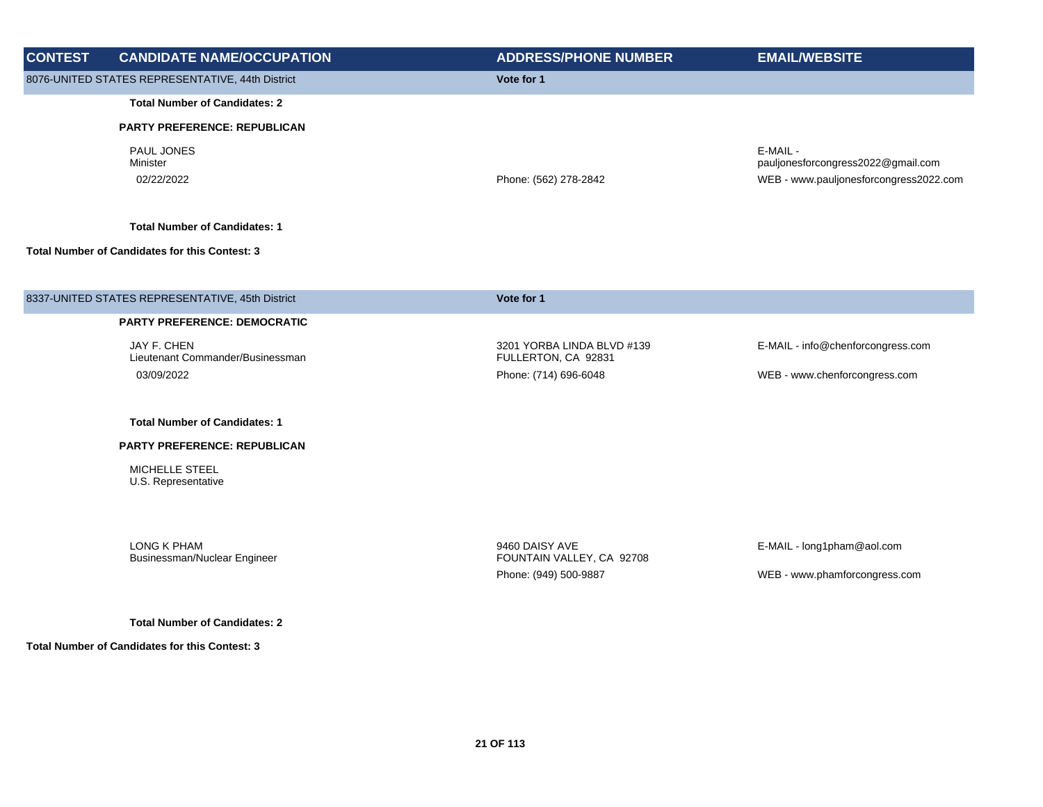| CONTEST | CANDIDATE NAME/OCCUPATION | ADDRESS/PHONE NUMBER | EMAIL/WEBSITE |
| --- | --- | --- | --- |
| 8076-UNITED STATES REPRESENTATIVE, 44th District | | Vote for 1 | |
| | **Total Number of Candidates: 2** | | |
| | **PARTY PREFERENCE: REPUBLICAN** | | |
| | PAUL JONES<br>Minister<br>02/22/2022 | Phone: (562) 278-2842 | E-MAIL - pauljonesforcongress2022@gmail.com<br>WEB - www.pauljonesforcongress2022.com |
| | **Total Number of Candidates: 1** | | |
| **Total Number of Candidates for this Contest: 3** | | | |
| 8337-UNITED STATES REPRESENTATIVE, 45th District | | Vote for 1 | |
| | **PARTY PREFERENCE: DEMOCRATIC** | | |
| | JAY F. CHEN<br>Lieutenant Commander/Businessman<br>03/09/2022 | 3201 YORBA LINDA BLVD #139<br>FULLERTON, CA 92831<br>Phone: (714) 696-6048 | E-MAIL - info@chenforcongress.com<br>WEB - www.chenforcongress.com |
| | **Total Number of Candidates: 1** | | |
| | **PARTY PREFERENCE: REPUBLICAN** | | |
| | MICHELLE STEEL<br>U.S. Representative | | |
| | LONG K PHAM<br>Businessman/Nuclear Engineer | 9460 DAISY AVE<br>FOUNTAIN VALLEY, CA 92708<br>Phone: (949) 500-9887 | E-MAIL - long1pham@aol.com<br>WEB - www.phamforcongress.com |
| | **Total Number of Candidates: 2** | | |
| **Total Number of Candidates for this Contest: 3** | | | |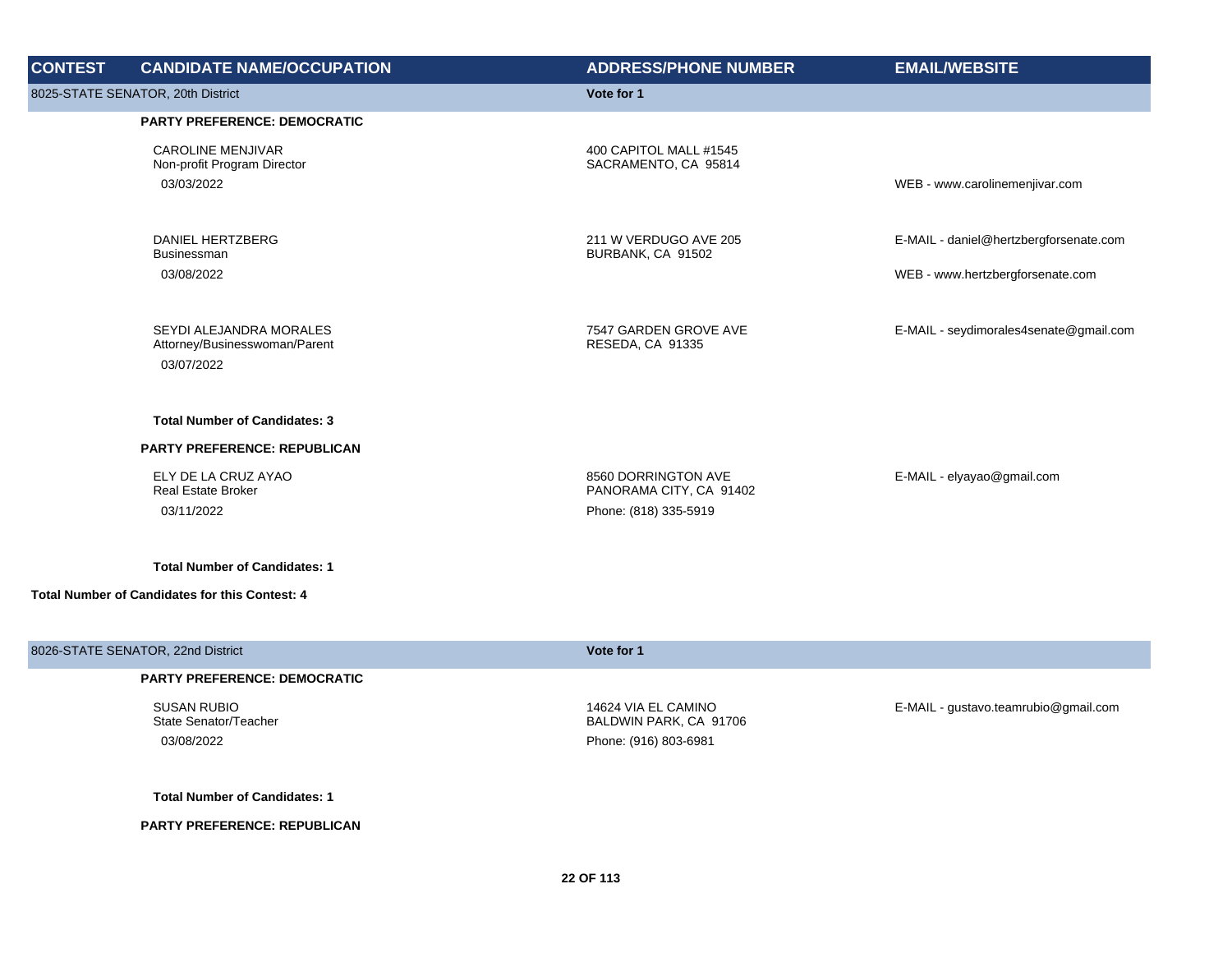| CONTEST | CANDIDATE NAME/OCCUPATION | ADDRESS/PHONE NUMBER | EMAIL/WEBSITE |
|---|---|---|---|
| 8025-STATE SENATOR, 20th District | | Vote for 1 | |
| | **PARTY PREFERENCE: DEMOCRATIC** | | |
| | CAROLINE MENJIVAR<br>Non-profit Program Director<br>03/03/2022 | 400 CAPITOL MALL #1545<br>SACRAMENTO, CA 95814 | WEB - www.carolinemenjivar.com |
| | DANIEL HERTZBERG<br>Businessman<br>03/08/2022 | 211 W VERDUGO AVE 205<br>BURBANK, CA 91502 | E-MAIL - daniel@hertzbergforsenate.com<br>WEB - www.hertzbergforsenate.com |
| | SEYDI ALEJANDRA MORALES<br>Attorney/Businesswoman/Parent<br>03/07/2022 | 7547 GARDEN GROVE AVE<br>RESEDA, CA 91335 | E-MAIL - seydimorales4senate@gmail.com |
| | **Total Number of Candidates: 3** | | |
| | **PARTY PREFERENCE: REPUBLICAN** | | |
| | ELY DE LA CRUZ AYAO<br>Real Estate Broker<br>03/11/2022 | 8560 DORRINGTON AVE<br>PANORAMA CITY, CA 91402<br>Phone: (818) 335-5919 | E-MAIL - elyayao@gmail.com |
| | **Total Number of Candidates: 1** | | |
| **Total Number of Candidates for this Contest: 4** | | | |
| 8026-STATE SENATOR, 22nd District | | Vote for 1 | |
| | **PARTY PREFERENCE: DEMOCRATIC** | | |
| | SUSAN RUBIO<br>State Senator/Teacher<br>03/08/2022 | 14624 VIA EL CAMINO<br>BALDWIN PARK, CA 91706<br>Phone: (916) 803-6981 | E-MAIL - gustavo.teamrubio@gmail.com |
| | **Total Number of Candidates: 1** | | |
| | **PARTY PREFERENCE: REPUBLICAN** | | |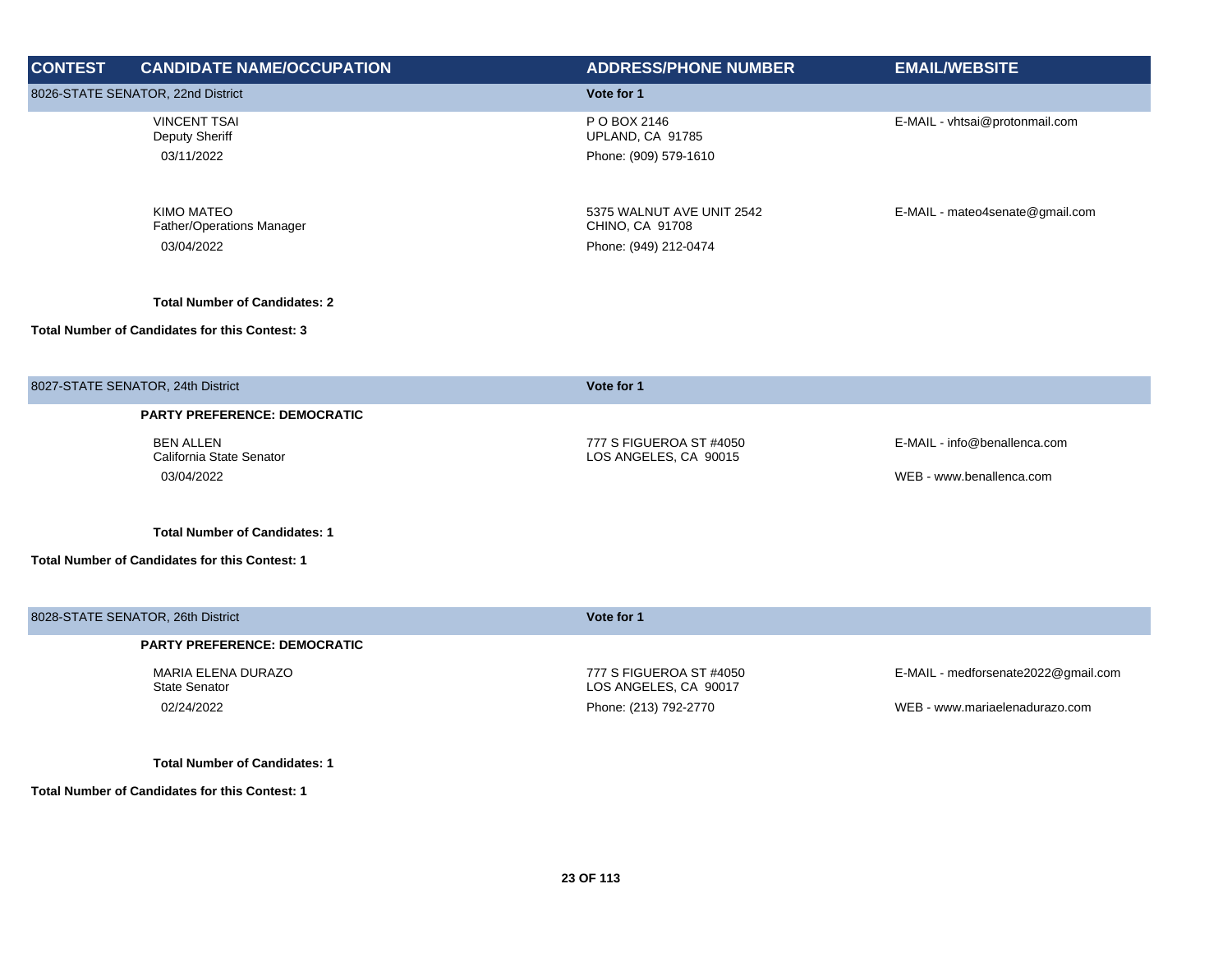| CONTEST | CANDIDATE NAME/OCCUPATION | ADDRESS/PHONE NUMBER | EMAIL/WEBSITE |
|---|---|---|---|
| **8026-STATE SENATOR, 22nd District** | | **Vote for 1** | |
| | VINCENT TSAI<br>Deputy Sheriff<br>03/11/2022 | P O BOX 2146<br>UPLAND, CA 91785<br>Phone: (909) 579-1610 | E-MAIL - vhtsai@protonmail.com |
| | KIMO MATEO<br>Father/Operations Manager<br>03/04/2022 | 5375 WALNUT AVE UNIT 2542<br>CHINO, CA 91708<br>Phone: (949) 212-0474 | E-MAIL - mateo4senate@gmail.com |
| | **Total Number of Candidates: 2** | | |
| **Total Number of Candidates for this Contest: 3** | | | |
| **8027-STATE SENATOR, 24th District** | | **Vote for 1** | |
| | **PARTY PREFERENCE: DEMOCRATIC** | | |
| | BEN ALLEN<br>California State Senator<br>03/04/2022 | 777 S FIGUEROA ST #4050<br>LOS ANGELES, CA 90015 | E-MAIL - info@benallenca.com<br>WEB - www.benallenca.com |
| | **Total Number of Candidates: 1** | | |
| **Total Number of Candidates for this Contest: 1** | | | |
| **8028-STATE SENATOR, 26th District** | | **Vote for 1** | |
| | **PARTY PREFERENCE: DEMOCRATIC** | | |
| | MARIA ELENA DURAZO<br>State Senator<br>02/24/2022 | 777 S FIGUEROA ST #4050<br>LOS ANGELES, CA 90017<br>Phone: (213) 792-2770 | E-MAIL - medforsenate2022@gmail.com<br>WEB - www.mariaelenadurazo.com |
| | **Total Number of Candidates: 1** | | |
| **Total Number of Candidates for this Contest: 1** | | | |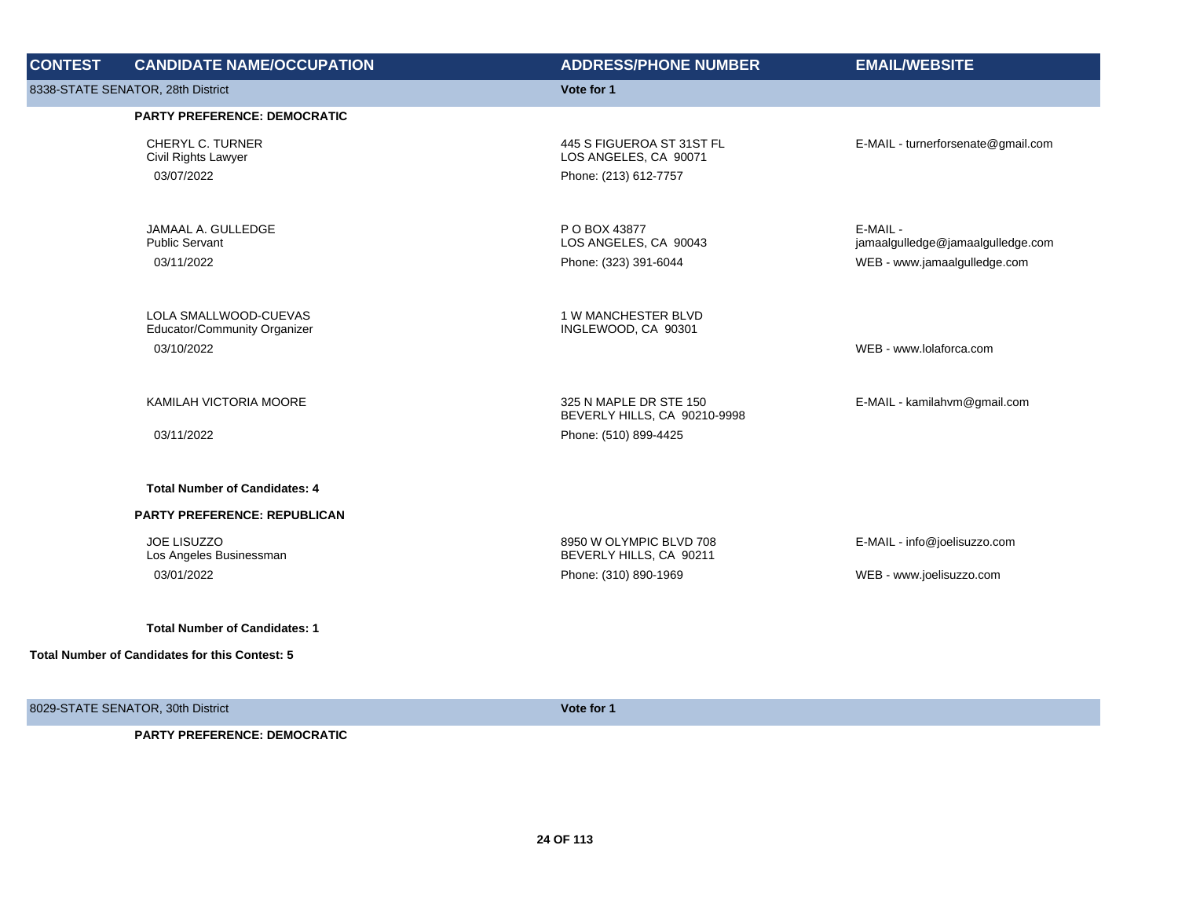| CONTEST | CANDIDATE NAME/OCCUPATION | ADDRESS/PHONE NUMBER | EMAIL/WEBSITE |
|---|---|---|---|
| 8338-STATE SENATOR, 28th District | | Vote for 1 | |
| | **PARTY PREFERENCE: DEMOCRATIC** | | |
| | CHERYL C. TURNER<br>Civil Rights Lawyer<br>03/07/2022 | 445 S FIGUEROA ST 31ST FL<br>LOS ANGELES, CA 90071<br>Phone: (213) 612-7757 | E-MAIL - turnerforsenate@gmail.com |
| | JAMAAL A. GULLEDGE<br>Public Servant<br>03/11/2022 | P O BOX 43877<br>LOS ANGELES, CA 90043<br>Phone: (323) 391-6044 | E-MAIL - jamaalgulledge@jamaalgulledge.com<br>WEB - www.jamaalgulledge.com |
| | LOLA SMALLWOOD-CUEVAS<br>Educator/Community Organizer<br>03/10/2022 | 1 W MANCHESTER BLVD<br>INGLEWOOD, CA 90301 | WEB - www.lolaforca.com |
| | KAMILAH VICTORIA MOORE<br>03/11/2022 | 325 N MAPLE DR STE 150<br>BEVERLY HILLS, CA 90210-9998<br>Phone: (510) 899-4425 | E-MAIL - kamilahvm@gmail.com |
| | **Total Number of Candidates: 4** | | |
| | **PARTY PREFERENCE: REPUBLICAN** | | |
| | JOE LISUZZO<br>Los Angeles Businessman<br>03/01/2022 | 8950 W OLYMPIC BLVD 708<br>BEVERLY HILLS, CA 90211<br>Phone: (310) 890-1969 | E-MAIL - info@joelisuzzo.com<br>WEB - www.joelisuzzo.com |
| | **Total Number of Candidates: 1** | | |
| **Total Number of Candidates for this Contest: 5** | | | |
| 8029-STATE SENATOR, 30th District | | Vote for 1 | |
| | **PARTY PREFERENCE: DEMOCRATIC** | | |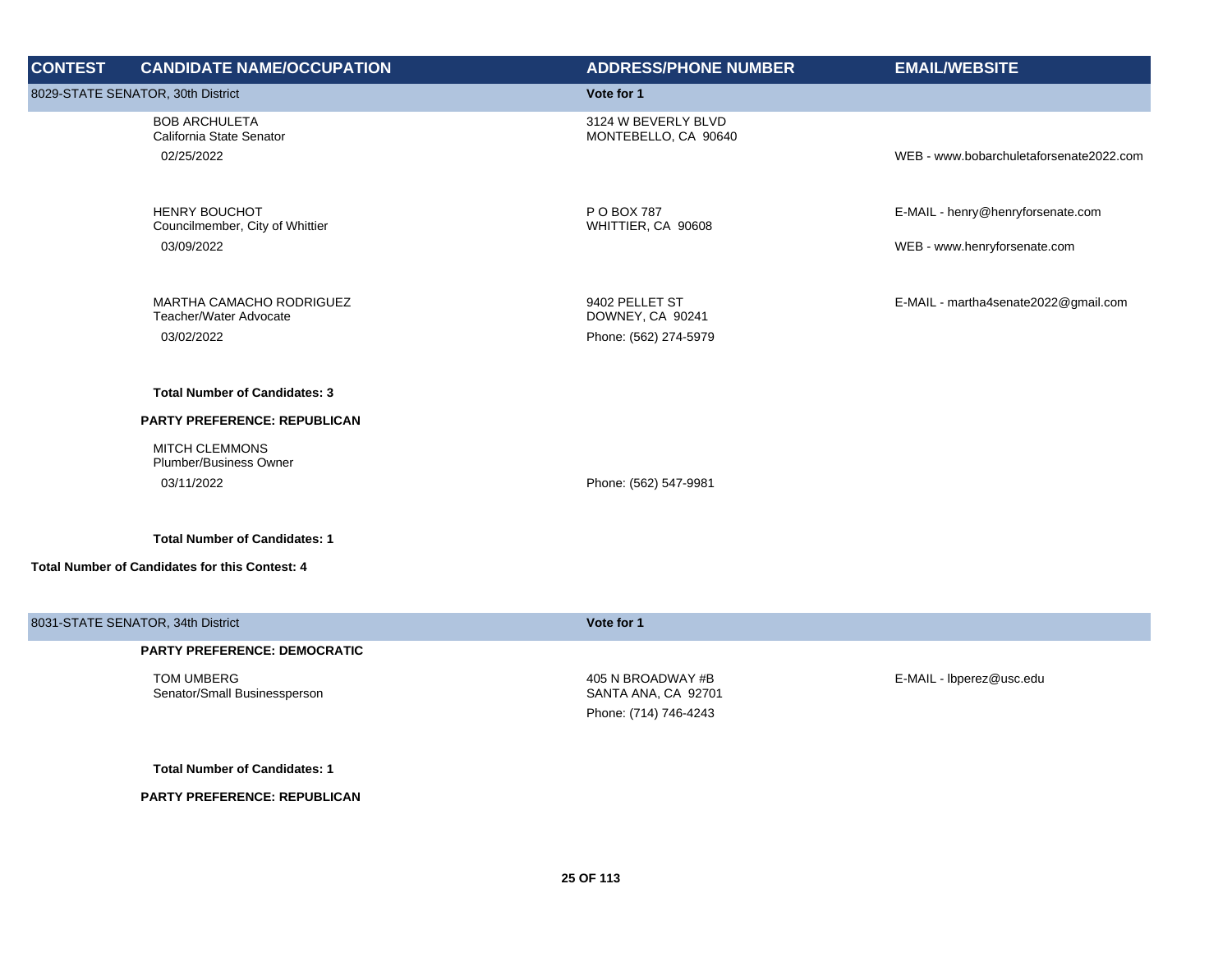| CONTEST | CANDIDATE NAME/OCCUPATION | ADDRESS/PHONE NUMBER | EMAIL/WEBSITE |
|---|---|---|---|
| 8029-STATE SENATOR, 30th District | | Vote for 1 | |
| | BOB ARCHULETA<br>California State Senator<br>02/25/2022 | 3124 W BEVERLY BLVD<br>MONTEBELLO, CA 90640 | WEB - www.bobarchuletaforsenate2022.com |
| | HENRY BOUCHOT<br>Councilmember, City of Whittier<br>03/09/2022 | P O BOX 787<br>WHITTIER, CA 90608 | E-MAIL - henry@henryforsenate.com<br>WEB - www.henryforsenate.com |
| | MARTHA CAMACHO RODRIGUEZ<br>Teacher/Water Advocate<br>03/02/2022 | 9402 PELLET ST<br>DOWNEY, CA 90241<br>Phone: (562) 274-5979 | E-MAIL - martha4senate2022@gmail.com |
| | **Total Number of Candidates: 3** | | |
| | **PARTY PREFERENCE: REPUBLICAN** | | |
| | MITCH CLEMMONS<br>Plumber/Business Owner<br>03/11/2022 | Phone: (562) 547-9981 | |
| | **Total Number of Candidates: 1** | | |
| **Total Number of Candidates for this Contest: 4** | | | |
| 8031-STATE SENATOR, 34th District | | Vote for 1 | |
| | **PARTY PREFERENCE: DEMOCRATIC** | | |
| | TOM UMBERG<br>Senator/Small Businessperson | 405 N BROADWAY #B<br>SANTA ANA, CA 92701<br>Phone: (714) 746-4243 | E-MAIL - lbperez@usc.edu |
| | **Total Number of Candidates: 1** | | |
| | **PARTY PREFERENCE: REPUBLICAN** | | |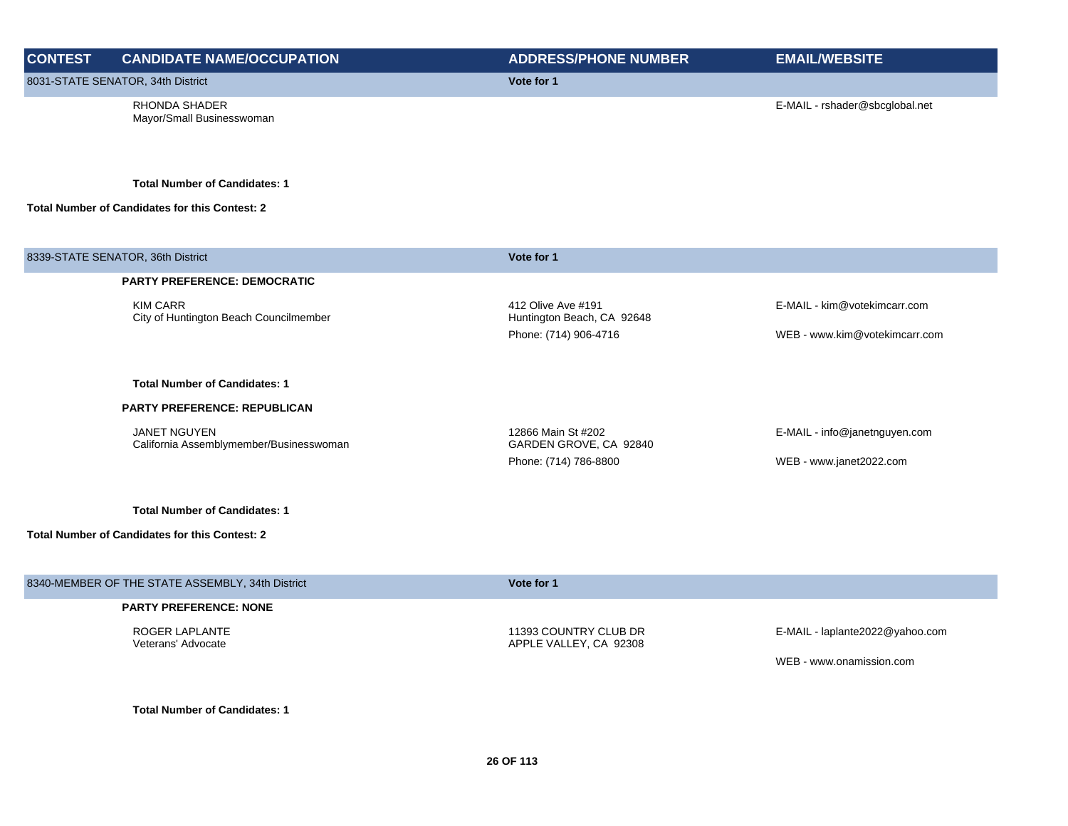| CONTEST | CANDIDATE NAME/OCCUPATION | ADDRESS/PHONE NUMBER | EMAIL/WEBSITE |
|---|---|---|---|
| 8031-STATE SENATOR, 34th District | | **Vote for 1** | |
| | RHONDA SHADER<br>Mayor/Small Businesswoman | | E-MAIL - rshader@sbcglobal.net |
| | **Total Number of Candidates: 1** | | |
| **Total Number of Candidates for this Contest: 2** | | | |
| 8339-STATE SENATOR, 36th District | | **Vote for 1** | |
| | **PARTY PREFERENCE: DEMOCRATIC** | | |
| | KIM CARR<br>City of Huntington Beach Councilmember | 412 Olive Ave #191<br>Huntington Beach, CA 92648<br>Phone: (714) 906-4716 | E-MAIL - kim@votekimcarr.com<br>WEB - www.kim@votekimcarr.com |
| | **Total Number of Candidates: 1** | | |
| | **PARTY PREFERENCE: REPUBLICAN** | | |
| | JANET NGUYEN<br>California Assemblymember/Businesswoman | 12866 Main St #202<br>GARDEN GROVE, CA 92840<br>Phone: (714) 786-8800 | E-MAIL - info@janetnguyen.com<br>WEB - www.janet2022.com |
| | **Total Number of Candidates: 1** | | |
| **Total Number of Candidates for this Contest: 2** | | | |
| 8340-MEMBER OF THE STATE ASSEMBLY, 34th District | | **Vote for 1** | |
| | **PARTY PREFERENCE: NONE** | | |
| | ROGER LAPLANTE<br>Veterans' Advocate | 11393 COUNTRY CLUB DR<br>APPLE VALLEY, CA 92308 | E-MAIL - laplante2022@yahoo.com<br>WEB - www.onamission.com |
| | **Total Number of Candidates: 1** | | |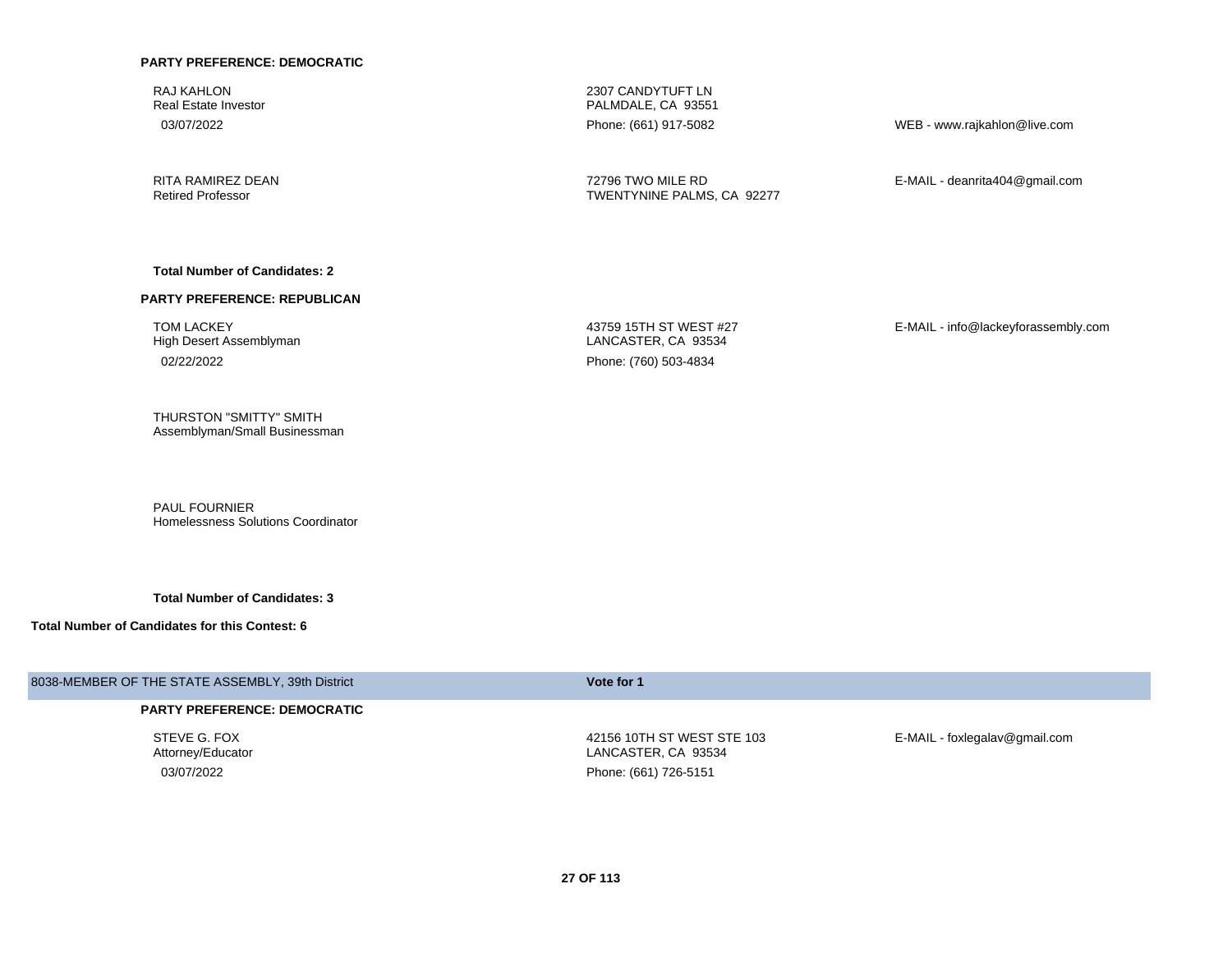**PARTY PREFERENCE: DEMOCRATIC**

| Candidate | Address | Contact |
|---|---|---|
| RAJ KAHLON<br>Real Estate Investor<br>03/07/2022 | 2307 CANDYTUFT LN<br>PALMDALE, CA 93551<br>Phone: (661) 917-5082 | WEB - www.rajkahlon@live.com |
| RITA RAMIREZ DEAN<br>Retired Professor | 72796 TWO MILE RD<br>TWENTYNINE PALMS, CA 92277 | E-MAIL - deanrita404@gmail.com |

**Total Number of Candidates: 2**

**PARTY PREFERENCE: REPUBLICAN**

| Candidate | Address | Contact |
|---|---|---|
| TOM LACKEY<br>High Desert Assemblyman<br>02/22/2022 | 43759 15TH ST WEST #27<br>LANCASTER, CA 93534<br>Phone: (760) 503-4834 | E-MAIL - info@lackeyforassembly.com |
| THURSTON "SMITTY" SMITH<br>Assemblyman/Small Businessman | | |
| PAUL FOURNIER<br>Homelessness Solutions Coordinator | | |

**Total Number of Candidates: 3**

**Total Number of Candidates for this Contest: 6**

## 8038-MEMBER OF THE STATE ASSEMBLY, 39th District — **Vote for 1**

**PARTY PREFERENCE: DEMOCRATIC**

| Candidate | Address | Contact |
|---|---|---|
| STEVE G. FOX<br>Attorney/Educator<br>03/07/2022 | 42156 10TH ST WEST STE 103<br>LANCASTER, CA 93534<br>Phone: (661) 726-5151 | E-MAIL - foxlegalav@gmail.com |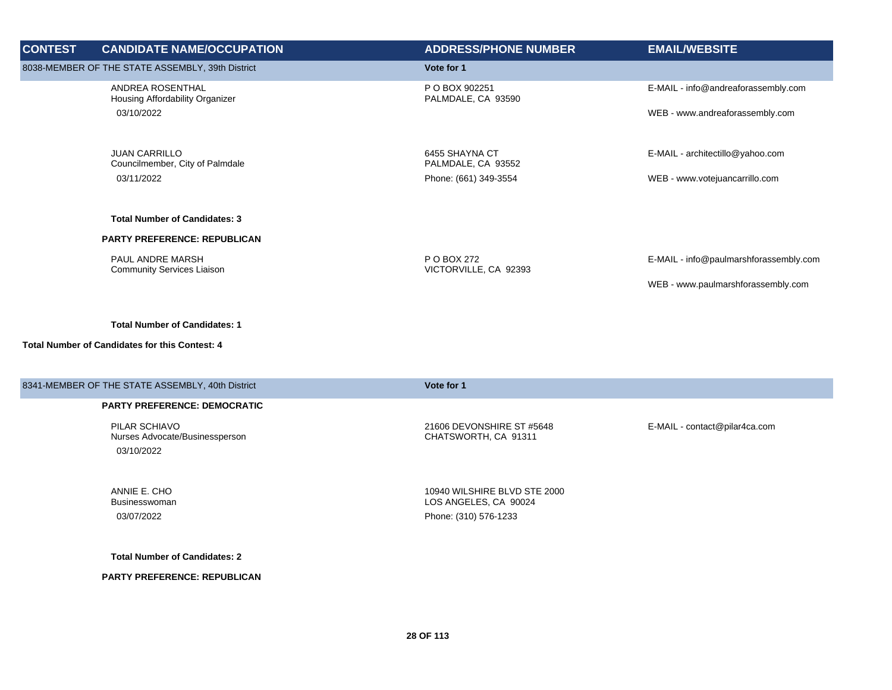| CONTEST | CANDIDATE NAME/OCCUPATION | ADDRESS/PHONE NUMBER | EMAIL/WEBSITE |
|---|---|---|---|
| 8038-MEMBER OF THE STATE ASSEMBLY, 39th District | | Vote for 1 | |
| | ANDREA ROSENTHAL<br>Housing Affordability Organizer<br>03/10/2022 | P O BOX 902251<br>PALMDALE, CA 93590 | E-MAIL - info@andreaforassembly.com<br>WEB - www.andreaforassembly.com |
| | JUAN CARRILLO<br>Councilmember, City of Palmdale<br>03/11/2022 | 6455 SHAYNA CT<br>PALMDALE, CA 93552<br>Phone: (661) 349-3554 | E-MAIL - architectillo@yahoo.com<br>WEB - www.votejuancarrillo.com |
| | **Total Number of Candidates: 3** | | |
| | **PARTY PREFERENCE: REPUBLICAN** | | |
| | PAUL ANDRE MARSH<br>Community Services Liaison | P O BOX 272<br>VICTORVILLE, CA 92393 | E-MAIL - info@paulmarshforassembly.com<br>WEB - www.paulmarshforassembly.com |
| | **Total Number of Candidates: 1** | | |
| **Total Number of Candidates for this Contest: 4** | | | |
| 8341-MEMBER OF THE STATE ASSEMBLY, 40th District | | Vote for 1 | |
| | **PARTY PREFERENCE: DEMOCRATIC** | | |
| | PILAR SCHIAVO<br>Nurses Advocate/Businessperson<br>03/10/2022 | 21606 DEVONSHIRE ST #5648<br>CHATSWORTH, CA 91311 | E-MAIL - contact@pilar4ca.com |
| | ANNIE E. CHO<br>Businesswoman<br>03/07/2022 | 10940 WILSHIRE BLVD STE 2000<br>LOS ANGELES, CA 90024<br>Phone: (310) 576-1233 | |
| | **Total Number of Candidates: 2** | | |
| | **PARTY PREFERENCE: REPUBLICAN** | | |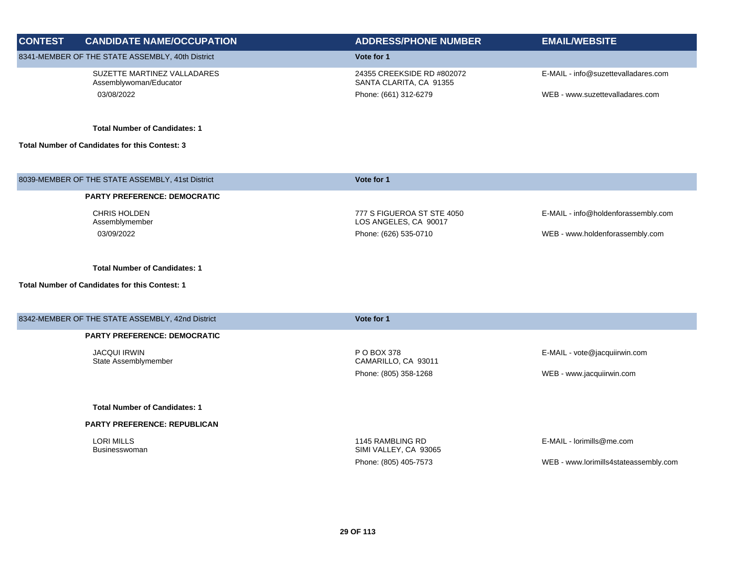| CONTEST | CANDIDATE NAME/OCCUPATION | ADDRESS/PHONE NUMBER | EMAIL/WEBSITE |
|---|---|---|---|
| 8341-MEMBER OF THE STATE ASSEMBLY, 40th District | | **Vote for 1** | |
| | SUZETTE MARTINEZ VALLADARES<br>Assemblywoman/Educator<br>03/08/2022 | 24355 CREEKSIDE RD #802072<br>SANTA CLARITA, CA 91355<br>Phone: (661) 312-6279 | E-MAIL - info@suzettevalladares.com<br>WEB - www.suzettevalladares.com |
| | **Total Number of Candidates: 1** | | |
| **Total Number of Candidates for this Contest: 3** | | | |
| 8039-MEMBER OF THE STATE ASSEMBLY, 41st District | | **Vote for 1** | |
| | **PARTY PREFERENCE: DEMOCRATIC** | | |
| | CHRIS HOLDEN<br>Assemblymember<br>03/09/2022 | 777 S FIGUEROA ST STE 4050<br>LOS ANGELES, CA 90017<br>Phone: (626) 535-0710 | E-MAIL - info@holdenforassembly.com<br>WEB - www.holdenforassembly.com |
| | **Total Number of Candidates: 1** | | |
| **Total Number of Candidates for this Contest: 1** | | | |
| 8342-MEMBER OF THE STATE ASSEMBLY, 42nd District | | **Vote for 1** | |
| | **PARTY PREFERENCE: DEMOCRATIC** | | |
| | JACQUI IRWIN<br>State Assemblymember | P O BOX 378<br>CAMARILLO, CA 93011<br>Phone: (805) 358-1268 | E-MAIL - vote@jacquiirwin.com<br>WEB - www.jacquiirwin.com |
| | **Total Number of Candidates: 1** | | |
| | **PARTY PREFERENCE: REPUBLICAN** | | |
| | LORI MILLS<br>Businesswoman | 1145 RAMBLING RD<br>SIMI VALLEY, CA 93065<br>Phone: (805) 405-7573 | E-MAIL - lorimills@me.com<br>WEB - www.lorimills4stateassembly.com |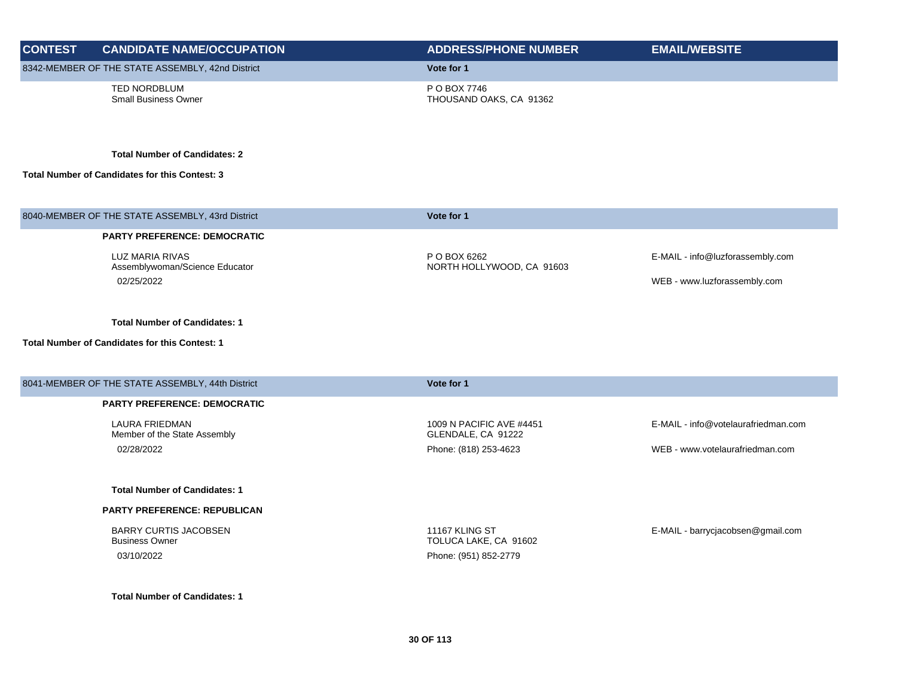| CONTEST | CANDIDATE NAME/OCCUPATION | ADDRESS/PHONE NUMBER | EMAIL/WEBSITE |
|---|---|---|---|
| 8342-MEMBER OF THE STATE ASSEMBLY, 42nd District | | Vote for 1 | |
| | TED NORDBLUM<br>Small Business Owner | P O BOX 7746<br>THOUSAND OAKS, CA 91362 | |
| | **Total Number of Candidates: 2** | | |
| **Total Number of Candidates for this Contest: 3** | | | |
| 8040-MEMBER OF THE STATE ASSEMBLY, 43rd District | | Vote for 1 | |
| | **PARTY PREFERENCE: DEMOCRATIC** | | |
| | LUZ MARIA RIVAS<br>Assemblywoman/Science Educator<br>02/25/2022 | P O BOX 6262<br>NORTH HOLLYWOOD, CA 91603 | E-MAIL - info@luzforassembly.com<br>WEB - www.luzforassembly.com |
| | **Total Number of Candidates: 1** | | |
| **Total Number of Candidates for this Contest: 1** | | | |
| 8041-MEMBER OF THE STATE ASSEMBLY, 44th District | | Vote for 1 | |
| | **PARTY PREFERENCE: DEMOCRATIC** | | |
| | LAURA FRIEDMAN<br>Member of the State Assembly<br>02/28/2022 | 1009 N PACIFIC AVE #4451<br>GLENDALE, CA 91222<br>Phone: (818) 253-4623 | E-MAIL - info@votelaurafriedman.com<br>WEB - www.votelaurafriedman.com |
| | **Total Number of Candidates: 1** | | |
| | **PARTY PREFERENCE: REPUBLICAN** | | |
| | BARRY CURTIS JACOBSEN<br>Business Owner<br>03/10/2022 | 11167 KLING ST<br>TOLUCA LAKE, CA 91602<br>Phone: (951) 852-2779 | E-MAIL - barrycjacobsen@gmail.com |
| | **Total Number of Candidates: 1** | | |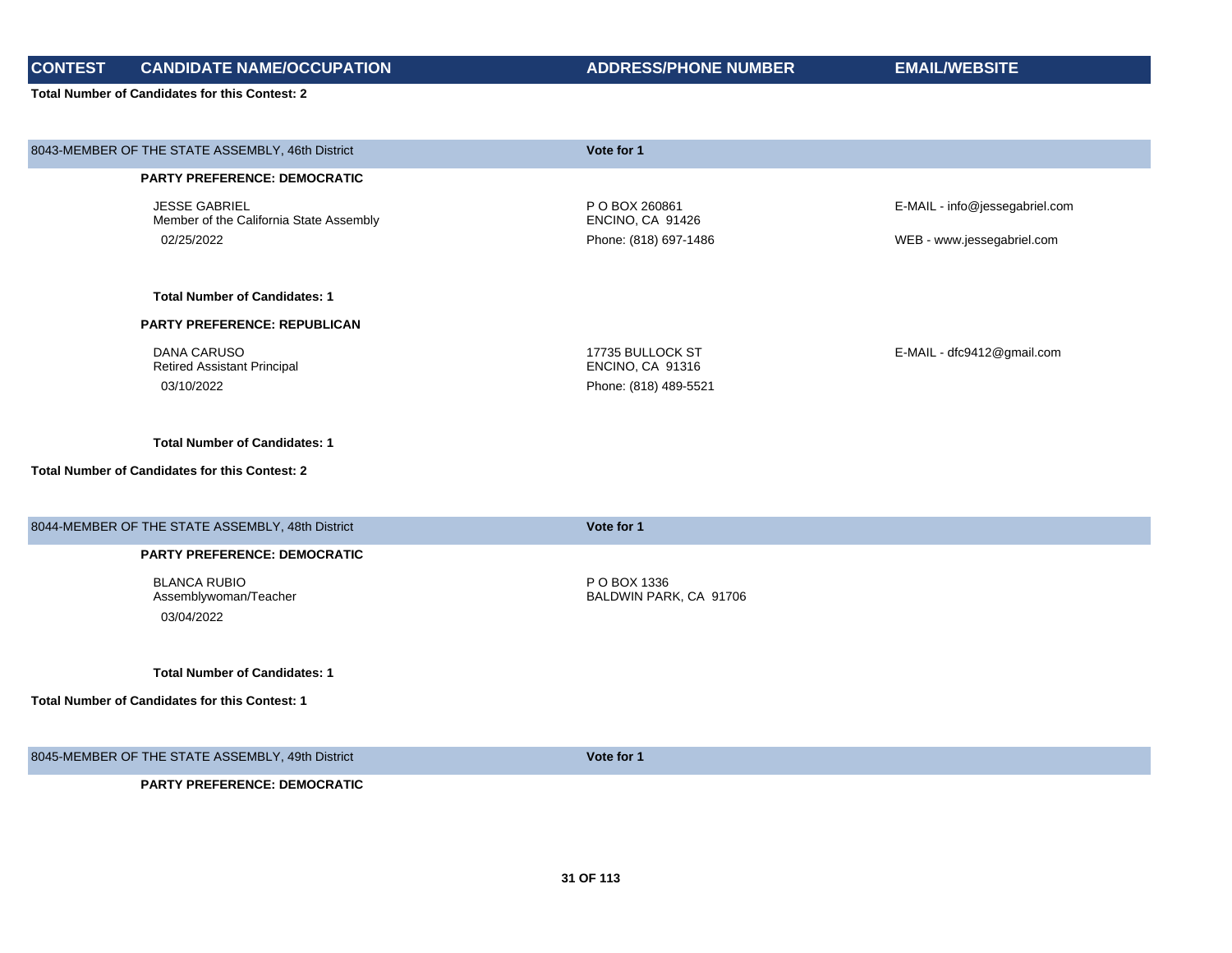| CONTEST | CANDIDATE NAME/OCCUPATION | ADDRESS/PHONE NUMBER | EMAIL/WEBSITE |
|---|---|---|---|

**Total Number of Candidates for this Contest: 2**

| 8043-MEMBER OF THE STATE ASSEMBLY, 46th District | Vote for 1 | |
|---|---|---|

**PARTY PREFERENCE: DEMOCRATIC**

| Candidate | Address/Phone | Email/Website |
|---|---|---|
| JESSE GABRIEL<br>Member of the California State Assembly<br>02/25/2022 | P O BOX 260861<br>ENCINO, CA 91426<br>Phone: (818) 697-1486 | E-MAIL - info@jessegabriel.com<br>WEB - www.jessegabriel.com |

**Total Number of Candidates: 1**

**PARTY PREFERENCE: REPUBLICAN**

| Candidate | Address/Phone | Email/Website |
|---|---|---|
| DANA CARUSO<br>Retired Assistant Principal<br>03/10/2022 | 17735 BULLOCK ST<br>ENCINO, CA 91316<br>Phone: (818) 489-5521 | E-MAIL - dfc9412@gmail.com |

**Total Number of Candidates: 1**

**Total Number of Candidates for this Contest: 2**

| 8044-MEMBER OF THE STATE ASSEMBLY, 48th District | Vote for 1 | |
|---|---|---|

**PARTY PREFERENCE: DEMOCRATIC**

| Candidate | Address/Phone | Email/Website |
|---|---|---|
| BLANCA RUBIO<br>Assemblywoman/Teacher<br>03/04/2022 | P O BOX 1336<br>BALDWIN PARK, CA 91706 | |

**Total Number of Candidates: 1**

**Total Number of Candidates for this Contest: 1**

| 8045-MEMBER OF THE STATE ASSEMBLY, 49th District | Vote for 1 | |
|---|---|---|

**PARTY PREFERENCE: DEMOCRATIC**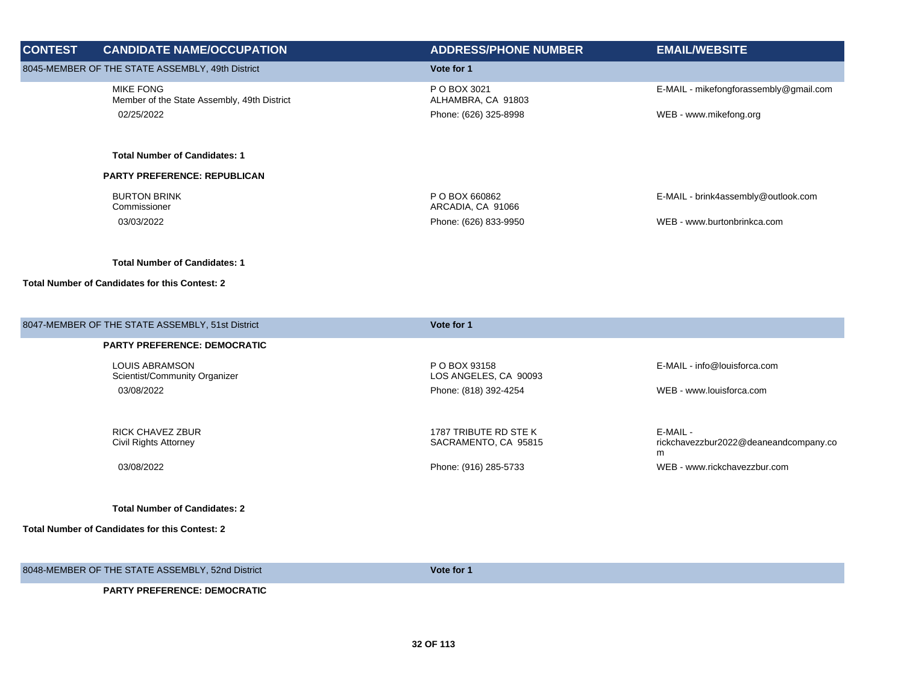| CONTEST | CANDIDATE NAME/OCCUPATION | ADDRESS/PHONE NUMBER | EMAIL/WEBSITE |
|---|---|---|---|
| 8045-MEMBER OF THE STATE ASSEMBLY, 49th District | | Vote for 1 | |
| | MIKE FONG<br>Member of the State Assembly, 49th District<br>02/25/2022 | P O BOX 3021<br>ALHAMBRA, CA 91803<br>Phone: (626) 325-8998 | E-MAIL - mikefongforassembly@gmail.com<br>WEB - www.mikefong.org |
| | **Total Number of Candidates: 1** | | |
| | **PARTY PREFERENCE: REPUBLICAN** | | |
| | BURTON BRINK<br>Commissioner<br>03/03/2022 | P O BOX 660862<br>ARCADIA, CA 91066<br>Phone: (626) 833-9950 | E-MAIL - brink4assembly@outlook.com<br>WEB - www.burtonbrinkca.com |
| | **Total Number of Candidates: 1** | | |
| **Total Number of Candidates for this Contest: 2** | | | |
| 8047-MEMBER OF THE STATE ASSEMBLY, 51st District | | Vote for 1 | |
| | **PARTY PREFERENCE: DEMOCRATIC** | | |
| | LOUIS ABRAMSON<br>Scientist/Community Organizer<br>03/08/2022 | P O BOX 93158<br>LOS ANGELES, CA 90093<br>Phone: (818) 392-4254 | E-MAIL - info@louisforca.com<br>WEB - www.louisforca.com |
| | RICK CHAVEZ ZBUR<br>Civil Rights Attorney<br>03/08/2022 | 1787 TRIBUTE RD STE K<br>SACRAMENTO, CA 95815<br>Phone: (916) 285-5733 | E-MAIL - rickchavezzbur2022@deaneandcompany.com<br>WEB - www.rickchavezzbur.com |
| | **Total Number of Candidates: 2** | | |
| **Total Number of Candidates for this Contest: 2** | | | |
| 8048-MEMBER OF THE STATE ASSEMBLY, 52nd District | | Vote for 1 | |
| | **PARTY PREFERENCE: DEMOCRATIC** | | |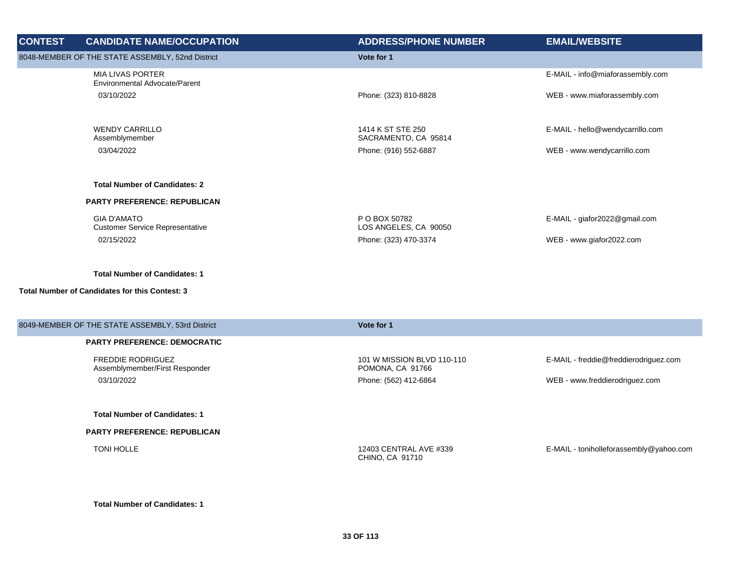| CONTEST | CANDIDATE NAME/OCCUPATION | ADDRESS/PHONE NUMBER | EMAIL/WEBSITE |
|---|---|---|---|
| 8048-MEMBER OF THE STATE ASSEMBLY, 52nd District | | Vote for 1 | |
| | MIA LIVAS PORTER<br>Environmental Advocate/Parent<br>03/10/2022 | Phone: (323) 810-8828 | E-MAIL - info@miaforassembly.com<br>WEB - www.miaforassembly.com |
| | WENDY CARRILLO<br>Assemblymember<br>03/04/2022 | 1414 K ST STE 250<br>SACRAMENTO, CA 95814<br>Phone: (916) 552-6887 | E-MAIL - hello@wendycarrillo.com<br>WEB - www.wendycarrillo.com |
| | **Total Number of Candidates: 2** | | |
| | **PARTY PREFERENCE: REPUBLICAN** | | |
| | GIA D'AMATO<br>Customer Service Representative<br>02/15/2022 | P O BOX 50782<br>LOS ANGELES, CA 90050<br>Phone: (323) 470-3374 | E-MAIL - giafor2022@gmail.com<br>WEB - www.giafor2022.com |
| | **Total Number of Candidates: 1** | | |
| **Total Number of Candidates for this Contest: 3** | | | |
| 8049-MEMBER OF THE STATE ASSEMBLY, 53rd District | | Vote for 1 | |
| | **PARTY PREFERENCE: DEMOCRATIC** | | |
| | FREDDIE RODRIGUEZ<br>Assemblymember/First Responder<br>03/10/2022 | 101 W MISSION BLVD 110-110<br>POMONA, CA 91766<br>Phone: (562) 412-6864 | E-MAIL - freddie@freddierodriguez.com<br>WEB - www.freddierodriguez.com |
| | **Total Number of Candidates: 1** | | |
| | **PARTY PREFERENCE: REPUBLICAN** | | |
| | TONI HOLLE | 12403 CENTRAL AVE #339<br>CHINO, CA 91710 | E-MAIL - toniholleforassembly@yahoo.com |
| | **Total Number of Candidates: 1** | | |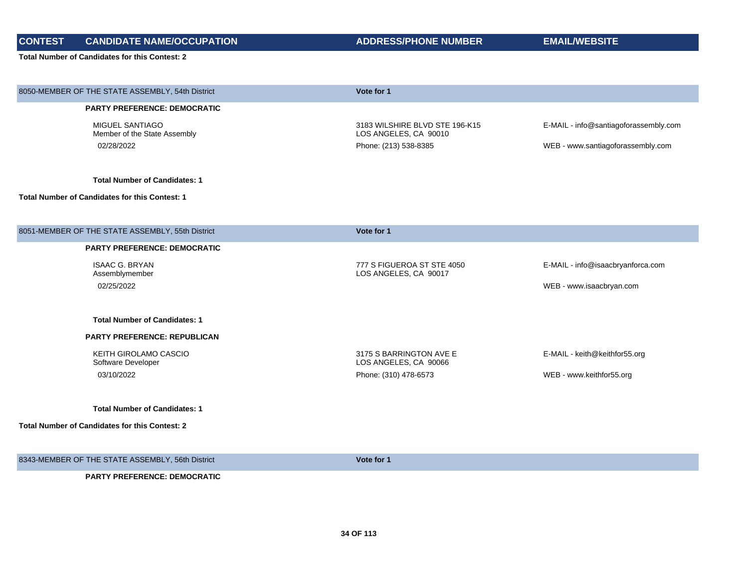| CONTEST | CANDIDATE NAME/OCCUPATION | ADDRESS/PHONE NUMBER | EMAIL/WEBSITE |
|---|---|---|---|

**Total Number of Candidates for this Contest: 2**

| 8050-MEMBER OF THE STATE ASSEMBLY, 54th District | | Vote for 1 | |
|---|---|---|---|
| | **PARTY PREFERENCE: DEMOCRATIC** | | |
| | MIGUEL SANTIAGO<br>Member of the State Assembly | 3183 WILSHIRE BLVD STE 196-K15<br>LOS ANGELES, CA 90010 | E-MAIL - info@santiagoforassembly.com |
| | 02/28/2022 | Phone: (213) 538-8385 | WEB - www.santiagoforassembly.com |
| | **Total Number of Candidates: 1** | | |

**Total Number of Candidates for this Contest: 1**

| 8051-MEMBER OF THE STATE ASSEMBLY, 55th District | | Vote for 1 | |
|---|---|---|---|
| | **PARTY PREFERENCE: DEMOCRATIC** | | |
| | ISAAC G. BRYAN<br>Assemblymember | 777 S FIGUEROA ST STE 4050<br>LOS ANGELES, CA 90017 | E-MAIL - info@isaacbryanforca.com |
| | 02/25/2022 | | WEB - www.isaacbryan.com |
| | **Total Number of Candidates: 1** | | |
| | **PARTY PREFERENCE: REPUBLICAN** | | |
| | KEITH GIROLAMO CASCIO<br>Software Developer | 3175 S BARRINGTON AVE E<br>LOS ANGELES, CA 90066 | E-MAIL - keith@keithfor55.org |
| | 03/10/2022 | Phone: (310) 478-6573 | WEB - www.keithfor55.org |
| | **Total Number of Candidates: 1** | | |

**Total Number of Candidates for this Contest: 2**

| 8343-MEMBER OF THE STATE ASSEMBLY, 56th District | | Vote for 1 | |
|---|---|---|---|
| | **PARTY PREFERENCE: DEMOCRATIC** | | |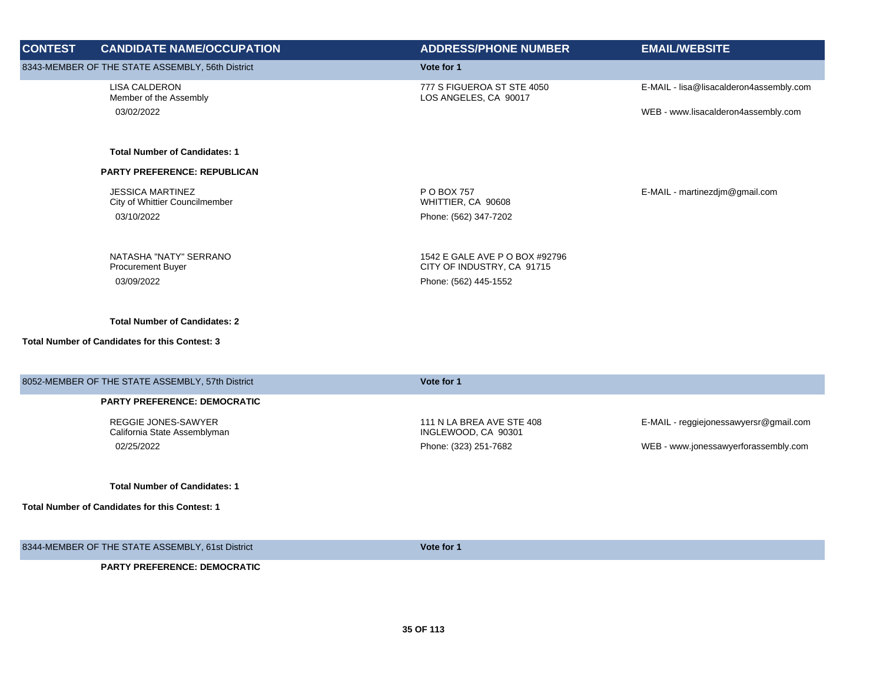| CONTEST | CANDIDATE NAME/OCCUPATION | ADDRESS/PHONE NUMBER | EMAIL/WEBSITE |
|---|---|---|---|
| 8343-MEMBER OF THE STATE ASSEMBLY, 56th District | | Vote for 1 | |
| | LISA CALDERON<br>Member of the Assembly<br>03/02/2022 | 777 S FIGUEROA ST STE 4050<br>LOS ANGELES, CA 90017 | E-MAIL - lisa@lisacalderon4assembly.com<br>WEB - www.lisacalderon4assembly.com |
| | **Total Number of Candidates: 1** | | |
| | **PARTY PREFERENCE: REPUBLICAN** | | |
| | JESSICA MARTINEZ<br>City of Whittier Councilmember<br>03/10/2022 | P O BOX 757<br>WHITTIER, CA 90608<br>Phone: (562) 347-7202 | E-MAIL - martinezdjm@gmail.com |
| | NATASHA "NATY" SERRANO<br>Procurement Buyer<br>03/09/2022 | 1542 E GALE AVE P O BOX #92796<br>CITY OF INDUSTRY, CA 91715<br>Phone: (562) 445-1552 | |
| | **Total Number of Candidates: 2** | | |
| **Total Number of Candidates for this Contest: 3** | | | |
| 8052-MEMBER OF THE STATE ASSEMBLY, 57th District | | Vote for 1 | |
| | **PARTY PREFERENCE: DEMOCRATIC** | | |
| | REGGIE JONES-SAWYER<br>California State Assemblyman<br>02/25/2022 | 111 N LA BREA AVE STE 408<br>INGLEWOOD, CA 90301<br>Phone: (323) 251-7682 | E-MAIL - reggiejonessawyersr@gmail.com<br>WEB - www.jonessawyerforassembly.com |
| | **Total Number of Candidates: 1** | | |
| **Total Number of Candidates for this Contest: 1** | | | |
| 8344-MEMBER OF THE STATE ASSEMBLY, 61st District | | Vote for 1 | |
| | **PARTY PREFERENCE: DEMOCRATIC** | | |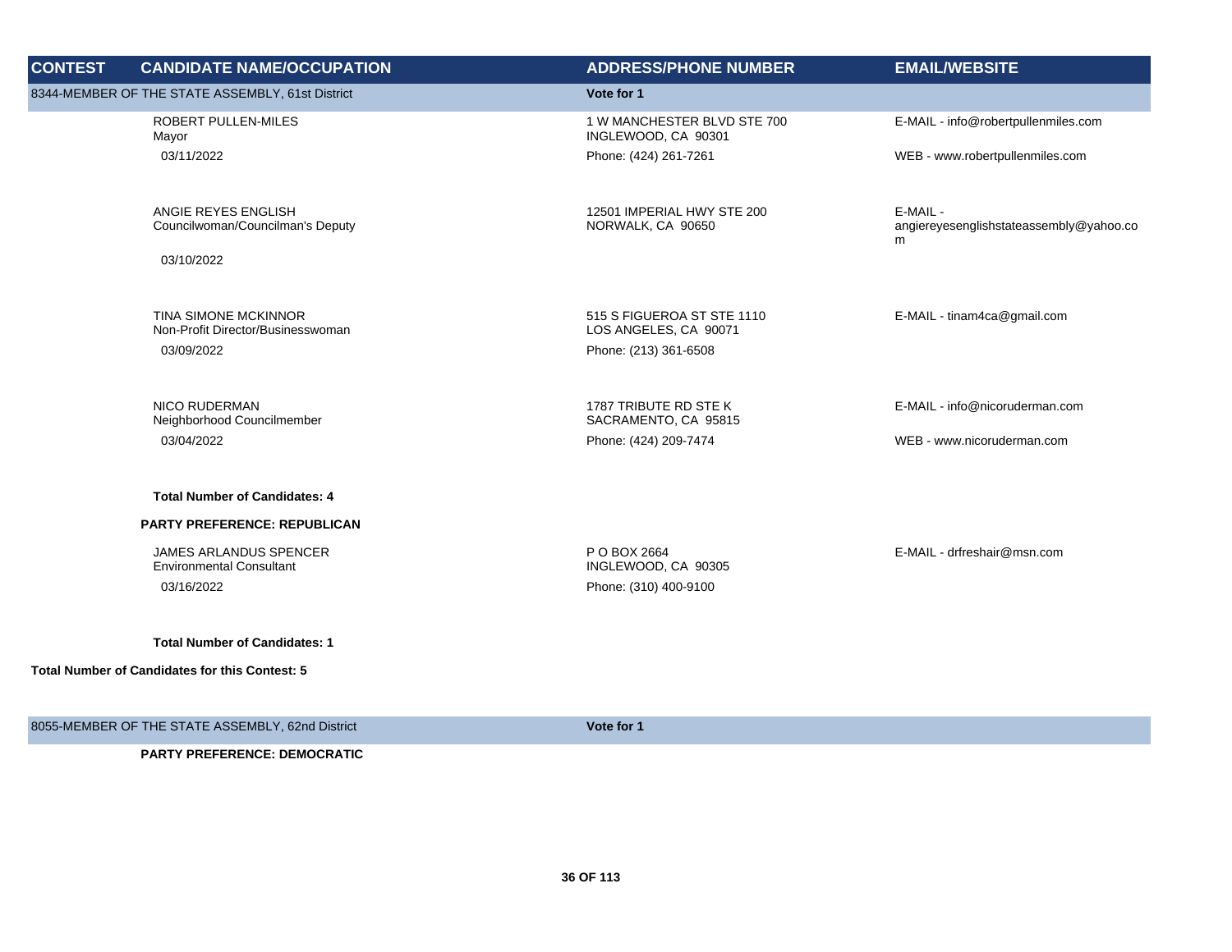| CONTEST | CANDIDATE NAME/OCCUPATION | ADDRESS/PHONE NUMBER | EMAIL/WEBSITE |
|---|---|---|---|
| 8344-MEMBER OF THE STATE ASSEMBLY, 61st District | | Vote for 1 | |
| | ROBERT PULLEN-MILES<br>Mayor<br>03/11/2022 | 1 W MANCHESTER BLVD STE 700<br>INGLEWOOD, CA 90301<br>Phone: (424) 261-7261 | E-MAIL - info@robertpullenmiles.com<br>WEB - www.robertpullenmiles.com |
| | ANGIE REYES ENGLISH<br>Councilwoman/Councilman's Deputy<br>03/10/2022 | 12501 IMPERIAL HWY STE 200<br>NORWALK, CA 90650 | E-MAIL - angiereyesenglishstateassembly@yahoo.com |
| | TINA SIMONE MCKINNOR<br>Non-Profit Director/Businesswoman<br>03/09/2022 | 515 S FIGUEROA ST STE 1110<br>LOS ANGELES, CA 90071<br>Phone: (213) 361-6508 | E-MAIL - tinam4ca@gmail.com |
| | NICO RUDERMAN<br>Neighborhood Councilmember<br>03/04/2022 | 1787 TRIBUTE RD STE K<br>SACRAMENTO, CA 95815<br>Phone: (424) 209-7474 | E-MAIL - info@nicoruderman.com<br>WEB - www.nicoruderman.com |
| | **Total Number of Candidates: 4** | | |
| | **PARTY PREFERENCE: REPUBLICAN** | | |
| | JAMES ARLANDUS SPENCER<br>Environmental Consultant<br>03/16/2022 | P O BOX 2664<br>INGLEWOOD, CA 90305<br>Phone: (310) 400-9100 | E-MAIL - drfreshair@msn.com |
| | **Total Number of Candidates: 1** | | |
| **Total Number of Candidates for this Contest: 5** | | | |
| 8055-MEMBER OF THE STATE ASSEMBLY, 62nd District | | Vote for 1 | |
| | **PARTY PREFERENCE: DEMOCRATIC** | | |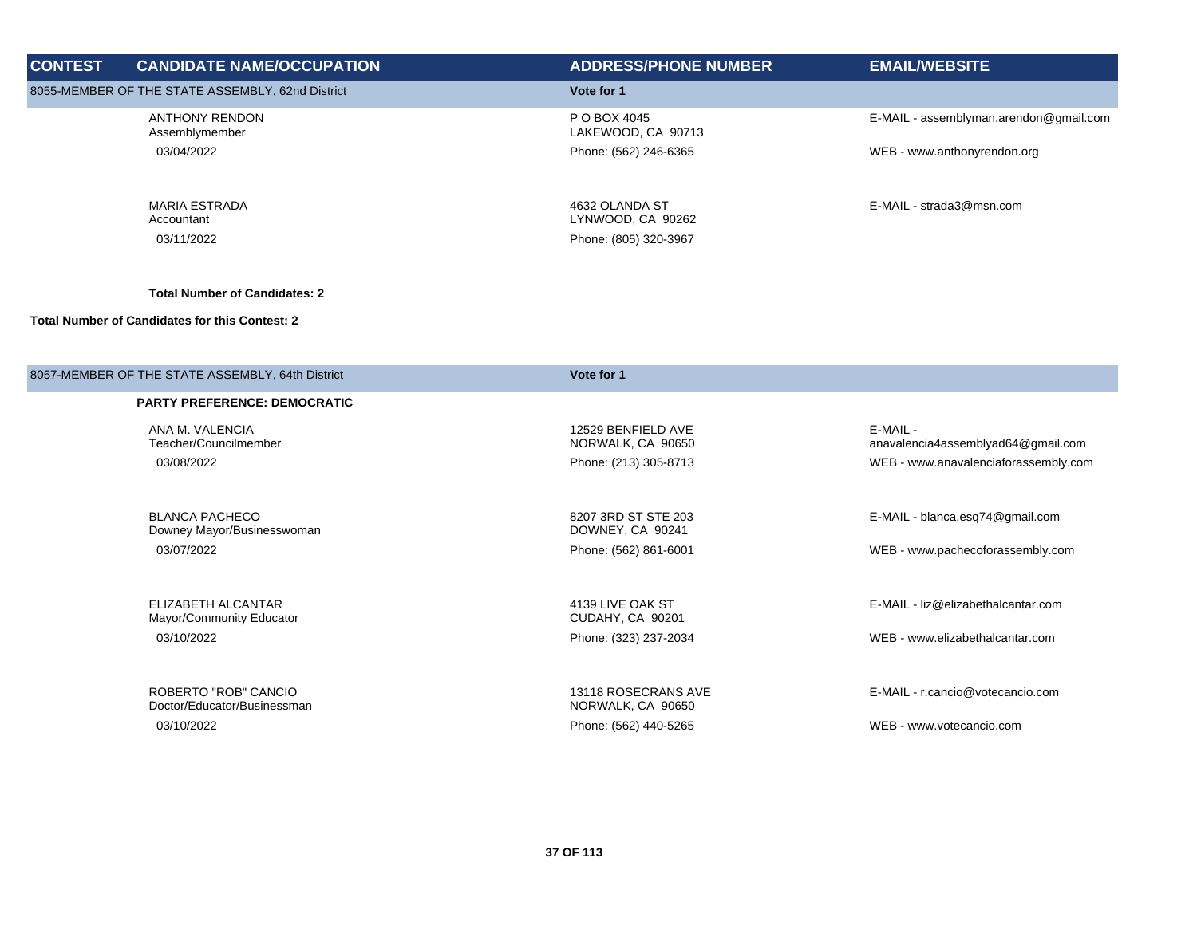| CONTEST | CANDIDATE NAME/OCCUPATION | ADDRESS/PHONE NUMBER | EMAIL/WEBSITE |
|---|---|---|---|
| 8055-MEMBER OF THE STATE ASSEMBLY, 62nd District | | **Vote for 1** | |
| | ANTHONY RENDON<br>Assemblymember<br>03/04/2022 | P O BOX 4045<br>LAKEWOOD, CA 90713<br>Phone: (562) 246-6365 | E-MAIL - assemblyman.arendon@gmail.com<br>WEB - www.anthonyrendon.org |
| | MARIA ESTRADA<br>Accountant<br>03/11/2022 | 4632 OLANDA ST<br>LYNWOOD, CA 90262<br>Phone: (805) 320-3967 | E-MAIL - strada3@msn.com |
| | **Total Number of Candidates: 2** | | |
| **Total Number of Candidates for this Contest: 2** | | | |
| 8057-MEMBER OF THE STATE ASSEMBLY, 64th District | | **Vote for 1** | |
| | **PARTY PREFERENCE: DEMOCRATIC** | | |
| | ANA M. VALENCIA<br>Teacher/Councilmember<br>03/08/2022 | 12529 BENFIELD AVE<br>NORWALK, CA 90650<br>Phone: (213) 305-8713 | E-MAIL - anavalencia4assemblyad64@gmail.com<br>WEB - www.anavalenciaforassembly.com |
| | BLANCA PACHECO<br>Downey Mayor/Businesswoman<br>03/07/2022 | 8207 3RD ST STE 203<br>DOWNEY, CA 90241<br>Phone: (562) 861-6001 | E-MAIL - blanca.esq74@gmail.com<br>WEB - www.pachecoforassembly.com |
| | ELIZABETH ALCANTAR<br>Mayor/Community Educator<br>03/10/2022 | 4139 LIVE OAK ST<br>CUDAHY, CA 90201<br>Phone: (323) 237-2034 | E-MAIL - liz@elizabethalcantar.com<br>WEB - www.elizabethalcantar.com |
| | ROBERTO "ROB" CANCIO<br>Doctor/Educator/Businessman<br>03/10/2022 | 13118 ROSECRANS AVE<br>NORWALK, CA 90650<br>Phone: (562) 440-5265 | E-MAIL - r.cancio@votecancio.com<br>WEB - www.votecancio.com |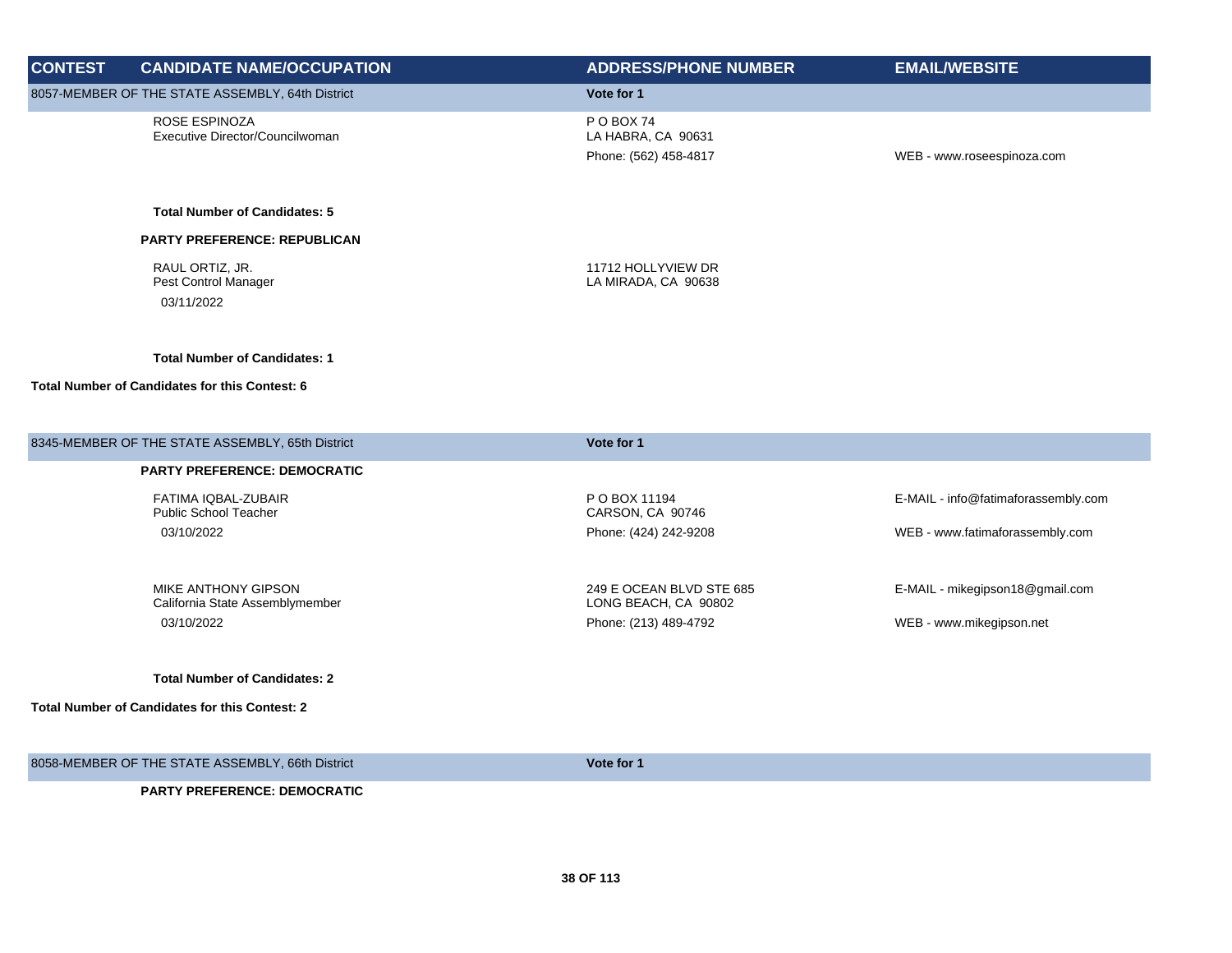| CONTEST | CANDIDATE NAME/OCCUPATION | ADDRESS/PHONE NUMBER | EMAIL/WEBSITE |
|---|---|---|---|
| 8057-MEMBER OF THE STATE ASSEMBLY, 64th District | | Vote for 1 | |
| | ROSE ESPINOZA<br>Executive Director/Councilwoman | P O BOX 74<br>LA HABRA, CA 90631<br>Phone: (562) 458-4817 | WEB - www.roseespinoza.com |
| | **Total Number of Candidates: 5** | | |
| | **PARTY PREFERENCE: REPUBLICAN** | | |
| | RAUL ORTIZ, JR.<br>Pest Control Manager<br>03/11/2022 | 11712 HOLLYVIEW DR<br>LA MIRADA, CA 90638 | |
| | **Total Number of Candidates: 1** | | |
| **Total Number of Candidates for this Contest: 6** | | | |
| 8345-MEMBER OF THE STATE ASSEMBLY, 65th District | | Vote for 1 | |
| | **PARTY PREFERENCE: DEMOCRATIC** | | |
| | FATIMA IQBAL-ZUBAIR<br>Public School Teacher<br>03/10/2022 | P O BOX 11194<br>CARSON, CA 90746<br>Phone: (424) 242-9208 | E-MAIL - info@fatimaforassembly.com<br>WEB - www.fatimaforassembly.com |
| | MIKE ANTHONY GIPSON<br>California State Assemblymember<br>03/10/2022 | 249 E OCEAN BLVD STE 685<br>LONG BEACH, CA 90802<br>Phone: (213) 489-4792 | E-MAIL - mikegipson18@gmail.com<br>WEB - www.mikegipson.net |
| | **Total Number of Candidates: 2** | | |
| **Total Number of Candidates for this Contest: 2** | | | |
| 8058-MEMBER OF THE STATE ASSEMBLY, 66th District | | Vote for 1 | |
| | **PARTY PREFERENCE: DEMOCRATIC** | | |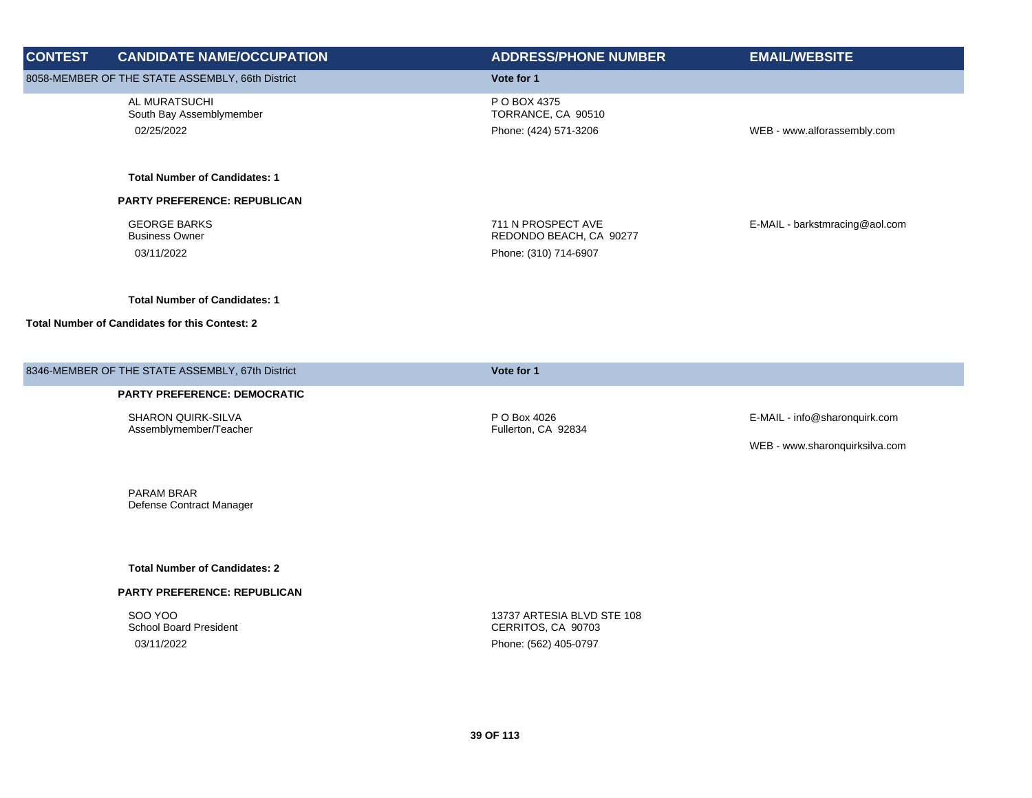| CONTEST | CANDIDATE NAME/OCCUPATION | ADDRESS/PHONE NUMBER | EMAIL/WEBSITE |
|---|---|---|---|
| **8058-MEMBER OF THE STATE ASSEMBLY, 66th District** | | **Vote for 1** | |
| | AL MURATSUCHI<br>South Bay Assemblymember<br>02/25/2022 | P O BOX 4375<br>TORRANCE, CA 90510<br>Phone: (424) 571-3206 | WEB - www.alforassembly.com |
| | **Total Number of Candidates: 1** | | |
| | **PARTY PREFERENCE: REPUBLICAN** | | |
| | GEORGE BARKS<br>Business Owner<br>03/11/2022 | 711 N PROSPECT AVE<br>REDONDO BEACH, CA 90277<br>Phone: (310) 714-6907 | E-MAIL - barkstmracing@aol.com |
| | **Total Number of Candidates: 1** | | |
| **Total Number of Candidates for this Contest: 2** | | | |
| **8346-MEMBER OF THE STATE ASSEMBLY, 67th District** | | **Vote for 1** | |
| | **PARTY PREFERENCE: DEMOCRATIC** | | |
| | SHARON QUIRK-SILVA<br>Assemblymember/Teacher | P O Box 4026<br>Fullerton, CA 92834 | E-MAIL - info@sharonquirk.com<br>WEB - www.sharonquirksilva.com |
| | PARAM BRAR<br>Defense Contract Manager | | |
| | **Total Number of Candidates: 2** | | |
| | **PARTY PREFERENCE: REPUBLICAN** | | |
| | SOO YOO<br>School Board President<br>03/11/2022 | 13737 ARTESIA BLVD STE 108<br>CERRITOS, CA 90703<br>Phone: (562) 405-0797 | |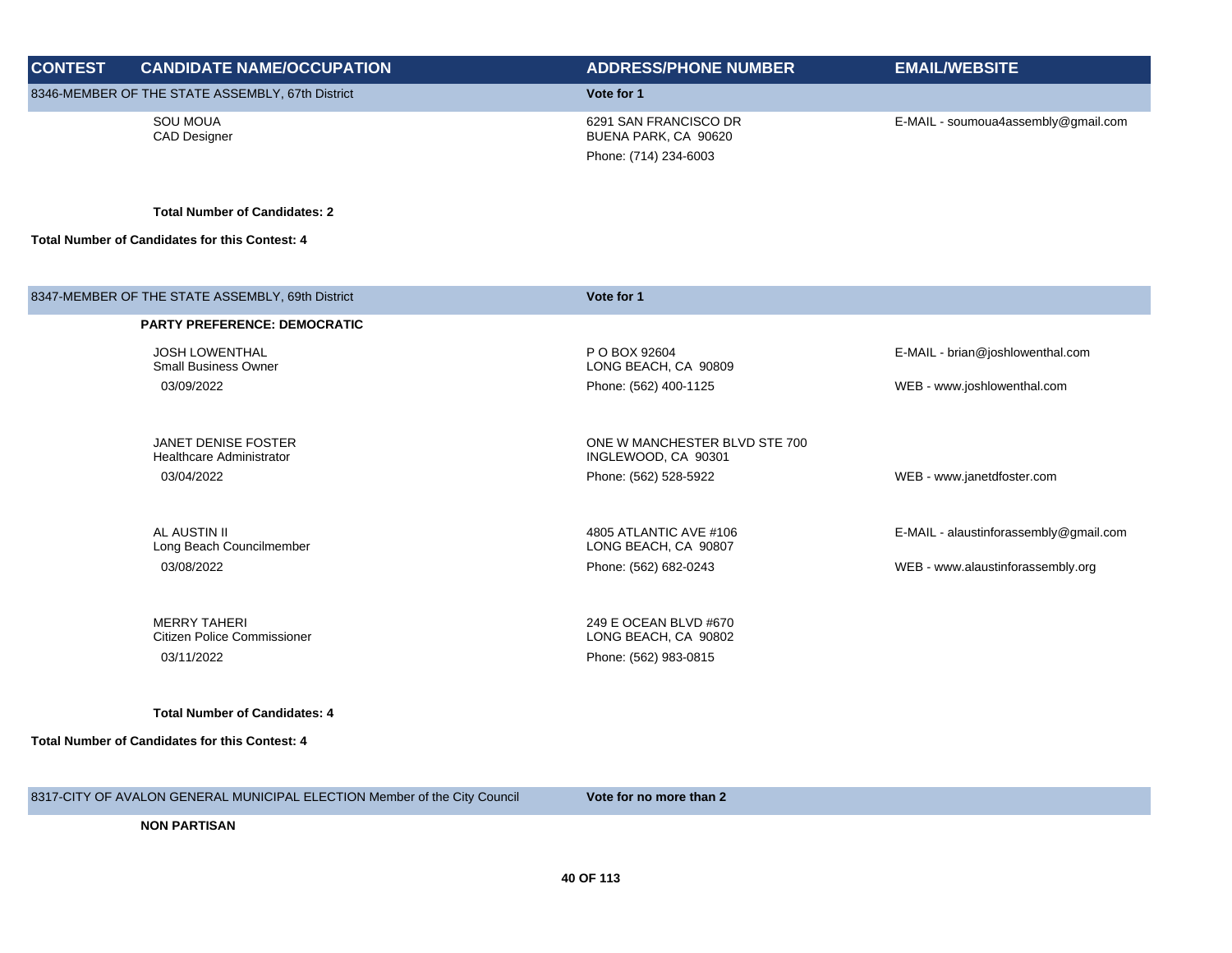| CONTEST | CANDIDATE NAME/OCCUPATION | ADDRESS/PHONE NUMBER | EMAIL/WEBSITE |
|---|---|---|---|
| 8346-MEMBER OF THE STATE ASSEMBLY, 67th District | | Vote for 1 | |
| | SOU MOUA<br>CAD Designer | 6291 SAN FRANCISCO DR<br>BUENA PARK, CA 90620<br>Phone: (714) 234-6003 | E-MAIL - soumoua4assembly@gmail.com |

**Total Number of Candidates: 2**

**Total Number of Candidates for this Contest: 4**

| CONTEST | CANDIDATE NAME/OCCUPATION | ADDRESS/PHONE NUMBER | EMAIL/WEBSITE |
|---|---|---|---|
| 8347-MEMBER OF THE STATE ASSEMBLY, 69th District | | Vote for 1 | |
| | **PARTY PREFERENCE: DEMOCRATIC** | | |
| | JOSH LOWENTHAL<br>Small Business Owner<br>03/09/2022 | P O BOX 92604<br>LONG BEACH, CA 90809<br>Phone: (562) 400-1125 | E-MAIL - brian@joshlowenthal.com<br>WEB - www.joshlowenthal.com |
| | JANET DENISE FOSTER<br>Healthcare Administrator<br>03/04/2022 | ONE W MANCHESTER BLVD STE 700<br>INGLEWOOD, CA 90301<br>Phone: (562) 528-5922 | WEB - www.janetdfoster.com |
| | AL AUSTIN II<br>Long Beach Councilmember<br>03/08/2022 | 4805 ATLANTIC AVE #106<br>LONG BEACH, CA 90807<br>Phone: (562) 682-0243 | E-MAIL - alaustinforassembly@gmail.com<br>WEB - www.alaustinforassembly.org |
| | MERRY TAHERI<br>Citizen Police Commissioner<br>03/11/2022 | 249 E OCEAN BLVD #670<br>LONG BEACH, CA 90802<br>Phone: (562) 983-0815 | |

**Total Number of Candidates: 4**

**Total Number of Candidates for this Contest: 4**

| CONTEST | CANDIDATE NAME/OCCUPATION | ADDRESS/PHONE NUMBER | EMAIL/WEBSITE |
|---|---|---|---|
| 8317-CITY OF AVALON GENERAL MUNICIPAL ELECTION Member of the City Council | | Vote for no more than 2 | |
| | **NON PARTISAN** | | |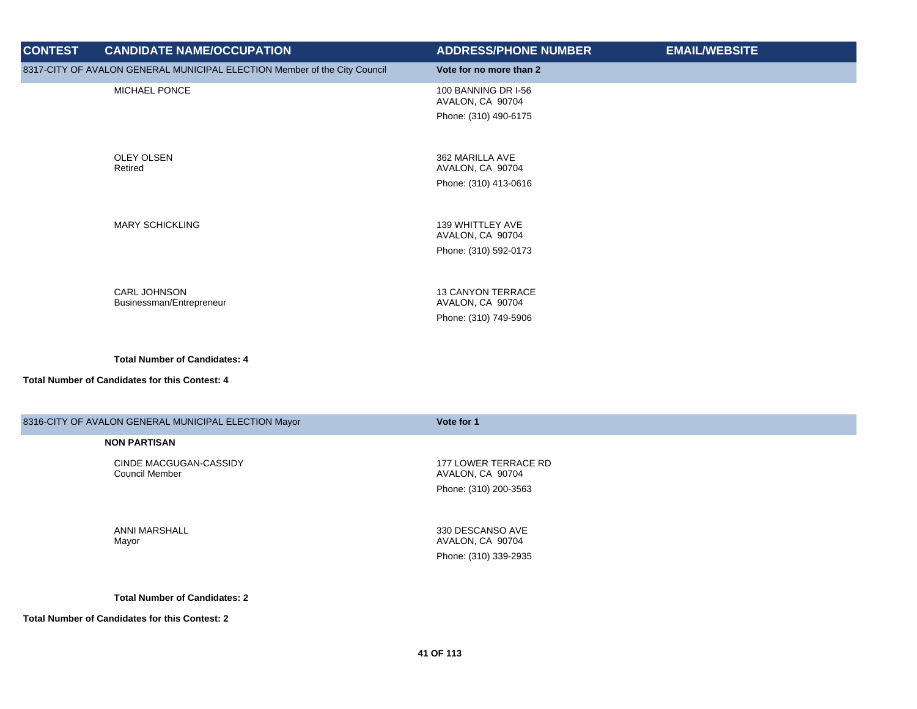| CONTEST | CANDIDATE NAME/OCCUPATION | ADDRESS/PHONE NUMBER | EMAIL/WEBSITE |
|---|---|---|---|
| 8317-CITY OF AVALON GENERAL MUNICIPAL ELECTION Member of the City Council | | **Vote for no more than 2** | |
| | MICHAEL PONCE | 100 BANNING DR I-56<br>AVALON, CA 90704<br>Phone: (310) 490-6175 | |
| | OLEY OLSEN<br>Retired | 362 MARILLA AVE<br>AVALON, CA 90704<br>Phone: (310) 413-0616 | |
| | MARY SCHICKLING | 139 WHITTLEY AVE<br>AVALON, CA 90704<br>Phone: (310) 592-0173 | |
| | CARL JOHNSON<br>Businessman/Entrepreneur | 13 CANYON TERRACE<br>AVALON, CA 90704<br>Phone: (310) 749-5906 | |
| | **Total Number of Candidates: 4** | | |
| **Total Number of Candidates for this Contest: 4** | | | |

| CONTEST | CANDIDATE NAME/OCCUPATION | ADDRESS/PHONE NUMBER | EMAIL/WEBSITE |
|---|---|---|---|
| 8316-CITY OF AVALON GENERAL MUNICIPAL ELECTION Mayor | | **Vote for 1** | |
| | **NON PARTISAN** | | |
| | CINDE MACGUGAN-CASSIDY<br>Council Member | 177 LOWER TERRACE RD<br>AVALON, CA 90704<br>Phone: (310) 200-3563 | |
| | ANNI MARSHALL<br>Mayor | 330 DESCANSO AVE<br>AVALON, CA 90704<br>Phone: (310) 339-2935 | |
| | **Total Number of Candidates: 2** | | |
| **Total Number of Candidates for this Contest: 2** | | | |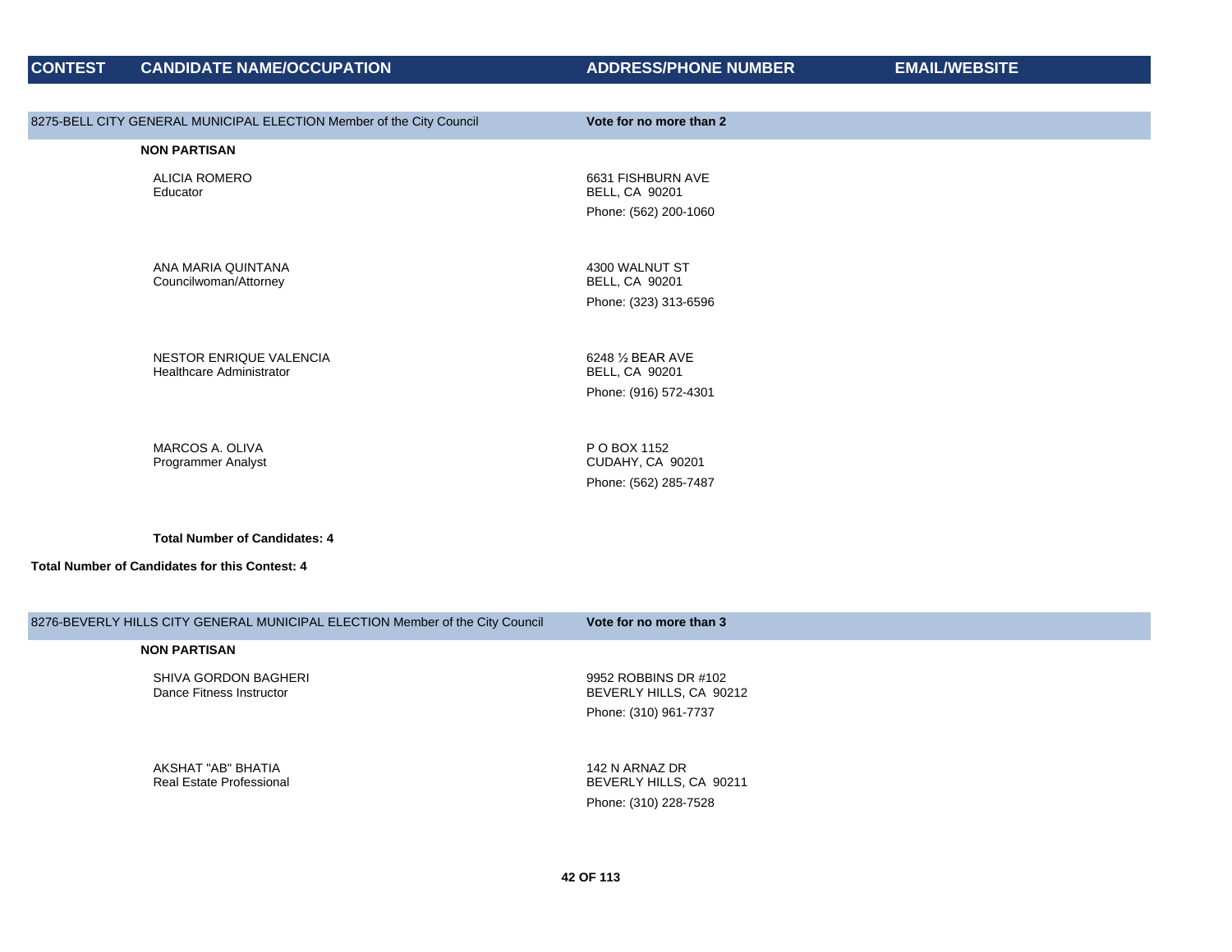| CONTEST | CANDIDATE NAME/OCCUPATION | ADDRESS/PHONE NUMBER | EMAIL/WEBSITE |
|---|---|---|---|

## 8275-BELL CITY GENERAL MUNICIPAL ELECTION Member of the City Council

**Vote for no more than 2**

**NON PARTISAN**

| CANDIDATE NAME/OCCUPATION | ADDRESS/PHONE NUMBER | EMAIL/WEBSITE |
|---|---|---|
| ALICIA ROMERO<br>Educator | 6631 FISHBURN AVE<br>BELL, CA 90201<br>Phone: (562) 200-1060 | |
| ANA MARIA QUINTANA<br>Councilwoman/Attorney | 4300 WALNUT ST<br>BELL, CA 90201<br>Phone: (323) 313-6596 | |
| NESTOR ENRIQUE VALENCIA<br>Healthcare Administrator | 6248 ½ BEAR AVE<br>BELL, CA 90201<br>Phone: (916) 572-4301 | |
| MARCOS A. OLIVA<br>Programmer Analyst | P O BOX 1152<br>CUDAHY, CA 90201<br>Phone: (562) 285-7487 | |

**Total Number of Candidates: 4**

**Total Number of Candidates for this Contest: 4**

## 8276-BEVERLY HILLS CITY GENERAL MUNICIPAL ELECTION Member of the City Council

**Vote for no more than 3**

**NON PARTISAN**

| CANDIDATE NAME/OCCUPATION | ADDRESS/PHONE NUMBER | EMAIL/WEBSITE |
|---|---|---|
| SHIVA GORDON BAGHERI<br>Dance Fitness Instructor | 9952 ROBBINS DR #102<br>BEVERLY HILLS, CA 90212<br>Phone: (310) 961-7737 | |
| AKSHAT "AB" BHATIA<br>Real Estate Professional | 142 N ARNAZ DR<br>BEVERLY HILLS, CA 90211<br>Phone: (310) 228-7528 | |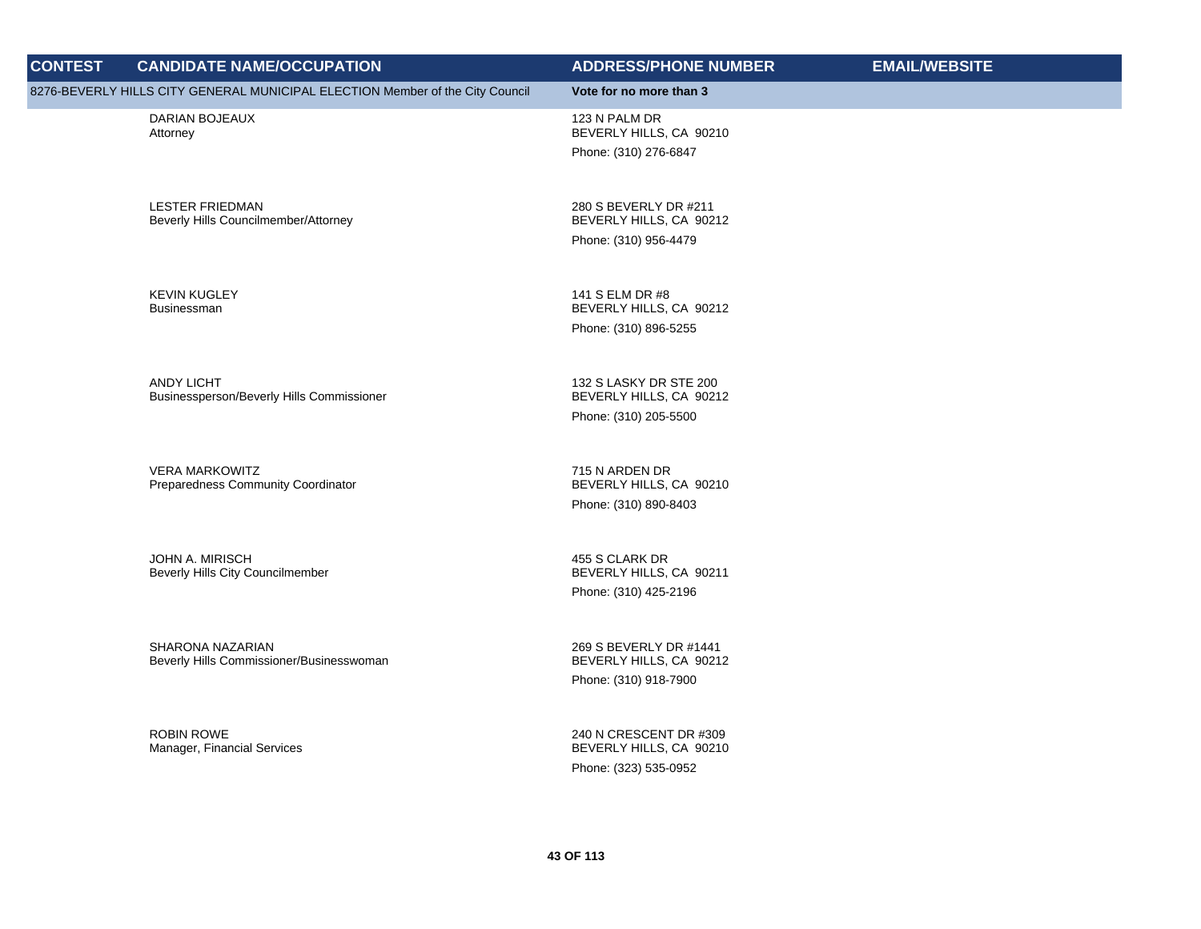| CONTEST | CANDIDATE NAME/OCCUPATION | ADDRESS/PHONE NUMBER | EMAIL/WEBSITE |
|---|---|---|---|
| 8276-BEVERLY HILLS CITY GENERAL MUNICIPAL ELECTION Member of the City Council | | **Vote for no more than 3** | |
| | DARIAN BOJEAUX<br>Attorney | 123 N PALM DR<br>BEVERLY HILLS, CA 90210<br>Phone: (310) 276-6847 | |
| | LESTER FRIEDMAN<br>Beverly Hills Councilmember/Attorney | 280 S BEVERLY DR #211<br>BEVERLY HILLS, CA 90212<br>Phone: (310) 956-4479 | |
| | KEVIN KUGLEY<br>Businessman | 141 S ELM DR #8<br>BEVERLY HILLS, CA 90212<br>Phone: (310) 896-5255 | |
| | ANDY LICHT<br>Businessperson/Beverly Hills Commissioner | 132 S LASKY DR STE 200<br>BEVERLY HILLS, CA 90212<br>Phone: (310) 205-5500 | |
| | VERA MARKOWITZ<br>Preparedness Community Coordinator | 715 N ARDEN DR<br>BEVERLY HILLS, CA 90210<br>Phone: (310) 890-8403 | |
| | JOHN A. MIRISCH<br>Beverly Hills City Councilmember | 455 S CLARK DR<br>BEVERLY HILLS, CA 90211<br>Phone: (310) 425-2196 | |
| | SHARONA NAZARIAN<br>Beverly Hills Commissioner/Businesswoman | 269 S BEVERLY DR #1441<br>BEVERLY HILLS, CA 90212<br>Phone: (310) 918-7900 | |
| | ROBIN ROWE<br>Manager, Financial Services | 240 N CRESCENT DR #309<br>BEVERLY HILLS, CA 90210<br>Phone: (323) 535-0952 | |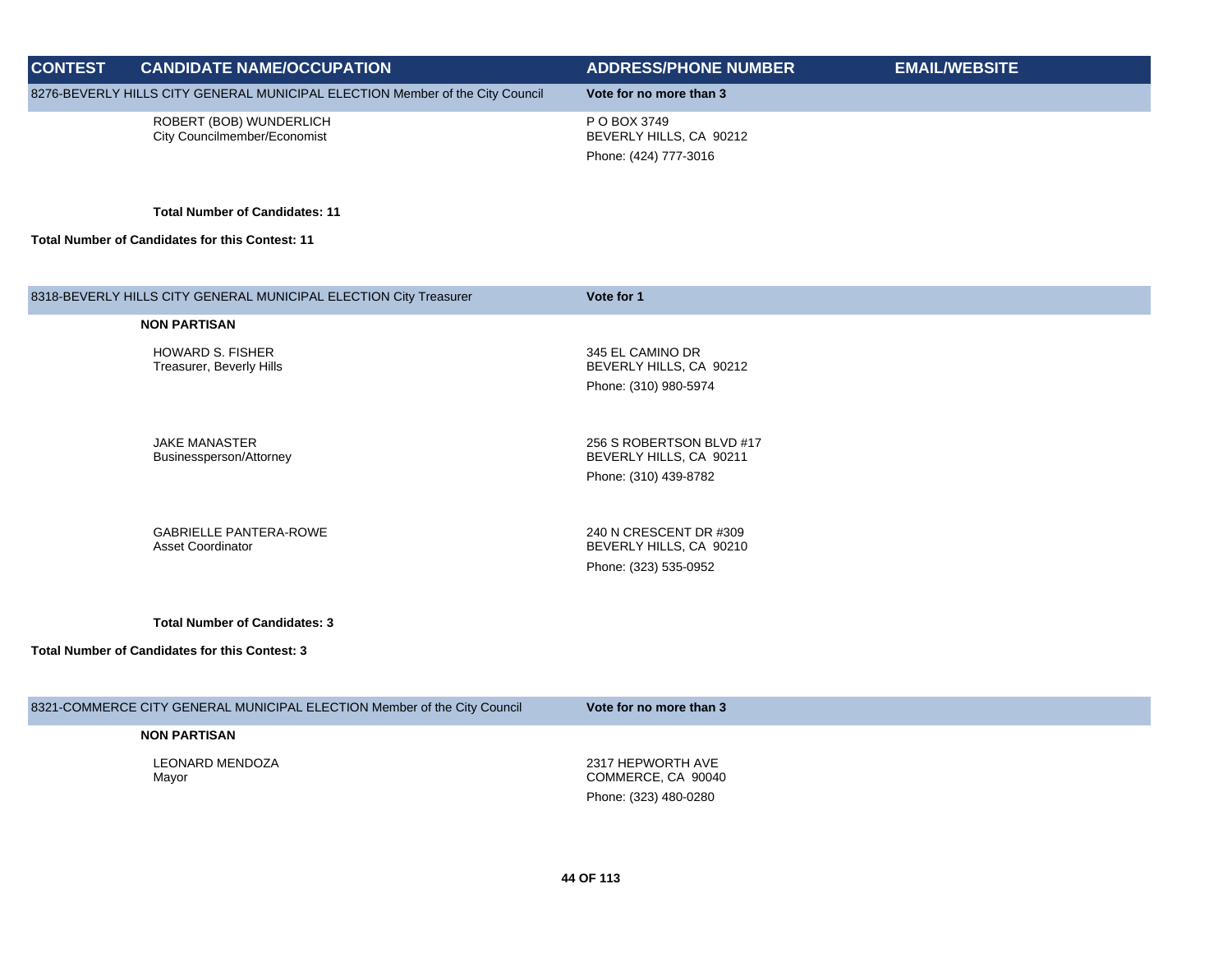| CONTEST | CANDIDATE NAME/OCCUPATION | ADDRESS/PHONE NUMBER | EMAIL/WEBSITE |
|---|---|---|---|
| 8276-BEVERLY HILLS CITY GENERAL MUNICIPAL ELECTION Member of the City Council | | **Vote for no more than 3** | |
| | ROBERT (BOB) WUNDERLICH<br>City Councilmember/Economist | P O BOX 3749<br>BEVERLY HILLS, CA 90212<br>Phone: (424) 777-3016 | |
| | **Total Number of Candidates: 11** | | |
| **Total Number of Candidates for this Contest: 11** | | | |
| 8318-BEVERLY HILLS CITY GENERAL MUNICIPAL ELECTION City Treasurer | | **Vote for 1** | |
| | **NON PARTISAN** | | |
| | HOWARD S. FISHER<br>Treasurer, Beverly Hills | 345 EL CAMINO DR<br>BEVERLY HILLS, CA 90212<br>Phone: (310) 980-5974 | |
| | JAKE MANASTER<br>Businessperson/Attorney | 256 S ROBERTSON BLVD #17<br>BEVERLY HILLS, CA 90211<br>Phone: (310) 439-8782 | |
| | GABRIELLE PANTERA-ROWE<br>Asset Coordinator | 240 N CRESCENT DR #309<br>BEVERLY HILLS, CA 90210<br>Phone: (323) 535-0952 | |
| | **Total Number of Candidates: 3** | | |
| **Total Number of Candidates for this Contest: 3** | | | |
| 8321-COMMERCE CITY GENERAL MUNICIPAL ELECTION Member of the City Council | | **Vote for no more than 3** | |
| | **NON PARTISAN** | | |
| | LEONARD MENDOZA<br>Mayor | 2317 HEPWORTH AVE<br>COMMERCE, CA 90040<br>Phone: (323) 480-0280 | |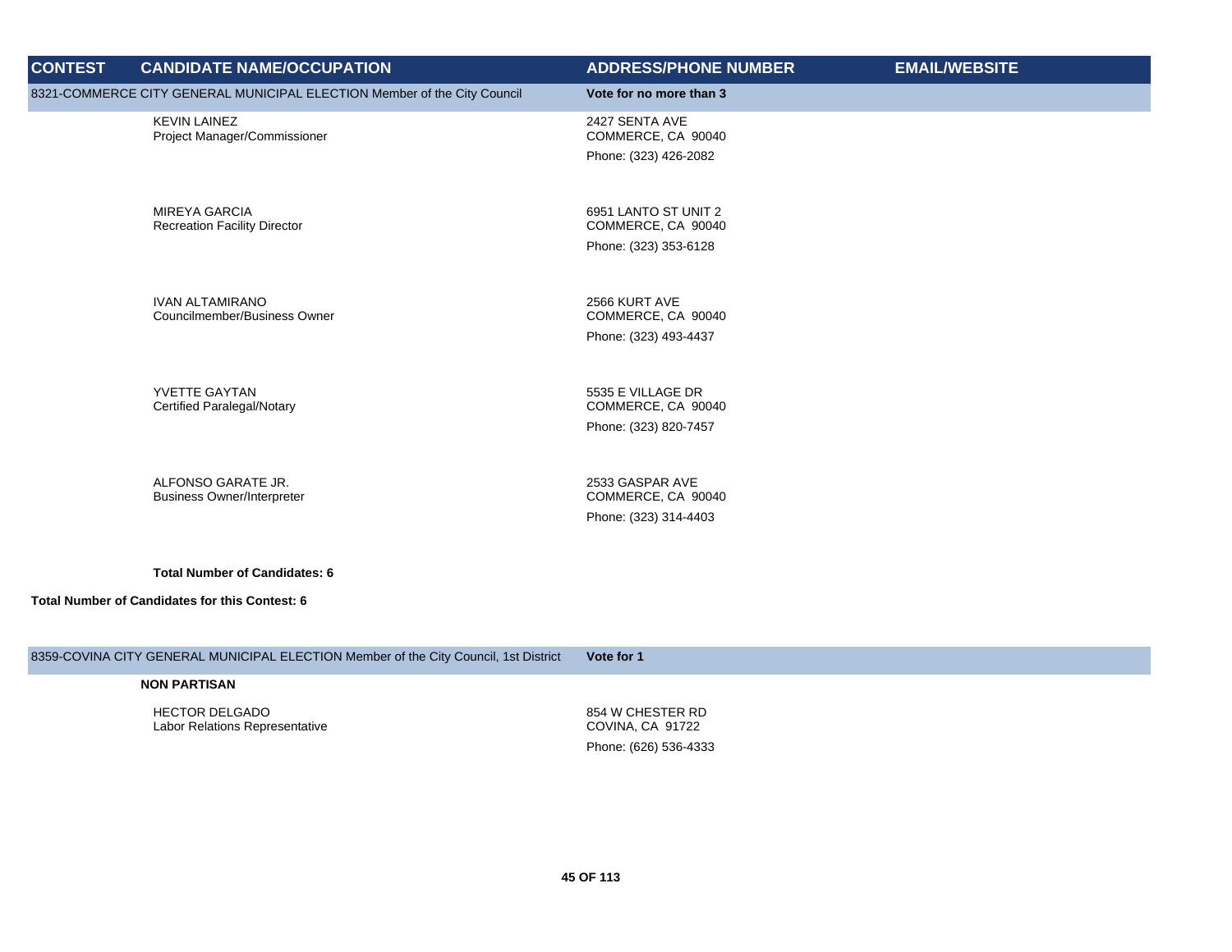| CONTEST | CANDIDATE NAME/OCCUPATION | ADDRESS/PHONE NUMBER | EMAIL/WEBSITE |
|---|---|---|---|
| 8321-COMMERCE CITY GENERAL MUNICIPAL ELECTION Member of the City Council | | **Vote for no more than 3** | |
| | KEVIN LAINEZ<br>Project Manager/Commissioner | 2427 SENTA AVE<br>COMMERCE, CA 90040<br>Phone: (323) 426-2082 | |
| | MIREYA GARCIA<br>Recreation Facility Director | 6951 LANTO ST UNIT 2<br>COMMERCE, CA 90040<br>Phone: (323) 353-6128 | |
| | IVAN ALTAMIRANO<br>Councilmember/Business Owner | 2566 KURT AVE<br>COMMERCE, CA 90040<br>Phone: (323) 493-4437 | |
| | YVETTE GAYTAN<br>Certified Paralegal/Notary | 5535 E VILLAGE DR<br>COMMERCE, CA 90040<br>Phone: (323) 820-7457 | |
| | ALFONSO GARATE JR.<br>Business Owner/Interpreter | 2533 GASPAR AVE<br>COMMERCE, CA 90040<br>Phone: (323) 314-4403 | |
| | **Total Number of Candidates: 6** | | |
| **Total Number of Candidates for this Contest: 6** | | | |
| 8359-COVINA CITY GENERAL MUNICIPAL ELECTION Member of the City Council, 1st District | | **Vote for 1** | |
| | **NON PARTISAN** | | |
| | HECTOR DELGADO<br>Labor Relations Representative | 854 W CHESTER RD<br>COVINA, CA 91722<br>Phone: (626) 536-4333 | |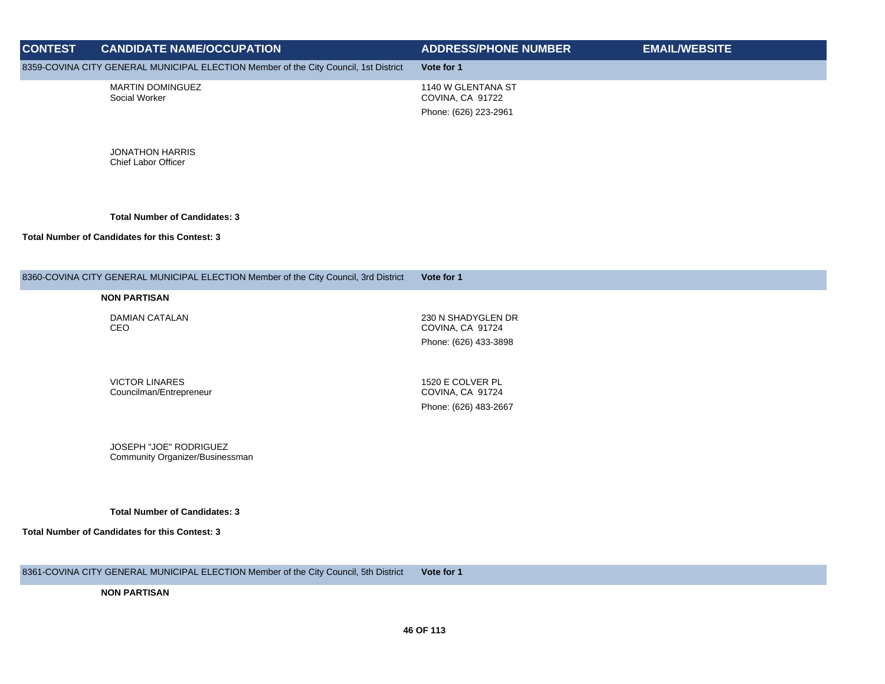| CONTEST | CANDIDATE NAME/OCCUPATION | ADDRESS/PHONE NUMBER | EMAIL/WEBSITE |
|---|---|---|---|
| 8359-COVINA CITY GENERAL MUNICIPAL ELECTION Member of the City Council, 1st District | | **Vote for 1** | |
| | MARTIN DOMINGUEZ<br>Social Worker | 1140 W GLENTANA ST<br>COVINA, CA 91722<br>Phone: (626) 223-2961 | |
| | JONATHON HARRIS<br>Chief Labor Officer | | |
| | **Total Number of Candidates: 3** | | |
| **Total Number of Candidates for this Contest: 3** | | | |
| 8360-COVINA CITY GENERAL MUNICIPAL ELECTION Member of the City Council, 3rd District | | **Vote for 1** | |
| | **NON PARTISAN** | | |
| | DAMIAN CATALAN<br>CEO | 230 N SHADYGLEN DR<br>COVINA, CA 91724<br>Phone: (626) 433-3898 | |
| | VICTOR LINARES<br>Councilman/Entrepreneur | 1520 E COLVER PL<br>COVINA, CA 91724<br>Phone: (626) 483-2667 | |
| | JOSEPH "JOE" RODRIGUEZ<br>Community Organizer/Businessman | | |
| | **Total Number of Candidates: 3** | | |
| **Total Number of Candidates for this Contest: 3** | | | |
| 8361-COVINA CITY GENERAL MUNICIPAL ELECTION Member of the City Council, 5th District | | **Vote for 1** | |
| | **NON PARTISAN** | | |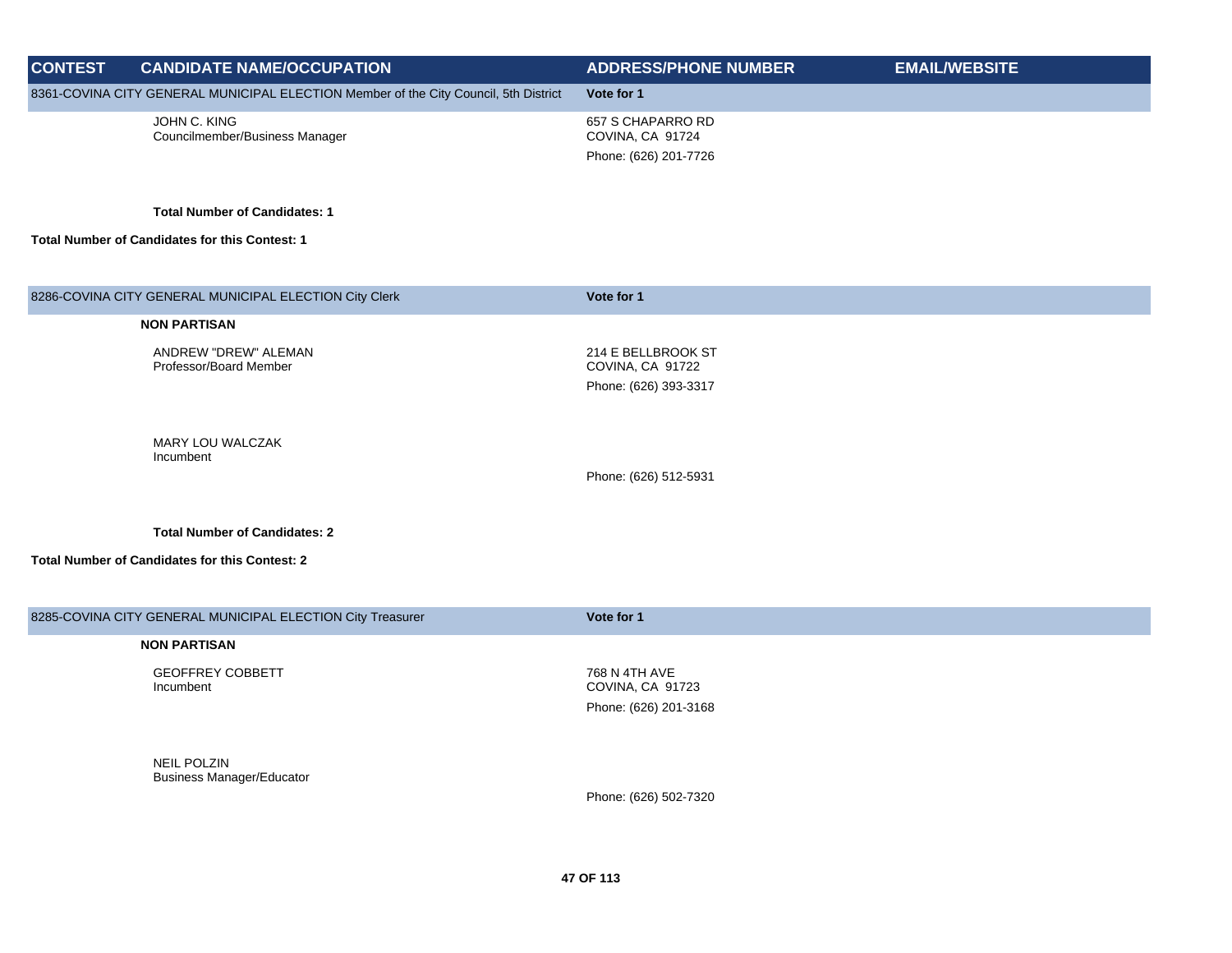| CONTEST | CANDIDATE NAME/OCCUPATION | ADDRESS/PHONE NUMBER | EMAIL/WEBSITE |
|---|---|---|---|
| 8361-COVINA CITY GENERAL MUNICIPAL ELECTION Member of the City Council, 5th District | | **Vote for 1** | |
| | JOHN C. KING<br>Councilmember/Business Manager | 657 S CHAPARRO RD<br>COVINA, CA 91724<br>Phone: (626) 201-7726 | |
| | **Total Number of Candidates: 1** | | |
| **Total Number of Candidates for this Contest: 1** | | | |
| 8286-COVINA CITY GENERAL MUNICIPAL ELECTION City Clerk | | **Vote for 1** | |
| | **NON PARTISAN** | | |
| | ANDREW "DREW" ALEMAN<br>Professor/Board Member | 214 E BELLBROOK ST<br>COVINA, CA 91722<br>Phone: (626) 393-3317 | |
| | MARY LOU WALCZAK<br>Incumbent | Phone: (626) 512-5931 | |
| | **Total Number of Candidates: 2** | | |
| **Total Number of Candidates for this Contest: 2** | | | |
| 8285-COVINA CITY GENERAL MUNICIPAL ELECTION City Treasurer | | **Vote for 1** | |
| | **NON PARTISAN** | | |
| | GEOFFREY COBBETT<br>Incumbent | 768 N 4TH AVE<br>COVINA, CA 91723<br>Phone: (626) 201-3168 | |
| | NEIL POLZIN<br>Business Manager/Educator | Phone: (626) 502-7320 | |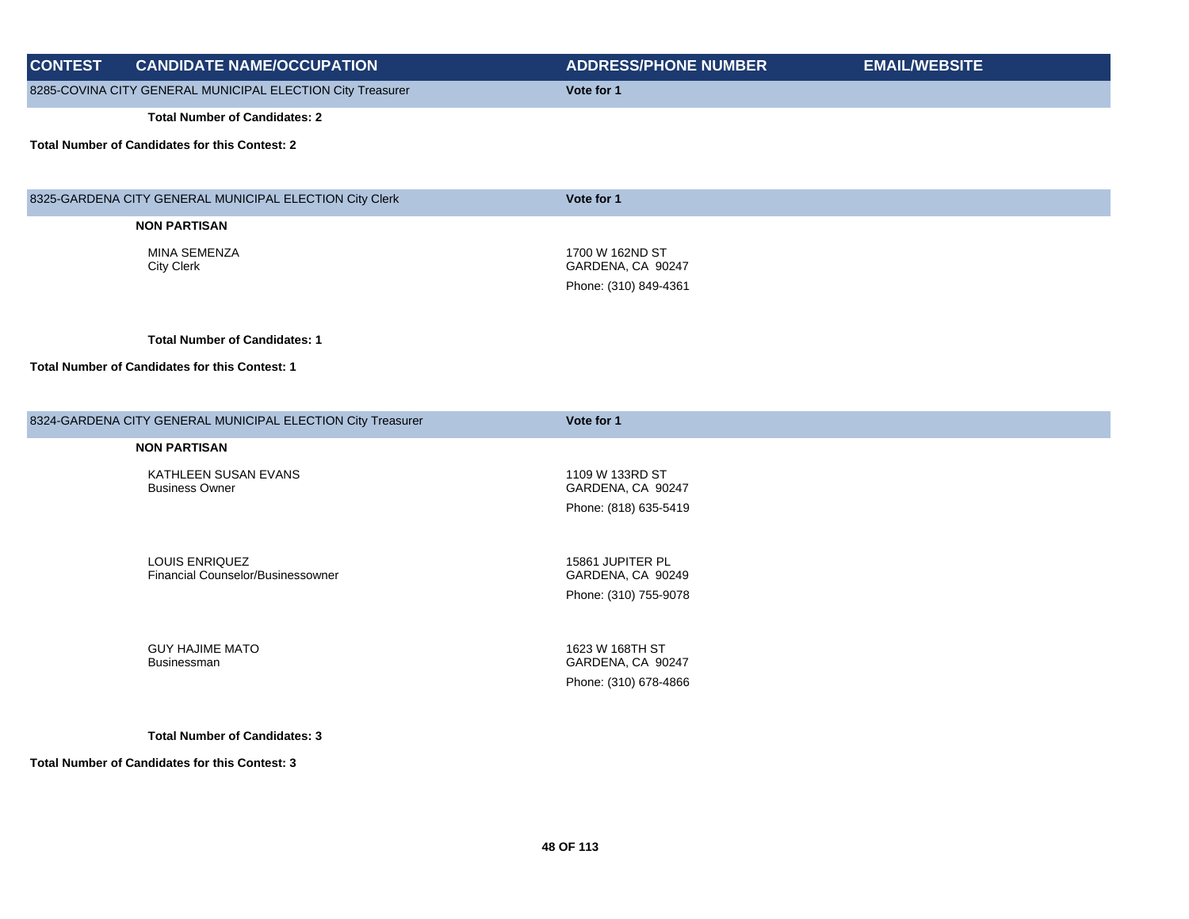| CONTEST | CANDIDATE NAME/OCCUPATION | ADDRESS/PHONE NUMBER | EMAIL/WEBSITE |
|---|---|---|---|
| 8285-COVINA CITY GENERAL MUNICIPAL ELECTION City Treasurer | | Vote for 1 | |
| | **Total Number of Candidates: 2** | | |
| **Total Number of Candidates for this Contest: 2** | | | |
| 8325-GARDENA CITY GENERAL MUNICIPAL ELECTION City Clerk | | Vote for 1 | |
| | **NON PARTISAN** | | |
| | MINA SEMENZA<br>City Clerk | 1700 W 162ND ST<br>GARDENA, CA 90247<br>Phone: (310) 849-4361 | |
| | **Total Number of Candidates: 1** | | |
| **Total Number of Candidates for this Contest: 1** | | | |
| 8324-GARDENA CITY GENERAL MUNICIPAL ELECTION City Treasurer | | Vote for 1 | |
| | **NON PARTISAN** | | |
| | KATHLEEN SUSAN EVANS<br>Business Owner | 1109 W 133RD ST<br>GARDENA, CA 90247<br>Phone: (818) 635-5419 | |
| | LOUIS ENRIQUEZ<br>Financial Counselor/Businessowner | 15861 JUPITER PL<br>GARDENA, CA 90249<br>Phone: (310) 755-9078 | |
| | GUY HAJIME MATO<br>Businessman | 1623 W 168TH ST<br>GARDENA, CA 90247<br>Phone: (310) 678-4866 | |
| | **Total Number of Candidates: 3** | | |
| **Total Number of Candidates for this Contest: 3** | | | |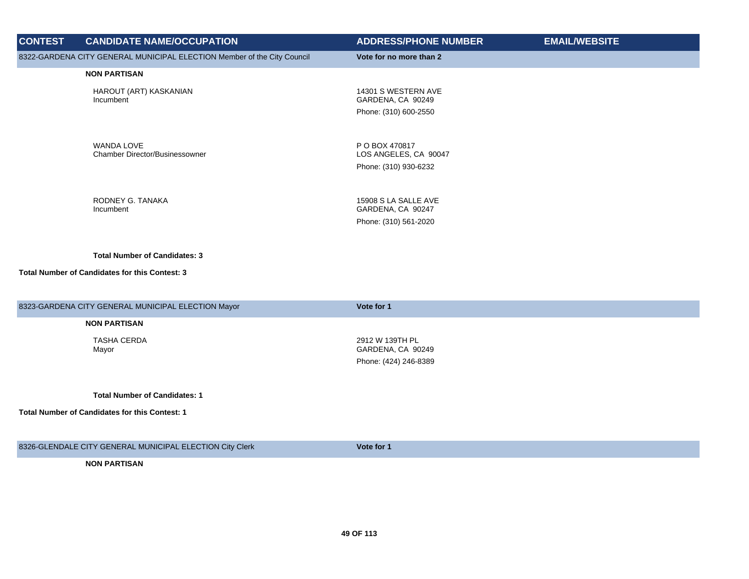| CONTEST | CANDIDATE NAME/OCCUPATION | ADDRESS/PHONE NUMBER | EMAIL/WEBSITE |
|---|---|---|---|
| 8322-GARDENA CITY GENERAL MUNICIPAL ELECTION Member of the City Council | | **Vote for no more than 2** | |
| | **NON PARTISAN** | | |
| | HAROUT (ART) KASKANIAN<br>Incumbent | 14301 S WESTERN AVE<br>GARDENA, CA 90249<br>Phone: (310) 600-2550 | |
| | WANDA LOVE<br>Chamber Director/Businessowner | P O BOX 470817<br>LOS ANGELES, CA 90047<br>Phone: (310) 930-6232 | |
| | RODNEY G. TANAKA<br>Incumbent | 15908 S LA SALLE AVE<br>GARDENA, CA 90247<br>Phone: (310) 561-2020 | |
| | **Total Number of Candidates: 3** | | |
| **Total Number of Candidates for this Contest: 3** | | | |
| 8323-GARDENA CITY GENERAL MUNICIPAL ELECTION Mayor | | **Vote for 1** | |
| | **NON PARTISAN** | | |
| | TASHA CERDA<br>Mayor | 2912 W 139TH PL<br>GARDENA, CA 90249<br>Phone: (424) 246-8389 | |
| | **Total Number of Candidates: 1** | | |
| **Total Number of Candidates for this Contest: 1** | | | |
| 8326-GLENDALE CITY GENERAL MUNICIPAL ELECTION City Clerk | | **Vote for 1** | |
| | **NON PARTISAN** | | |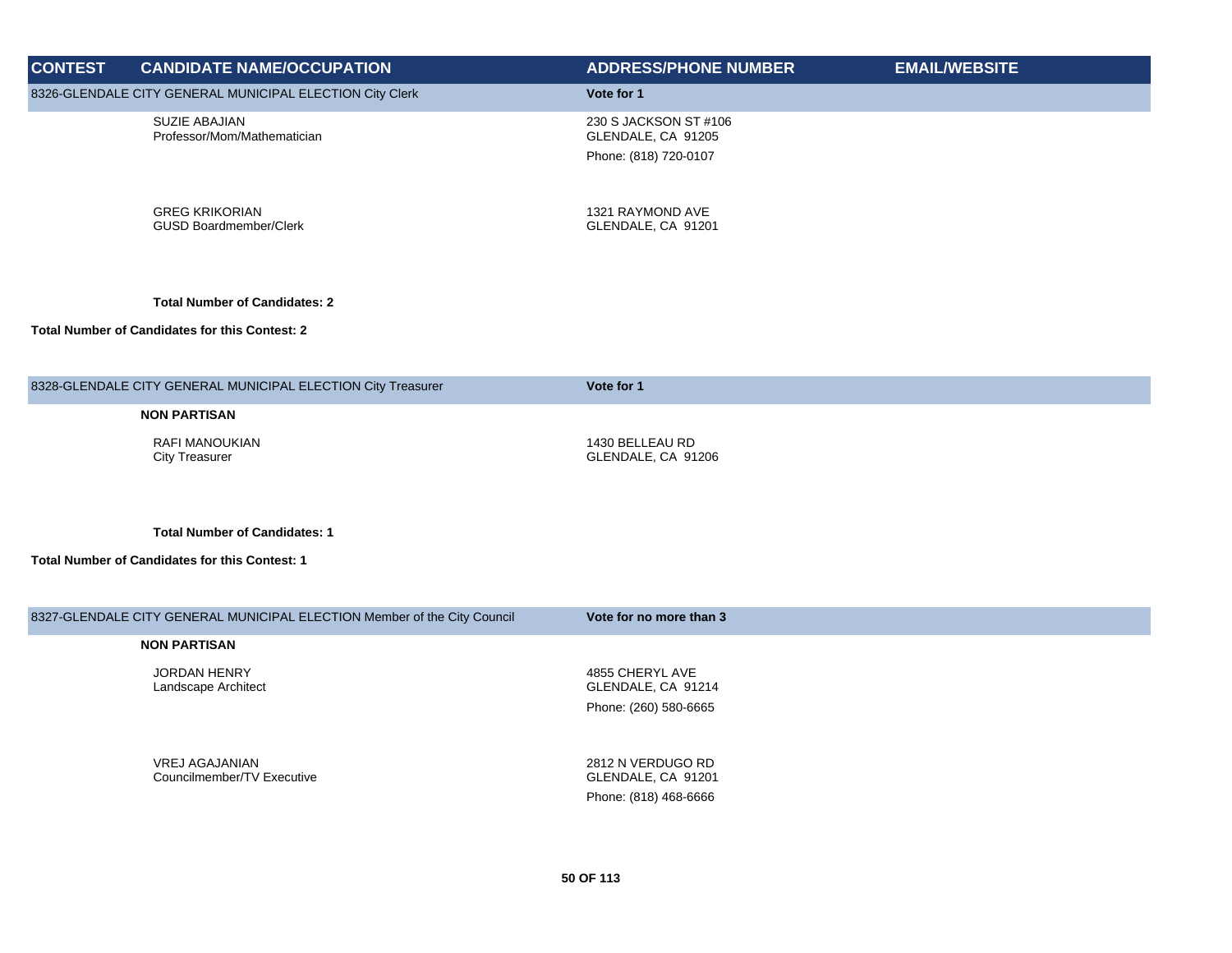| CONTEST | CANDIDATE NAME/OCCUPATION | ADDRESS/PHONE NUMBER | EMAIL/WEBSITE |
|---|---|---|---|
| 8326-GLENDALE CITY GENERAL MUNICIPAL ELECTION City Clerk | | **Vote for 1** | |
| | SUZIE ABAJIAN<br>Professor/Mom/Mathematician | 230 S JACKSON ST #106<br>GLENDALE, CA 91205<br>Phone: (818) 720-0107 | |
| | GREG KRIKORIAN<br>GUSD Boardmember/Clerk | 1321 RAYMOND AVE<br>GLENDALE, CA 91201 | |
| | **Total Number of Candidates: 2** | | |
| **Total Number of Candidates for this Contest: 2** | | | |
| 8328-GLENDALE CITY GENERAL MUNICIPAL ELECTION City Treasurer | | **Vote for 1** | |
| | **NON PARTISAN** | | |
| | RAFI MANOUKIAN<br>City Treasurer | 1430 BELLEAU RD<br>GLENDALE, CA 91206 | |
| | **Total Number of Candidates: 1** | | |
| **Total Number of Candidates for this Contest: 1** | | | |
| 8327-GLENDALE CITY GENERAL MUNICIPAL ELECTION Member of the City Council | | **Vote for no more than 3** | |
| | **NON PARTISAN** | | |
| | JORDAN HENRY<br>Landscape Architect | 4855 CHERYL AVE<br>GLENDALE, CA 91214<br>Phone: (260) 580-6665 | |
| | VREJ AGAJANIAN<br>Councilmember/TV Executive | 2812 N VERDUGO RD<br>GLENDALE, CA 91201<br>Phone: (818) 468-6666 | |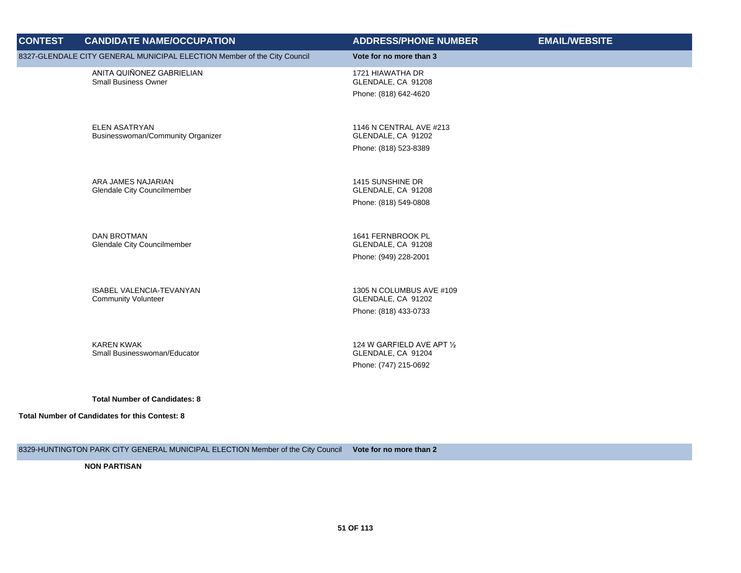| CONTEST | CANDIDATE NAME/OCCUPATION | ADDRESS/PHONE NUMBER | EMAIL/WEBSITE |
|---|---|---|---|
| 8327-GLENDALE CITY GENERAL MUNICIPAL ELECTION Member of the City Council | | **Vote for no more than 3** | |
| | ANITA QUIÑONEZ GABRIELIAN<br>Small Business Owner | 1721 HIAWATHA DR<br>GLENDALE, CA 91208<br>Phone: (818) 642-4620 | |
| | ELEN ASATRYAN<br>Businesswoman/Community Organizer | 1146 N CENTRAL AVE #213<br>GLENDALE, CA 91202<br>Phone: (818) 523-8389 | |
| | ARA JAMES NAJARIAN<br>Glendale City Councilmember | 1415 SUNSHINE DR<br>GLENDALE, CA 91208<br>Phone: (818) 549-0808 | |
| | DAN BROTMAN<br>Glendale City Councilmember | 1641 FERNBROOK PL<br>GLENDALE, CA 91208<br>Phone: (949) 228-2001 | |
| | ISABEL VALENCIA-TEVANYAN<br>Community Volunteer | 1305 N COLUMBUS AVE #109<br>GLENDALE, CA 91202<br>Phone: (818) 433-0733 | |
| | KAREN KWAK<br>Small Businesswoman/Educator | 124 W GARFIELD AVE APT ½<br>GLENDALE, CA 91204<br>Phone: (747) 215-0692 | |
| | **Total Number of Candidates: 8** | | |

**Total Number of Candidates for this Contest: 8**

| | | | |
|---|---|---|---|
| 8329-HUNTINGTON PARK CITY GENERAL MUNICIPAL ELECTION Member of the City Council | | **Vote for no more than 2** | |
| | **NON PARTISAN** | | |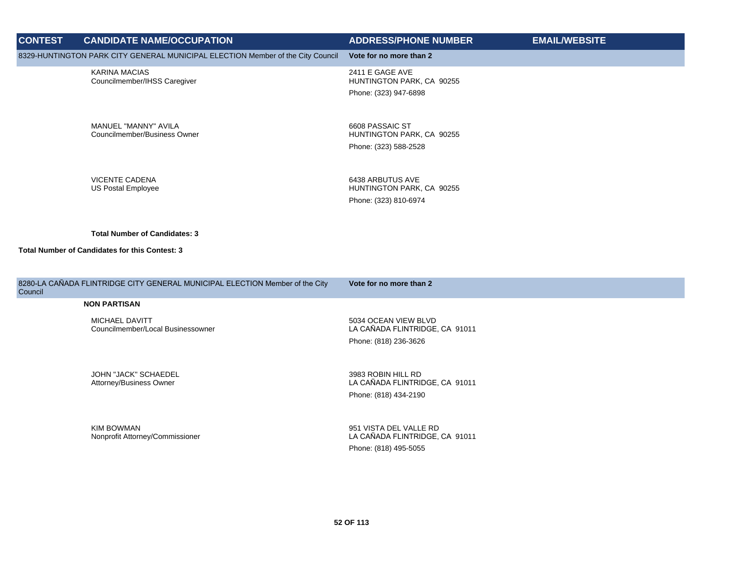| CONTEST | CANDIDATE NAME/OCCUPATION | ADDRESS/PHONE NUMBER | EMAIL/WEBSITE |
|---|---|---|---|
| 8329-HUNTINGTON PARK CITY GENERAL MUNICIPAL ELECTION Member of the City Council | | **Vote for no more than 2** | |
| | KARINA MACIAS<br>Councilmember/IHSS Caregiver | 2411 E GAGE AVE<br>HUNTINGTON PARK, CA 90255<br>Phone: (323) 947-6898 | |
| | MANUEL "MANNY" AVILA<br>Councilmember/Business Owner | 6608 PASSAIC ST<br>HUNTINGTON PARK, CA 90255<br>Phone: (323) 588-2528 | |
| | VICENTE CADENA<br>US Postal Employee | 6438 ARBUTUS AVE<br>HUNTINGTON PARK, CA 90255<br>Phone: (323) 810-6974 | |
| | **Total Number of Candidates: 3** | | |
| **Total Number of Candidates for this Contest: 3** | | | |
| 8280-LA CAÑADA FLINTRIDGE CITY GENERAL MUNICIPAL ELECTION Member of the City Council | | **Vote for no more than 2** | |
| | **NON PARTISAN** | | |
| | MICHAEL DAVITT<br>Councilmember/Local Businessowner | 5034 OCEAN VIEW BLVD<br>LA CAÑADA FLINTRIDGE, CA 91011<br>Phone: (818) 236-3626 | |
| | JOHN "JACK" SCHAEDEL<br>Attorney/Business Owner | 3983 ROBIN HILL RD<br>LA CAÑADA FLINTRIDGE, CA 91011<br>Phone: (818) 434-2190 | |
| | KIM BOWMAN<br>Nonprofit Attorney/Commissioner | 951 VISTA DEL VALLE RD<br>LA CAÑADA FLINTRIDGE, CA 91011<br>Phone: (818) 495-5055 | |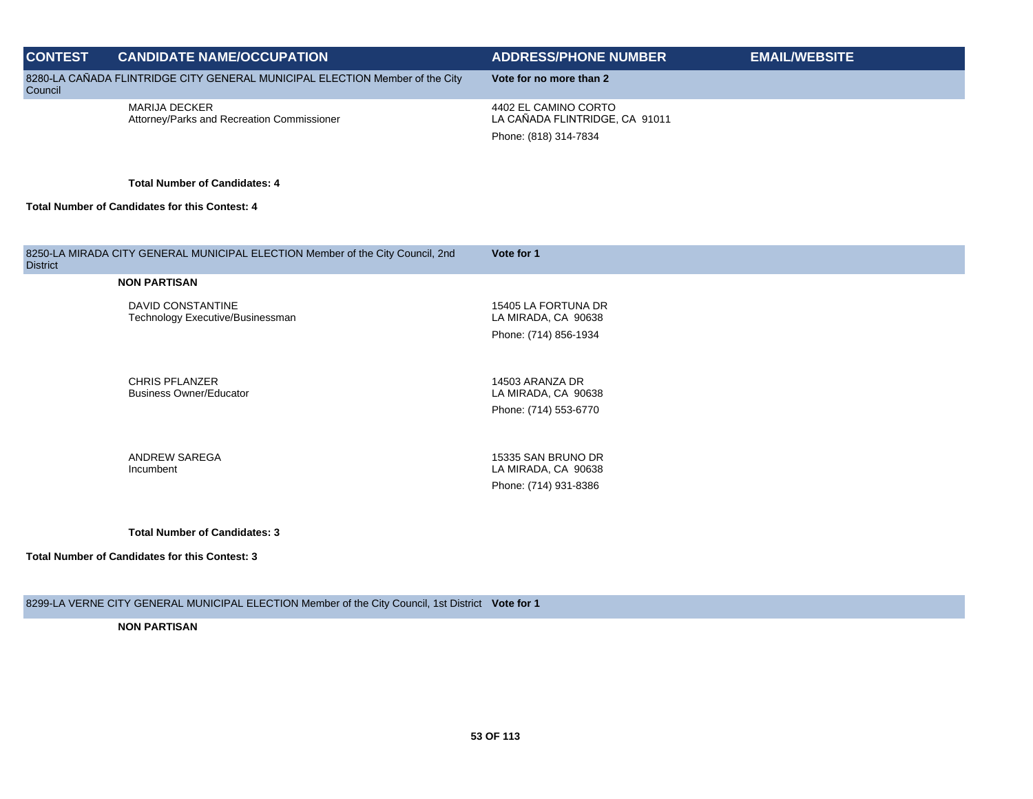| CONTEST | CANDIDATE NAME/OCCUPATION | ADDRESS/PHONE NUMBER | EMAIL/WEBSITE |
|---|---|---|---|
| 8280-LA CAÑADA FLINTRIDGE CITY GENERAL MUNICIPAL ELECTION Member of the City Council | | **Vote for no more than 2** | |
| | MARIJA DECKER<br>Attorney/Parks and Recreation Commissioner | 4402 EL CAMINO CORTO<br>LA CAÑADA FLINTRIDGE, CA 91011<br>Phone: (818) 314-7834 | |
| | **Total Number of Candidates: 4** | | |
| **Total Number of Candidates for this Contest: 4** | | | |

| CONTEST | CANDIDATE NAME/OCCUPATION | ADDRESS/PHONE NUMBER | EMAIL/WEBSITE |
|---|---|---|---|
| 8250-LA MIRADA CITY GENERAL MUNICIPAL ELECTION Member of the City Council, 2nd District | | **Vote for 1** | |
| | **NON PARTISAN** | | |
| | DAVID CONSTANTINE<br>Technology Executive/Businessman | 15405 LA FORTUNA DR<br>LA MIRADA, CA 90638<br>Phone: (714) 856-1934 | |
| | CHRIS PFLANZER<br>Business Owner/Educator | 14503 ARANZA DR<br>LA MIRADA, CA 90638<br>Phone: (714) 553-6770 | |
| | ANDREW SAREGA<br>Incumbent | 15335 SAN BRUNO DR<br>LA MIRADA, CA 90638<br>Phone: (714) 931-8386 | |
| | **Total Number of Candidates: 3** | | |
| **Total Number of Candidates for this Contest: 3** | | | |

| CONTEST | CANDIDATE NAME/OCCUPATION | ADDRESS/PHONE NUMBER | EMAIL/WEBSITE |
|---|---|---|---|
| 8299-LA VERNE CITY GENERAL MUNICIPAL ELECTION Member of the City Council, 1st District | | **Vote for 1** | |
| | **NON PARTISAN** | | |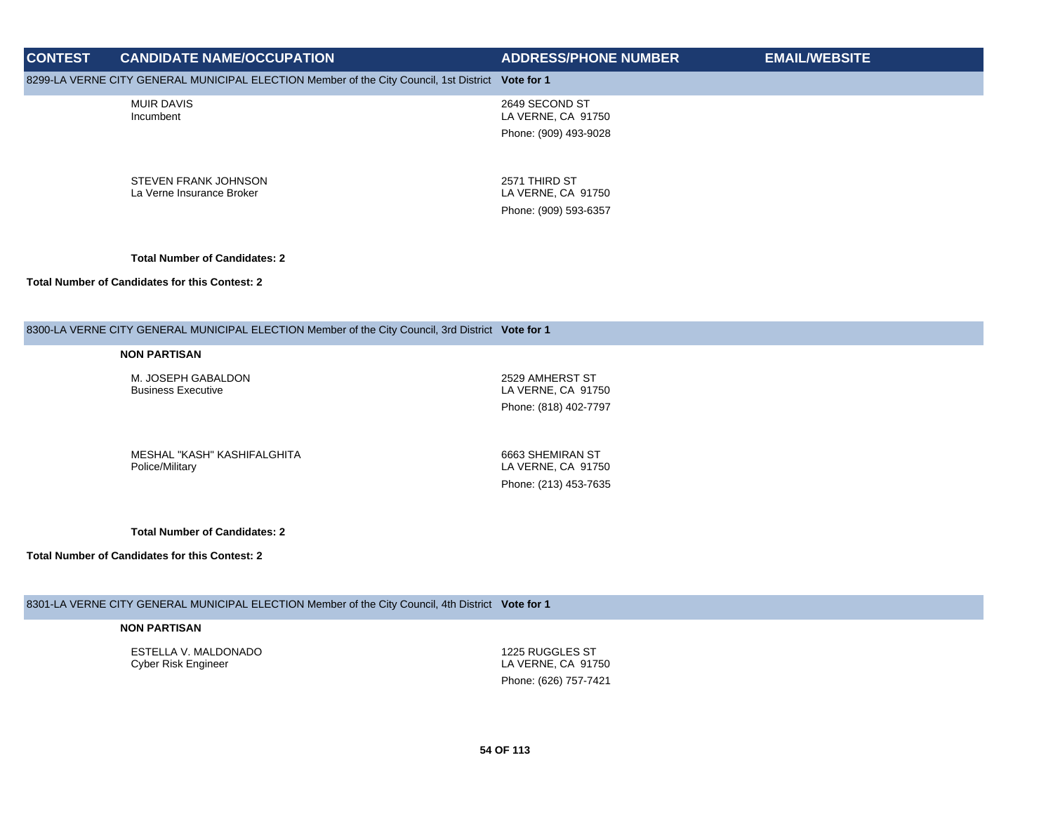| CONTEST | CANDIDATE NAME/OCCUPATION | ADDRESS/PHONE NUMBER | EMAIL/WEBSITE |
|---|---|---|---|

**8299-LA VERNE CITY GENERAL MUNICIPAL ELECTION Member of the City Council, 1st District Vote for 1**

| | CANDIDATE NAME/OCCUPATION | ADDRESS/PHONE NUMBER | EMAIL/WEBSITE |
|---|---|---|---|
| | MUIR DAVIS<br>Incumbent | 2649 SECOND ST<br>LA VERNE, CA 91750<br>Phone: (909) 493-9028 | |
| | STEVEN FRANK JOHNSON<br>La Verne Insurance Broker | 2571 THIRD ST<br>LA VERNE, CA 91750<br>Phone: (909) 593-6357 | |

**Total Number of Candidates: 2**

**Total Number of Candidates for this Contest: 2**

**8300-LA VERNE CITY GENERAL MUNICIPAL ELECTION Member of the City Council, 3rd District Vote for 1**

**NON PARTISAN**

| | CANDIDATE NAME/OCCUPATION | ADDRESS/PHONE NUMBER | EMAIL/WEBSITE |
|---|---|---|---|
| | M. JOSEPH GABALDON<br>Business Executive | 2529 AMHERST ST<br>LA VERNE, CA 91750<br>Phone: (818) 402-7797 | |
| | MESHAL "KASH" KASHIFALGHITA<br>Police/Military | 6663 SHEMIRAN ST<br>LA VERNE, CA 91750<br>Phone: (213) 453-7635 | |

**Total Number of Candidates: 2**

**Total Number of Candidates for this Contest: 2**

**8301-LA VERNE CITY GENERAL MUNICIPAL ELECTION Member of the City Council, 4th District Vote for 1**

**NON PARTISAN**

| | CANDIDATE NAME/OCCUPATION | ADDRESS/PHONE NUMBER | EMAIL/WEBSITE |
|---|---|---|---|
| | ESTELLA V. MALDONADO<br>Cyber Risk Engineer | 1225 RUGGLES ST<br>LA VERNE, CA 91750<br>Phone: (626) 757-7421 | |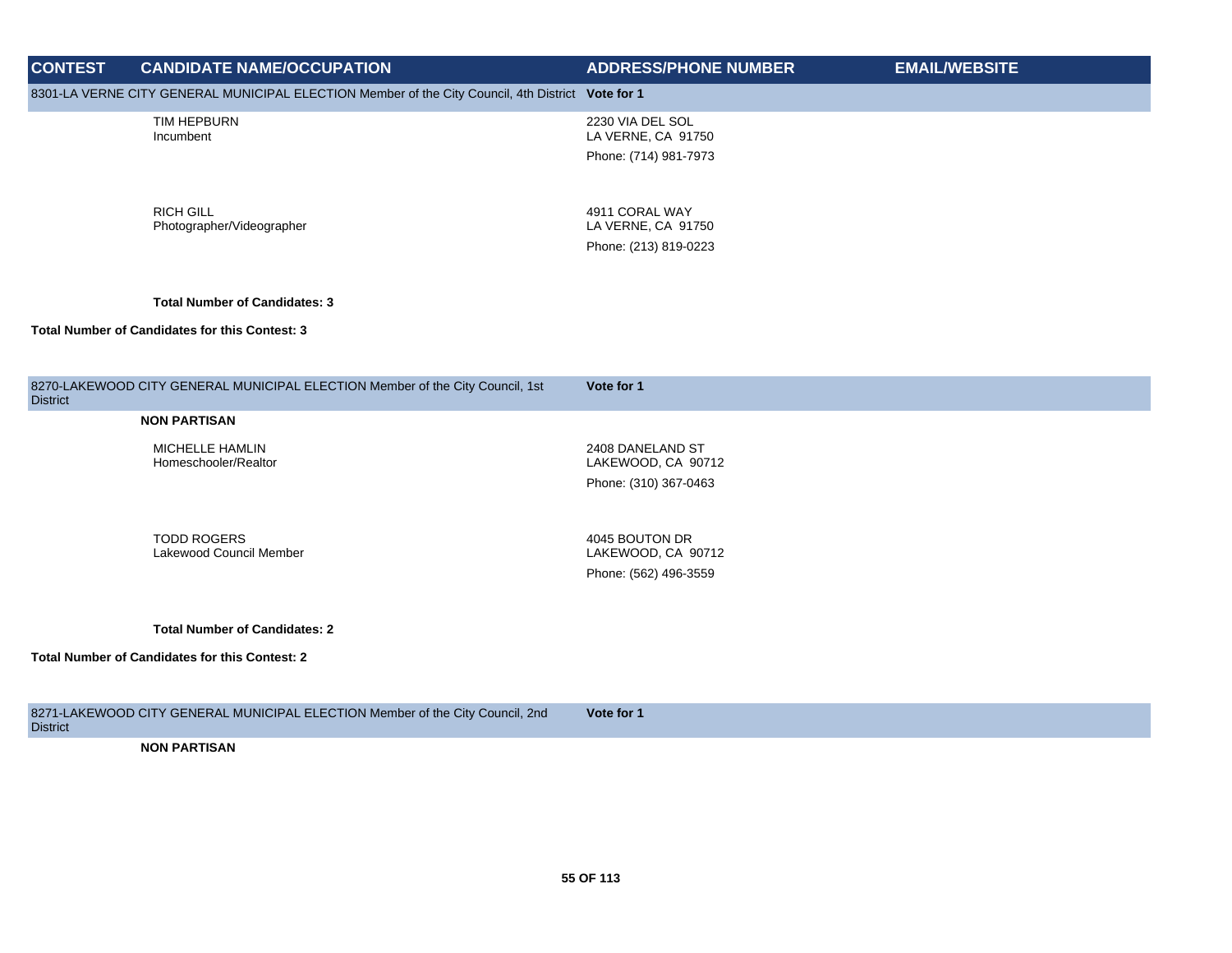| CONTEST | CANDIDATE NAME/OCCUPATION | ADDRESS/PHONE NUMBER | EMAIL/WEBSITE |
|---|---|---|---|
| 8301-LA VERNE CITY GENERAL MUNICIPAL ELECTION Member of the City Council, 4th District | | **Vote for 1** | |
| | TIM HEPBURN<br>Incumbent | 2230 VIA DEL SOL<br>LA VERNE, CA 91750<br>Phone: (714) 981-7973 | |
| | RICH GILL<br>Photographer/Videographer | 4911 CORAL WAY<br>LA VERNE, CA 91750<br>Phone: (213) 819-0223 | |
| | **Total Number of Candidates: 3** | | |
| **Total Number of Candidates for this Contest: 3** | | | |

| CONTEST | CANDIDATE NAME/OCCUPATION | ADDRESS/PHONE NUMBER | EMAIL/WEBSITE |
|---|---|---|---|
| 8270-LAKEWOOD CITY GENERAL MUNICIPAL ELECTION Member of the City Council, 1st District | | **Vote for 1** | |
| | **NON PARTISAN** | | |
| | MICHELLE HAMLIN<br>Homeschooler/Realtor | 2408 DANELAND ST<br>LAKEWOOD, CA 90712<br>Phone: (310) 367-0463 | |
| | TODD ROGERS<br>Lakewood Council Member | 4045 BOUTON DR<br>LAKEWOOD, CA 90712<br>Phone: (562) 496-3559 | |
| | **Total Number of Candidates: 2** | | |
| **Total Number of Candidates for this Contest: 2** | | | |

| CONTEST | CANDIDATE NAME/OCCUPATION | ADDRESS/PHONE NUMBER | EMAIL/WEBSITE |
|---|---|---|---|
| 8271-LAKEWOOD CITY GENERAL MUNICIPAL ELECTION Member of the City Council, 2nd District | | **Vote for 1** | |
| | **NON PARTISAN** | | |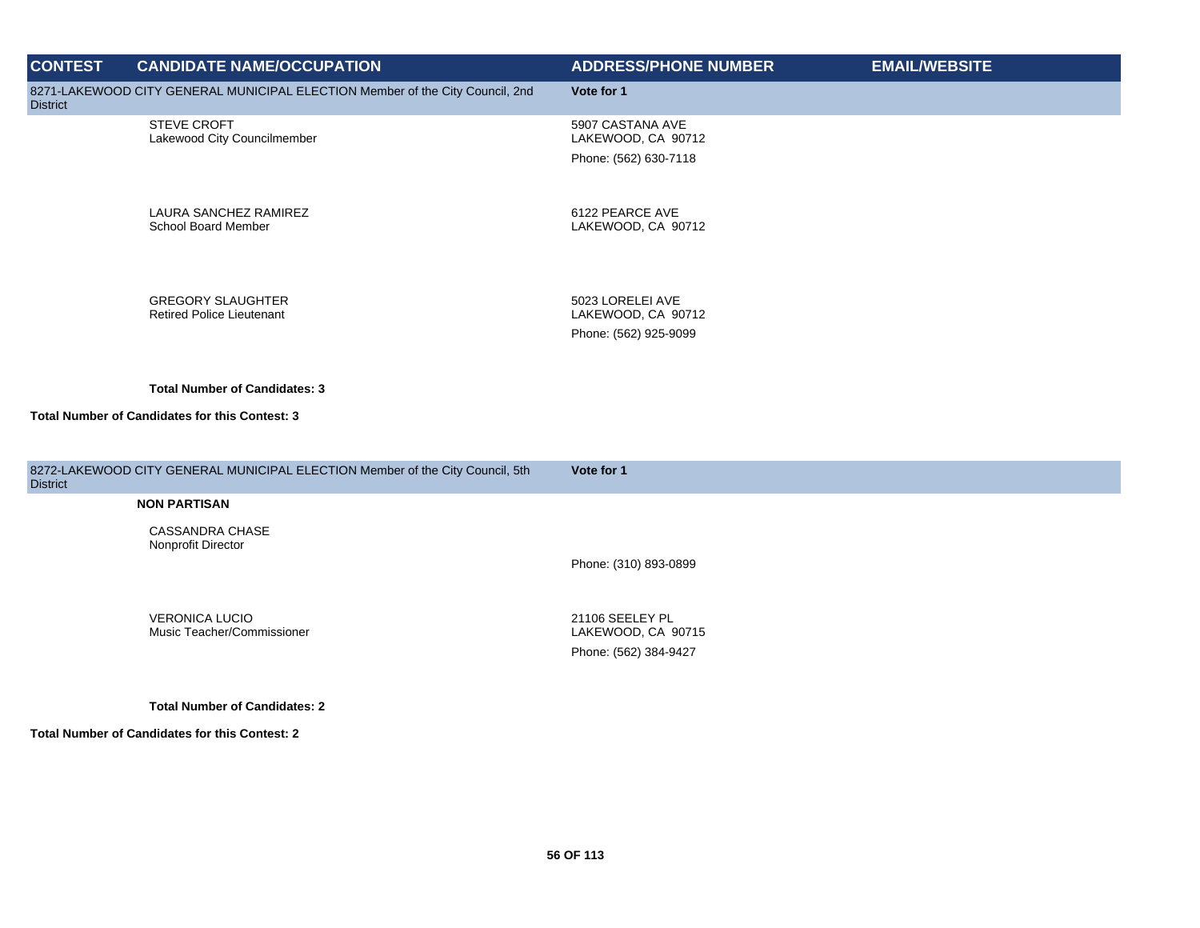| CONTEST | CANDIDATE NAME/OCCUPATION | ADDRESS/PHONE NUMBER | EMAIL/WEBSITE |
|---|---|---|---|
| 8271-LAKEWOOD CITY GENERAL MUNICIPAL ELECTION Member of the City Council, 2nd District | | Vote for 1 | |
| | STEVE CROFT<br>Lakewood City Councilmember | 5907 CASTANA AVE<br>LAKEWOOD, CA 90712<br>Phone: (562) 630-7118 | |
| | LAURA SANCHEZ RAMIREZ<br>School Board Member | 6122 PEARCE AVE<br>LAKEWOOD, CA 90712 | |
| | GREGORY SLAUGHTER<br>Retired Police Lieutenant | 5023 LORELEI AVE<br>LAKEWOOD, CA 90712<br>Phone: (562) 925-9099 | |
| | **Total Number of Candidates: 3** | | |

**Total Number of Candidates for this Contest: 3**

| CONTEST | CANDIDATE NAME/OCCUPATION | ADDRESS/PHONE NUMBER | EMAIL/WEBSITE |
|---|---|---|---|
| 8272-LAKEWOOD CITY GENERAL MUNICIPAL ELECTION Member of the City Council, 5th District | | Vote for 1 | |
| | **NON PARTISAN** | | |
| | CASSANDRA CHASE<br>Nonprofit Director | Phone: (310) 893-0899 | |
| | VERONICA LUCIO<br>Music Teacher/Commissioner | 21106 SEELEY PL<br>LAKEWOOD, CA 90715<br>Phone: (562) 384-9427 | |
| | **Total Number of Candidates: 2** | | |

**Total Number of Candidates for this Contest: 2**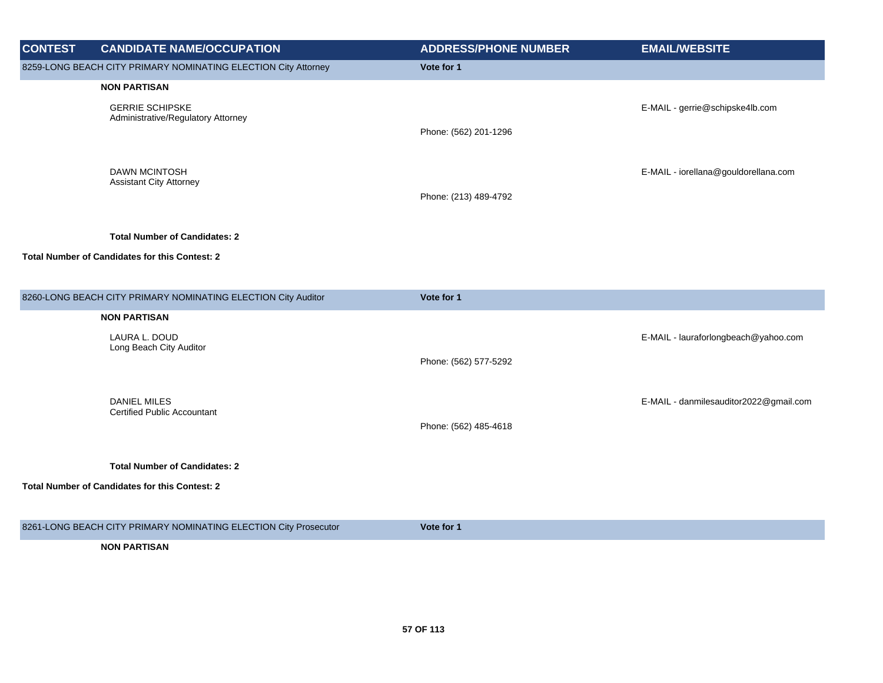| CONTEST | CANDIDATE NAME/OCCUPATION | ADDRESS/PHONE NUMBER | EMAIL/WEBSITE |
|---|---|---|---|
| 8259-LONG BEACH CITY PRIMARY NOMINATING ELECTION City Attorney | | **Vote for 1** | |
| | **NON PARTISAN** | | |
| | GERRIE SCHIPSKE<br>Administrative/Regulatory Attorney | Phone: (562) 201-1296 | E-MAIL - gerrie@schipske4lb.com |
| | DAWN MCINTOSH<br>Assistant City Attorney | Phone: (213) 489-4792 | E-MAIL - iorellana@gouldorellana.com |
| | **Total Number of Candidates: 2** | | |
| **Total Number of Candidates for this Contest: 2** | | | |
| 8260-LONG BEACH CITY PRIMARY NOMINATING ELECTION City Auditor | | **Vote for 1** | |
| | **NON PARTISAN** | | |
| | LAURA L. DOUD<br>Long Beach City Auditor | Phone: (562) 577-5292 | E-MAIL - lauraforlongbeach@yahoo.com |
| | DANIEL MILES<br>Certified Public Accountant | Phone: (562) 485-4618 | E-MAIL - danmilesauditor2022@gmail.com |
| | **Total Number of Candidates: 2** | | |
| **Total Number of Candidates for this Contest: 2** | | | |
| 8261-LONG BEACH CITY PRIMARY NOMINATING ELECTION City Prosecutor | | **Vote for 1** | |
| | **NON PARTISAN** | | |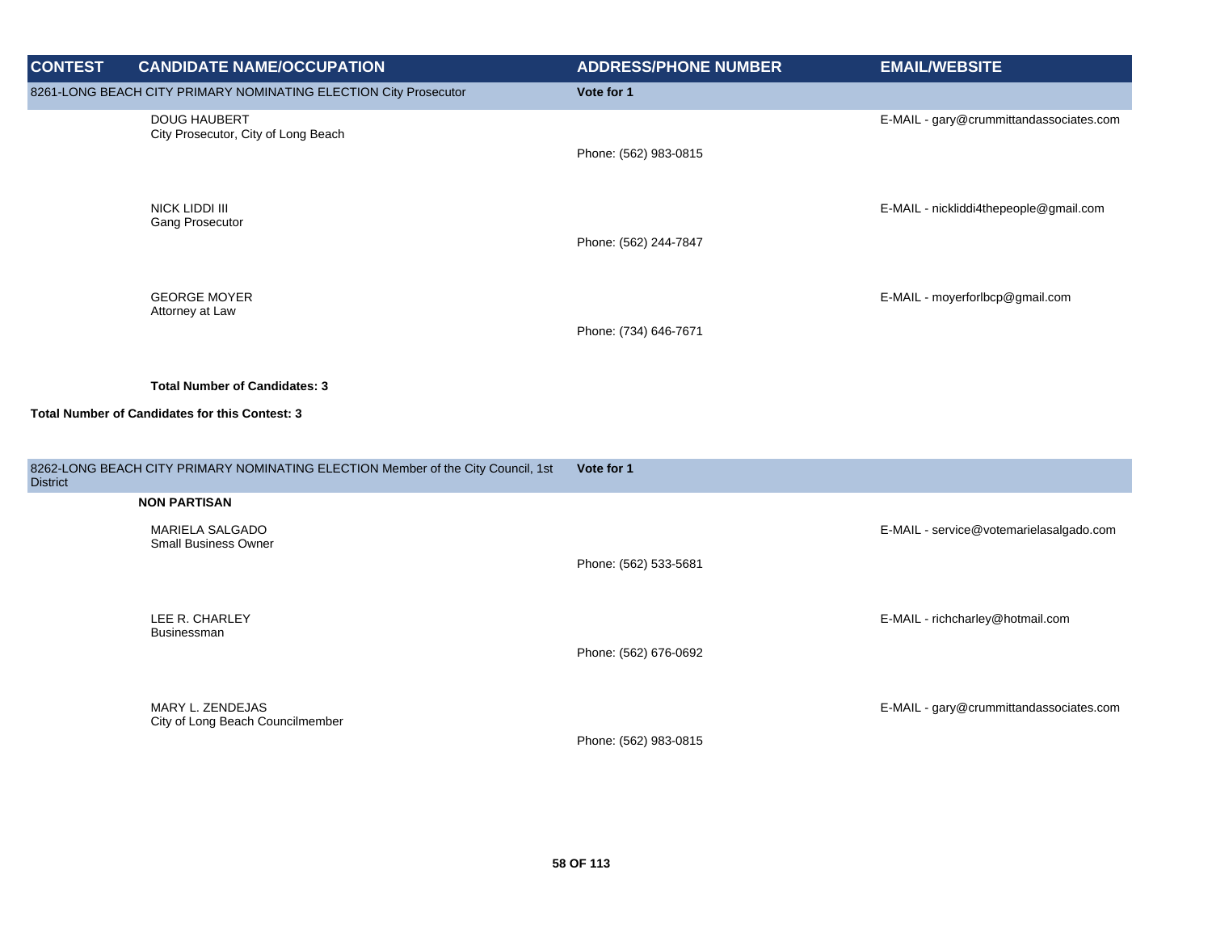| CONTEST | CANDIDATE NAME/OCCUPATION | ADDRESS/PHONE NUMBER | EMAIL/WEBSITE |
| --- | --- | --- | --- |
| 8261-LONG BEACH CITY PRIMARY NOMINATING ELECTION City Prosecutor | | **Vote for 1** | |
| | DOUG HAUBERT<br>City Prosecutor, City of Long Beach | Phone: (562) 983-0815 | E-MAIL - gary@crummittandassociates.com |
| | NICK LIDDI III<br>Gang Prosecutor | Phone: (562) 244-7847 | E-MAIL - nickliddi4thepeople@gmail.com |
| | GEORGE MOYER<br>Attorney at Law | Phone: (734) 646-7671 | E-MAIL - moyerforlbcp@gmail.com |
| | **Total Number of Candidates: 3** | | |
| **Total Number of Candidates for this Contest: 3** | | | |
| 8262-LONG BEACH CITY PRIMARY NOMINATING ELECTION Member of the City Council, 1st District | | **Vote for 1** | |
| | **NON PARTISAN** | | |
| | MARIELA SALGADO<br>Small Business Owner | Phone: (562) 533-5681 | E-MAIL - service@votemarielasalgado.com |
| | LEE R. CHARLEY<br>Businessman | Phone: (562) 676-0692 | E-MAIL - richcharley@hotmail.com |
| | MARY L. ZENDEJAS<br>City of Long Beach Councilmember | Phone: (562) 983-0815 | E-MAIL - gary@crummittandassociates.com |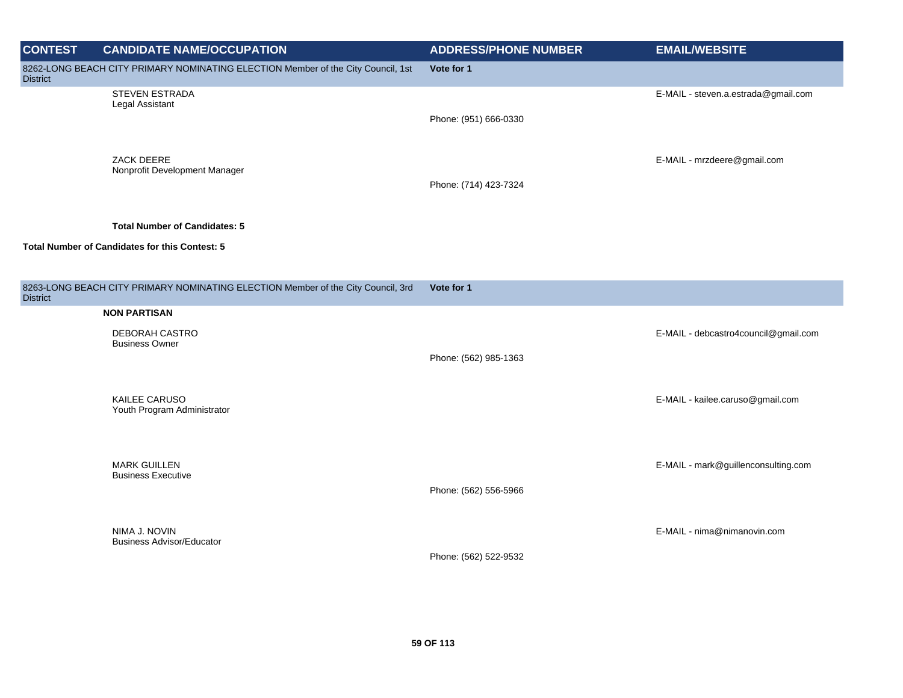| CONTEST | CANDIDATE NAME/OCCUPATION | ADDRESS/PHONE NUMBER | EMAIL/WEBSITE |
|---|---|---|---|
| 8262-LONG BEACH CITY PRIMARY NOMINATING ELECTION Member of the City Council, 1st District | | **Vote for 1** | |
| | STEVEN ESTRADA<br>Legal Assistant | Phone: (951) 666-0330 | E-MAIL - steven.a.estrada@gmail.com |
| | ZACK DEERE<br>Nonprofit Development Manager | Phone: (714) 423-7324 | E-MAIL - mrzdeere@gmail.com |
| | **Total Number of Candidates: 5** | | |
| **Total Number of Candidates for this Contest: 5** | | | |
| 8263-LONG BEACH CITY PRIMARY NOMINATING ELECTION Member of the City Council, 3rd District | | **Vote for 1** | |
| | **NON PARTISAN** | | |
| | DEBORAH CASTRO<br>Business Owner | Phone: (562) 985-1363 | E-MAIL - debcastro4council@gmail.com |
| | KAILEE CARUSO<br>Youth Program Administrator | | E-MAIL - kailee.caruso@gmail.com |
| | MARK GUILLEN<br>Business Executive | Phone: (562) 556-5966 | E-MAIL - mark@guillenconsulting.com |
| | NIMA J. NOVIN<br>Business Advisor/Educator | Phone: (562) 522-9532 | E-MAIL - nima@nimanovin.com |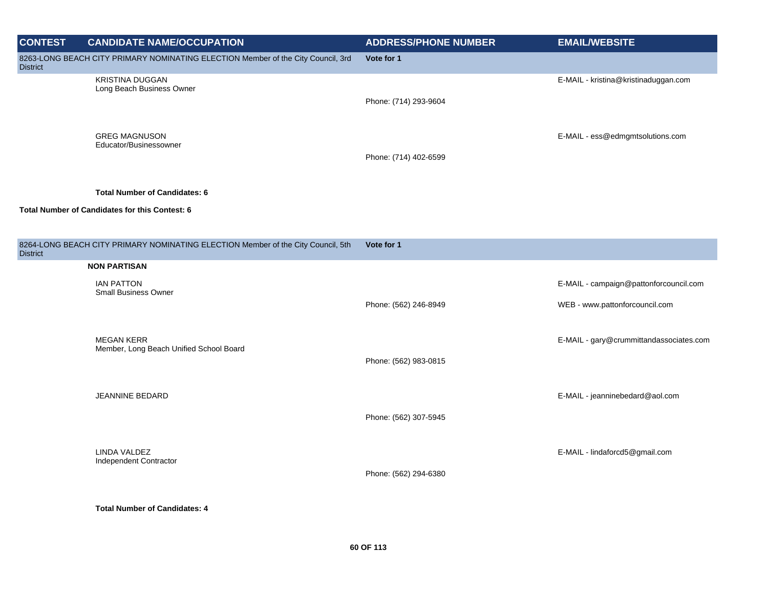| CONTEST | CANDIDATE NAME/OCCUPATION | ADDRESS/PHONE NUMBER | EMAIL/WEBSITE |
| --- | --- | --- | --- |
| 8263-LONG BEACH CITY PRIMARY NOMINATING ELECTION Member of the City Council, 3rd District | | Vote for 1 | |
| | KRISTINA DUGGAN<br>Long Beach Business Owner | Phone: (714) 293-9604 | E-MAIL - kristina@kristinaduggan.com |
| | GREG MAGNUSON<br>Educator/Businessowner | Phone: (714) 402-6599 | E-MAIL - ess@edmgmtsolutions.com |
| | **Total Number of Candidates: 6** | | |
| **Total Number of Candidates for this Contest: 6** | | | |
| 8264-LONG BEACH CITY PRIMARY NOMINATING ELECTION Member of the City Council, 5th District | | Vote for 1 | |
| | **NON PARTISAN** | | |
| | IAN PATTON<br>Small Business Owner | Phone: (562) 246-8949 | E-MAIL - campaign@pattonforcouncil.com<br>WEB - www.pattonforcouncil.com |
| | MEGAN KERR<br>Member, Long Beach Unified School Board | Phone: (562) 983-0815 | E-MAIL - gary@crummittandassociates.com |
| | JEANNINE BEDARD | Phone: (562) 307-5945 | E-MAIL - jeanninebedard@aol.com |
| | LINDA VALDEZ<br>Independent Contractor | Phone: (562) 294-6380 | E-MAIL - lindaforcd5@gmail.com |
| | **Total Number of Candidates: 4** | | |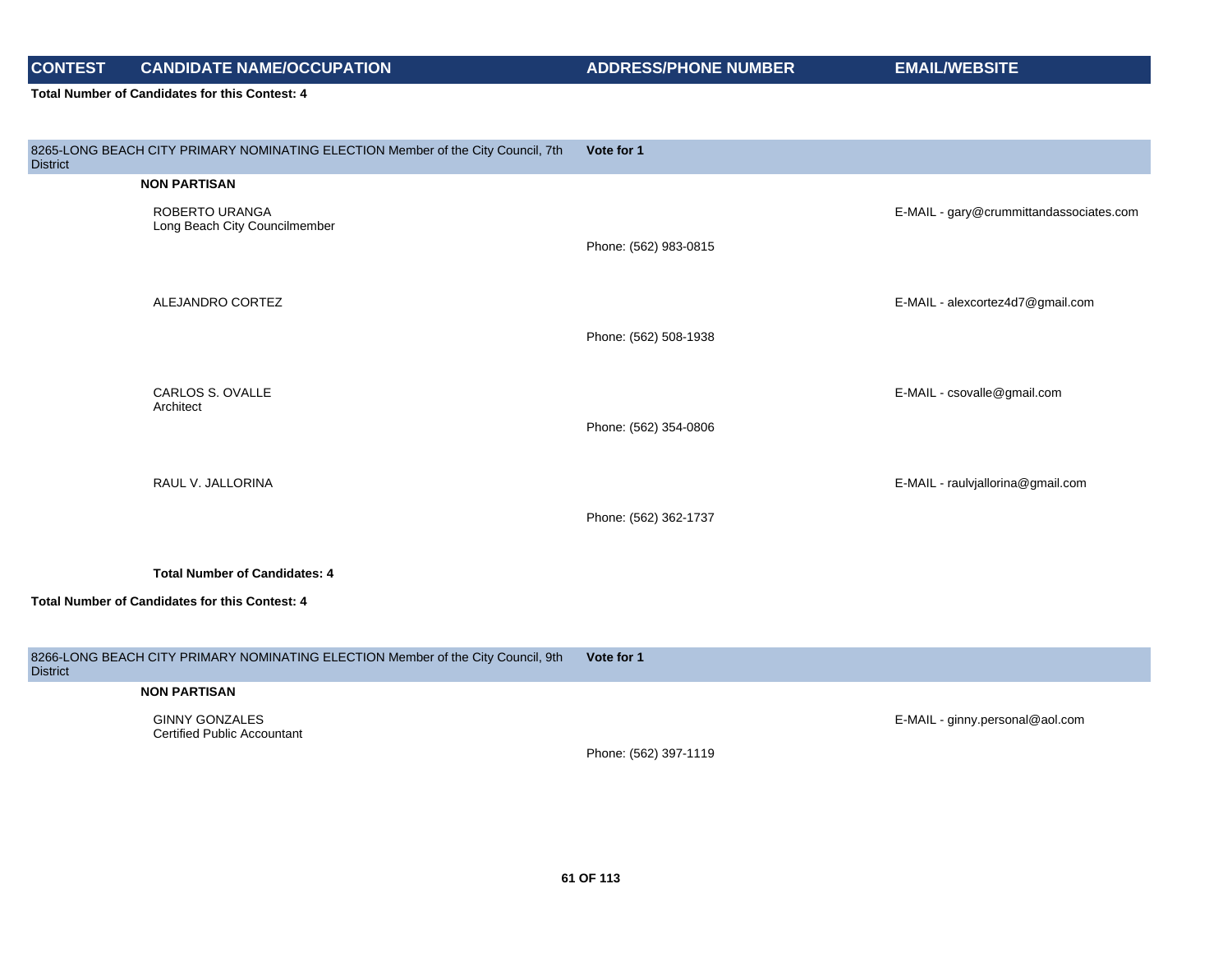| CONTEST | CANDIDATE NAME/OCCUPATION | ADDRESS/PHONE NUMBER | EMAIL/WEBSITE |
|---|---|---|---|

**Total Number of Candidates for this Contest: 4**

| 8265-LONG BEACH CITY PRIMARY NOMINATING ELECTION Member of the City Council, 7th District | | Vote for 1 | |
|---|---|---|---|
| | **NON PARTISAN** | | |
| | ROBERTO URANGA<br>Long Beach City Councilmember | Phone: (562) 983-0815 | E-MAIL - gary@crummittandassociates.com |
| | ALEJANDRO CORTEZ | Phone: (562) 508-1938 | E-MAIL - alexcortez4d7@gmail.com |
| | CARLOS S. OVALLE<br>Architect | Phone: (562) 354-0806 | E-MAIL - csovalle@gmail.com |
| | RAUL V. JALLORINA | Phone: (562) 362-1737 | E-MAIL - raulvjallorina@gmail.com |

**Total Number of Candidates: 4**

**Total Number of Candidates for this Contest: 4**

| 8266-LONG BEACH CITY PRIMARY NOMINATING ELECTION Member of the City Council, 9th District | | Vote for 1 | |
|---|---|---|---|
| | **NON PARTISAN** | | |
| | GINNY GONZALES<br>Certified Public Accountant | Phone: (562) 397-1119 | E-MAIL - ginny.personal@aol.com |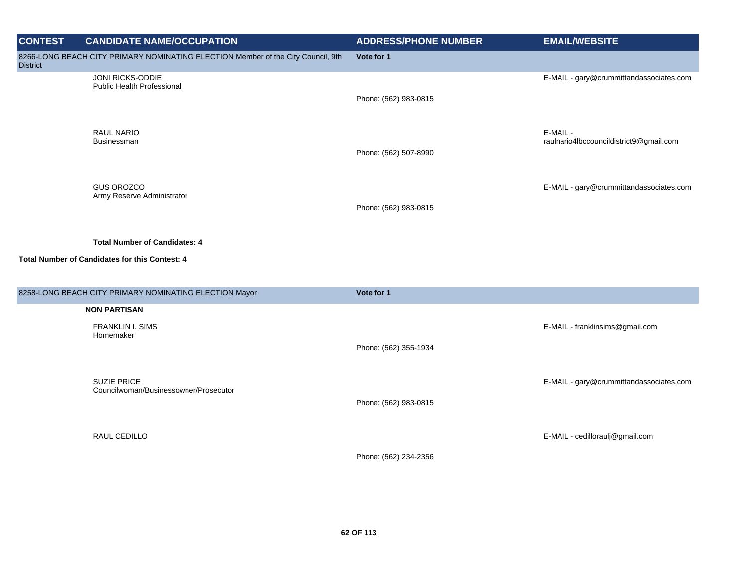| CONTEST | CANDIDATE NAME/OCCUPATION | ADDRESS/PHONE NUMBER | EMAIL/WEBSITE |
| --- | --- | --- | --- |
| 8266-LONG BEACH CITY PRIMARY NOMINATING ELECTION Member of the City Council, 9th District | | **Vote for 1** | |
| | JONI RICKS-ODDIE<br>Public Health Professional | Phone: (562) 983-0815 | E-MAIL - gary@crummittandassociates.com |
| | RAUL NARIO<br>Businessman | Phone: (562) 507-8990 | E-MAIL - raulnario4lbccouncildistrict9@gmail.com |
| | GUS OROZCO<br>Army Reserve Administrator | Phone: (562) 983-0815 | E-MAIL - gary@crummittandassociates.com |
| | **Total Number of Candidates: 4** | | |
| **Total Number of Candidates for this Contest: 4** | | | |
| 8258-LONG BEACH CITY PRIMARY NOMINATING ELECTION Mayor | | **Vote for 1** | |
| | **NON PARTISAN** | | |
| | FRANKLIN I. SIMS<br>Homemaker | Phone: (562) 355-1934 | E-MAIL - franklinsims@gmail.com |
| | SUZIE PRICE<br>Councilwoman/Businessowner/Prosecutor | Phone: (562) 983-0815 | E-MAIL - gary@crummittandassociates.com |
| | RAUL CEDILLO | Phone: (562) 234-2356 | E-MAIL - cedilloraulj@gmail.com |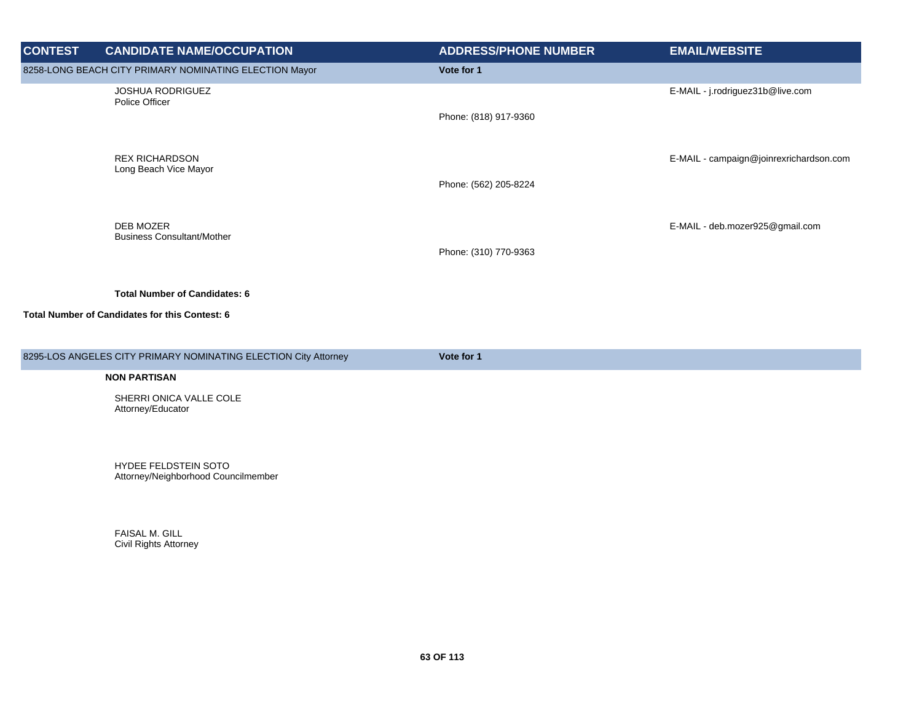| CONTEST | CANDIDATE NAME/OCCUPATION | ADDRESS/PHONE NUMBER | EMAIL/WEBSITE |
| --- | --- | --- | --- |
| 8258-LONG BEACH CITY PRIMARY NOMINATING ELECTION Mayor | | **Vote for 1** | |
| | JOSHUA RODRIGUEZ<br>Police Officer | Phone: (818) 917-9360 | E-MAIL - j.rodriguez31b@live.com |
| | REX RICHARDSON<br>Long Beach Vice Mayor | Phone: (562) 205-8224 | E-MAIL - campaign@joinrexrichardson.com |
| | DEB MOZER<br>Business Consultant/Mother | Phone: (310) 770-9363 | E-MAIL - deb.mozer925@gmail.com |
| | **Total Number of Candidates: 6** | | |
| **Total Number of Candidates for this Contest: 6** | | | |

| CONTEST | CANDIDATE NAME/OCCUPATION | ADDRESS/PHONE NUMBER | EMAIL/WEBSITE |
| --- | --- | --- | --- |
| 8295-LOS ANGELES CITY PRIMARY NOMINATING ELECTION City Attorney | | **Vote for 1** | |
| | **NON PARTISAN** | | |
| | SHERRI ONICA VALLE COLE<br>Attorney/Educator | | |
| | HYDEE FELDSTEIN SOTO<br>Attorney/Neighborhood Councilmember | | |
| | FAISAL M. GILL<br>Civil Rights Attorney | | |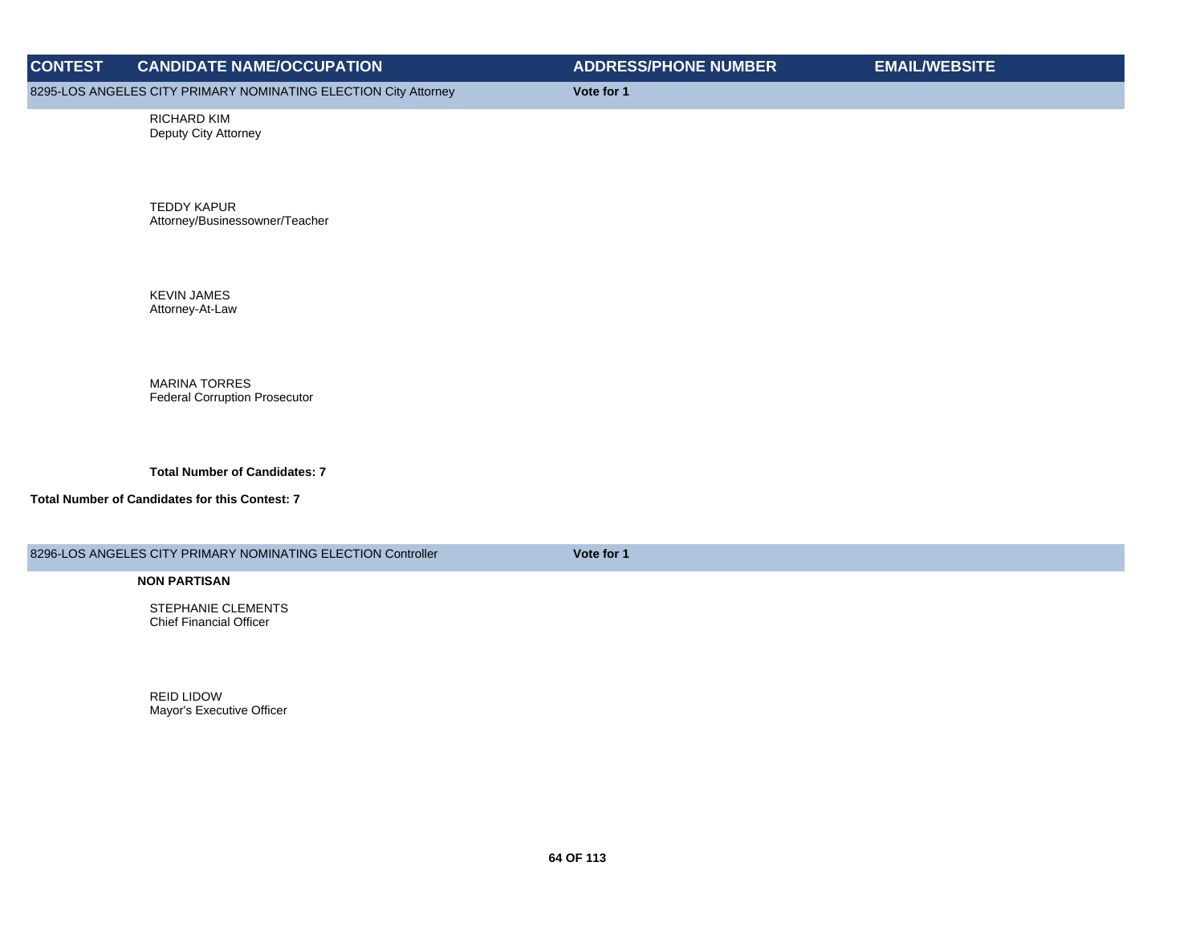| CONTEST | CANDIDATE NAME/OCCUPATION | ADDRESS/PHONE NUMBER | EMAIL/WEBSITE |
|---|---|---|---|
| 8295-LOS ANGELES CITY PRIMARY NOMINATING ELECTION City Attorney | | **Vote for 1** | |
| | RICHARD KIM<br>Deputy City Attorney | | |
| | TEDDY KAPUR<br>Attorney/Businessowner/Teacher | | |
| | KEVIN JAMES<br>Attorney-At-Law | | |
| | MARINA TORRES<br>Federal Corruption Prosecutor | | |
| | **Total Number of Candidates: 7** | | |
| **Total Number of Candidates for this Contest: 7** | | | |
| 8296-LOS ANGELES CITY PRIMARY NOMINATING ELECTION Controller | | **Vote for 1** | |
| **NON PARTISAN** | | | |
| | STEPHANIE CLEMENTS<br>Chief Financial Officer | | |
| | REID LIDOW<br>Mayor's Executive Officer | | |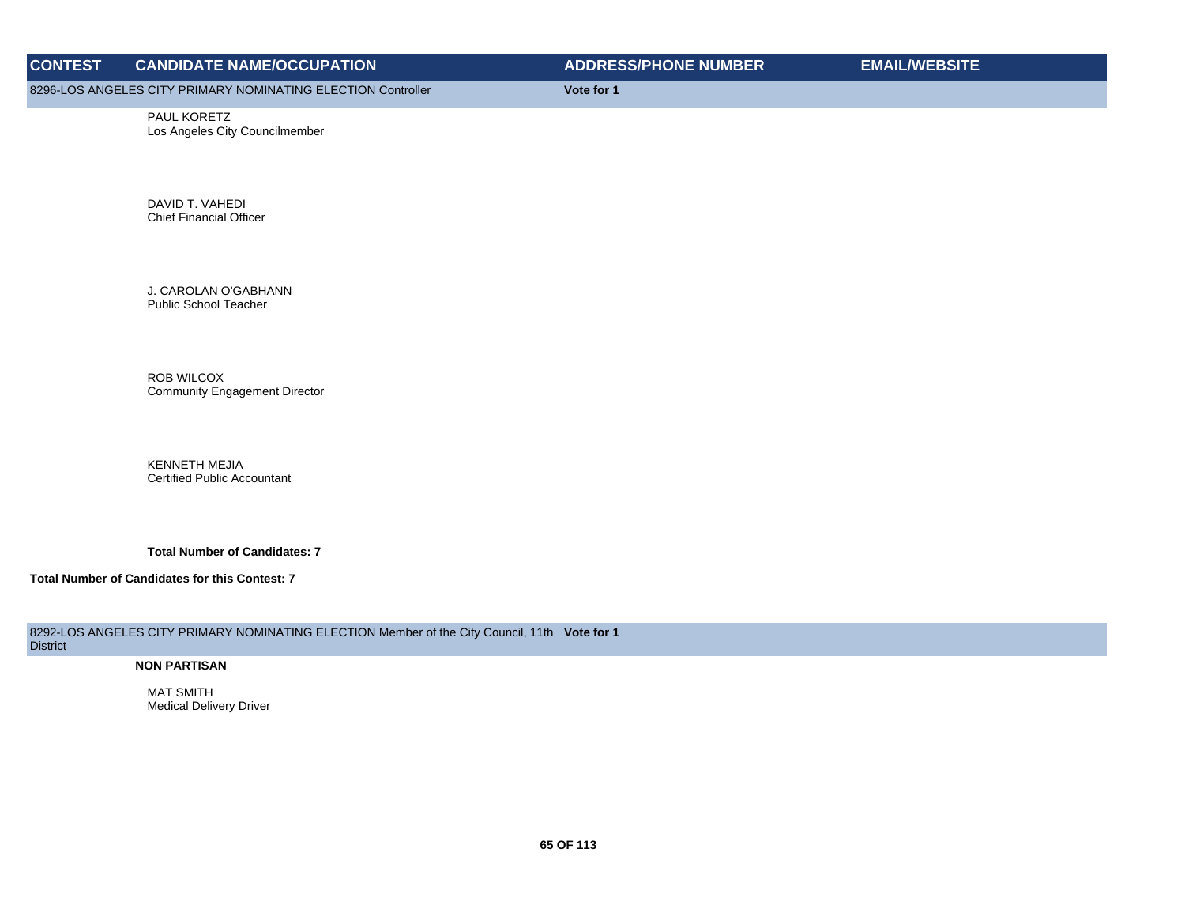| CONTEST | CANDIDATE NAME/OCCUPATION | ADDRESS/PHONE NUMBER | EMAIL/WEBSITE |
|---|---|---|---|
| 8296-LOS ANGELES CITY PRIMARY NOMINATING ELECTION Controller | | **Vote for 1** | |
| | PAUL KORETZ<br>Los Angeles City Councilmember | | |
| | DAVID T. VAHEDI<br>Chief Financial Officer | | |
| | J. CAROLAN O'GABHANN<br>Public School Teacher | | |
| | ROB WILCOX<br>Community Engagement Director | | |
| | KENNETH MEJIA<br>Certified Public Accountant | | |
| | **Total Number of Candidates: 7** | | |
| **Total Number of Candidates for this Contest: 7** | | | |

| CONTEST | CANDIDATE NAME/OCCUPATION | ADDRESS/PHONE NUMBER | EMAIL/WEBSITE |
|---|---|---|---|
| 8292-LOS ANGELES CITY PRIMARY NOMINATING ELECTION Member of the City Council, 11th District | | **Vote for 1** | |
| | **NON PARTISAN** | | |
| | MAT SMITH<br>Medical Delivery Driver | | |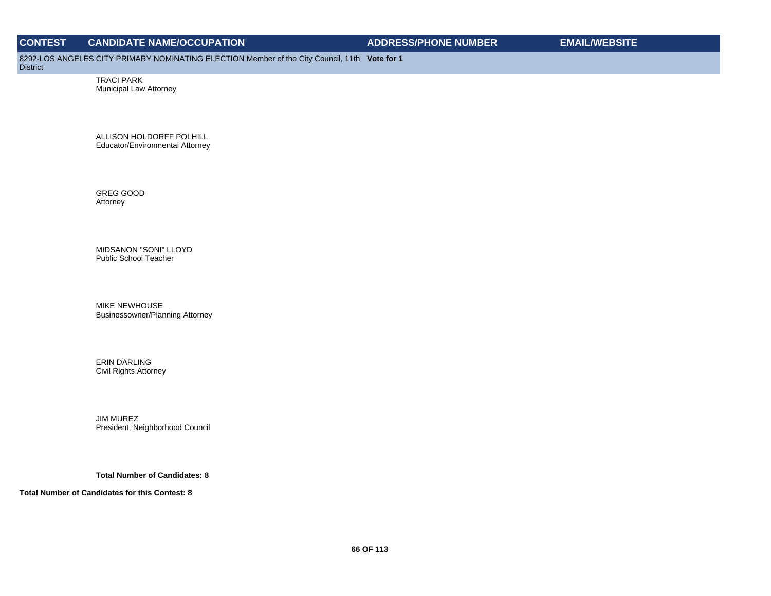| CONTEST | CANDIDATE NAME/OCCUPATION | ADDRESS/PHONE NUMBER | EMAIL/WEBSITE |
|---|---|---|---|
| 8292-LOS ANGELES CITY PRIMARY NOMINATING ELECTION Member of the City Council, 11th District **Vote for 1** | | | |
| | TRACI PARK<br>Municipal Law Attorney | | |
| | ALLISON HOLDORFF POLHILL<br>Educator/Environmental Attorney | | |
| | GREG GOOD<br>Attorney | | |
| | MIDSANON "SONI" LLOYD<br>Public School Teacher | | |
| | MIKE NEWHOUSE<br>Businessowner/Planning Attorney | | |
| | ERIN DARLING<br>Civil Rights Attorney | | |
| | JIM MUREZ<br>President, Neighborhood Council | | |
| | **Total Number of Candidates: 8** | | |

**Total Number of Candidates for this Contest: 8**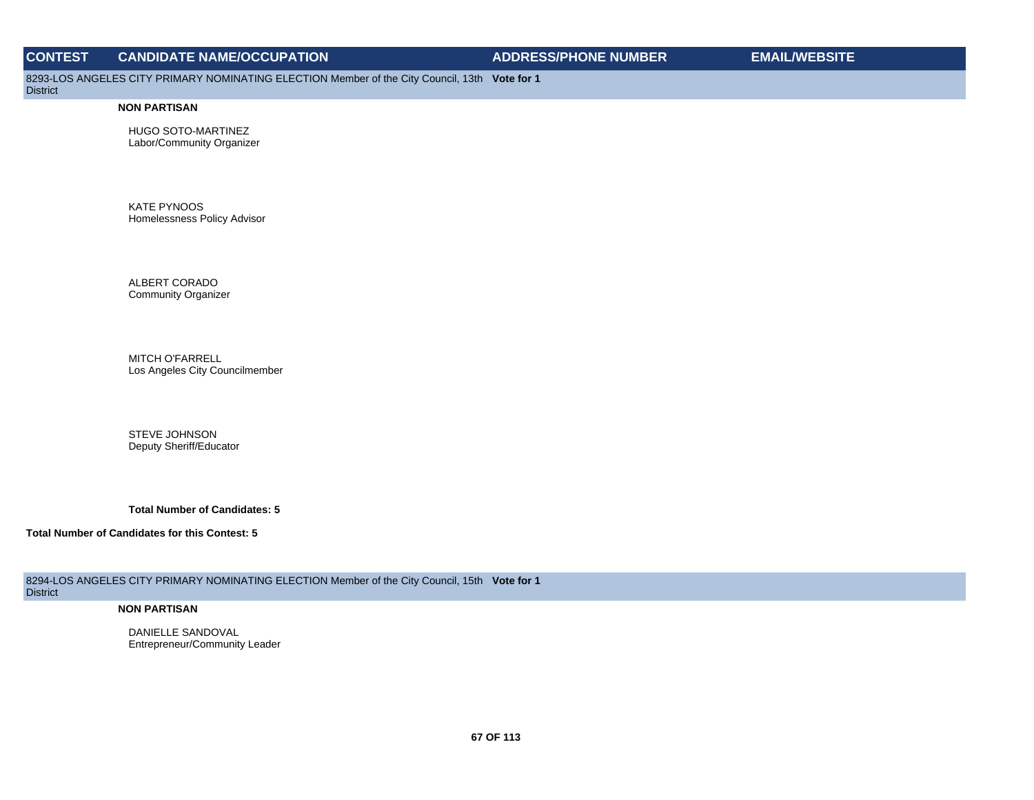| CONTEST | CANDIDATE NAME/OCCUPATION | ADDRESS/PHONE NUMBER | EMAIL/WEBSITE |
|---|---|---|---|

**8293-LOS ANGELES CITY PRIMARY NOMINATING ELECTION Member of the City Council, 13th District** — **Vote for 1**

**NON PARTISAN**

HUGO SOTO-MARTINEZ
Labor/Community Organizer

KATE PYNOOS
Homelessness Policy Advisor

ALBERT CORADO
Community Organizer

MITCH O'FARRELL
Los Angeles City Councilmember

STEVE JOHNSON
Deputy Sheriff/Educator

**Total Number of Candidates: 5**

**Total Number of Candidates for this Contest: 5**

**8294-LOS ANGELES CITY PRIMARY NOMINATING ELECTION Member of the City Council, 15th District** — **Vote for 1**

**NON PARTISAN**

DANIELLE SANDOVAL
Entrepreneur/Community Leader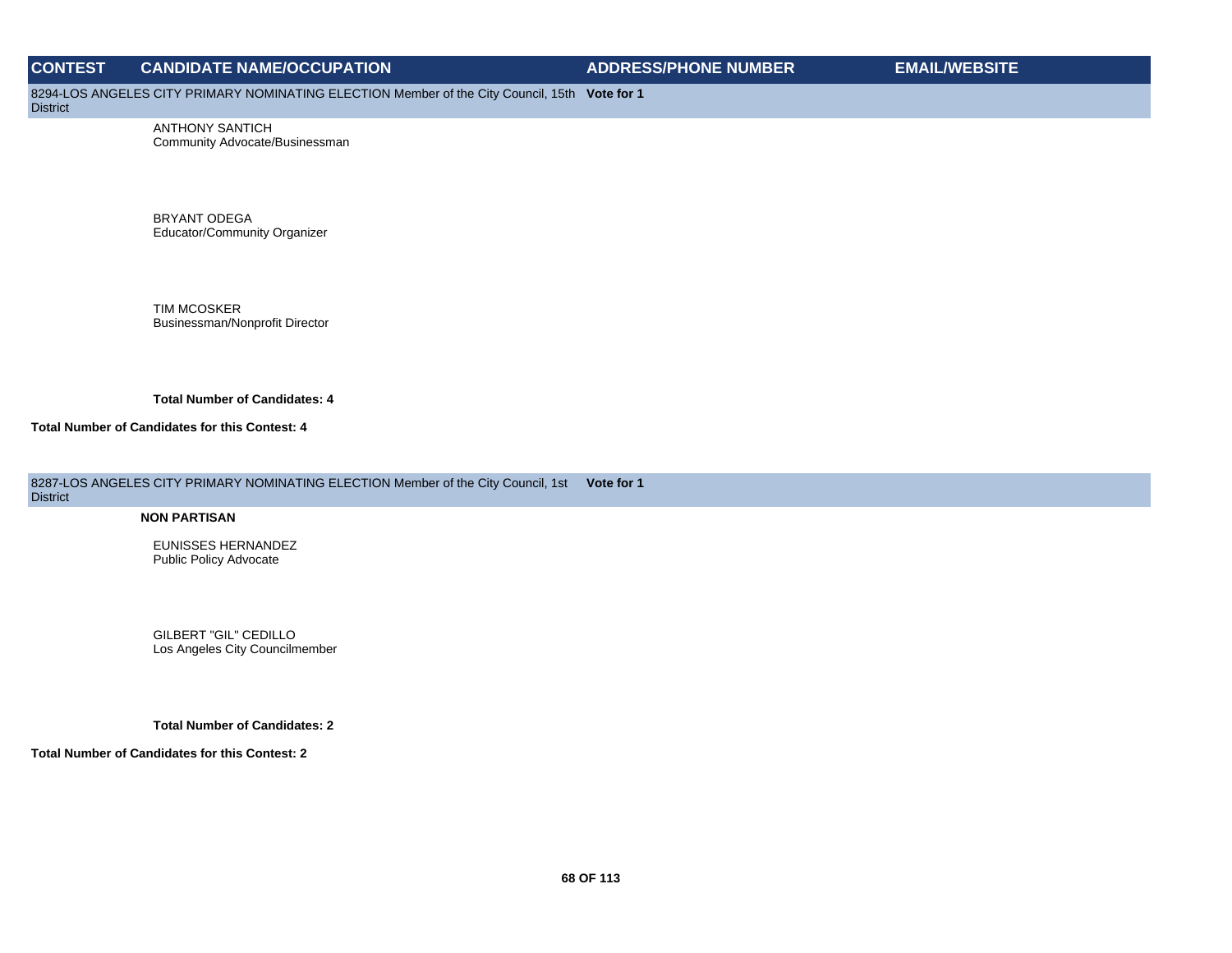| CONTEST | CANDIDATE NAME/OCCUPATION | ADDRESS/PHONE NUMBER | EMAIL/WEBSITE |
|---|---|---|---|
| 8294-LOS ANGELES CITY PRIMARY NOMINATING ELECTION Member of the City Council, 15th District **Vote for 1** | | | |
| | ANTHONY SANTICH<br>Community Advocate/Businessman | | |
| | BRYANT ODEGA<br>Educator/Community Organizer | | |
| | TIM MCOSKER<br>Businessman/Nonprofit Director | | |
| | **Total Number of Candidates: 4** | | |
| **Total Number of Candidates for this Contest: 4** | | | |
| 8287-LOS ANGELES CITY PRIMARY NOMINATING ELECTION Member of the City Council, 1st District **Vote for 1** | | | |
| | **NON PARTISAN** | | |
| | EUNISSES HERNANDEZ<br>Public Policy Advocate | | |
| | GILBERT "GIL" CEDILLO<br>Los Angeles City Councilmember | | |
| | **Total Number of Candidates: 2** | | |
| **Total Number of Candidates for this Contest: 2** | | | |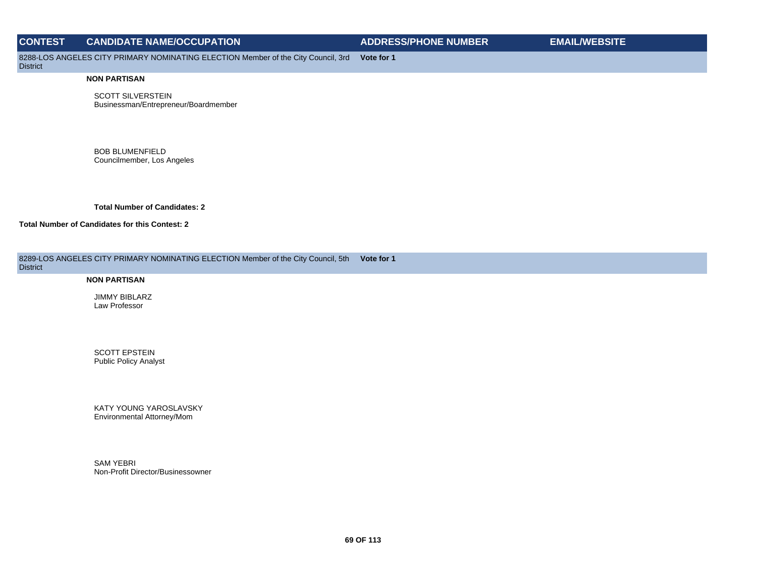| CONTEST | CANDIDATE NAME/OCCUPATION | ADDRESS/PHONE NUMBER | EMAIL/WEBSITE |
| --- | --- | --- | --- |

8288-LOS ANGELES CITY PRIMARY NOMINATING ELECTION Member of the City Council, 3rd District **Vote for 1**

**NON PARTISAN**

SCOTT SILVERSTEIN
Businessman/Entrepreneur/Boardmember

BOB BLUMENFIELD
Councilmember, Los Angeles

**Total Number of Candidates: 2**

**Total Number of Candidates for this Contest: 2**

8289-LOS ANGELES CITY PRIMARY NOMINATING ELECTION Member of the City Council, 5th District **Vote for 1**

**NON PARTISAN**

JIMMY BIBLARZ
Law Professor

SCOTT EPSTEIN
Public Policy Analyst

KATY YOUNG YAROSLAVSKY
Environmental Attorney/Mom

SAM YEBRI
Non-Profit Director/Businessowner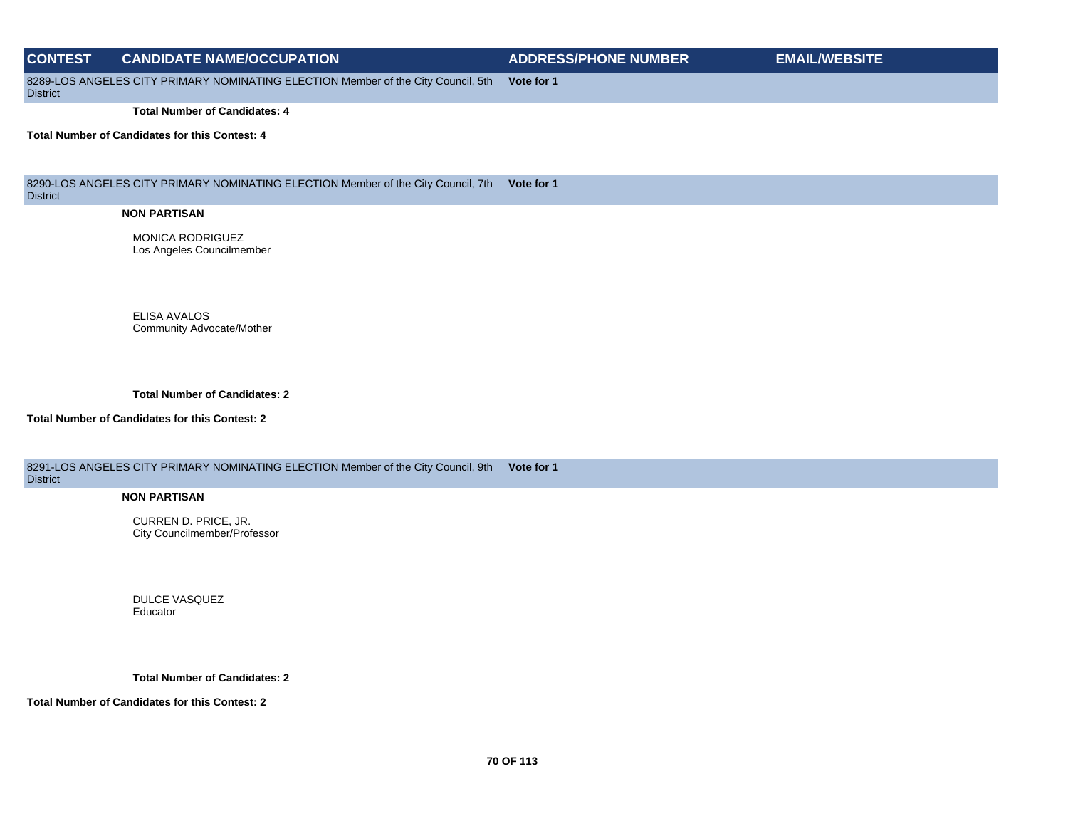| CONTEST | CANDIDATE NAME/OCCUPATION | ADDRESS/PHONE NUMBER | EMAIL/WEBSITE |
| --- | --- | --- | --- |

8289-LOS ANGELES CITY PRIMARY NOMINATING ELECTION Member of the City Council, 5th District — **Vote for 1**

**Total Number of Candidates: 4**

**Total Number of Candidates for this Contest: 4**

8290-LOS ANGELES CITY PRIMARY NOMINATING ELECTION Member of the City Council, 7th District — **Vote for 1**

**NON PARTISAN**

MONICA RODRIGUEZ
Los Angeles Councilmember

ELISA AVALOS
Community Advocate/Mother

**Total Number of Candidates: 2**

**Total Number of Candidates for this Contest: 2**

8291-LOS ANGELES CITY PRIMARY NOMINATING ELECTION Member of the City Council, 9th District — **Vote for 1**

**NON PARTISAN**

CURREN D. PRICE, JR.
City Councilmember/Professor

DULCE VASQUEZ
Educator

**Total Number of Candidates: 2**

**Total Number of Candidates for this Contest: 2**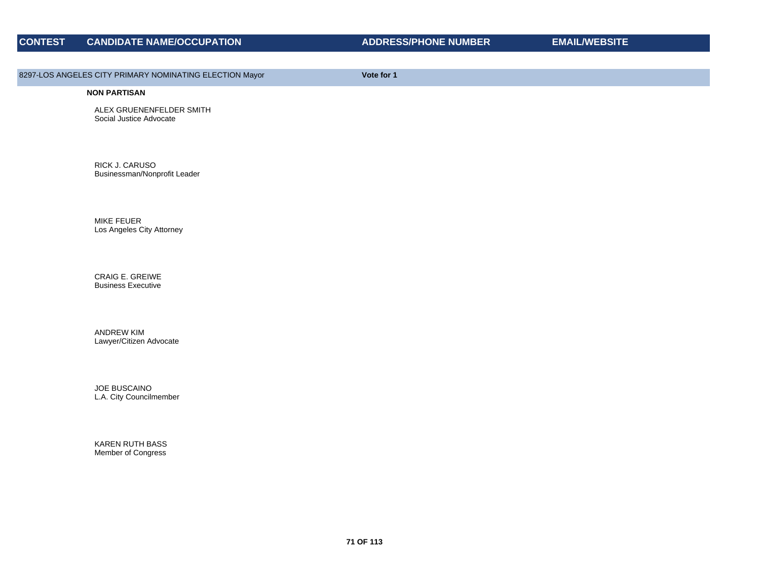| CONTEST | CANDIDATE NAME/OCCUPATION | ADDRESS/PHONE NUMBER | EMAIL/WEBSITE |
|---|---|---|---|
| 8297-LOS ANGELES CITY PRIMARY NOMINATING ELECTION Mayor | | **Vote for 1** | |
| | **NON PARTISAN** | | |
| | ALEX GRUENENFELDER SMITH<br>Social Justice Advocate | | |
| | RICK J. CARUSO<br>Businessman/Nonprofit Leader | | |
| | MIKE FEUER<br>Los Angeles City Attorney | | |
| | CRAIG E. GREIWE<br>Business Executive | | |
| | ANDREW KIM<br>Lawyer/Citizen Advocate | | |
| | JOE BUSCAINO<br>L.A. City Councilmember | | |
| | KAREN RUTH BASS<br>Member of Congress | | |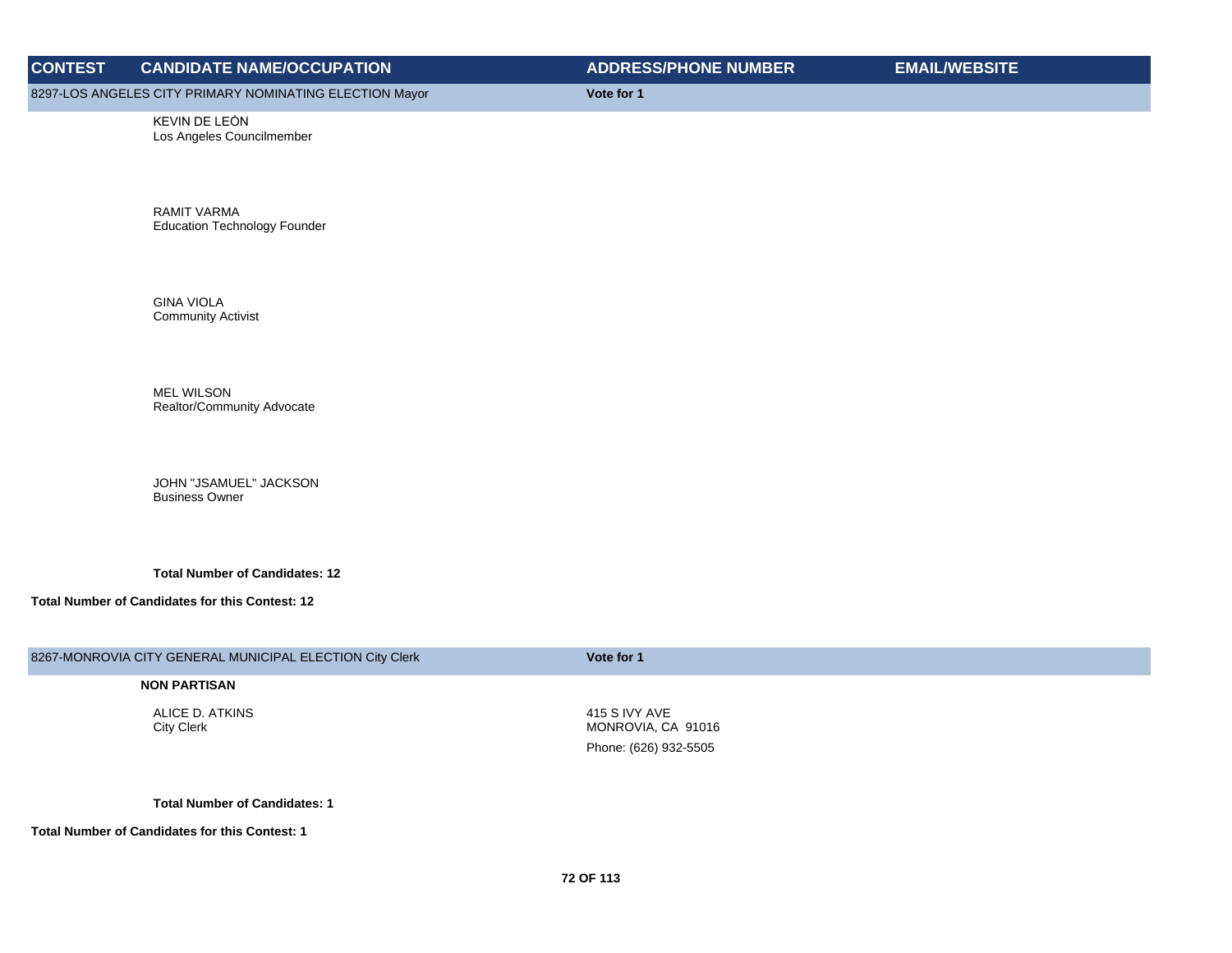| CONTEST | CANDIDATE NAME/OCCUPATION | ADDRESS/PHONE NUMBER | EMAIL/WEBSITE |
|---|---|---|---|
| 8297-LOS ANGELES CITY PRIMARY NOMINATING ELECTION Mayor | | Vote for 1 | |
| | KEVIN DE LEÓN<br>Los Angeles Councilmember | | |
| | RAMIT VARMA<br>Education Technology Founder | | |
| | GINA VIOLA<br>Community Activist | | |
| | MEL WILSON<br>Realtor/Community Advocate | | |
| | JOHN "JSAMUEL" JACKSON<br>Business Owner | | |
| | **Total Number of Candidates: 12** | | |
| **Total Number of Candidates for this Contest: 12** | | | |

| CONTEST | CANDIDATE NAME/OCCUPATION | ADDRESS/PHONE NUMBER | EMAIL/WEBSITE |
|---|---|---|---|
| 8267-MONROVIA CITY GENERAL MUNICIPAL ELECTION City Clerk | | Vote for 1 | |
| | **NON PARTISAN** | | |
| | ALICE D. ATKINS<br>City Clerk | 415 S IVY AVE<br>MONROVIA, CA 91016<br>Phone: (626) 932-5505 | |
| | **Total Number of Candidates: 1** | | |
| **Total Number of Candidates for this Contest: 1** | | | |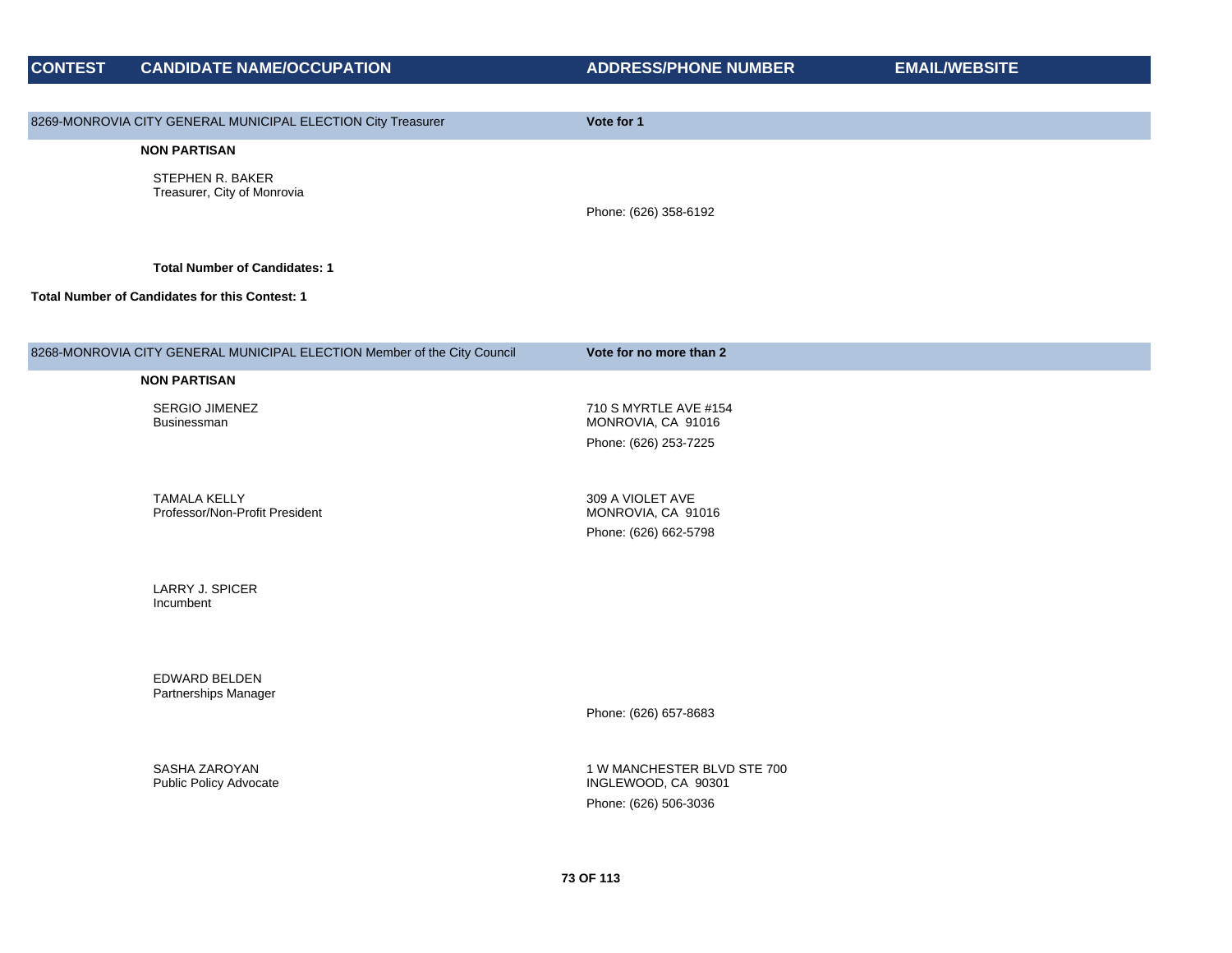| CONTEST | CANDIDATE NAME/OCCUPATION | ADDRESS/PHONE NUMBER | EMAIL/WEBSITE |
|---|---|---|---|

**8269-MONROVIA CITY GENERAL MUNICIPAL ELECTION City Treasurer** — **Vote for 1**

**NON PARTISAN**

| CANDIDATE NAME/OCCUPATION | ADDRESS/PHONE NUMBER | EMAIL/WEBSITE |
|---|---|---|
| STEPHEN R. BAKER<br>Treasurer, City of Monrovia | Phone: (626) 358-6192 | |

**Total Number of Candidates: 1**

**Total Number of Candidates for this Contest: 1**

**8268-MONROVIA CITY GENERAL MUNICIPAL ELECTION Member of the City Council** — **Vote for no more than 2**

**NON PARTISAN**

| CANDIDATE NAME/OCCUPATION | ADDRESS/PHONE NUMBER | EMAIL/WEBSITE |
|---|---|---|
| SERGIO JIMENEZ<br>Businessman | 710 S MYRTLE AVE #154<br>MONROVIA, CA 91016<br>Phone: (626) 253-7225 | |
| TAMALA KELLY<br>Professor/Non-Profit President | 309 A VIOLET AVE<br>MONROVIA, CA 91016<br>Phone: (626) 662-5798 | |
| LARRY J. SPICER<br>Incumbent | | |
| EDWARD BELDEN<br>Partnerships Manager | Phone: (626) 657-8683 | |
| SASHA ZAROYAN<br>Public Policy Advocate | 1 W MANCHESTER BLVD STE 700<br>INGLEWOOD, CA 90301<br>Phone: (626) 506-3036 | |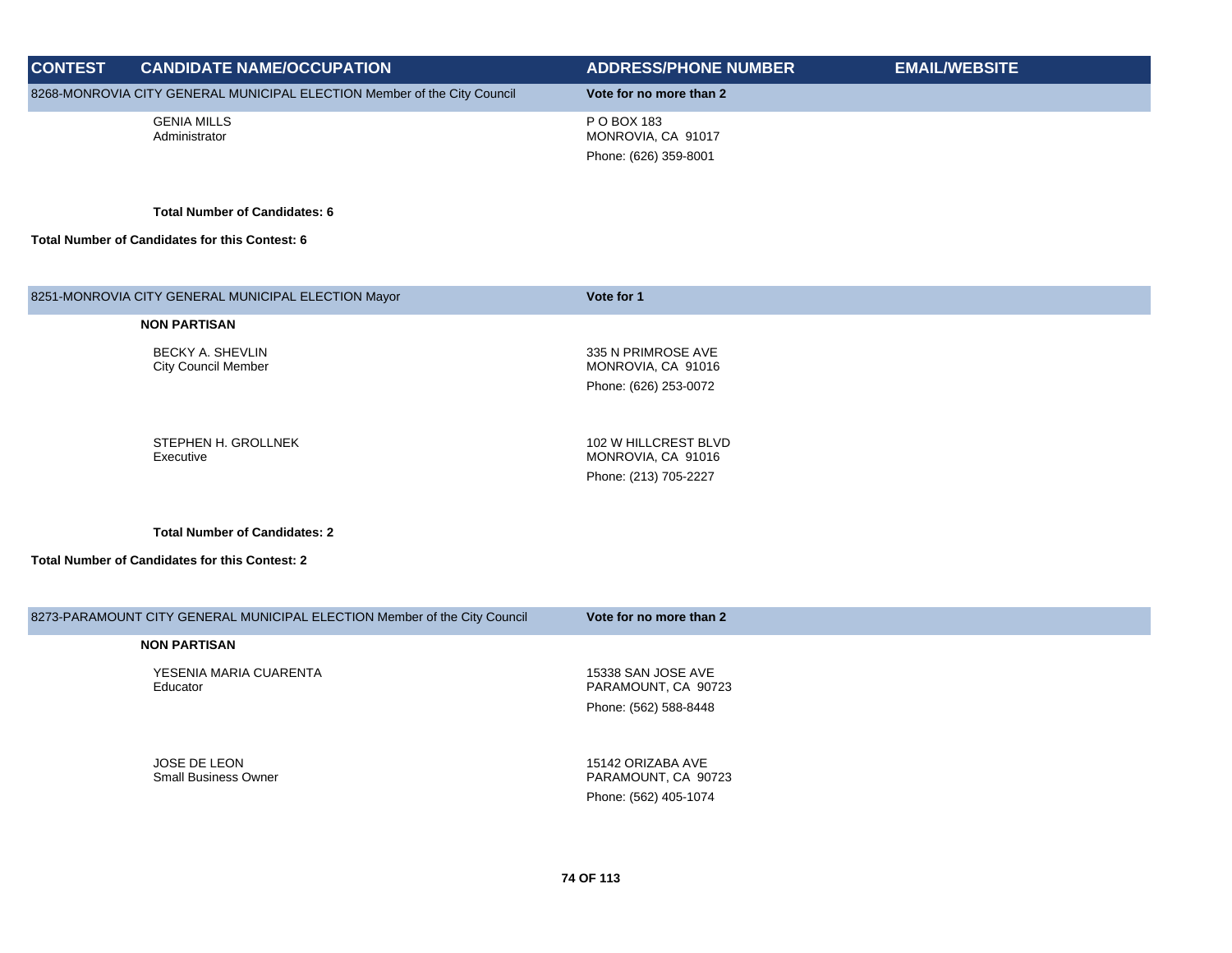| CONTEST | CANDIDATE NAME/OCCUPATION | ADDRESS/PHONE NUMBER | EMAIL/WEBSITE |
|---|---|---|---|
| 8268-MONROVIA CITY GENERAL MUNICIPAL ELECTION Member of the City Council | | **Vote for no more than 2** | |
| | GENIA MILLS<br>Administrator | P O BOX 183<br>MONROVIA, CA 91017<br>Phone: (626) 359-8001 | |
| | **Total Number of Candidates: 6** | | |
| **Total Number of Candidates for this Contest: 6** | | | |
| 8251-MONROVIA CITY GENERAL MUNICIPAL ELECTION Mayor | | **Vote for 1** | |
| | **NON PARTISAN** | | |
| | BECKY A. SHEVLIN<br>City Council Member | 335 N PRIMROSE AVE<br>MONROVIA, CA 91016<br>Phone: (626) 253-0072 | |
| | STEPHEN H. GROLLNEK<br>Executive | 102 W HILLCREST BLVD<br>MONROVIA, CA 91016<br>Phone: (213) 705-2227 | |
| | **Total Number of Candidates: 2** | | |
| **Total Number of Candidates for this Contest: 2** | | | |
| 8273-PARAMOUNT CITY GENERAL MUNICIPAL ELECTION Member of the City Council | | **Vote for no more than 2** | |
| | **NON PARTISAN** | | |
| | YESENIA MARIA CUARENTA<br>Educator | 15338 SAN JOSE AVE<br>PARAMOUNT, CA 90723<br>Phone: (562) 588-8448 | |
| | JOSE DE LEON<br>Small Business Owner | 15142 ORIZABA AVE<br>PARAMOUNT, CA 90723<br>Phone: (562) 405-1074 | |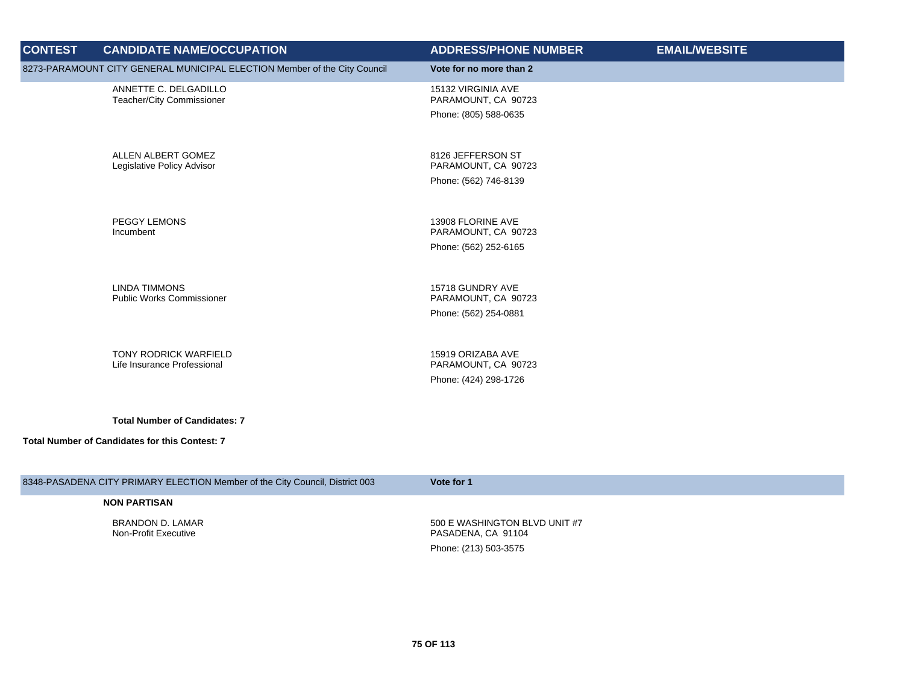| CONTEST | CANDIDATE NAME/OCCUPATION | ADDRESS/PHONE NUMBER | EMAIL/WEBSITE |
|---|---|---|---|
| 8273-PARAMOUNT CITY GENERAL MUNICIPAL ELECTION Member of the City Council | | **Vote for no more than 2** | |
| | ANNETTE C. DELGADILLO<br>Teacher/City Commissioner | 15132 VIRGINIA AVE<br>PARAMOUNT, CA 90723<br>Phone: (805) 588-0635 | |
| | ALLEN ALBERT GOMEZ<br>Legislative Policy Advisor | 8126 JEFFERSON ST<br>PARAMOUNT, CA 90723<br>Phone: (562) 746-8139 | |
| | PEGGY LEMONS<br>Incumbent | 13908 FLORINE AVE<br>PARAMOUNT, CA 90723<br>Phone: (562) 252-6165 | |
| | LINDA TIMMONS<br>Public Works Commissioner | 15718 GUNDRY AVE<br>PARAMOUNT, CA 90723<br>Phone: (562) 254-0881 | |
| | TONY RODRICK WARFIELD<br>Life Insurance Professional | 15919 ORIZABA AVE<br>PARAMOUNT, CA 90723<br>Phone: (424) 298-1726 | |
| | **Total Number of Candidates: 7** | | |
| **Total Number of Candidates for this Contest: 7** | | | |
| 8348-PASADENA CITY PRIMARY ELECTION Member of the City Council, District 003 | | **Vote for 1** | |
| | **NON PARTISAN** | | |
| | BRANDON D. LAMAR<br>Non-Profit Executive | 500 E WASHINGTON BLVD UNIT #7<br>PASADENA, CA 91104<br>Phone: (213) 503-3575 | |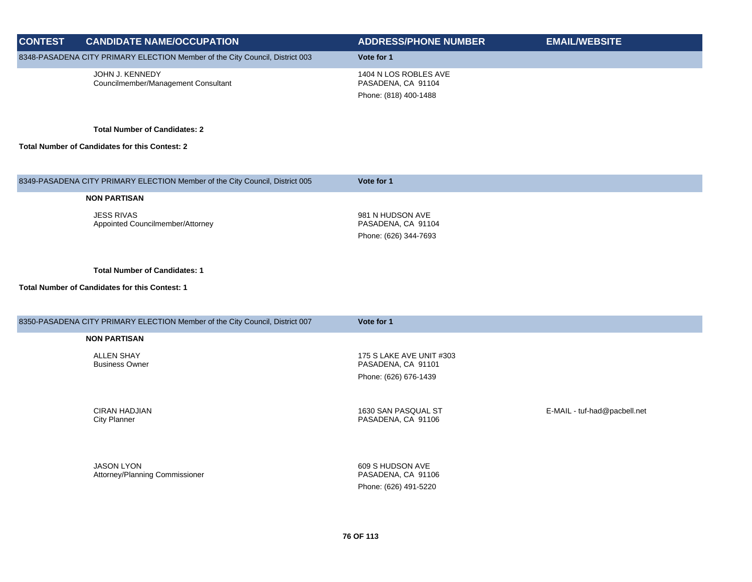| CONTEST | CANDIDATE NAME/OCCUPATION | ADDRESS/PHONE NUMBER | EMAIL/WEBSITE |
|---|---|---|---|
| 8348-PASADENA CITY PRIMARY ELECTION Member of the City Council, District 003 | | **Vote for 1** | |
| | JOHN J. KENNEDY<br>Councilmember/Management Consultant | 1404 N LOS ROBLES AVE<br>PASADENA, CA 91104<br>Phone: (818) 400-1488 | |
| | **Total Number of Candidates: 2** | | |
| **Total Number of Candidates for this Contest: 2** | | | |
| 8349-PASADENA CITY PRIMARY ELECTION Member of the City Council, District 005 | | **Vote for 1** | |
| | **NON PARTISAN** | | |
| | JESS RIVAS<br>Appointed Councilmember/Attorney | 981 N HUDSON AVE<br>PASADENA, CA 91104<br>Phone: (626) 344-7693 | |
| | **Total Number of Candidates: 1** | | |
| **Total Number of Candidates for this Contest: 1** | | | |
| 8350-PASADENA CITY PRIMARY ELECTION Member of the City Council, District 007 | | **Vote for 1** | |
| | **NON PARTISAN** | | |
| | ALLEN SHAY<br>Business Owner | 175 S LAKE AVE UNIT #303<br>PASADENA, CA 91101<br>Phone: (626) 676-1439 | |
| | CIRAN HADJIAN<br>City Planner | 1630 SAN PASQUAL ST<br>PASADENA, CA 91106 | E-MAIL - tuf-had@pacbell.net |
| | JASON LYON<br>Attorney/Planning Commissioner | 609 S HUDSON AVE<br>PASADENA, CA 91106<br>Phone: (626) 491-5220 | |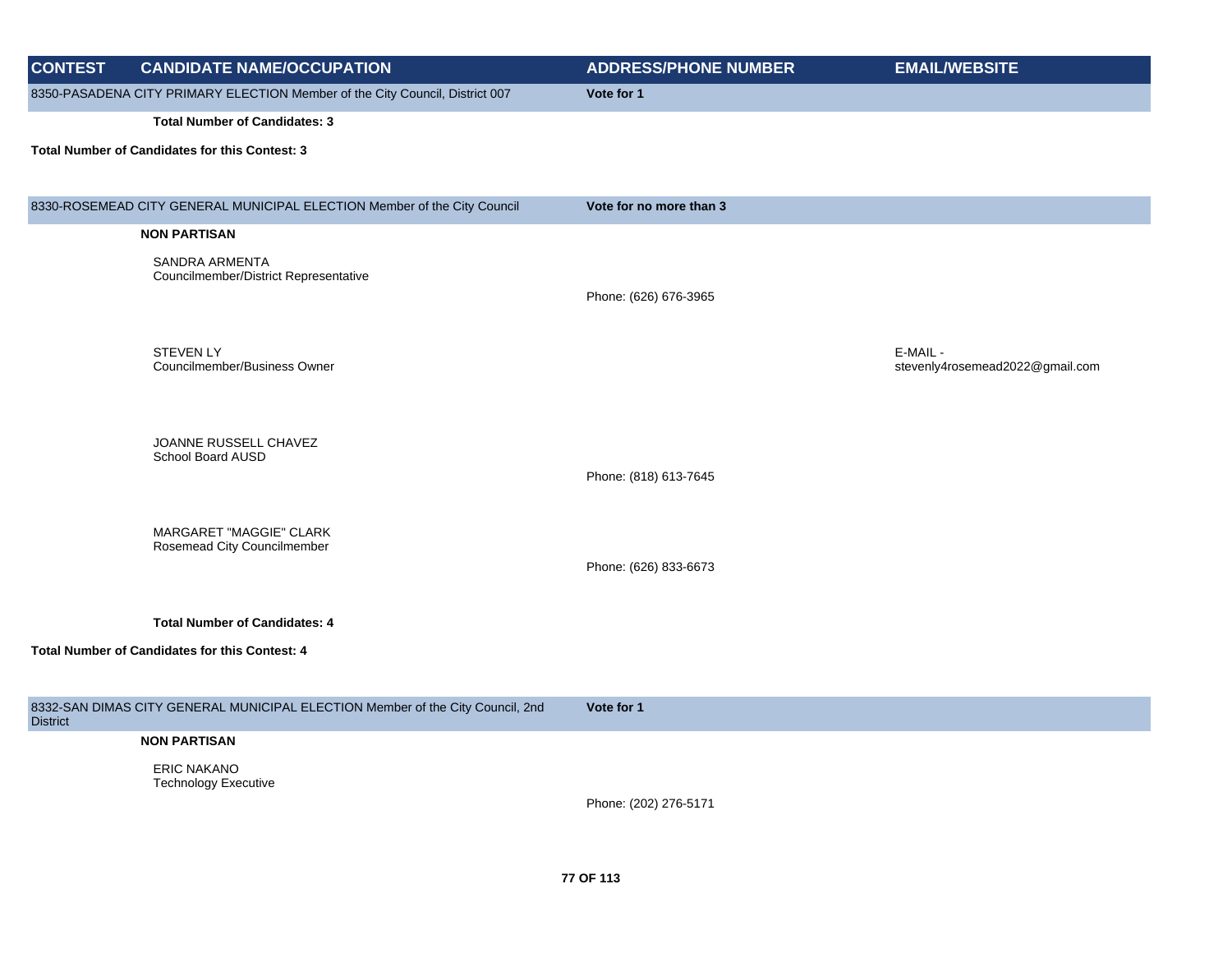| CONTEST | CANDIDATE NAME/OCCUPATION | ADDRESS/PHONE NUMBER | EMAIL/WEBSITE |
|---|---|---|---|
| 8350-PASADENA CITY PRIMARY ELECTION Member of the City Council, District 007 | | Vote for 1 | |
| | **Total Number of Candidates: 3** | | |
| **Total Number of Candidates for this Contest: 3** | | | |
| 8330-ROSEMEAD CITY GENERAL MUNICIPAL ELECTION Member of the City Council | | Vote for no more than 3 | |
| | **NON PARTISAN** | | |
| | SANDRA ARMENTA<br>Councilmember/District Representative | Phone: (626) 676-3965 | |
| | STEVEN LY<br>Councilmember/Business Owner | | E-MAIL -<br>stevenly4rosemead2022@gmail.com |
| | JOANNE RUSSELL CHAVEZ<br>School Board AUSD | Phone: (818) 613-7645 | |
| | MARGARET "MAGGIE" CLARK<br>Rosemead City Councilmember | Phone: (626) 833-6673 | |
| | **Total Number of Candidates: 4** | | |
| **Total Number of Candidates for this Contest: 4** | | | |
| 8332-SAN DIMAS CITY GENERAL MUNICIPAL ELECTION Member of the City Council, 2nd District | | Vote for 1 | |
| | **NON PARTISAN** | | |
| | ERIC NAKANO<br>Technology Executive | Phone: (202) 276-5171 | |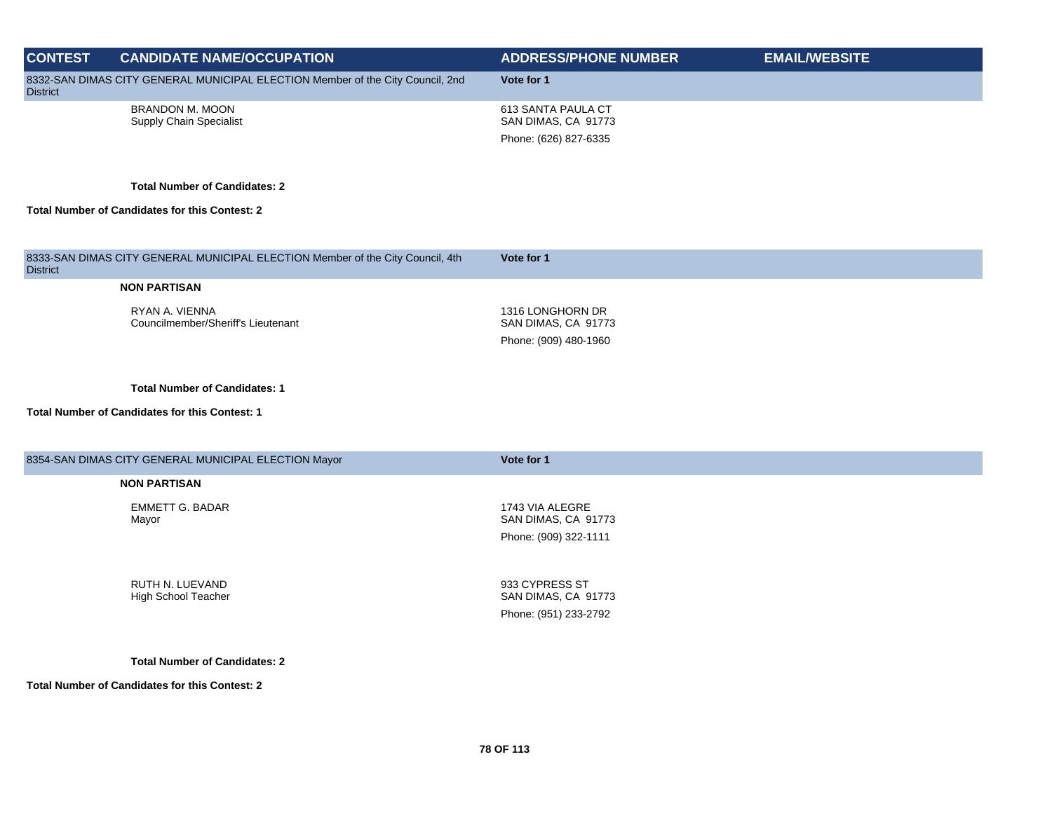| CONTEST | CANDIDATE NAME/OCCUPATION | ADDRESS/PHONE NUMBER | EMAIL/WEBSITE |
| --- | --- | --- | --- |
| 8332-SAN DIMAS CITY GENERAL MUNICIPAL ELECTION Member of the City Council, 2nd District | | **Vote for 1** | |
| | BRANDON M. MOON<br>Supply Chain Specialist | 613 SANTA PAULA CT<br>SAN DIMAS, CA 91773<br>Phone: (626) 827-6335 | |
| | **Total Number of Candidates: 2** | | |
| **Total Number of Candidates for this Contest: 2** | | | |
| 8333-SAN DIMAS CITY GENERAL MUNICIPAL ELECTION Member of the City Council, 4th District | | **Vote for 1** | |
| | **NON PARTISAN** | | |
| | RYAN A. VIENNA<br>Councilmember/Sheriff's Lieutenant | 1316 LONGHORN DR<br>SAN DIMAS, CA 91773<br>Phone: (909) 480-1960 | |
| | **Total Number of Candidates: 1** | | |
| **Total Number of Candidates for this Contest: 1** | | | |
| 8354-SAN DIMAS CITY GENERAL MUNICIPAL ELECTION Mayor | | **Vote for 1** | |
| | **NON PARTISAN** | | |
| | EMMETT G. BADAR<br>Mayor | 1743 VIA ALEGRE<br>SAN DIMAS, CA 91773<br>Phone: (909) 322-1111 | |
| | RUTH N. LUEVAND<br>High School Teacher | 933 CYPRESS ST<br>SAN DIMAS, CA 91773<br>Phone: (951) 233-2792 | |
| | **Total Number of Candidates: 2** | | |
| **Total Number of Candidates for this Contest: 2** | | | |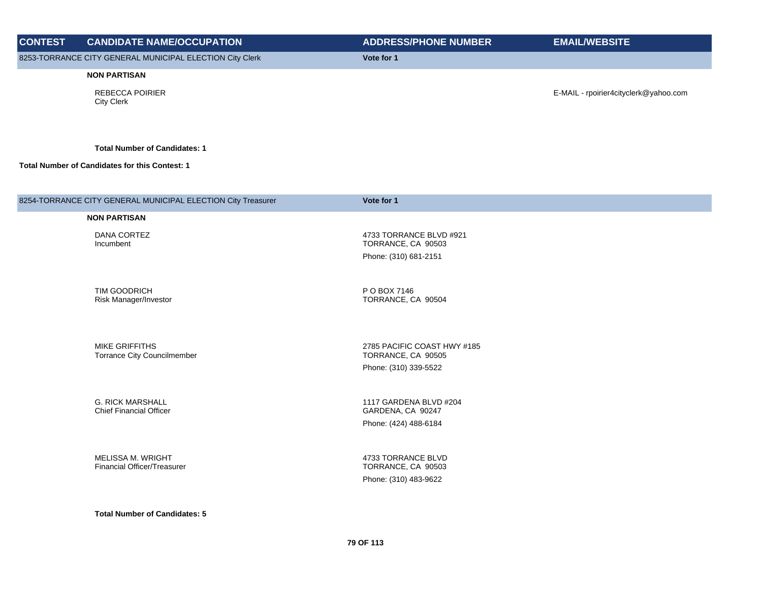| CONTEST | CANDIDATE NAME/OCCUPATION | ADDRESS/PHONE NUMBER | EMAIL/WEBSITE |
|---|---|---|---|

**8253-TORRANCE CITY GENERAL MUNICIPAL ELECTION City Clerk** — **Vote for 1**

**NON PARTISAN**

| CANDIDATE NAME/OCCUPATION | ADDRESS/PHONE NUMBER | EMAIL/WEBSITE |
|---|---|---|
| REBECCA POIRIER<br>City Clerk | | E-MAIL - rpoirier4cityclerk@yahoo.com |

**Total Number of Candidates: 1**

**Total Number of Candidates for this Contest: 1**

**8254-TORRANCE CITY GENERAL MUNICIPAL ELECTION City Treasurer** — **Vote for 1**

**NON PARTISAN**

| CANDIDATE NAME/OCCUPATION | ADDRESS/PHONE NUMBER | EMAIL/WEBSITE |
|---|---|---|
| DANA CORTEZ<br>Incumbent | 4733 TORRANCE BLVD #921<br>TORRANCE, CA 90503<br>Phone: (310) 681-2151 | |
| TIM GOODRICH<br>Risk Manager/Investor | P O BOX 7146<br>TORRANCE, CA 90504 | |
| MIKE GRIFFITHS<br>Torrance City Councilmember | 2785 PACIFIC COAST HWY #185<br>TORRANCE, CA 90505<br>Phone: (310) 339-5522 | |
| G. RICK MARSHALL<br>Chief Financial Officer | 1117 GARDENA BLVD #204<br>GARDENA, CA 90247<br>Phone: (424) 488-6184 | |
| MELISSA M. WRIGHT<br>Financial Officer/Treasurer | 4733 TORRANCE BLVD<br>TORRANCE, CA 90503<br>Phone: (310) 483-9622 | |

**Total Number of Candidates: 5**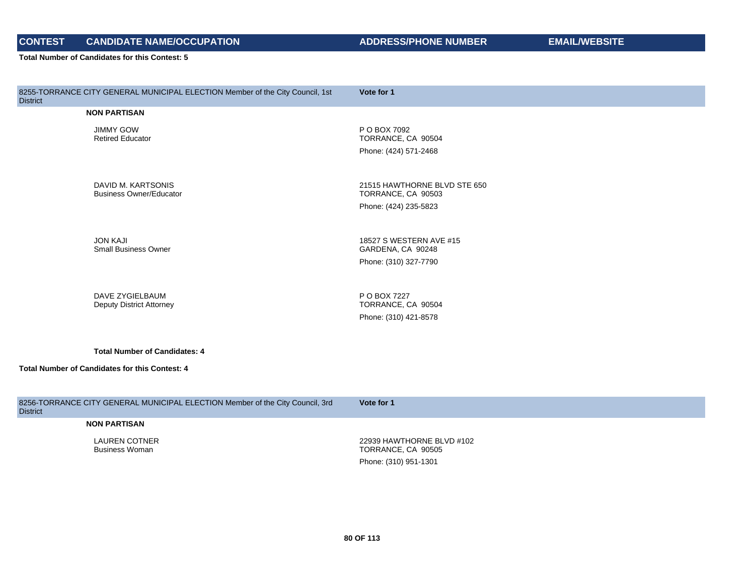| CONTEST | CANDIDATE NAME/OCCUPATION | ADDRESS/PHONE NUMBER | EMAIL/WEBSITE |
|---|---|---|---|

**Total Number of Candidates for this Contest: 5**

| 8255-TORRANCE CITY GENERAL MUNICIPAL ELECTION Member of the City Council, 1st District | Vote for 1 |
|---|---|

**NON PARTISAN**

| CANDIDATE NAME/OCCUPATION | ADDRESS/PHONE NUMBER | EMAIL/WEBSITE |
|---|---|---|
| JIMMY GOW<br>Retired Educator | P O BOX 7092<br>TORRANCE, CA 90504<br>Phone: (424) 571-2468 | |
| DAVID M. KARTSONIS<br>Business Owner/Educator | 21515 HAWTHORNE BLVD STE 650<br>TORRANCE, CA 90503<br>Phone: (424) 235-5823 | |
| JON KAJI<br>Small Business Owner | 18527 S WESTERN AVE #15<br>GARDENA, CA 90248<br>Phone: (310) 327-7790 | |
| DAVE ZYGIELBAUM<br>Deputy District Attorney | P O BOX 7227<br>TORRANCE, CA 90504<br>Phone: (310) 421-8578 | |

**Total Number of Candidates: 4**

**Total Number of Candidates for this Contest: 4**

| 8256-TORRANCE CITY GENERAL MUNICIPAL ELECTION Member of the City Council, 3rd District | Vote for 1 |
|---|---|

**NON PARTISAN**

| CANDIDATE NAME/OCCUPATION | ADDRESS/PHONE NUMBER | EMAIL/WEBSITE |
|---|---|---|
| LAUREN COTNER<br>Business Woman | 22939 HAWTHORNE BLVD #102<br>TORRANCE, CA 90505<br>Phone: (310) 951-1301 | |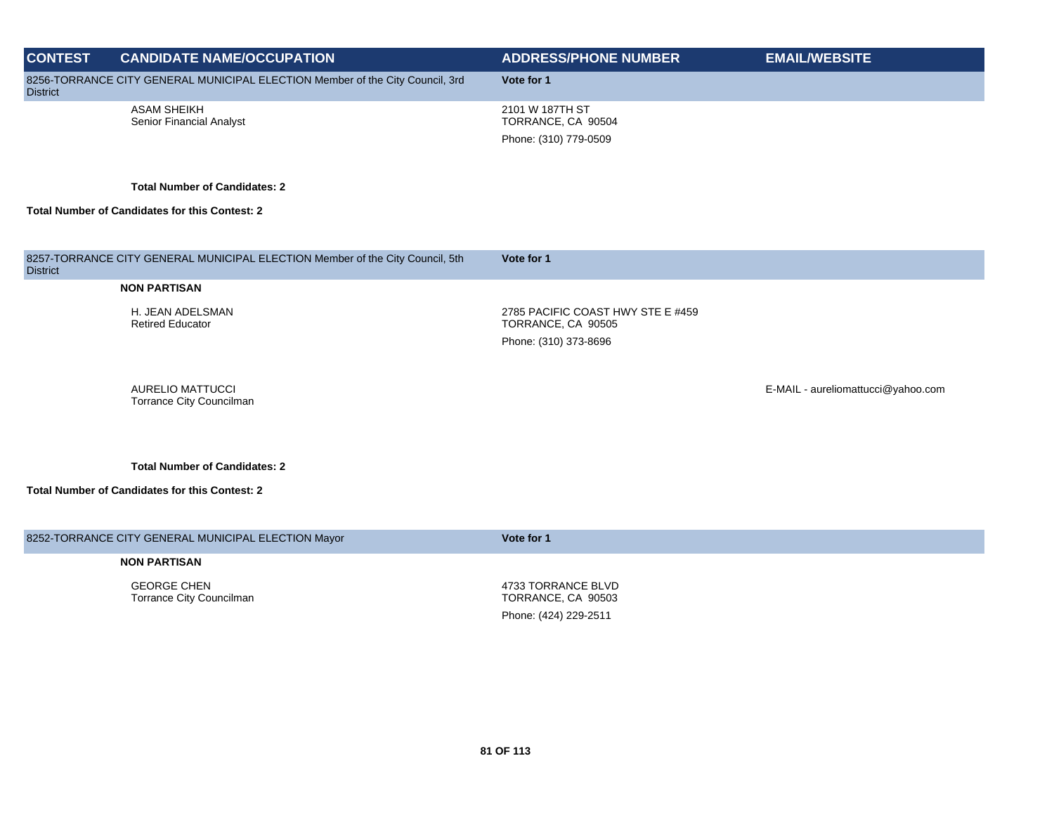| CONTEST | CANDIDATE NAME/OCCUPATION | ADDRESS/PHONE NUMBER | EMAIL/WEBSITE |
|---|---|---|---|
| 8256-TORRANCE CITY GENERAL MUNICIPAL ELECTION Member of the City Council, 3rd District | | **Vote for 1** | |
| | ASAM SHEIKH<br>Senior Financial Analyst | 2101 W 187TH ST<br>TORRANCE, CA 90504<br>Phone: (310) 779-0509 | |
| | **Total Number of Candidates: 2** | | |
| **Total Number of Candidates for this Contest: 2** | | | |
| 8257-TORRANCE CITY GENERAL MUNICIPAL ELECTION Member of the City Council, 5th District | | **Vote for 1** | |
| | **NON PARTISAN** | | |
| | H. JEAN ADELSMAN<br>Retired Educator | 2785 PACIFIC COAST HWY STE E #459<br>TORRANCE, CA 90505<br>Phone: (310) 373-8696 | |
| | AURELIO MATTUCCI<br>Torrance City Councilman | | E-MAIL - aureliomattucci@yahoo.com |
| | **Total Number of Candidates: 2** | | |
| **Total Number of Candidates for this Contest: 2** | | | |
| 8252-TORRANCE CITY GENERAL MUNICIPAL ELECTION Mayor | | **Vote for 1** | |
| | **NON PARTISAN** | | |
| | GEORGE CHEN<br>Torrance City Councilman | 4733 TORRANCE BLVD<br>TORRANCE, CA 90503<br>Phone: (424) 229-2511 | |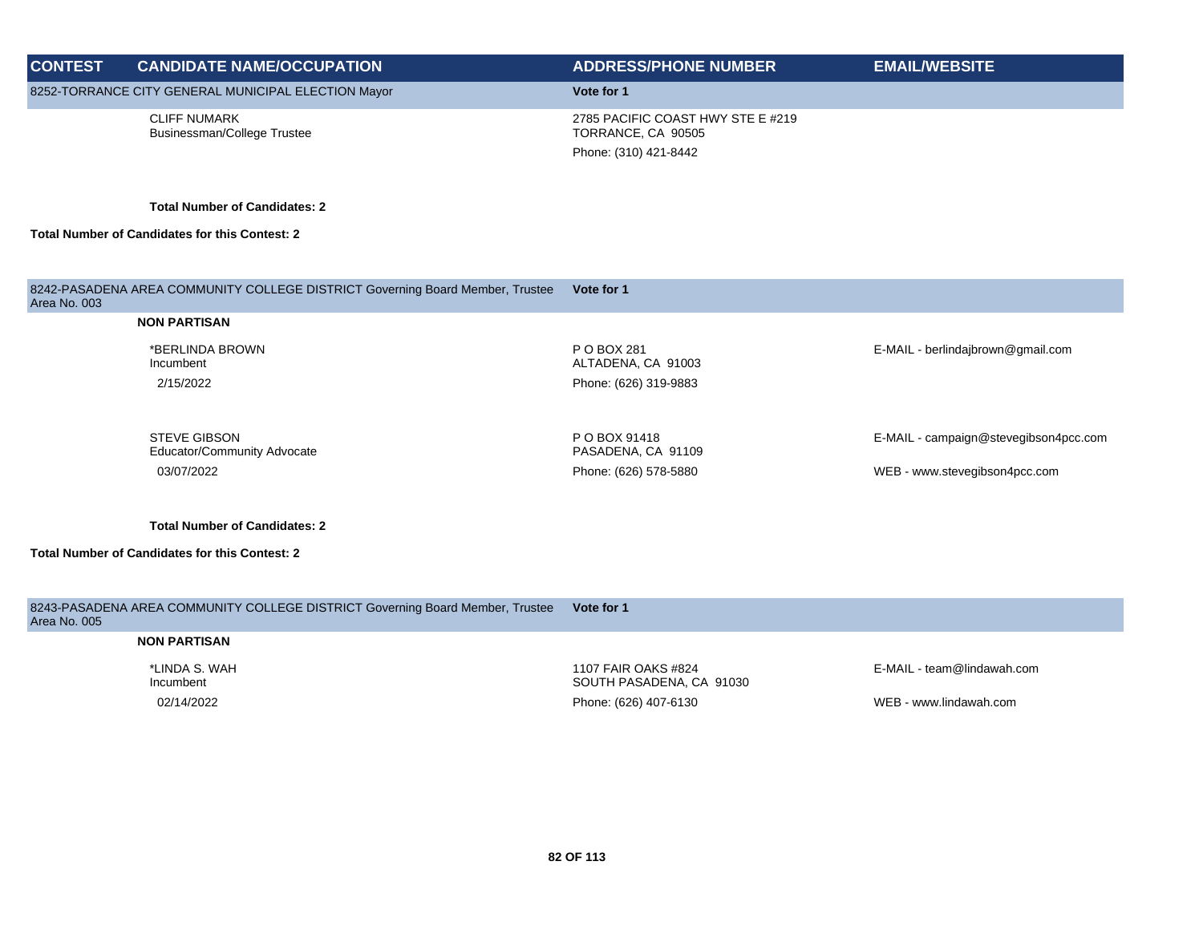| CONTEST | CANDIDATE NAME/OCCUPATION | ADDRESS/PHONE NUMBER | EMAIL/WEBSITE |
|---|---|---|---|
| 8252-TORRANCE CITY GENERAL MUNICIPAL ELECTION Mayor | | Vote for 1 | |
| | CLIFF NUMARK<br>Businessman/College Trustee | 2785 PACIFIC COAST HWY STE E #219<br>TORRANCE, CA 90505<br>Phone: (310) 421-8442 | |
| | **Total Number of Candidates: 2** | | |
| **Total Number of Candidates for this Contest: 2** | | | |

| CONTEST | CANDIDATE NAME/OCCUPATION | ADDRESS/PHONE NUMBER | EMAIL/WEBSITE |
|---|---|---|---|
| 8242-PASADENA AREA COMMUNITY COLLEGE DISTRICT Governing Board Member, Trustee Area No. 003 | | Vote for 1 | |
| | **NON PARTISAN** | | |
| | *BERLINDA BROWN<br>Incumbent<br>2/15/2022 | P O BOX 281<br>ALTADENA, CA 91003<br>Phone: (626) 319-9883 | E-MAIL - berlindajbrown@gmail.com |
| | STEVE GIBSON<br>Educator/Community Advocate<br>03/07/2022 | P O BOX 91418<br>PASADENA, CA 91109<br>Phone: (626) 578-5880 | E-MAIL - campaign@stevegibson4pcc.com<br>WEB - www.stevegibson4pcc.com |
| | **Total Number of Candidates: 2** | | |
| **Total Number of Candidates for this Contest: 2** | | | |

| CONTEST | CANDIDATE NAME/OCCUPATION | ADDRESS/PHONE NUMBER | EMAIL/WEBSITE |
|---|---|---|---|
| 8243-PASADENA AREA COMMUNITY COLLEGE DISTRICT Governing Board Member, Trustee Area No. 005 | | Vote for 1 | |
| | **NON PARTISAN** | | |
| | *LINDA S. WAH<br>Incumbent<br>02/14/2022 | 1107 FAIR OAKS #824<br>SOUTH PASADENA, CA 91030<br>Phone: (626) 407-6130 | E-MAIL - team@lindawah.com<br>WEB - www.lindawah.com |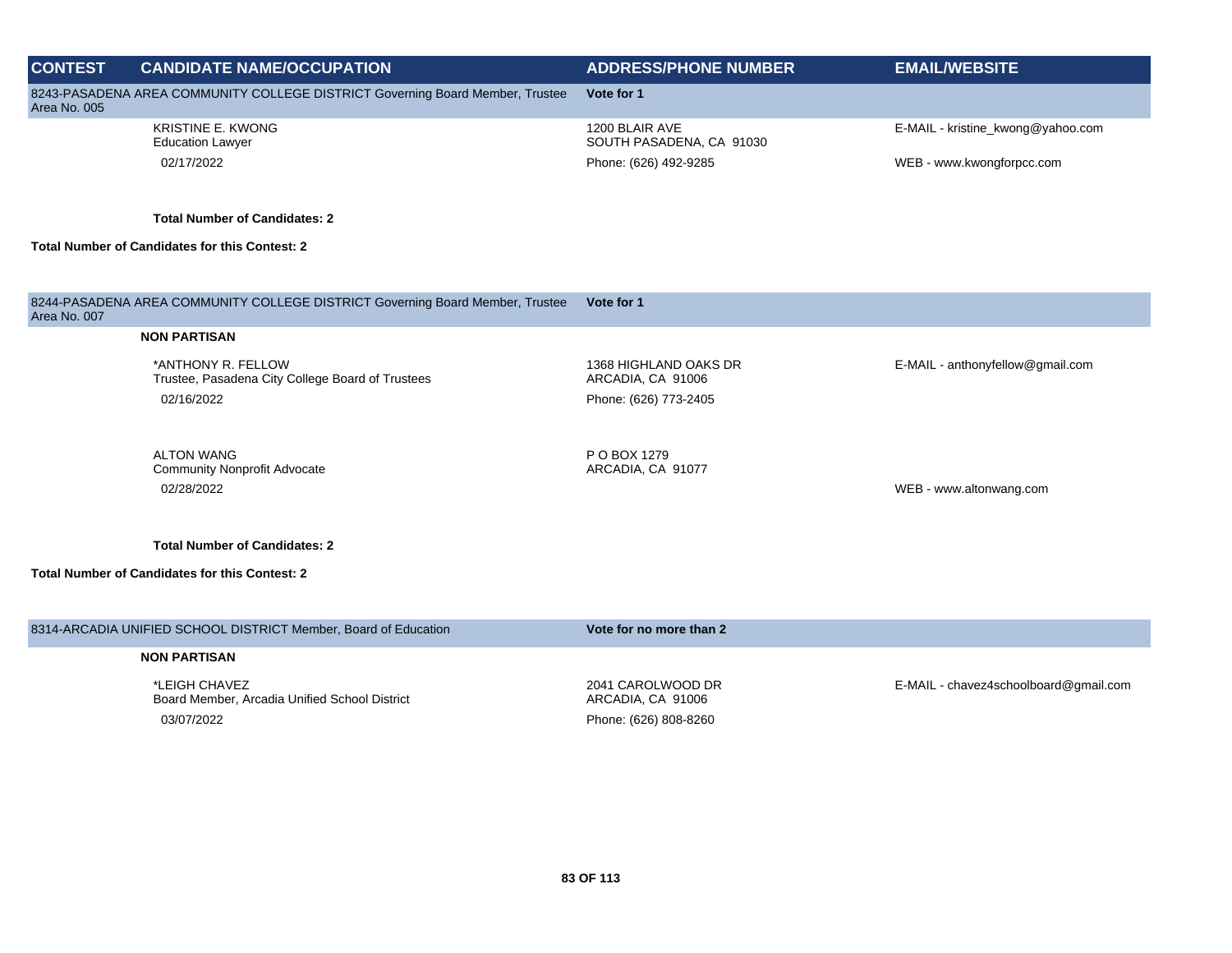| CONTEST | CANDIDATE NAME/OCCUPATION | ADDRESS/PHONE NUMBER | EMAIL/WEBSITE |
|---|---|---|---|
| 8243-PASADENA AREA COMMUNITY COLLEGE DISTRICT Governing Board Member, Trustee Area No. 005 | | **Vote for 1** | |
| | KRISTINE E. KWONG<br>Education Lawyer<br>02/17/2022 | 1200 BLAIR AVE<br>SOUTH PASADENA, CA 91030<br>Phone: (626) 492-9285 | E-MAIL - kristine_kwong@yahoo.com<br>WEB - www.kwongforpcc.com |
| | **Total Number of Candidates: 2** | | |
| **Total Number of Candidates for this Contest: 2** | | | |
| 8244-PASADENA AREA COMMUNITY COLLEGE DISTRICT Governing Board Member, Trustee Area No. 007 | | **Vote for 1** | |
| | **NON PARTISAN** | | |
| | *ANTHONY R. FELLOW<br>Trustee, Pasadena City College Board of Trustees<br>02/16/2022 | 1368 HIGHLAND OAKS DR<br>ARCADIA, CA 91006<br>Phone: (626) 773-2405 | E-MAIL - anthonyfellow@gmail.com |
| | ALTON WANG<br>Community Nonprofit Advocate<br>02/28/2022 | P O BOX 1279<br>ARCADIA, CA 91077 | WEB - www.altonwang.com |
| | **Total Number of Candidates: 2** | | |
| **Total Number of Candidates for this Contest: 2** | | | |
| 8314-ARCADIA UNIFIED SCHOOL DISTRICT Member, Board of Education | | **Vote for no more than 2** | |
| | **NON PARTISAN** | | |
| | *LEIGH CHAVEZ<br>Board Member, Arcadia Unified School District<br>03/07/2022 | 2041 CAROLWOOD DR<br>ARCADIA, CA 91006<br>Phone: (626) 808-8260 | E-MAIL - chavez4schoolboard@gmail.com |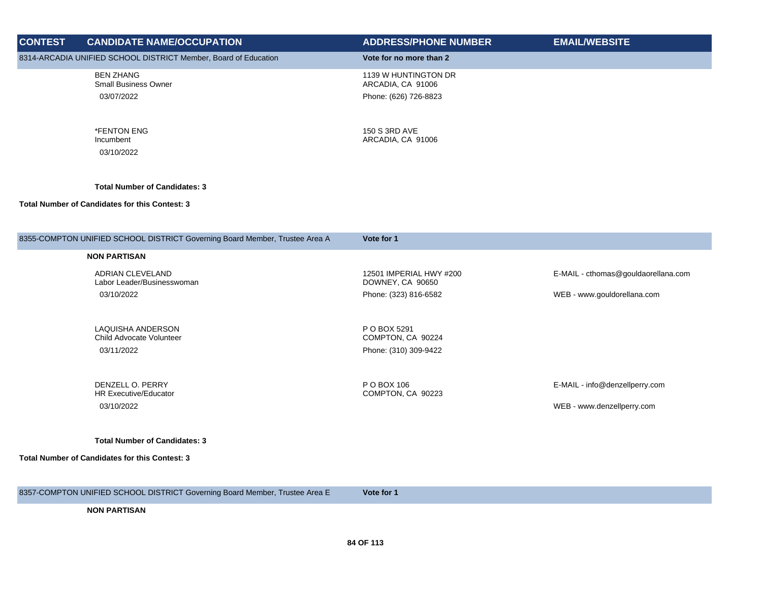| CONTEST | CANDIDATE NAME/OCCUPATION | ADDRESS/PHONE NUMBER | EMAIL/WEBSITE |
|---|---|---|---|
| 8314-ARCADIA UNIFIED SCHOOL DISTRICT Member, Board of Education | | **Vote for no more than 2** | |
| | BEN ZHANG<br>Small Business Owner<br>03/07/2022 | 1139 W HUNTINGTON DR<br>ARCADIA, CA 91006<br>Phone: (626) 726-8823 | |
| | *FENTON ENG<br>Incumbent<br>03/10/2022 | 150 S 3RD AVE<br>ARCADIA, CA 91006 | |
| | **Total Number of Candidates: 3** | | |
| **Total Number of Candidates for this Contest: 3** | | | |

| CONTEST | CANDIDATE NAME/OCCUPATION | ADDRESS/PHONE NUMBER | EMAIL/WEBSITE |
|---|---|---|---|
| 8355-COMPTON UNIFIED SCHOOL DISTRICT Governing Board Member, Trustee Area A | | **Vote for 1** | |
| | **NON PARTISAN** | | |
| | ADRIAN CLEVELAND<br>Labor Leader/Businesswoman<br>03/10/2022 | 12501 IMPERIAL HWY #200<br>DOWNEY, CA 90650<br>Phone: (323) 816-6582 | E-MAIL - cthomas@gouldaorellana.com<br>WEB - www.gouldorellana.com |
| | LAQUISHA ANDERSON<br>Child Advocate Volunteer<br>03/11/2022 | P O BOX 5291<br>COMPTON, CA 90224<br>Phone: (310) 309-9422 | |
| | DENZELL O. PERRY<br>HR Executive/Educator<br>03/10/2022 | P O BOX 106<br>COMPTON, CA 90223 | E-MAIL - info@denzellperry.com<br>WEB - www.denzellperry.com |
| | **Total Number of Candidates: 3** | | |
| **Total Number of Candidates for this Contest: 3** | | | |

| CONTEST | CANDIDATE NAME/OCCUPATION | ADDRESS/PHONE NUMBER | EMAIL/WEBSITE |
|---|---|---|---|
| 8357-COMPTON UNIFIED SCHOOL DISTRICT Governing Board Member, Trustee Area E | | **Vote for 1** | |
| | **NON PARTISAN** | | |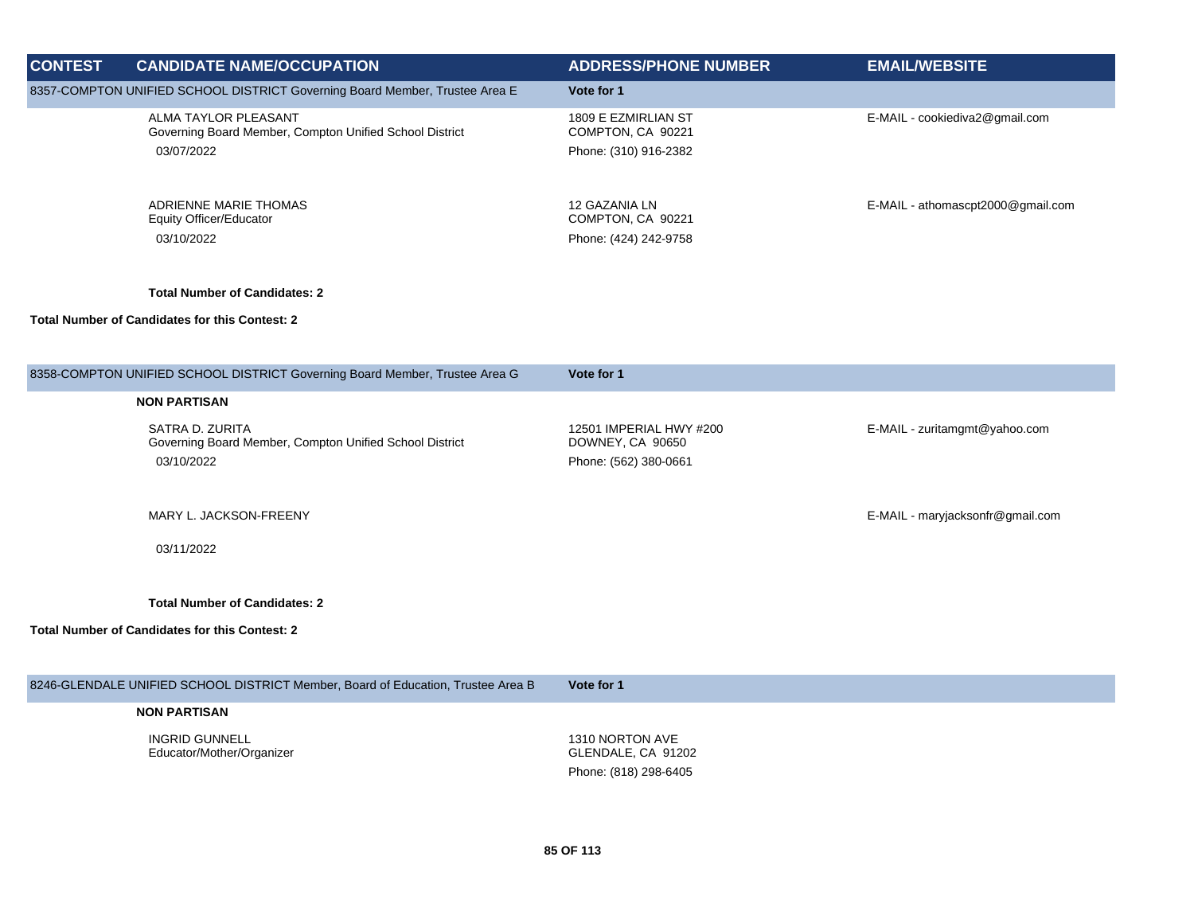| CONTEST | CANDIDATE NAME/OCCUPATION | ADDRESS/PHONE NUMBER | EMAIL/WEBSITE |
|---|---|---|---|
| 8357-COMPTON UNIFIED SCHOOL DISTRICT Governing Board Member, Trustee Area E | | **Vote for 1** | |
| | ALMA TAYLOR PLEASANT<br>Governing Board Member, Compton Unified School District<br>03/07/2022 | 1809 E EZMIRLIAN ST<br>COMPTON, CA 90221<br>Phone: (310) 916-2382 | E-MAIL - cookiediva2@gmail.com |
| | ADRIENNE MARIE THOMAS<br>Equity Officer/Educator<br>03/10/2022 | 12 GAZANIA LN<br>COMPTON, CA 90221<br>Phone: (424) 242-9758 | E-MAIL - athomascpt2000@gmail.com |
| | **Total Number of Candidates: 2** | | |
| **Total Number of Candidates for this Contest: 2** | | | |
| 8358-COMPTON UNIFIED SCHOOL DISTRICT Governing Board Member, Trustee Area G | | **Vote for 1** | |
| | **NON PARTISAN** | | |
| | SATRA D. ZURITA<br>Governing Board Member, Compton Unified School District<br>03/10/2022 | 12501 IMPERIAL HWY #200<br>DOWNEY, CA 90650<br>Phone: (562) 380-0661 | E-MAIL - zuritamgmt@yahoo.com |
| | MARY L. JACKSON-FREENY<br>03/11/2022 | | E-MAIL - maryjacksonfr@gmail.com |
| | **Total Number of Candidates: 2** | | |
| **Total Number of Candidates for this Contest: 2** | | | |
| 8246-GLENDALE UNIFIED SCHOOL DISTRICT Member, Board of Education, Trustee Area B | | **Vote for 1** | |
| | **NON PARTISAN** | | |
| | INGRID GUNNELL<br>Educator/Mother/Organizer | 1310 NORTON AVE<br>GLENDALE, CA 91202<br>Phone: (818) 298-6405 | |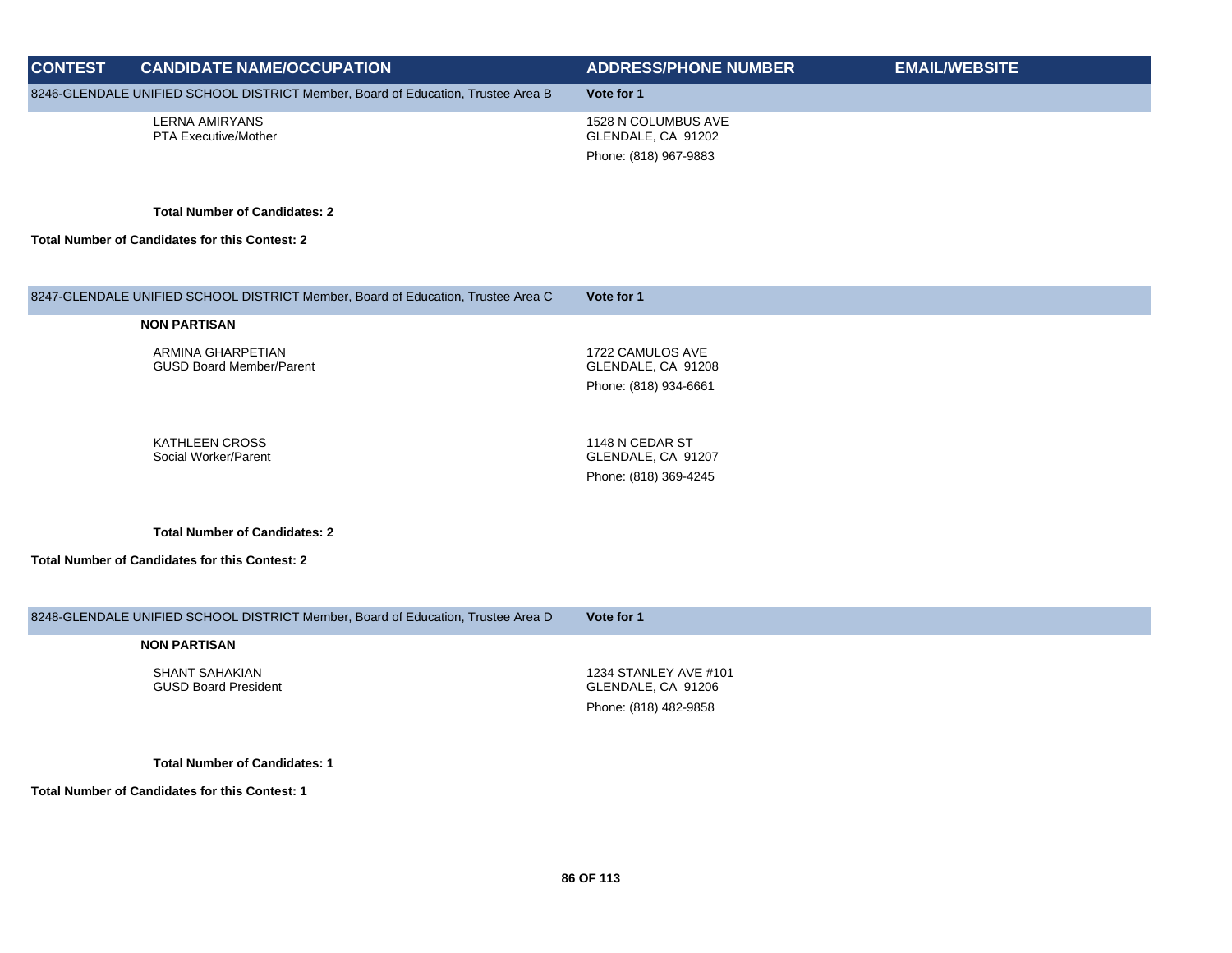| CONTEST | CANDIDATE NAME/OCCUPATION | ADDRESS/PHONE NUMBER | EMAIL/WEBSITE |
| --- | --- | --- | --- |
| 8246-GLENDALE UNIFIED SCHOOL DISTRICT Member, Board of Education, Trustee Area B | | **Vote for 1** | |
| | LERNA AMIRYANS<br>PTA Executive/Mother | 1528 N COLUMBUS AVE<br>GLENDALE, CA 91202<br>Phone: (818) 967-9883 | |
| | **Total Number of Candidates: 2** | | |
| **Total Number of Candidates for this Contest: 2** | | | |
| 8247-GLENDALE UNIFIED SCHOOL DISTRICT Member, Board of Education, Trustee Area C | | **Vote for 1** | |
| | **NON PARTISAN** | | |
| | ARMINA GHARPETIAN<br>GUSD Board Member/Parent | 1722 CAMULOS AVE<br>GLENDALE, CA 91208<br>Phone: (818) 934-6661 | |
| | KATHLEEN CROSS<br>Social Worker/Parent | 1148 N CEDAR ST<br>GLENDALE, CA 91207<br>Phone: (818) 369-4245 | |
| | **Total Number of Candidates: 2** | | |
| **Total Number of Candidates for this Contest: 2** | | | |
| 8248-GLENDALE UNIFIED SCHOOL DISTRICT Member, Board of Education, Trustee Area D | | **Vote for 1** | |
| | **NON PARTISAN** | | |
| | SHANT SAHAKIAN<br>GUSD Board President | 1234 STANLEY AVE #101<br>GLENDALE, CA 91206<br>Phone: (818) 482-9858 | |
| | **Total Number of Candidates: 1** | | |
| **Total Number of Candidates for this Contest: 1** | | | |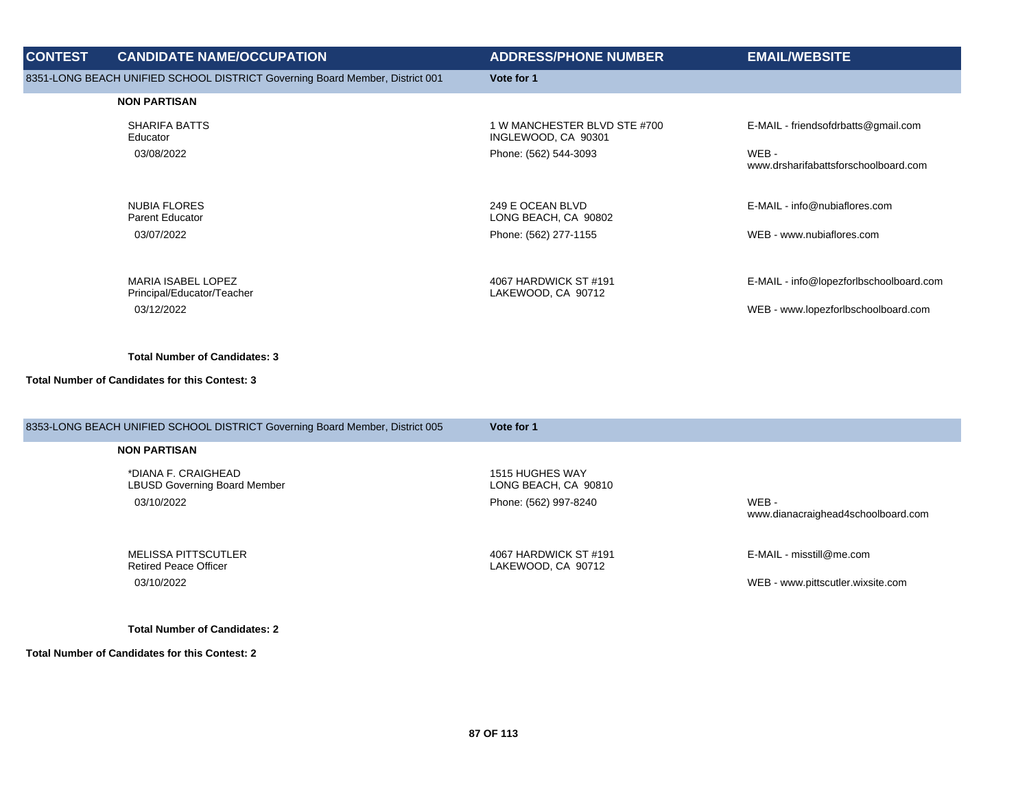| CONTEST | CANDIDATE NAME/OCCUPATION | ADDRESS/PHONE NUMBER | EMAIL/WEBSITE |
| --- | --- | --- | --- |
| 8351-LONG BEACH UNIFIED SCHOOL DISTRICT Governing Board Member, District 001 | | **Vote for 1** | |
| | **NON PARTISAN** | | |
| | SHARIFA BATTS<br>Educator<br>03/08/2022 | 1 W MANCHESTER BLVD STE #700<br>INGLEWOOD, CA 90301<br>Phone: (562) 544-3093 | E-MAIL - friendsofdrbatts@gmail.com<br>WEB - www.drsharifabattsforschoolboard.com |
| | NUBIA FLORES<br>Parent Educator<br>03/07/2022 | 249 E OCEAN BLVD<br>LONG BEACH, CA 90802<br>Phone: (562) 277-1155 | E-MAIL - info@nubiaflores.com<br>WEB - www.nubiaflores.com |
| | MARIA ISABEL LOPEZ<br>Principal/Educator/Teacher<br>03/12/2022 | 4067 HARDWICK ST #191<br>LAKEWOOD, CA 90712 | E-MAIL - info@lopezforlbschoolboard.com<br>WEB - www.lopezforlbschoolboard.com |
| | **Total Number of Candidates: 3** | | |
| **Total Number of Candidates for this Contest: 3** | | | |
| 8353-LONG BEACH UNIFIED SCHOOL DISTRICT Governing Board Member, District 005 | | **Vote for 1** | |
| | **NON PARTISAN** | | |
| | *DIANA F. CRAIGHEAD<br>LBUSD Governing Board Member<br>03/10/2022 | 1515 HUGHES WAY<br>LONG BEACH, CA 90810<br>Phone: (562) 997-8240 | WEB - www.dianacraighead4schoolboard.com |
| | MELISSA PITTSCUTLER<br>Retired Peace Officer<br>03/10/2022 | 4067 HARDWICK ST #191<br>LAKEWOOD, CA 90712 | E-MAIL - misstill@me.com<br>WEB - www.pittscutler.wixsite.com |
| | **Total Number of Candidates: 2** | | |
| **Total Number of Candidates for this Contest: 2** | | | |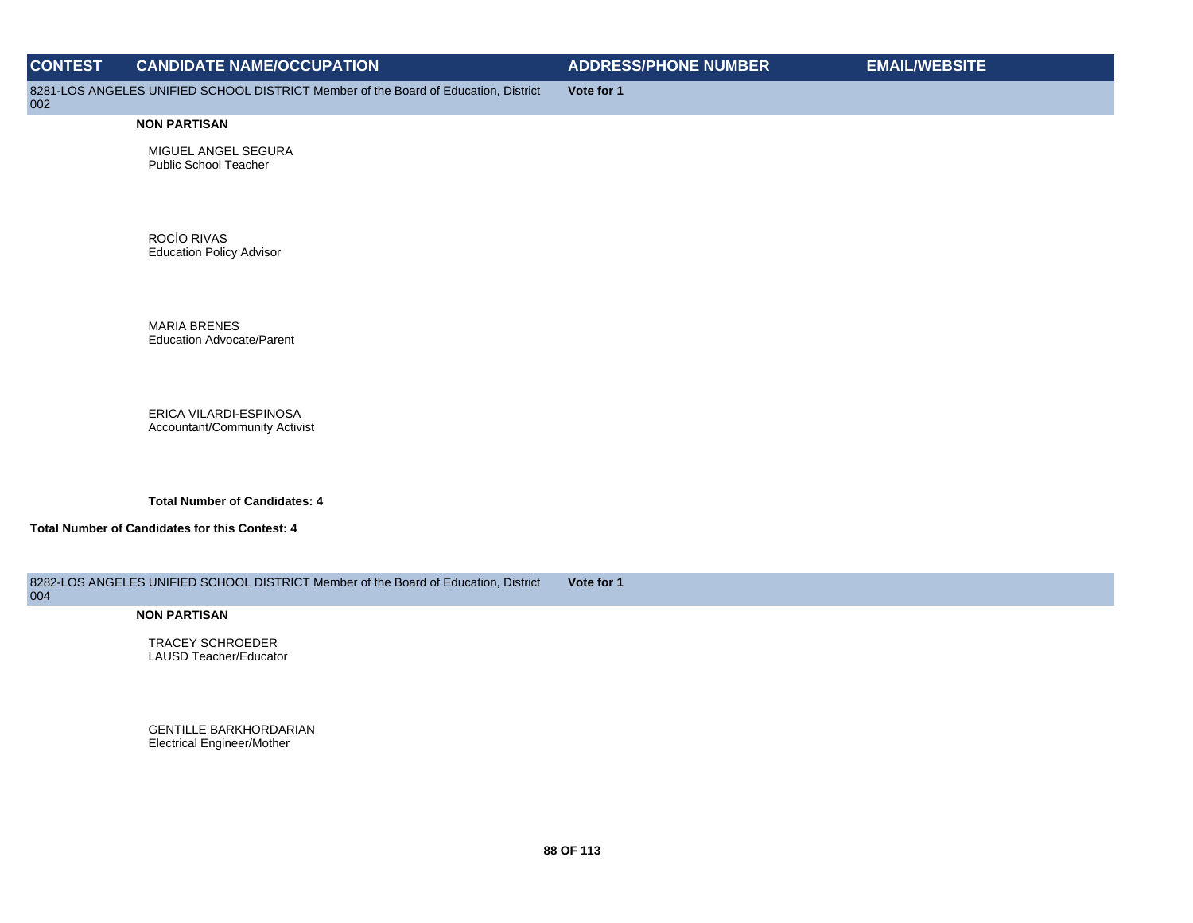| CONTEST | CANDIDATE NAME/OCCUPATION | ADDRESS/PHONE NUMBER | EMAIL/WEBSITE |
|---|---|---|---|
| 8281-LOS ANGELES UNIFIED SCHOOL DISTRICT Member of the Board of Education, District 002 | | **Vote for 1** | |
| | **NON PARTISAN** | | |
| | MIGUEL ANGEL SEGURA<br>Public School Teacher | | |
| | ROCÍO RIVAS<br>Education Policy Advisor | | |
| | MARIA BRENES<br>Education Advocate/Parent | | |
| | ERICA VILARDI-ESPINOSA<br>Accountant/Community Activist | | |
| | **Total Number of Candidates: 4** | | |
| **Total Number of Candidates for this Contest: 4** | | | |
| 8282-LOS ANGELES UNIFIED SCHOOL DISTRICT Member of the Board of Education, District 004 | | **Vote for 1** | |
| | **NON PARTISAN** | | |
| | TRACEY SCHROEDER<br>LAUSD Teacher/Educator | | |
| | GENTILLE BARKHORDARIAN<br>Electrical Engineer/Mother | | |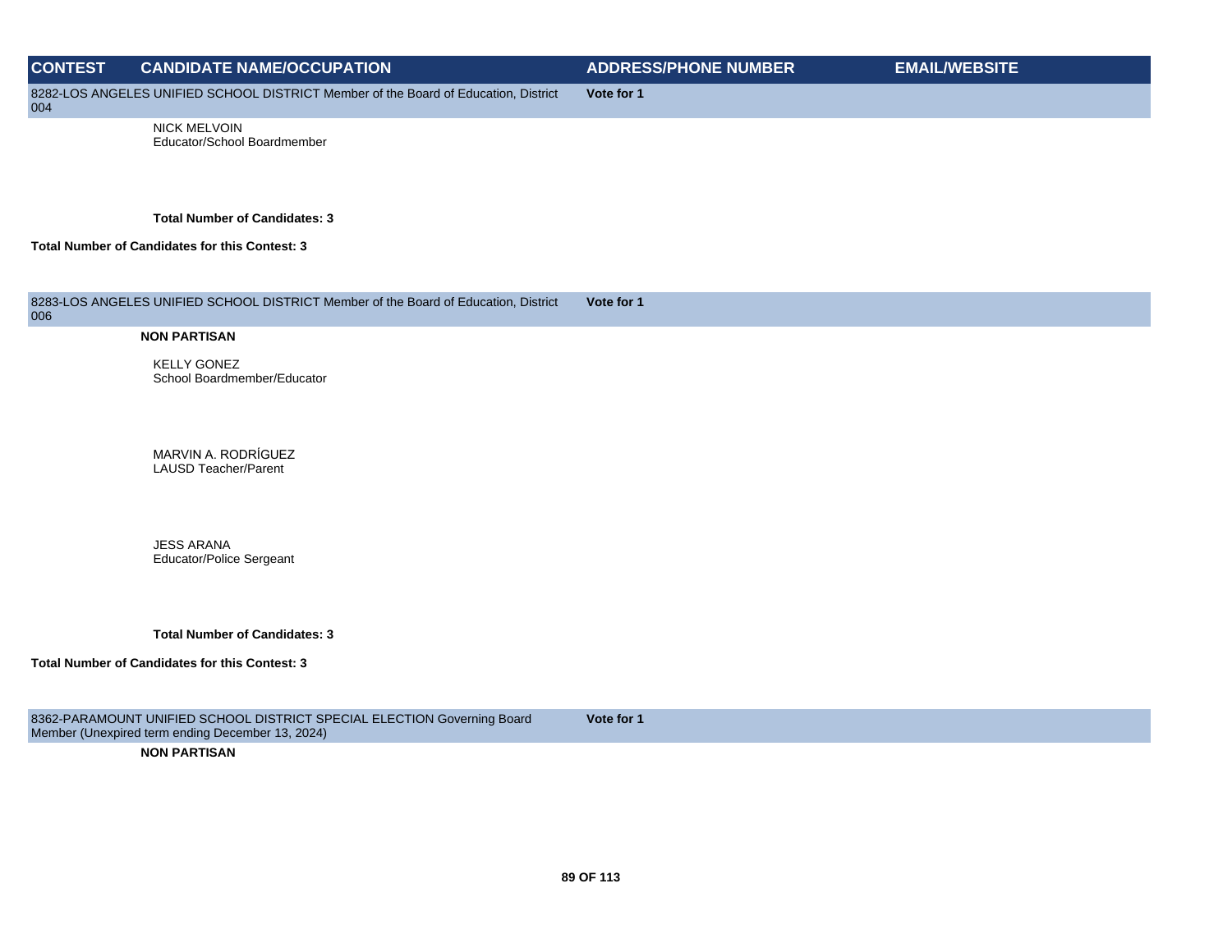| CONTEST | CANDIDATE NAME/OCCUPATION | ADDRESS/PHONE NUMBER | EMAIL/WEBSITE |
|---|---|---|---|
| 8282-LOS ANGELES UNIFIED SCHOOL DISTRICT Member of the Board of Education, District 004 | | **Vote for 1** | |
| | NICK MELVOIN<br>Educator/School Boardmember | | |
| | **Total Number of Candidates: 3** | | |
| **Total Number of Candidates for this Contest: 3** | | | |
| 8283-LOS ANGELES UNIFIED SCHOOL DISTRICT Member of the Board of Education, District 006 | | **Vote for 1** | |
| | **NON PARTISAN** | | |
| | KELLY GONEZ<br>School Boardmember/Educator | | |
| | MARVIN A. RODRÍGUEZ<br>LAUSD Teacher/Parent | | |
| | JESS ARANA<br>Educator/Police Sergeant | | |
| | **Total Number of Candidates: 3** | | |
| **Total Number of Candidates for this Contest: 3** | | | |
| 8362-PARAMOUNT UNIFIED SCHOOL DISTRICT SPECIAL ELECTION Governing Board Member (Unexpired term ending December 13, 2024) | | **Vote for 1** | |
| | **NON PARTISAN** | | |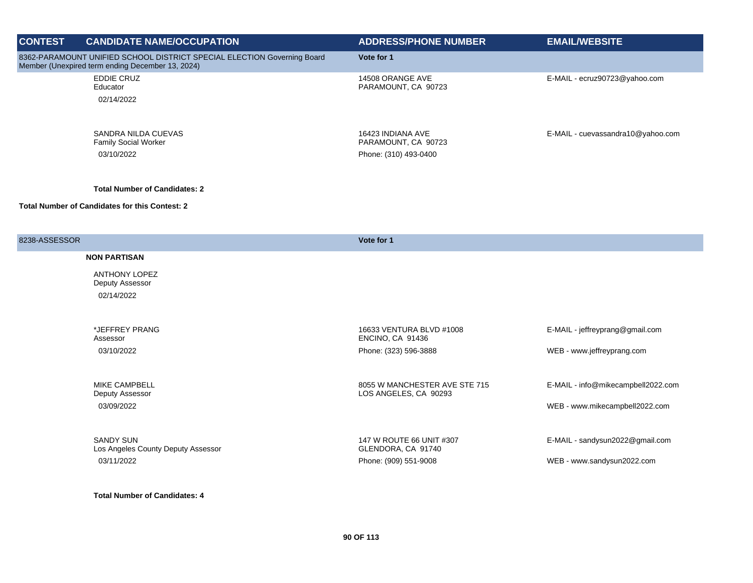| CONTEST | CANDIDATE NAME/OCCUPATION | ADDRESS/PHONE NUMBER | EMAIL/WEBSITE |
| --- | --- | --- | --- |
| 8362-PARAMOUNT UNIFIED SCHOOL DISTRICT SPECIAL ELECTION Governing Board Member (Unexpired term ending December 13, 2024) | | **Vote for 1** | |
| | EDDIE CRUZ<br>Educator<br>02/14/2022 | 14508 ORANGE AVE<br>PARAMOUNT, CA 90723 | E-MAIL - ecruz90723@yahoo.com |
| | SANDRA NILDA CUEVAS<br>Family Social Worker<br>03/10/2022 | 16423 INDIANA AVE<br>PARAMOUNT, CA 90723<br>Phone: (310) 493-0400 | E-MAIL - cuevassandra10@yahoo.com |
| | **Total Number of Candidates: 2** | | |
| **Total Number of Candidates for this Contest: 2** | | | |

| CONTEST | CANDIDATE NAME/OCCUPATION | ADDRESS/PHONE NUMBER | EMAIL/WEBSITE |
| --- | --- | --- | --- |
| 8238-ASSESSOR | | **Vote for 1** | |
| | **NON PARTISAN** | | |
| | ANTHONY LOPEZ<br>Deputy Assessor<br>02/14/2022 | | |
| | *JEFFREY PRANG<br>Assessor<br>03/10/2022 | 16633 VENTURA BLVD #1008<br>ENCINO, CA 91436<br>Phone: (323) 596-3888 | E-MAIL - jeffreyprang@gmail.com<br>WEB - www.jeffreyprang.com |
| | MIKE CAMPBELL<br>Deputy Assessor<br>03/09/2022 | 8055 W MANCHESTER AVE STE 715<br>LOS ANGELES, CA 90293 | E-MAIL - info@mikecampbell2022.com<br>WEB - www.mikecampbell2022.com |
| | SANDY SUN<br>Los Angeles County Deputy Assessor<br>03/11/2022 | 147 W ROUTE 66 UNIT #307<br>GLENDORA, CA 91740<br>Phone: (909) 551-9008 | E-MAIL - sandysun2022@gmail.com<br>WEB - www.sandysun2022.com |
| | **Total Number of Candidates: 4** | | |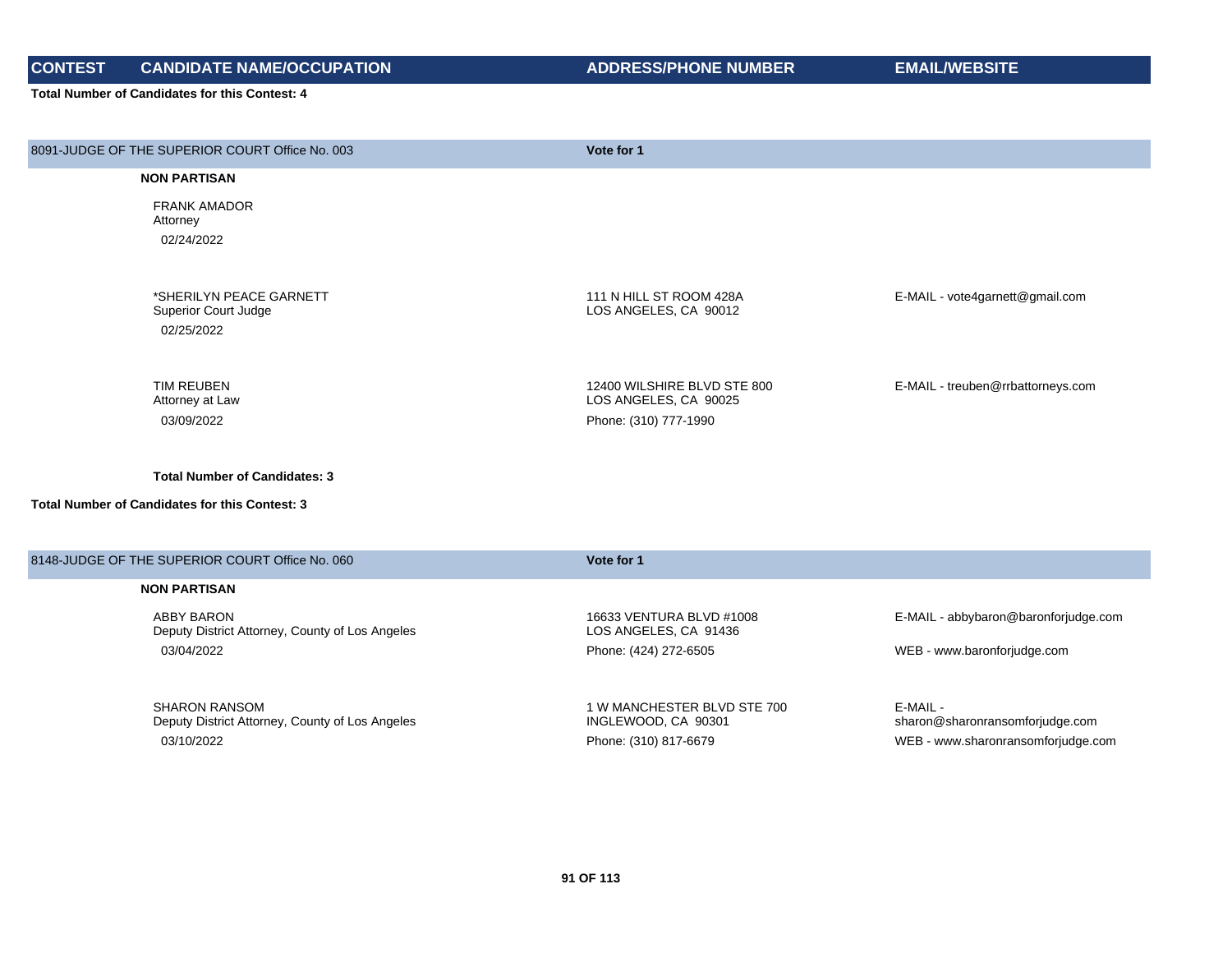| CONTEST | CANDIDATE NAME/OCCUPATION | ADDRESS/PHONE NUMBER | EMAIL/WEBSITE |
|---|---|---|---|

**Total Number of Candidates for this Contest: 4**

## 8091-JUDGE OF THE SUPERIOR COURT Office No. 003 — Vote for 1

**NON PARTISAN**

| CANDIDATE NAME/OCCUPATION | ADDRESS/PHONE NUMBER | EMAIL/WEBSITE |
|---|---|---|
| FRANK AMADOR<br>Attorney<br>02/24/2022 | | |
| *SHERILYN PEACE GARNETT<br>Superior Court Judge<br>02/25/2022 | 111 N HILL ST ROOM 428A<br>LOS ANGELES, CA 90012 | E-MAIL - vote4garnett@gmail.com |
| TIM REUBEN<br>Attorney at Law<br>03/09/2022 | 12400 WILSHIRE BLVD STE 800<br>LOS ANGELES, CA 90025<br>Phone: (310) 777-1990 | E-MAIL - treuben@rrbattorneys.com |

**Total Number of Candidates: 3**

**Total Number of Candidates for this Contest: 3**

## 8148-JUDGE OF THE SUPERIOR COURT Office No. 060 — Vote for 1

**NON PARTISAN**

| CANDIDATE NAME/OCCUPATION | ADDRESS/PHONE NUMBER | EMAIL/WEBSITE |
|---|---|---|
| ABBY BARON<br>Deputy District Attorney, County of Los Angeles<br>03/04/2022 | 16633 VENTURA BLVD #1008<br>LOS ANGELES, CA 91436<br>Phone: (424) 272-6505 | E-MAIL - abbybaron@baronforjudge.com<br>WEB - www.baronforjudge.com |
| SHARON RANSOM<br>Deputy District Attorney, County of Los Angeles<br>03/10/2022 | 1 W MANCHESTER BLVD STE 700<br>INGLEWOOD, CA 90301<br>Phone: (310) 817-6679 | E-MAIL - sharon@sharonransomforjudge.com<br>WEB - www.sharonransomforjudge.com |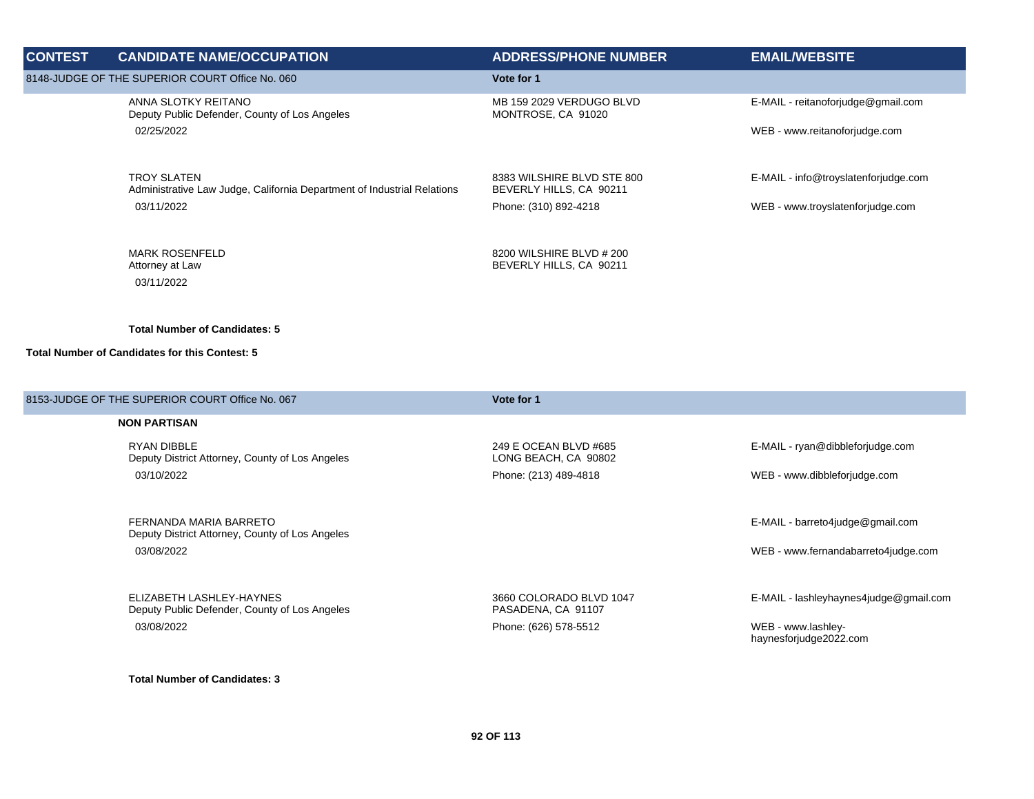| CONTEST | CANDIDATE NAME/OCCUPATION | ADDRESS/PHONE NUMBER | EMAIL/WEBSITE |
|---|---|---|---|
| 8148-JUDGE OF THE SUPERIOR COURT Office No. 060 | | **Vote for 1** | |
| | ANNA SLOTKY REITANO<br>Deputy Public Defender, County of Los Angeles<br>02/25/2022 | MB 159 2029 VERDUGO BLVD<br>MONTROSE, CA 91020 | E-MAIL - reitanoforjudge@gmail.com<br>WEB - www.reitanoforjudge.com |
| | TROY SLATEN<br>Administrative Law Judge, California Department of Industrial Relations<br>03/11/2022 | 8383 WILSHIRE BLVD STE 800<br>BEVERLY HILLS, CA 90211<br>Phone: (310) 892-4218 | E-MAIL - info@troyslatenforjudge.com<br>WEB - www.troyslatenforjudge.com |
| | MARK ROSENFELD<br>Attorney at Law<br>03/11/2022 | 8200 WILSHIRE BLVD # 200<br>BEVERLY HILLS, CA 90211 | |
| | **Total Number of Candidates: 5** | | |
| **Total Number of Candidates for this Contest: 5** | | | |

| CONTEST | CANDIDATE NAME/OCCUPATION | ADDRESS/PHONE NUMBER | EMAIL/WEBSITE |
|---|---|---|---|
| 8153-JUDGE OF THE SUPERIOR COURT Office No. 067 | | **Vote for 1** | |
| | **NON PARTISAN** | | |
| | RYAN DIBBLE<br>Deputy District Attorney, County of Los Angeles<br>03/10/2022 | 249 E OCEAN BLVD #685<br>LONG BEACH, CA 90802<br>Phone: (213) 489-4818 | E-MAIL - ryan@dibbleforjudge.com<br>WEB - www.dibbleforjudge.com |
| | FERNANDA MARIA BARRETO<br>Deputy District Attorney, County of Los Angeles<br>03/08/2022 | | E-MAIL - barreto4judge@gmail.com<br>WEB - www.fernandabarreto4judge.com |
| | ELIZABETH LASHLEY-HAYNES<br>Deputy Public Defender, County of Los Angeles<br>03/08/2022 | 3660 COLORADO BLVD 1047<br>PASADENA, CA 91107<br>Phone: (626) 578-5512 | E-MAIL - lashleyhaynes4judge@gmail.com<br>WEB - www.lashley-haynesforjudge2022.com |
| | **Total Number of Candidates: 3** | | |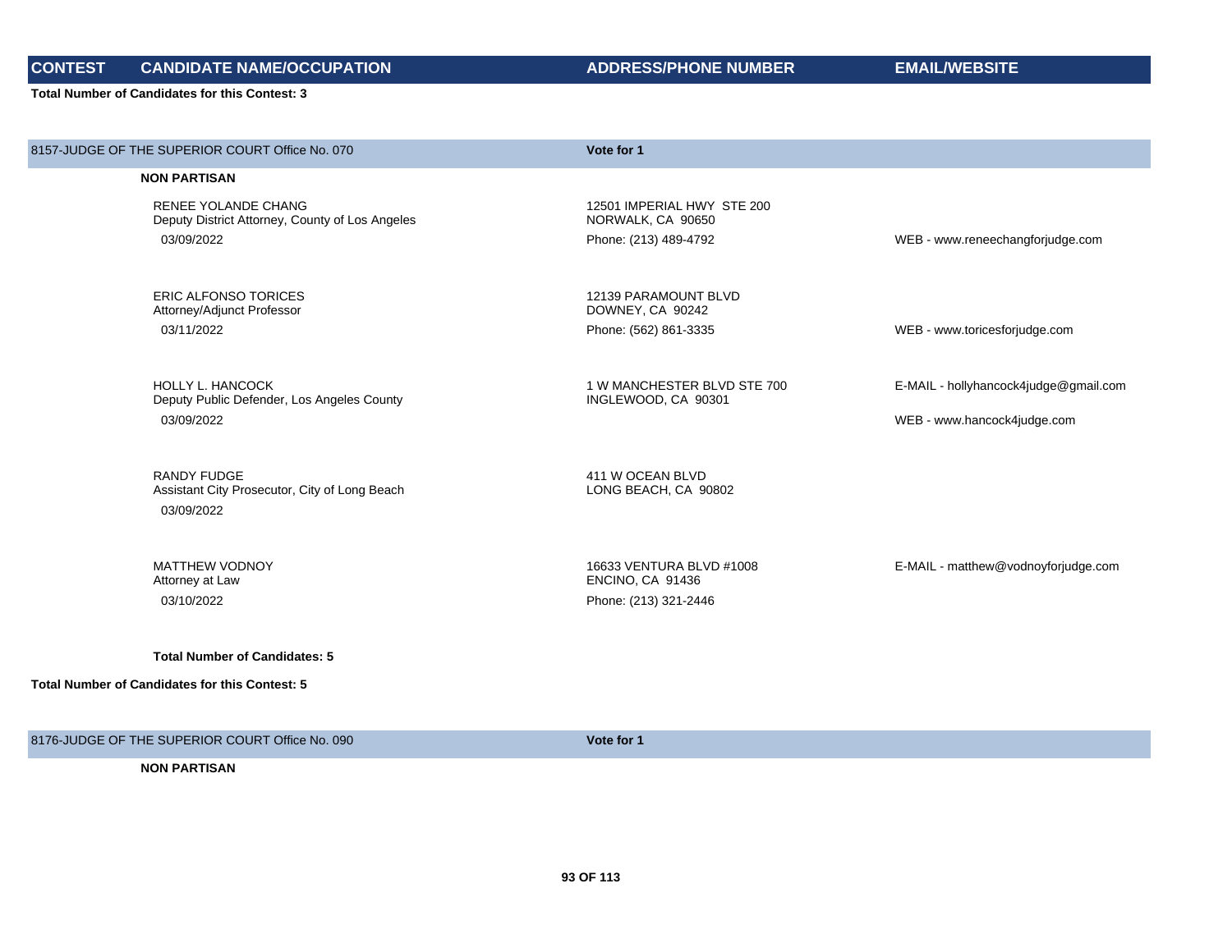| CONTEST | CANDIDATE NAME/OCCUPATION | ADDRESS/PHONE NUMBER | EMAIL/WEBSITE |
| --- | --- | --- | --- |

**Total Number of Candidates for this Contest: 3**

| 8157-JUDGE OF THE SUPERIOR COURT Office No. 070 | | Vote for 1 | |
| --- | --- | --- | --- |
| | **NON PARTISAN** | | |
| | RENEE YOLANDE CHANG<br>Deputy District Attorney, County of Los Angeles<br>03/09/2022 | 12501 IMPERIAL HWY STE 200<br>NORWALK, CA 90650<br>Phone: (213) 489-4792 | WEB - www.reneechangforjudge.com |
| | ERIC ALFONSO TORICES<br>Attorney/Adjunct Professor<br>03/11/2022 | 12139 PARAMOUNT BLVD<br>DOWNEY, CA 90242<br>Phone: (562) 861-3335 | WEB - www.toricesforjudge.com |
| | HOLLY L. HANCOCK<br>Deputy Public Defender, Los Angeles County<br>03/09/2022 | 1 W MANCHESTER BLVD STE 700<br>INGLEWOOD, CA 90301 | E-MAIL - hollyhancock4judge@gmail.com<br>WEB - www.hancock4judge.com |
| | RANDY FUDGE<br>Assistant City Prosecutor, City of Long Beach<br>03/09/2022 | 411 W OCEAN BLVD<br>LONG BEACH, CA 90802 | |
| | MATTHEW VODNOY<br>Attorney at Law<br>03/10/2022 | 16633 VENTURA BLVD #1008<br>ENCINO, CA 91436<br>Phone: (213) 321-2446 | E-MAIL - matthew@vodnoyforjudge.com |

**Total Number of Candidates: 5**

**Total Number of Candidates for this Contest: 5**

| 8176-JUDGE OF THE SUPERIOR COURT Office No. 090 | | Vote for 1 | |
| --- | --- | --- | --- |
| | **NON PARTISAN** | | |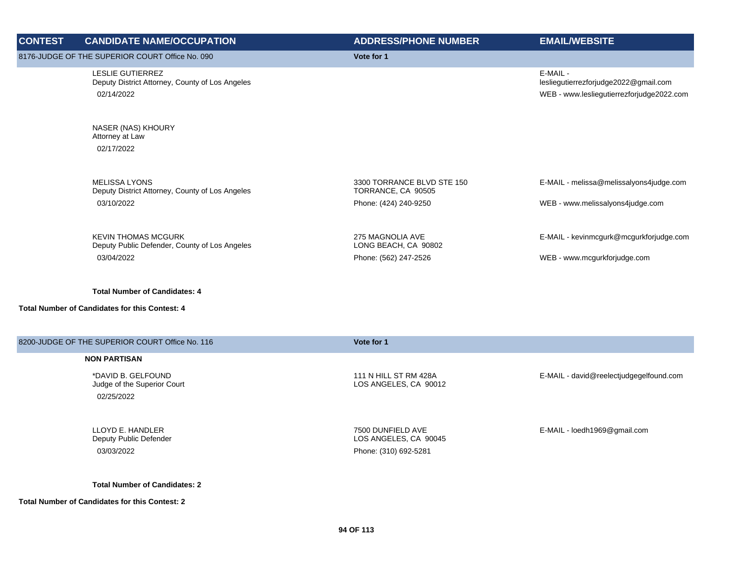| CONTEST | CANDIDATE NAME/OCCUPATION | ADDRESS/PHONE NUMBER | EMAIL/WEBSITE |
|---|---|---|---|
| 8176-JUDGE OF THE SUPERIOR COURT Office No. 090 | | Vote for 1 | |
| | LESLIE GUTIERREZ<br>Deputy District Attorney, County of Los Angeles<br>02/14/2022 | | E-MAIL - lesliegutierrezforjudge2022@gmail.com<br>WEB - www.lesliegutierrezforjudge2022.com |
| | NASER (NAS) KHOURY<br>Attorney at Law<br>02/17/2022 | | |
| | MELISSA LYONS<br>Deputy District Attorney, County of Los Angeles<br>03/10/2022 | 3300 TORRANCE BLVD STE 150<br>TORRANCE, CA 90505<br>Phone: (424) 240-9250 | E-MAIL - melissa@melissalyons4judge.com<br>WEB - www.melissalyons4judge.com |
| | KEVIN THOMAS MCGURK<br>Deputy Public Defender, County of Los Angeles<br>03/04/2022 | 275 MAGNOLIA AVE<br>LONG BEACH, CA 90802<br>Phone: (562) 247-2526 | E-MAIL - kevinmcgurk@mcgurkforjudge.com<br>WEB - www.mcgurkforjudge.com |
| | **Total Number of Candidates: 4** | | |
| **Total Number of Candidates for this Contest: 4** | | | |

| CONTEST | CANDIDATE NAME/OCCUPATION | ADDRESS/PHONE NUMBER | EMAIL/WEBSITE |
|---|---|---|---|
| 8200-JUDGE OF THE SUPERIOR COURT Office No. 116 | | Vote for 1 | |
| | **NON PARTISAN** | | |
| | *DAVID B. GELFOUND<br>Judge of the Superior Court<br>02/25/2022 | 111 N HILL ST RM 428A<br>LOS ANGELES, CA 90012 | E-MAIL - david@reelectjudgegelfound.com |
| | LLOYD E. HANDLER<br>Deputy Public Defender<br>03/03/2022 | 7500 DUNFIELD AVE<br>LOS ANGELES, CA 90045<br>Phone: (310) 692-5281 | E-MAIL - loedh1969@gmail.com |
| | **Total Number of Candidates: 2** | | |
| **Total Number of Candidates for this Contest: 2** | | | |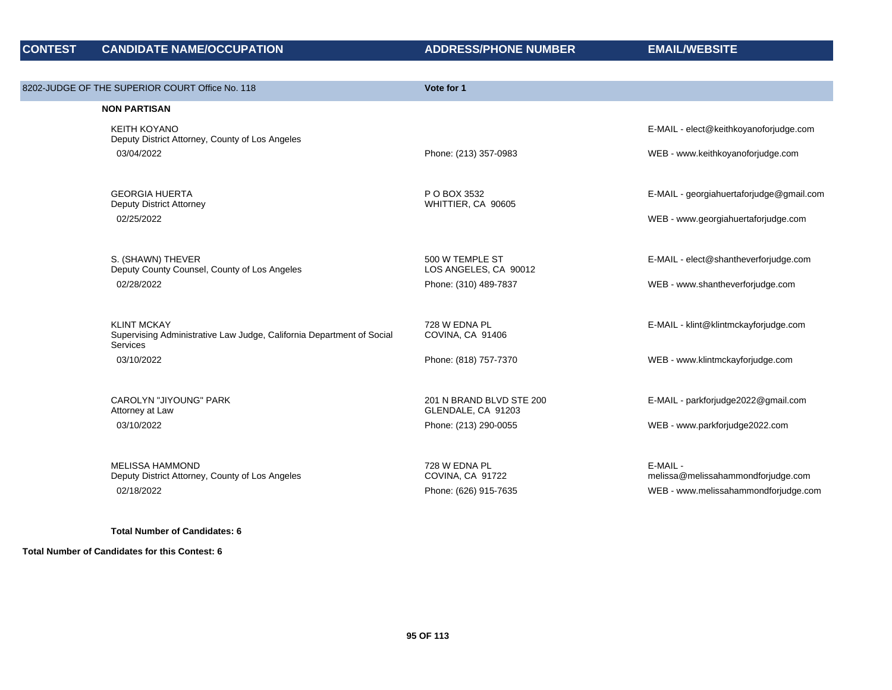| CONTEST | CANDIDATE NAME/OCCUPATION | ADDRESS/PHONE NUMBER | EMAIL/WEBSITE |
|---|---|---|---|

**8202-JUDGE OF THE SUPERIOR COURT Office No. 118** — **Vote for 1**

**NON PARTISAN**

| CANDIDATE NAME/OCCUPATION | ADDRESS/PHONE NUMBER | EMAIL/WEBSITE |
|---|---|---|
| KEITH KOYANO<br>Deputy District Attorney, County of Los Angeles<br>03/04/2022 | Phone: (213) 357-0983 | E-MAIL - elect@keithkoyanoforjudge.com<br>WEB - www.keithkoyanoforjudge.com |
| GEORGIA HUERTA<br>Deputy District Attorney<br>02/25/2022 | P O BOX 3532<br>WHITTIER, CA 90605 | E-MAIL - georgiahuertaforjudge@gmail.com<br>WEB - www.georgiahuertaforjudge.com |
| S. (SHAWN) THEVER<br>Deputy County Counsel, County of Los Angeles<br>02/28/2022 | 500 W TEMPLE ST<br>LOS ANGELES, CA 90012<br>Phone: (310) 489-7837 | E-MAIL - elect@shantheverforjudge.com<br>WEB - www.shantheverforjudge.com |
| KLINT MCKAY<br>Supervising Administrative Law Judge, California Department of Social Services<br>03/10/2022 | 728 W EDNA PL<br>COVINA, CA 91406<br>Phone: (818) 757-7370 | E-MAIL - klint@klintmckayforjudge.com<br>WEB - www.klintmckayforjudge.com |
| CAROLYN "JIYOUNG" PARK<br>Attorney at Law<br>03/10/2022 | 201 N BRAND BLVD STE 200<br>GLENDALE, CA 91203<br>Phone: (213) 290-0055 | E-MAIL - parkforjudge2022@gmail.com<br>WEB - www.parkforjudge2022.com |
| MELISSA HAMMOND<br>Deputy District Attorney, County of Los Angeles<br>02/18/2022 | 728 W EDNA PL<br>COVINA, CA 91722<br>Phone: (626) 915-7635 | E-MAIL - melissa@melissahammondforjudge.com<br>WEB - www.melissahammondforjudge.com |

**Total Number of Candidates: 6**

**Total Number of Candidates for this Contest: 6**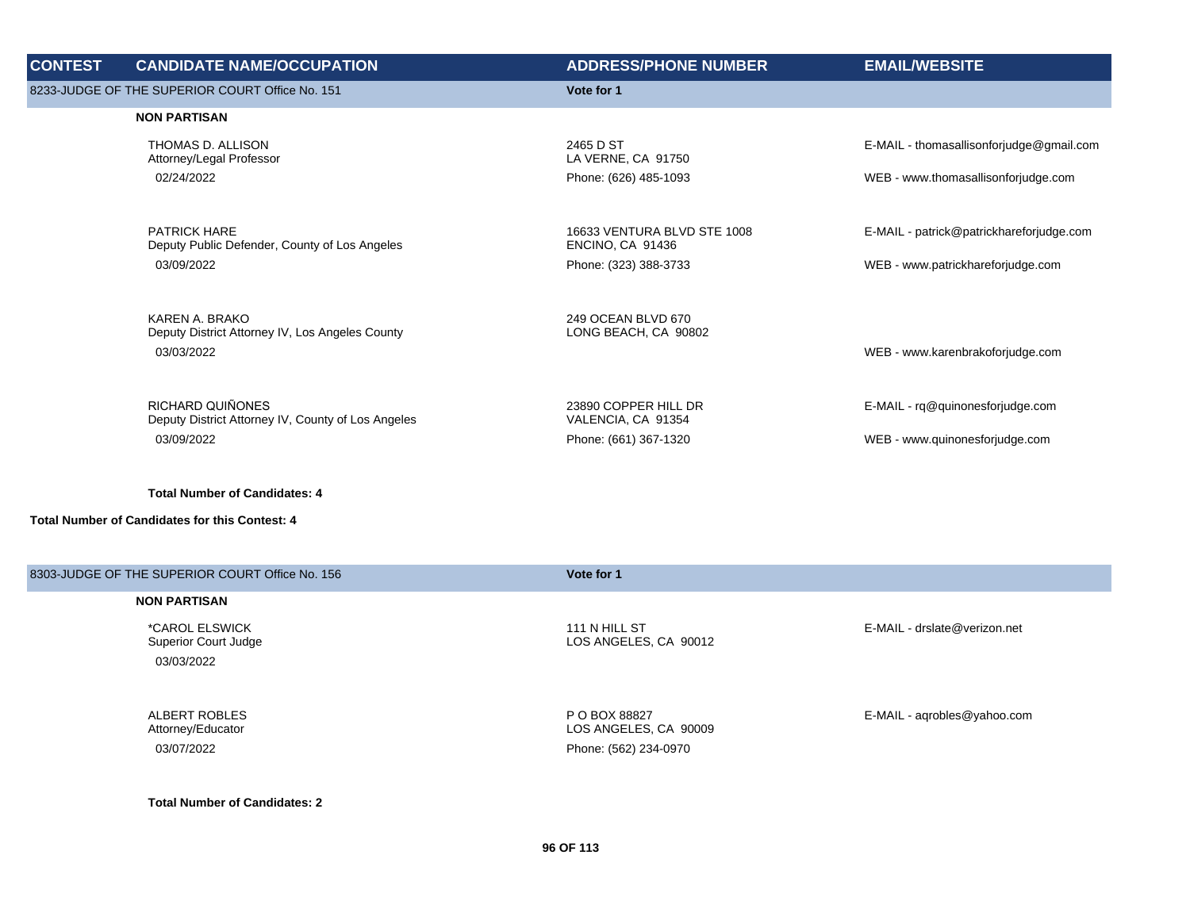| CONTEST | CANDIDATE NAME/OCCUPATION | ADDRESS/PHONE NUMBER | EMAIL/WEBSITE |
|---|---|---|---|
| 8233-JUDGE OF THE SUPERIOR COURT Office No. 151 | | **Vote for 1** | |
| | **NON PARTISAN** | | |
| | THOMAS D. ALLISON<br>Attorney/Legal Professor<br>02/24/2022 | 2465 D ST<br>LA VERNE, CA 91750<br>Phone: (626) 485-1093 | E-MAIL - thomasallisonforjudge@gmail.com<br>WEB - www.thomasallisonforjudge.com |
| | PATRICK HARE<br>Deputy Public Defender, County of Los Angeles<br>03/09/2022 | 16633 VENTURA BLVD STE 1008<br>ENCINO, CA 91436<br>Phone: (323) 388-3733 | E-MAIL - patrick@patrickhareforjudge.com<br>WEB - www.patrickhareforjudge.com |
| | KAREN A. BRAKO<br>Deputy District Attorney IV, Los Angeles County<br>03/03/2022 | 249 OCEAN BLVD 670<br>LONG BEACH, CA 90802 | WEB - www.karenbrakoforjudge.com |
| | RICHARD QUIÑONES<br>Deputy District Attorney IV, County of Los Angeles<br>03/09/2022 | 23890 COPPER HILL DR<br>VALENCIA, CA 91354<br>Phone: (661) 367-1320 | E-MAIL - rq@quinonesforjudge.com<br>WEB - www.quinonesforjudge.com |
| | **Total Number of Candidates: 4** | | |

**Total Number of Candidates for this Contest: 4**

| CONTEST | CANDIDATE NAME/OCCUPATION | ADDRESS/PHONE NUMBER | EMAIL/WEBSITE |
|---|---|---|---|
| 8303-JUDGE OF THE SUPERIOR COURT Office No. 156 | | **Vote for 1** | |
| | **NON PARTISAN** | | |
| | *CAROL ELSWICK<br>Superior Court Judge<br>03/03/2022 | 111 N HILL ST<br>LOS ANGELES, CA 90012 | E-MAIL - drslate@verizon.net |
| | ALBERT ROBLES<br>Attorney/Educator<br>03/07/2022 | P O BOX 88827<br>LOS ANGELES, CA 90009<br>Phone: (562) 234-0970 | E-MAIL - aqrobles@yahoo.com |
| | **Total Number of Candidates: 2** | | |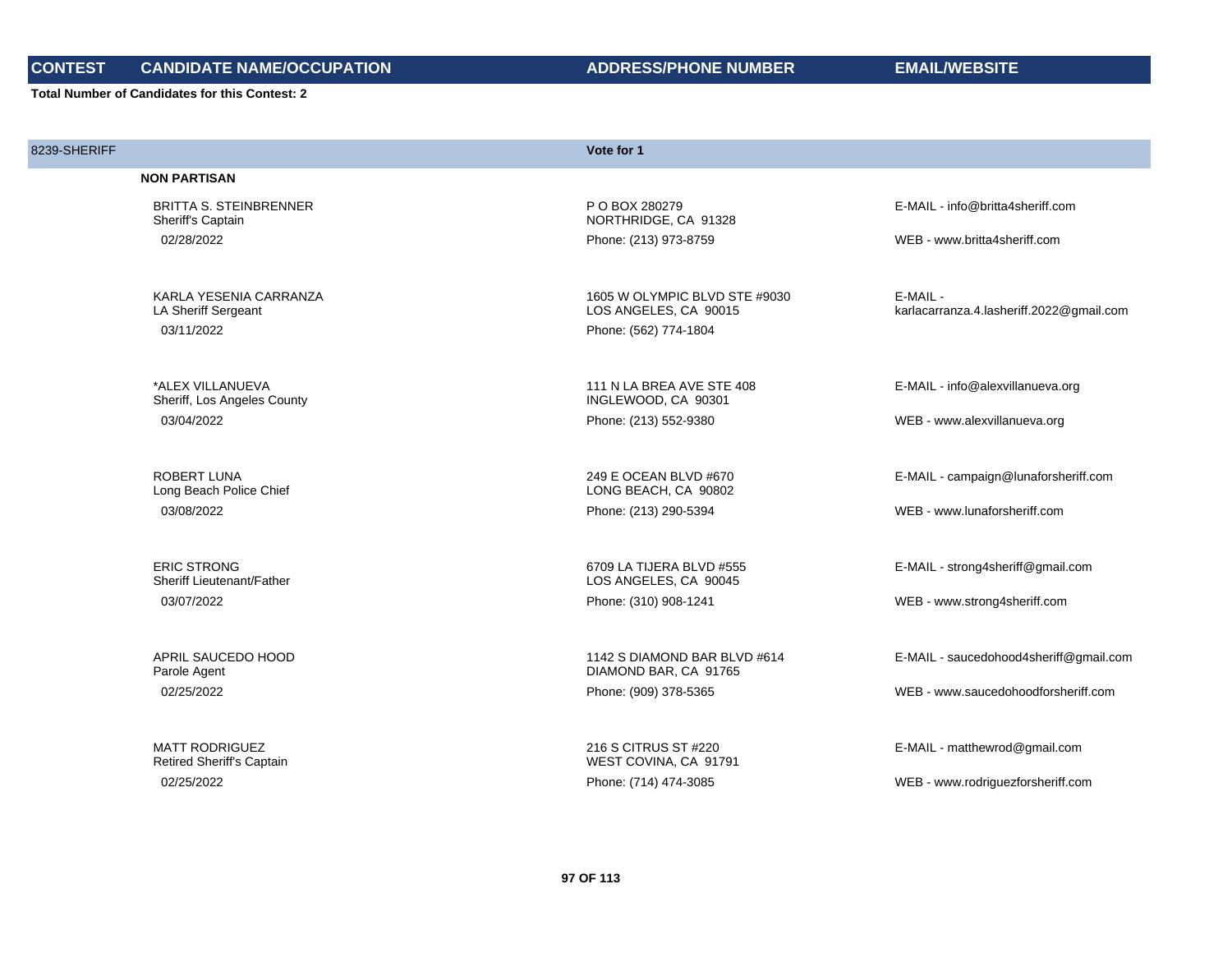| CONTEST | CANDIDATE NAME/OCCUPATION | ADDRESS/PHONE NUMBER | EMAIL/WEBSITE |
|---|---|---|---|

**Total Number of Candidates for this Contest: 2**

| 8239-SHERIFF | | Vote for 1 | |
|---|---|---|---|
| | **NON PARTISAN** | | |
| | BRITTA S. STEINBRENNER<br>Sheriff's Captain<br>02/28/2022 | P O BOX 280279<br>NORTHRIDGE, CA 91328<br>Phone: (213) 973-8759 | E-MAIL - info@britta4sheriff.com<br>WEB - www.britta4sheriff.com |
| | KARLA YESENIA CARRANZA<br>LA Sheriff Sergeant<br>03/11/2022 | 1605 W OLYMPIC BLVD STE #9030<br>LOS ANGELES, CA 90015<br>Phone: (562) 774-1804 | E-MAIL - karlacarranza.4.lasheriff.2022@gmail.com |
| | *ALEX VILLANUEVA<br>Sheriff, Los Angeles County<br>03/04/2022 | 111 N LA BREA AVE STE 408<br>INGLEWOOD, CA 90301<br>Phone: (213) 552-9380 | E-MAIL - info@alexvillanueva.org<br>WEB - www.alexvillanueva.org |
| | ROBERT LUNA<br>Long Beach Police Chief<br>03/08/2022 | 249 E OCEAN BLVD #670<br>LONG BEACH, CA 90802<br>Phone: (213) 290-5394 | E-MAIL - campaign@lunaforsheriff.com<br>WEB - www.lunaforsheriff.com |
| | ERIC STRONG<br>Sheriff Lieutenant/Father<br>03/07/2022 | 6709 LA TIJERA BLVD #555<br>LOS ANGELES, CA 90045<br>Phone: (310) 908-1241 | E-MAIL - strong4sheriff@gmail.com<br>WEB - www.strong4sheriff.com |
| | APRIL SAUCEDO HOOD<br>Parole Agent<br>02/25/2022 | 1142 S DIAMOND BAR BLVD #614<br>DIAMOND BAR, CA 91765<br>Phone: (909) 378-5365 | E-MAIL - saucedohood4sheriff@gmail.com<br>WEB - www.saucedohoodforsheriff.com |
| | MATT RODRIGUEZ<br>Retired Sheriff's Captain<br>02/25/2022 | 216 S CITRUS ST #220<br>WEST COVINA, CA 91791<br>Phone: (714) 474-3085 | E-MAIL - matthewrod@gmail.com<br>WEB - www.rodriguezforsheriff.com |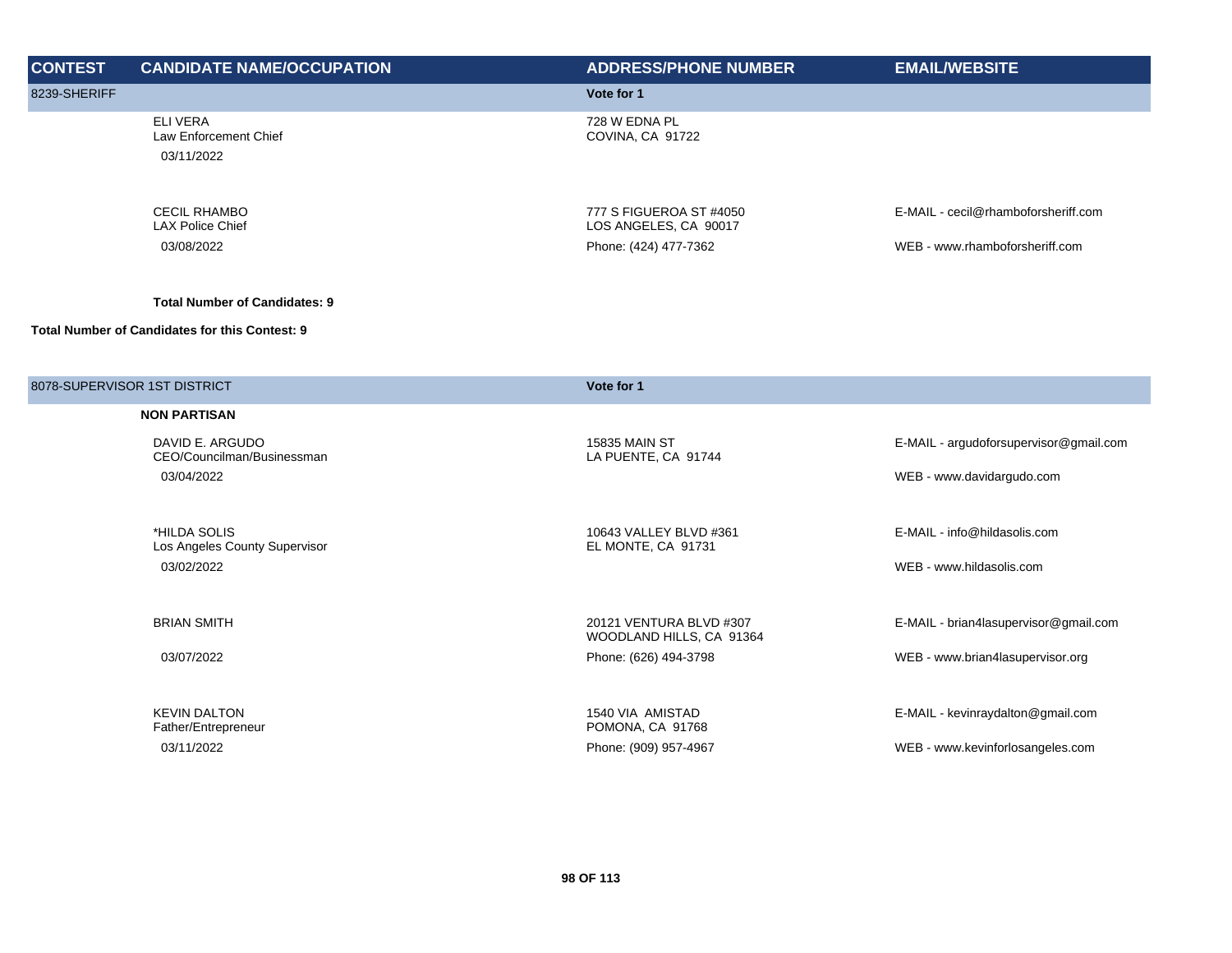| CONTEST | CANDIDATE NAME/OCCUPATION | ADDRESS/PHONE NUMBER | EMAIL/WEBSITE |
|---|---|---|---|
| 8239-SHERIFF | | Vote for 1 | |
| | ELI VERA<br>Law Enforcement Chief<br>03/11/2022 | 728 W EDNA PL<br>COVINA, CA 91722 | |
| | CECIL RHAMBO<br>LAX Police Chief<br>03/08/2022 | 777 S FIGUEROA ST #4050<br>LOS ANGELES, CA 90017<br>Phone: (424) 477-7362 | E-MAIL - cecil@rhamboforsheriff.com<br>WEB - www.rhamboforsheriff.com |
| | **Total Number of Candidates: 9** | | |

**Total Number of Candidates for this Contest: 9**

| CONTEST | CANDIDATE NAME/OCCUPATION | ADDRESS/PHONE NUMBER | EMAIL/WEBSITE |
|---|---|---|---|
| 8078-SUPERVISOR 1ST DISTRICT | | Vote for 1 | |
| | **NON PARTISAN** | | |
| | DAVID E. ARGUDO<br>CEO/Councilman/Businessman<br>03/04/2022 | 15835 MAIN ST<br>LA PUENTE, CA 91744 | E-MAIL - argudoforsupervisor@gmail.com<br>WEB - www.davidargudo.com |
| | *HILDA SOLIS<br>Los Angeles County Supervisor<br>03/02/2022 | 10643 VALLEY BLVD #361<br>EL MONTE, CA 91731 | E-MAIL - info@hildasolis.com<br>WEB - www.hildasolis.com |
| | BRIAN SMITH<br>03/07/2022 | 20121 VENTURA BLVD #307<br>WOODLAND HILLS, CA 91364<br>Phone: (626) 494-3798 | E-MAIL - brian4lasupervisor@gmail.com<br>WEB - www.brian4lasupervisor.org |
| | KEVIN DALTON<br>Father/Entrepreneur<br>03/11/2022 | 1540 VIA AMISTAD<br>POMONA, CA 91768<br>Phone: (909) 957-4967 | E-MAIL - kevinraydalton@gmail.com<br>WEB - www.kevinforlosangeles.com |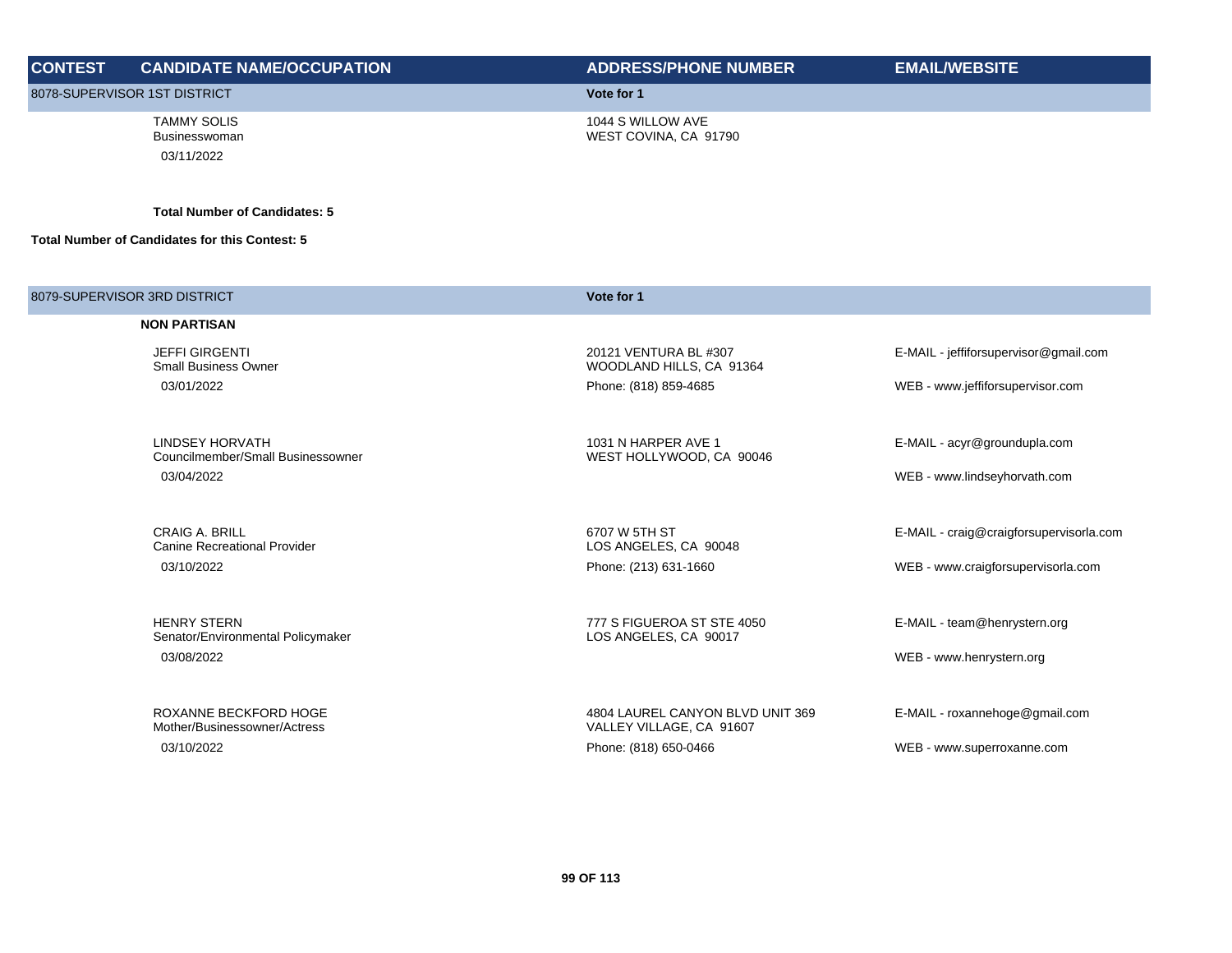| CONTEST | CANDIDATE NAME/OCCUPATION | ADDRESS/PHONE NUMBER | EMAIL/WEBSITE |
|---|---|---|---|
| 8078-SUPERVISOR 1ST DISTRICT | | Vote for 1 | |
| | TAMMY SOLIS<br>Businesswoman<br>03/11/2022 | 1044 S WILLOW AVE<br>WEST COVINA, CA 91790 | |
| | **Total Number of Candidates: 5** | | |
| **Total Number of Candidates for this Contest: 5** | | | |
| 8079-SUPERVISOR 3RD DISTRICT | | Vote for 1 | |
| | **NON PARTISAN** | | |
| | JEFFI GIRGENTI<br>Small Business Owner<br>03/01/2022 | 20121 VENTURA BL #307<br>WOODLAND HILLS, CA 91364<br>Phone: (818) 859-4685 | E-MAIL - jeffiforsupervisor@gmail.com<br>WEB - www.jeffiforsupervisor.com |
| | LINDSEY HORVATH<br>Councilmember/Small Businessowner<br>03/04/2022 | 1031 N HARPER AVE 1<br>WEST HOLLYWOOD, CA 90046 | E-MAIL - acyr@groundupla.com<br>WEB - www.lindseyhorvath.com |
| | CRAIG A. BRILL<br>Canine Recreational Provider<br>03/10/2022 | 6707 W 5TH ST<br>LOS ANGELES, CA 90048<br>Phone: (213) 631-1660 | E-MAIL - craig@craigforsupervisorla.com<br>WEB - www.craigforsupervisorla.com |
| | HENRY STERN<br>Senator/Environmental Policymaker<br>03/08/2022 | 777 S FIGUEROA ST STE 4050<br>LOS ANGELES, CA 90017 | E-MAIL - team@henrystern.org<br>WEB - www.henrystern.org |
| | ROXANNE BECKFORD HOGE<br>Mother/Businessowner/Actress<br>03/10/2022 | 4804 LAUREL CANYON BLVD UNIT 369<br>VALLEY VILLAGE, CA 91607<br>Phone: (818) 650-0466 | E-MAIL - roxannehoge@gmail.com<br>WEB - www.superroxanne.com |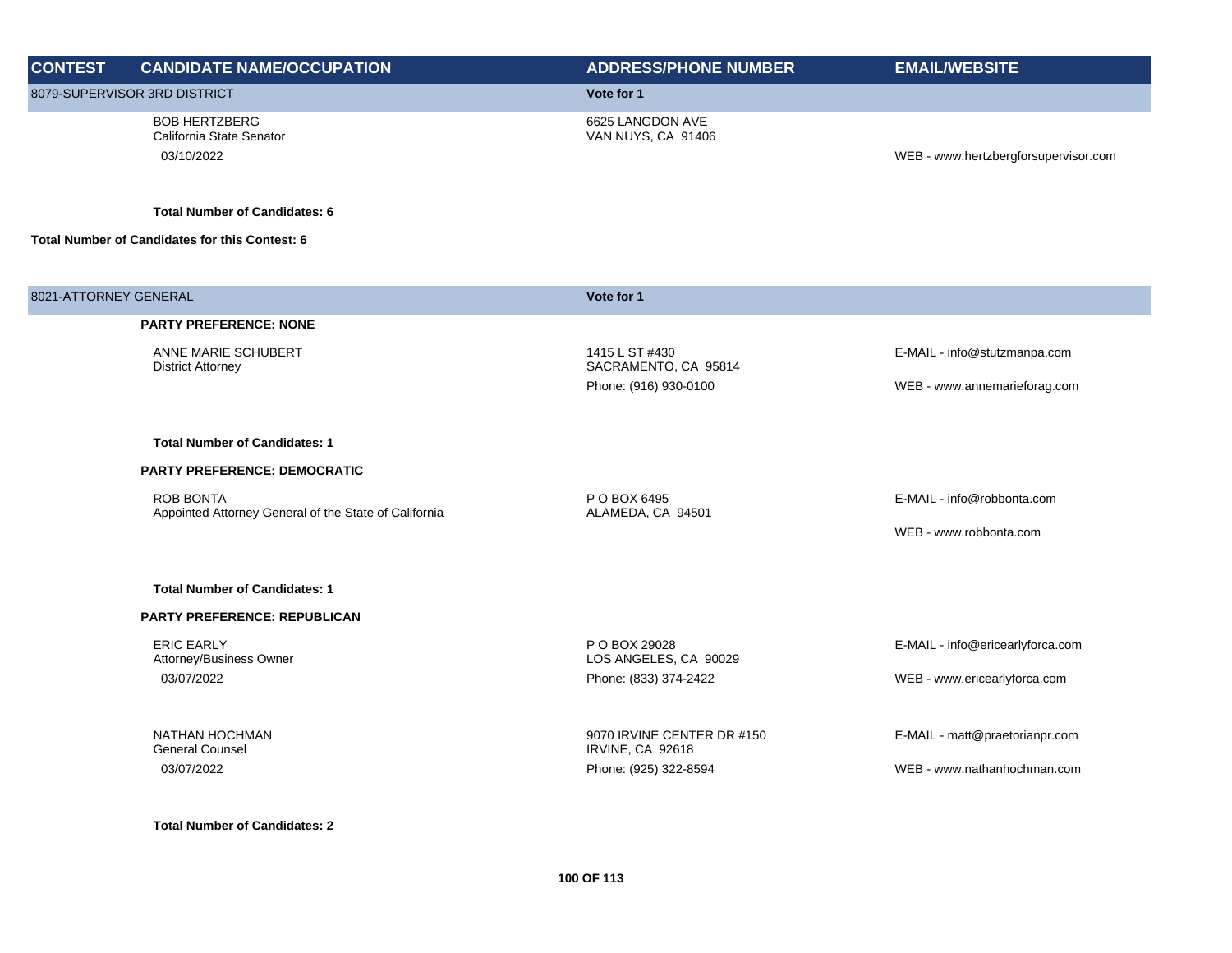| CONTEST | CANDIDATE NAME/OCCUPATION | ADDRESS/PHONE NUMBER | EMAIL/WEBSITE |
|---|---|---|---|
| 8079-SUPERVISOR 3RD DISTRICT | | Vote for 1 | |
| | BOB HERTZBERG<br>California State Senator<br>03/10/2022 | 6625 LANGDON AVE<br>VAN NUYS, CA 91406 | WEB - www.hertzbergforsupervisor.com |
| | **Total Number of Candidates: 6** | | |
| **Total Number of Candidates for this Contest: 6** | | | |
| 8021-ATTORNEY GENERAL | | Vote for 1 | |
| | **PARTY PREFERENCE: NONE** | | |
| | ANNE MARIE SCHUBERT<br>District Attorney | 1415 L ST #430<br>SACRAMENTO, CA 95814<br>Phone: (916) 930-0100 | E-MAIL - info@stutzmanpa.com<br>WEB - www.annemarieforag.com |
| | **Total Number of Candidates: 1** | | |
| | **PARTY PREFERENCE: DEMOCRATIC** | | |
| | ROB BONTA<br>Appointed Attorney General of the State of California | P O BOX 6495<br>ALAMEDA, CA 94501 | E-MAIL - info@robbonta.com<br>WEB - www.robbonta.com |
| | **Total Number of Candidates: 1** | | |
| | **PARTY PREFERENCE: REPUBLICAN** | | |
| | ERIC EARLY<br>Attorney/Business Owner<br>03/07/2022 | P O BOX 29028<br>LOS ANGELES, CA 90029<br>Phone: (833) 374-2422 | E-MAIL - info@ericearlyforca.com<br>WEB - www.ericearlyforca.com |
| | NATHAN HOCHMAN<br>General Counsel<br>03/07/2022 | 9070 IRVINE CENTER DR #150<br>IRVINE, CA 92618<br>Phone: (925) 322-8594 | E-MAIL - matt@praetorianpr.com<br>WEB - www.nathanhochman.com |
| | **Total Number of Candidates: 2** | | |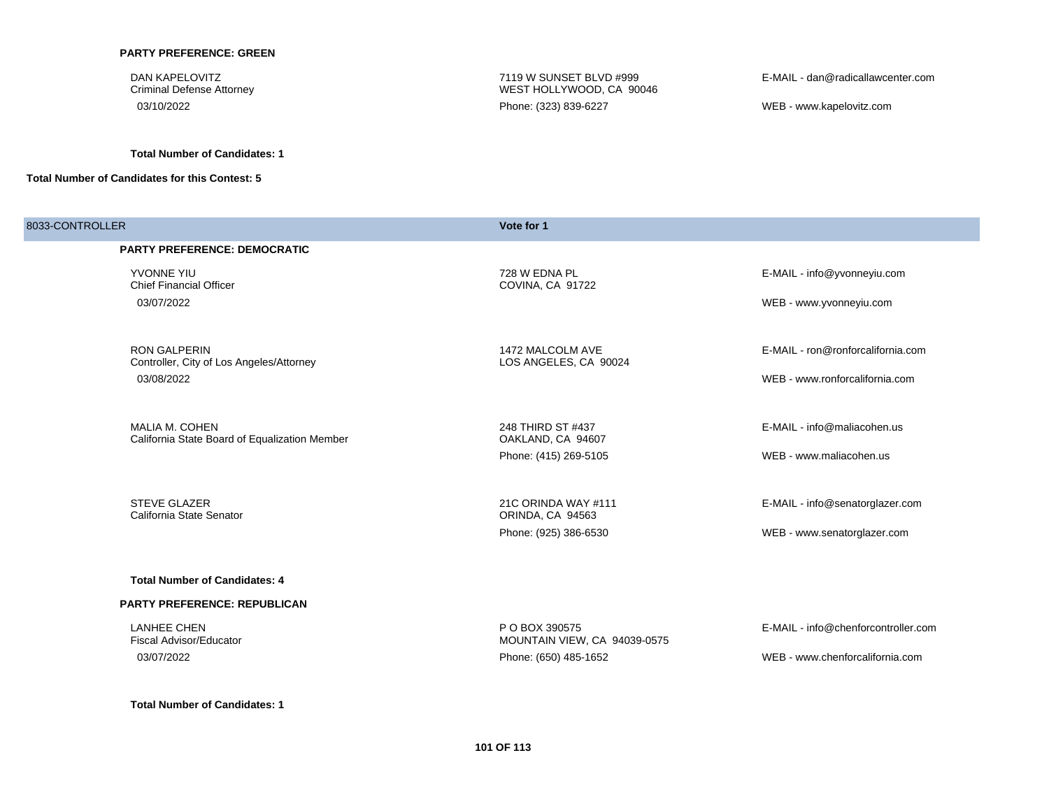**PARTY PREFERENCE: GREEN**

| Candidate | Address | Contact |
|---|---|---|
| DAN KAPELOVITZ<br>Criminal Defense Attorney<br>03/10/2022 | 7119 W SUNSET BLVD #999<br>WEST HOLLYWOOD, CA 90046<br>Phone: (323) 839-6227 | E-MAIL - dan@radicallawcenter.com<br>WEB - www.kapelovitz.com |

**Total Number of Candidates: 1**

**Total Number of Candidates for this Contest: 5**

## 8033-CONTROLLER

**Vote for 1**

**PARTY PREFERENCE: DEMOCRATIC**

| Candidate | Address | Contact |
|---|---|---|
| YVONNE YIU<br>Chief Financial Officer<br>03/07/2022 | 728 W EDNA PL<br>COVINA, CA 91722 | E-MAIL - info@yvonneyiu.com<br>WEB - www.yvonneyiu.com |
| RON GALPERIN<br>Controller, City of Los Angeles/Attorney<br>03/08/2022 | 1472 MALCOLM AVE<br>LOS ANGELES, CA 90024 | E-MAIL - ron@ronforcalifornia.com<br>WEB - www.ronforcalifornia.com |
| MALIA M. COHEN<br>California State Board of Equalization Member | 248 THIRD ST #437<br>OAKLAND, CA 94607<br>Phone: (415) 269-5105 | E-MAIL - info@maliacohen.us<br>WEB - www.maliacohen.us |
| STEVE GLAZER<br>California State Senator | 21C ORINDA WAY #111<br>ORINDA, CA 94563<br>Phone: (925) 386-6530 | E-MAIL - info@senatorglazer.com<br>WEB - www.senatorglazer.com |

**Total Number of Candidates: 4**

**PARTY PREFERENCE: REPUBLICAN**

| Candidate | Address | Contact |
|---|---|---|
| LANHEE CHEN<br>Fiscal Advisor/Educator<br>03/07/2022 | P O BOX 390575<br>MOUNTAIN VIEW, CA 94039-0575<br>Phone: (650) 485-1652 | E-MAIL - info@chenforcontroller.com<br>WEB - www.chenforcalifornia.com |

**Total Number of Candidates: 1**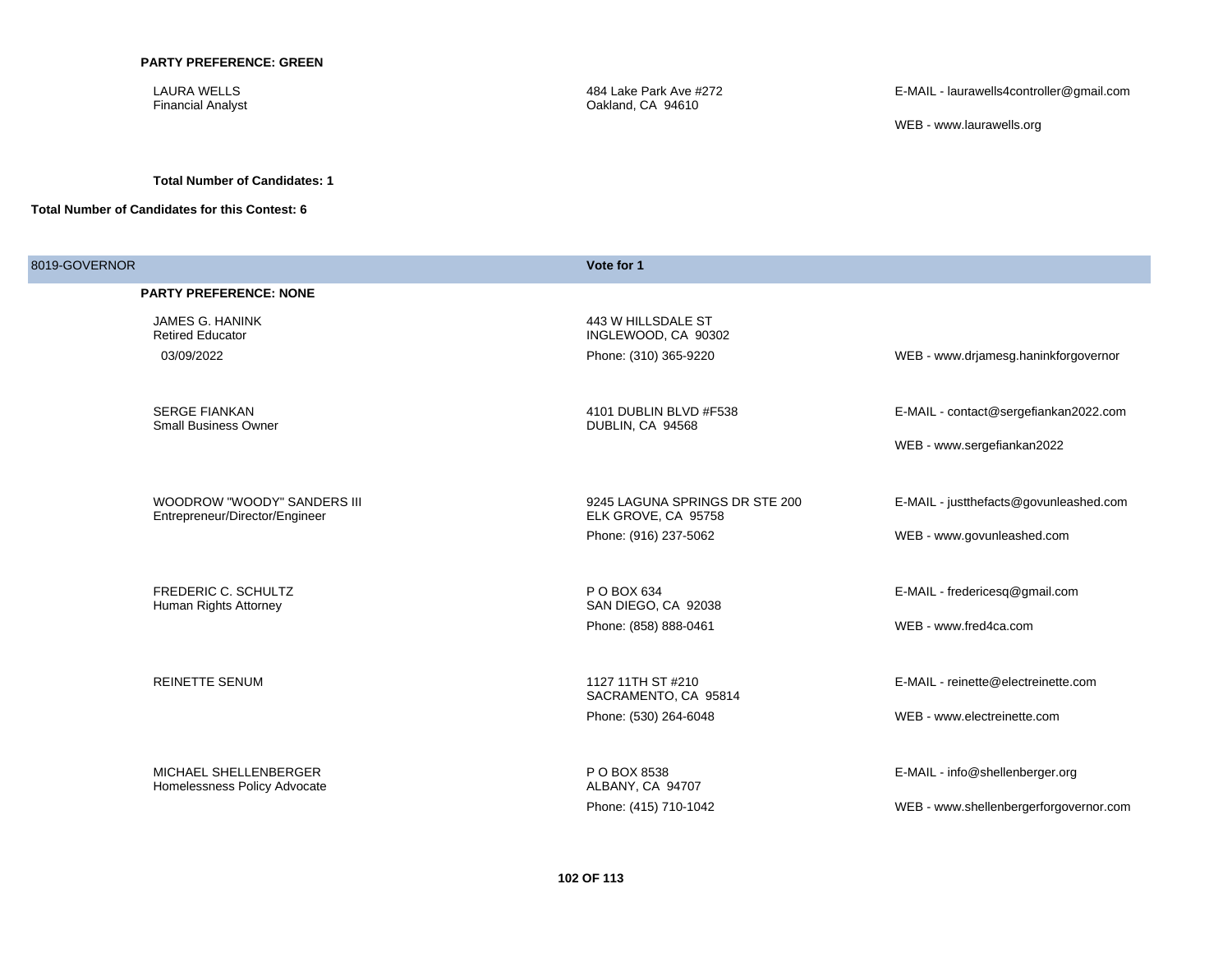**PARTY PREFERENCE: GREEN**

| Candidate | Address | Contact |
|---|---|---|
| LAURA WELLS<br>Financial Analyst | 484 Lake Park Ave #272<br>Oakland, CA 94610 | E-MAIL - laurawells4controller@gmail.com<br>WEB - www.laurawells.org |

**Total Number of Candidates: 1**

**Total Number of Candidates for this Contest: 6**

## 8019-GOVERNOR — Vote for 1

**PARTY PREFERENCE: NONE**

| Candidate | Address | Contact |
|---|---|---|
| JAMES G. HANINK<br>Retired Educator<br>03/09/2022 | 443 W HILLSDALE ST<br>INGLEWOOD, CA 90302<br>Phone: (310) 365-9220 | WEB - www.drjamesg.haninkforgovernor |
| SERGE FIANKAN<br>Small Business Owner | 4101 DUBLIN BLVD #F538<br>DUBLIN, CA 94568 | E-MAIL - contact@sergefiankan2022.com<br>WEB - www.sergefiankan2022 |
| WOODROW "WOODY" SANDERS III<br>Entrepreneur/Director/Engineer | 9245 LAGUNA SPRINGS DR STE 200<br>ELK GROVE, CA 95758<br>Phone: (916) 237-5062 | E-MAIL - justthefacts@govunleashed.com<br>WEB - www.govunleashed.com |
| FREDERIC C. SCHULTZ<br>Human Rights Attorney | P O BOX 634<br>SAN DIEGO, CA 92038<br>Phone: (858) 888-0461 | E-MAIL - fredericesq@gmail.com<br>WEB - www.fred4ca.com |
| REINETTE SENUM | 1127 11TH ST #210<br>SACRAMENTO, CA 95814<br>Phone: (530) 264-6048 | E-MAIL - reinette@electreinette.com<br>WEB - www.electreinette.com |
| MICHAEL SHELLENBERGER<br>Homelessness Policy Advocate | P O BOX 8538<br>ALBANY, CA 94707<br>Phone: (415) 710-1042 | E-MAIL - info@shellenberger.org<br>WEB - www.shellenbergerforgovernor.com |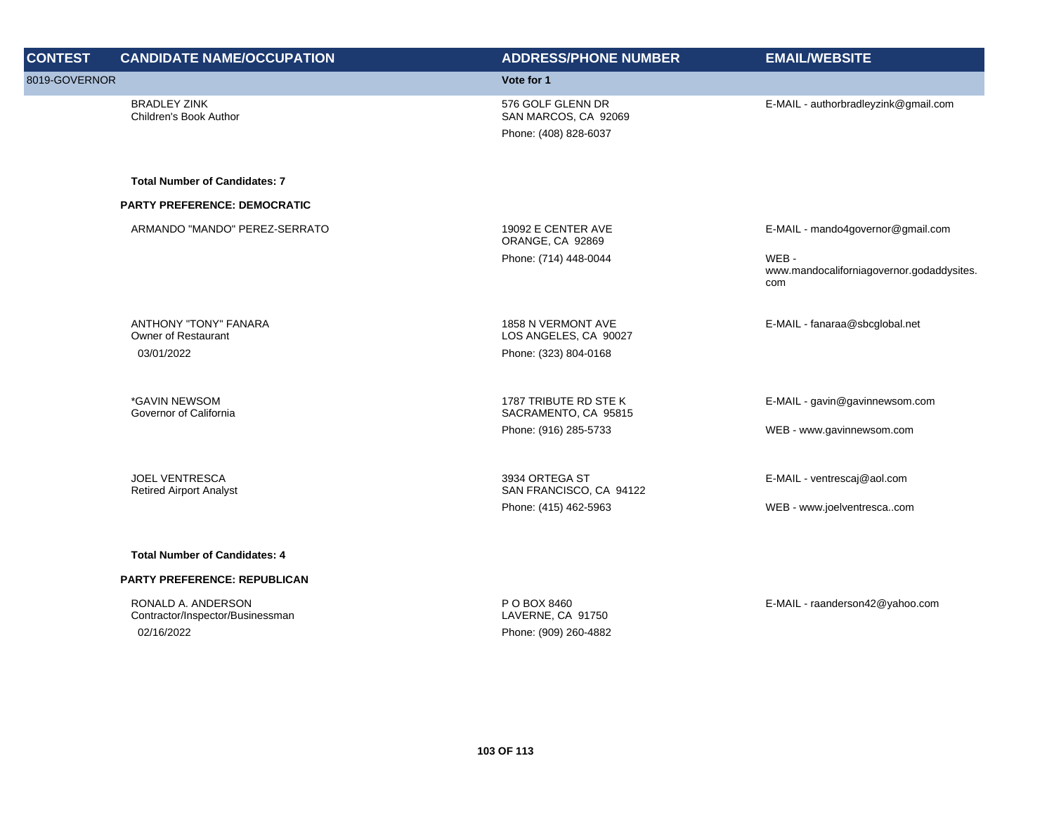| CONTEST | CANDIDATE NAME/OCCUPATION | ADDRESS/PHONE NUMBER | EMAIL/WEBSITE |
|---|---|---|---|
| 8019-GOVERNOR | | Vote for 1 | |
| | BRADLEY ZINK<br>Children's Book Author | 576 GOLF GLENN DR<br>SAN MARCOS, CA 92069<br>Phone: (408) 828-6037 | E-MAIL - authorbradleyzink@gmail.com |
| | **Total Number of Candidates: 7** | | |
| | **PARTY PREFERENCE: DEMOCRATIC** | | |
| | ARMANDO "MANDO" PEREZ-SERRATO | 19092 E CENTER AVE<br>ORANGE, CA 92869<br>Phone: (714) 448-0044 | E-MAIL - mando4governor@gmail.com<br>WEB - www.mandocaliforniagovernor.godaddysites.com |
| | ANTHONY "TONY" FANARA<br>Owner of Restaurant<br>03/01/2022 | 1858 N VERMONT AVE<br>LOS ANGELES, CA 90027<br>Phone: (323) 804-0168 | E-MAIL - fanaraa@sbcglobal.net |
| | *GAVIN NEWSOM<br>Governor of California | 1787 TRIBUTE RD STE K<br>SACRAMENTO, CA 95815<br>Phone: (916) 285-5733 | E-MAIL - gavin@gavinnewsom.com<br>WEB - www.gavinnewsom.com |
| | JOEL VENTRESCA<br>Retired Airport Analyst | 3934 ORTEGA ST<br>SAN FRANCISCO, CA 94122<br>Phone: (415) 462-5963 | E-MAIL - ventrescaj@aol.com<br>WEB - www.joelventresca..com |
| | **Total Number of Candidates: 4** | | |
| | **PARTY PREFERENCE: REPUBLICAN** | | |
| | RONALD A. ANDERSON<br>Contractor/Inspector/Businessman<br>02/16/2022 | P O BOX 8460<br>LAVERNE, CA 91750<br>Phone: (909) 260-4882 | E-MAIL - raanderson42@yahoo.com |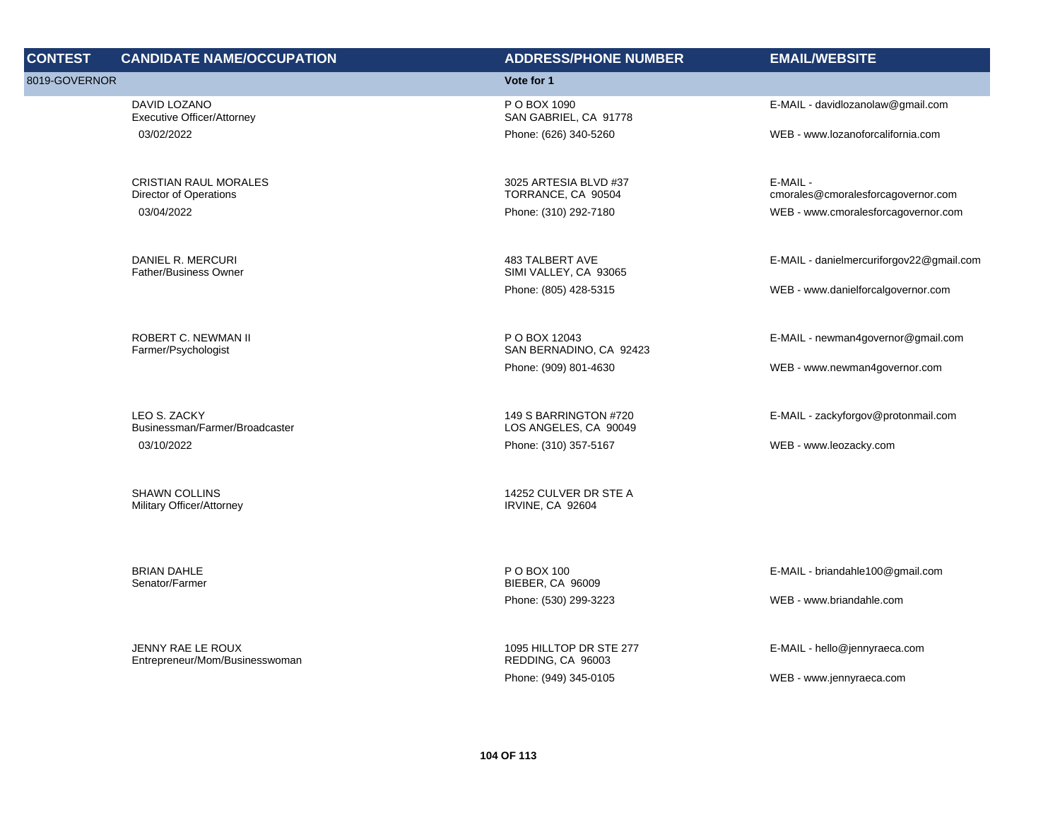| CONTEST | CANDIDATE NAME/OCCUPATION | ADDRESS/PHONE NUMBER | EMAIL/WEBSITE |
|---|---|---|---|
| 8019-GOVERNOR | | Vote for 1 | |
| | DAVID LOZANO<br>Executive Officer/Attorney<br>03/02/2022 | P O BOX 1090<br>SAN GABRIEL, CA 91778<br>Phone: (626) 340-5260 | E-MAIL - davidlozanolaw@gmail.com<br>WEB - www.lozanoforcalifornia.com |
| | CRISTIAN RAUL MORALES<br>Director of Operations<br>03/04/2022 | 3025 ARTESIA BLVD #37<br>TORRANCE, CA 90504<br>Phone: (310) 292-7180 | E-MAIL - cmorales@cmoralesforcagovernor.com<br>WEB - www.cmoralesforcagovernor.com |
| | DANIEL R. MERCURI<br>Father/Business Owner | 483 TALBERT AVE<br>SIMI VALLEY, CA 93065<br>Phone: (805) 428-5315 | E-MAIL - danielmercuriforgov22@gmail.com<br>WEB - www.danielforcalgovernor.com |
| | ROBERT C. NEWMAN II<br>Farmer/Psychologist | P O BOX 12043<br>SAN BERNADINO, CA 92423<br>Phone: (909) 801-4630 | E-MAIL - newman4governor@gmail.com<br>WEB - www.newman4governor.com |
| | LEO S. ZACKY<br>Businessman/Farmer/Broadcaster<br>03/10/2022 | 149 S BARRINGTON #720<br>LOS ANGELES, CA 90049<br>Phone: (310) 357-5167 | E-MAIL - zackyforgov@protonmail.com<br>WEB - www.leozacky.com |
| | SHAWN COLLINS<br>Military Officer/Attorney | 14252 CULVER DR STE A<br>IRVINE, CA 92604 | |
| | BRIAN DAHLE<br>Senator/Farmer | P O BOX 100<br>BIEBER, CA 96009<br>Phone: (530) 299-3223 | E-MAIL - briandahle100@gmail.com<br>WEB - www.briandahle.com |
| | JENNY RAE LE ROUX<br>Entrepreneur/Mom/Businesswoman | 1095 HILLTOP DR STE 277<br>REDDING, CA 96003<br>Phone: (949) 345-0105 | E-MAIL - hello@jennyraeca.com<br>WEB - www.jennyraeca.com |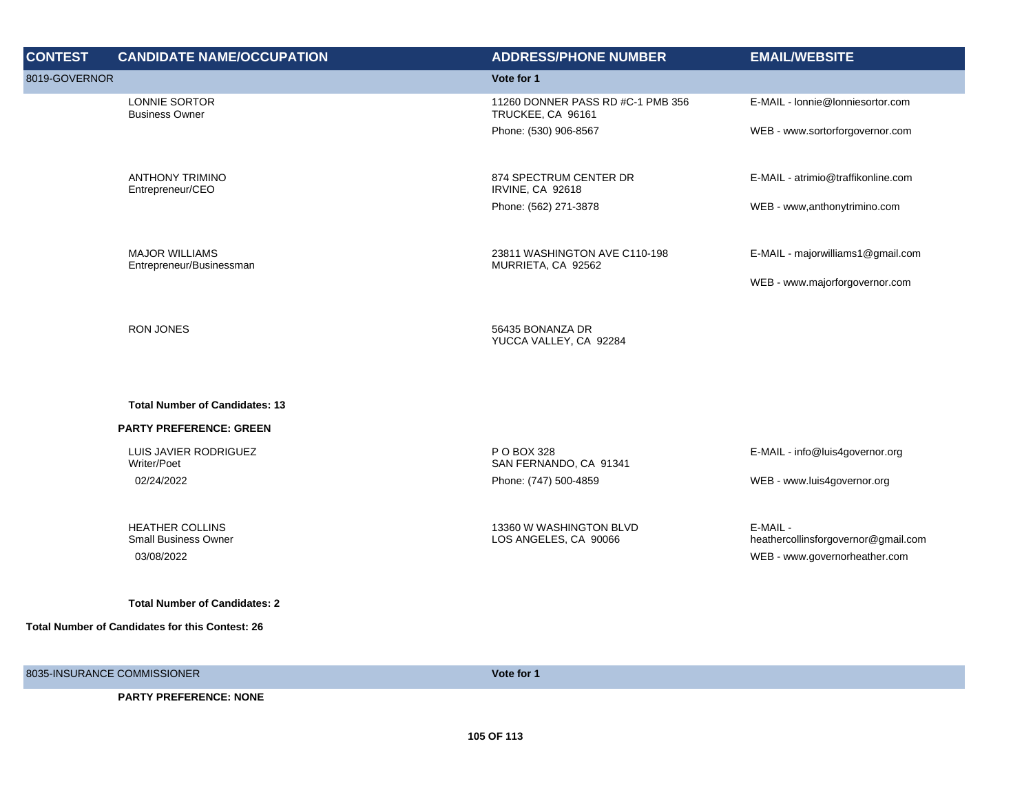| CONTEST | CANDIDATE NAME/OCCUPATION | ADDRESS/PHONE NUMBER | EMAIL/WEBSITE |
|---|---|---|---|
| 8019-GOVERNOR | | Vote for 1 | |
| | LONNIE SORTOR<br>Business Owner | 11260 DONNER PASS RD #C-1 PMB 356<br>TRUCKEE, CA 96161<br>Phone: (530) 906-8567 | E-MAIL - lonnie@lonniesortor.com<br>WEB - www.sortorforgovernor.com |
| | ANTHONY TRIMINO<br>Entrepreneur/CEO | 874 SPECTRUM CENTER DR<br>IRVINE, CA 92618<br>Phone: (562) 271-3878 | E-MAIL - atrimio@traffikonline.com<br>WEB - www,anthonytrimino.com |
| | MAJOR WILLIAMS<br>Entrepreneur/Businessman | 23811 WASHINGTON AVE C110-198<br>MURRIETA, CA 92562 | E-MAIL - majorwilliams1@gmail.com<br>WEB - www.majorforgovernor.com |
| | RON JONES | 56435 BONANZA DR<br>YUCCA VALLEY, CA 92284 | |
| | **Total Number of Candidates: 13** | | |
| | **PARTY PREFERENCE: GREEN** | | |
| | LUIS JAVIER RODRIGUEZ<br>Writer/Poet<br>02/24/2022 | P O BOX 328<br>SAN FERNANDO, CA 91341<br>Phone: (747) 500-4859 | E-MAIL - info@luis4governor.org<br>WEB - www.luis4governor.org |
| | HEATHER COLLINS<br>Small Business Owner<br>03/08/2022 | 13360 W WASHINGTON BLVD<br>LOS ANGELES, CA 90066 | E-MAIL - heathercollinsforgovernor@gmail.com<br>WEB - www.governorheather.com |
| | **Total Number of Candidates: 2** | | |
| **Total Number of Candidates for this Contest: 26** | | | |
| 8035-INSURANCE COMMISSIONER | | Vote for 1 | |
| | **PARTY PREFERENCE: NONE** | | |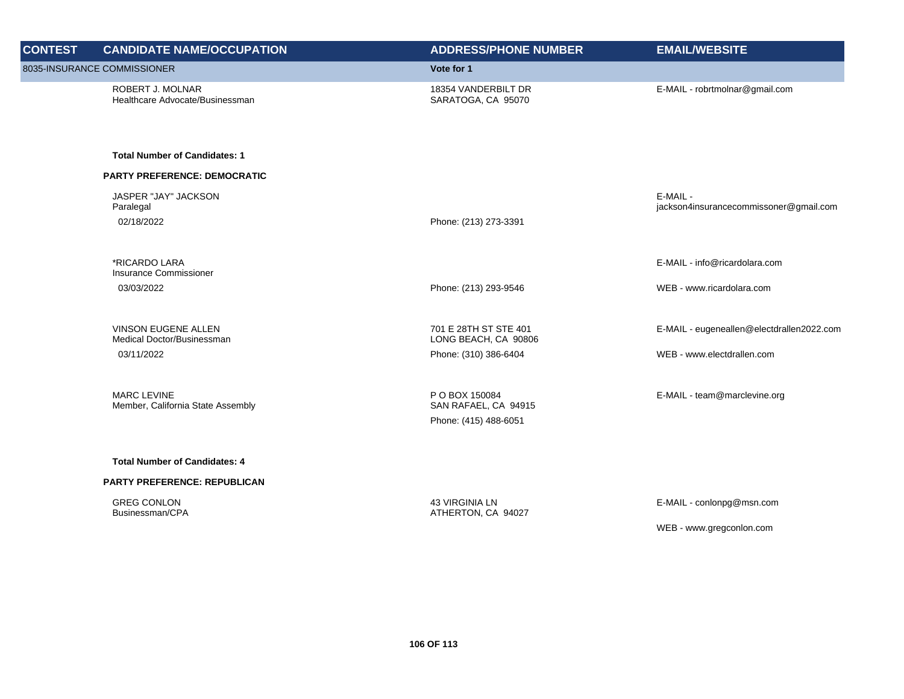| CONTEST | CANDIDATE NAME/OCCUPATION | ADDRESS/PHONE NUMBER | EMAIL/WEBSITE |
|---|---|---|---|
| 8035-INSURANCE COMMISSIONER | | Vote for 1 | |
| | ROBERT J. MOLNAR<br>Healthcare Advocate/Businessman | 18354 VANDERBILT DR<br>SARATOGA, CA 95070 | E-MAIL - robrtmolnar@gmail.com |
| | **Total Number of Candidates: 1** | | |
| | **PARTY PREFERENCE: DEMOCRATIC** | | |
| | JASPER "JAY" JACKSON<br>Paralegal<br>02/18/2022 | Phone: (213) 273-3391 | E-MAIL - jackson4insurancecommissoner@gmail.com |
| | *RICARDO LARA<br>Insurance Commissioner<br>03/03/2022 | Phone: (213) 293-9546 | E-MAIL - info@ricardolara.com<br>WEB - www.ricardolara.com |
| | VINSON EUGENE ALLEN<br>Medical Doctor/Businessman<br>03/11/2022 | 701 E 28TH ST STE 401<br>LONG BEACH, CA 90806<br>Phone: (310) 386-6404 | E-MAIL - eugeneallen@electdrallen2022.com<br>WEB - www.electdrallen.com |
| | MARC LEVINE<br>Member, California State Assembly | P O BOX 150084<br>SAN RAFAEL, CA 94915<br>Phone: (415) 488-6051 | E-MAIL - team@marclevine.org |
| | **Total Number of Candidates: 4** | | |
| | **PARTY PREFERENCE: REPUBLICAN** | | |
| | GREG CONLON<br>Businessman/CPA | 43 VIRGINIA LN<br>ATHERTON, CA 94027 | E-MAIL - conlonpg@msn.com<br>WEB - www.gregconlon.com |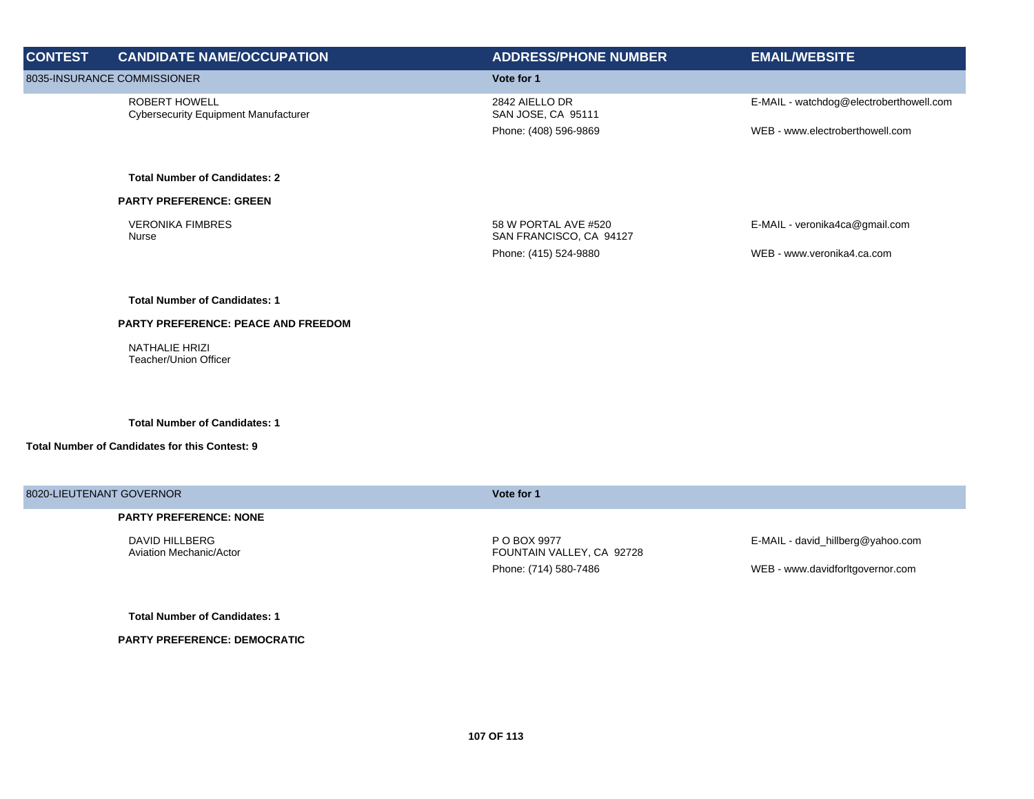| CONTEST | CANDIDATE NAME/OCCUPATION | ADDRESS/PHONE NUMBER | EMAIL/WEBSITE |
|---|---|---|---|
| 8035-INSURANCE COMMISSIONER | | Vote for 1 | |
| | ROBERT HOWELL<br>Cybersecurity Equipment Manufacturer | 2842 AIELLO DR<br>SAN JOSE, CA 95111<br>Phone: (408) 596-9869 | E-MAIL - watchdog@electroberthowell.com<br>WEB - www.electroberthowell.com |
| | **Total Number of Candidates: 2** | | |
| | **PARTY PREFERENCE: GREEN** | | |
| | VERONIKA FIMBRES<br>Nurse | 58 W PORTAL AVE #520<br>SAN FRANCISCO, CA 94127<br>Phone: (415) 524-9880 | E-MAIL - veronika4ca@gmail.com<br>WEB - www.veronika4.ca.com |
| | **Total Number of Candidates: 1** | | |
| | **PARTY PREFERENCE: PEACE AND FREEDOM** | | |
| | NATHALIE HRIZI<br>Teacher/Union Officer | | |
| | **Total Number of Candidates: 1** | | |
| **Total Number of Candidates for this Contest: 9** | | | |

| CONTEST | CANDIDATE NAME/OCCUPATION | ADDRESS/PHONE NUMBER | EMAIL/WEBSITE |
|---|---|---|---|
| 8020-LIEUTENANT GOVERNOR | | Vote for 1 | |
| | **PARTY PREFERENCE: NONE** | | |
| | DAVID HILLBERG<br>Aviation Mechanic/Actor | P O BOX 9977<br>FOUNTAIN VALLEY, CA 92728<br>Phone: (714) 580-7486 | E-MAIL - david_hillberg@yahoo.com<br>WEB - www.davidforltgovernor.com |
| | **Total Number of Candidates: 1** | | |
| | **PARTY PREFERENCE: DEMOCRATIC** | | |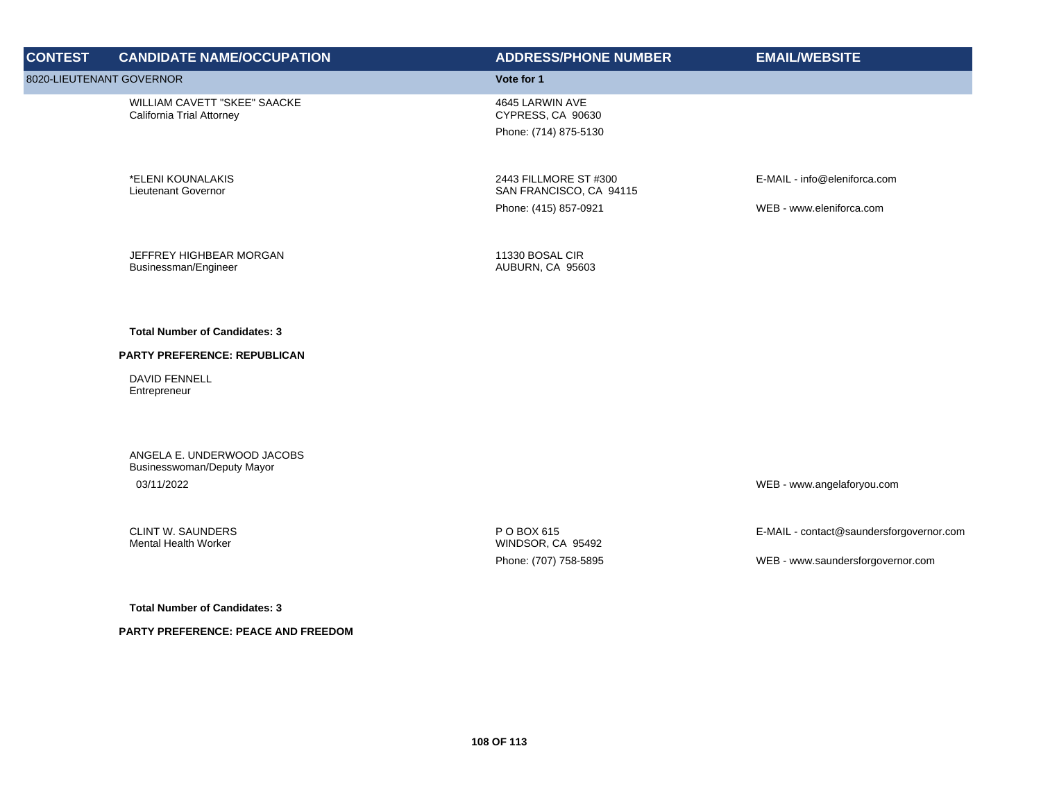| CONTEST | CANDIDATE NAME/OCCUPATION | ADDRESS/PHONE NUMBER | EMAIL/WEBSITE |
| --- | --- | --- | --- |
| 8020-LIEUTENANT GOVERNOR | | Vote for 1 | |
| | WILLIAM CAVETT "SKEE" SAACKE<br>California Trial Attorney | 4645 LARWIN AVE<br>CYPRESS, CA 90630<br>Phone: (714) 875-5130 | |
| | *ELENI KOUNALAKIS<br>Lieutenant Governor | 2443 FILLMORE ST #300<br>SAN FRANCISCO, CA 94115<br>Phone: (415) 857-0921 | E-MAIL - info@eleniforca.com<br>WEB - www.eleniforca.com |
| | JEFFREY HIGHBEAR MORGAN<br>Businessman/Engineer | 11330 BOSAL CIR<br>AUBURN, CA 95603 | |
| | **Total Number of Candidates: 3** | | |
| | **PARTY PREFERENCE: REPUBLICAN** | | |
| | DAVID FENNELL<br>Entrepreneur | | |
| | ANGELA E. UNDERWOOD JACOBS<br>Businesswoman/Deputy Mayor<br>03/11/2022 | | WEB - www.angelaforyou.com |
| | CLINT W. SAUNDERS<br>Mental Health Worker | P O BOX 615<br>WINDSOR, CA 95492<br>Phone: (707) 758-5895 | E-MAIL - contact@saundersforgovernor.com<br>WEB - www.saundersforgovernor.com |
| | **Total Number of Candidates: 3** | | |
| | **PARTY PREFERENCE: PEACE AND FREEDOM** | | |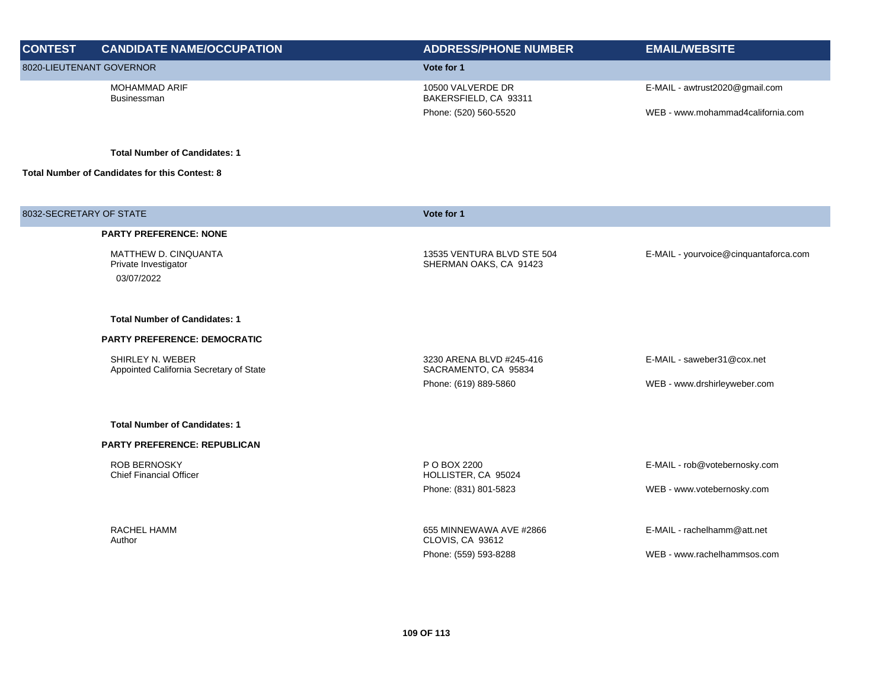| CONTEST | CANDIDATE NAME/OCCUPATION | ADDRESS/PHONE NUMBER | EMAIL/WEBSITE |
|---|---|---|---|
| 8020-LIEUTENANT GOVERNOR | | Vote for 1 | |
| | MOHAMMAD ARIF<br>Businessman | 10500 VALVERDE DR<br>BAKERSFIELD, CA 93311<br>Phone: (520) 560-5520 | E-MAIL - awtrust2020@gmail.com<br>WEB - www.mohammad4california.com |
| | **Total Number of Candidates: 1** | | |
| **Total Number of Candidates for this Contest: 8** | | | |
| 8032-SECRETARY OF STATE | | Vote for 1 | |
| | **PARTY PREFERENCE: NONE** | | |
| | MATTHEW D. CINQUANTA<br>Private Investigator<br>03/07/2022 | 13535 VENTURA BLVD STE 504<br>SHERMAN OAKS, CA 91423 | E-MAIL - yourvoice@cinquantaforca.com |
| | **Total Number of Candidates: 1** | | |
| | **PARTY PREFERENCE: DEMOCRATIC** | | |
| | SHIRLEY N. WEBER<br>Appointed California Secretary of State | 3230 ARENA BLVD #245-416<br>SACRAMENTO, CA 95834<br>Phone: (619) 889-5860 | E-MAIL - saweber31@cox.net<br>WEB - www.drshirleyweber.com |
| | **Total Number of Candidates: 1** | | |
| | **PARTY PREFERENCE: REPUBLICAN** | | |
| | ROB BERNOSKY<br>Chief Financial Officer | P O BOX 2200<br>HOLLISTER, CA 95024<br>Phone: (831) 801-5823 | E-MAIL - rob@votebernosky.com<br>WEB - www.votebernosky.com |
| | RACHEL HAMM<br>Author | 655 MINNEWAWA AVE #2866<br>CLOVIS, CA 93612<br>Phone: (559) 593-8288 | E-MAIL - rachelhamm@att.net<br>WEB - www.rachelhammsos.com |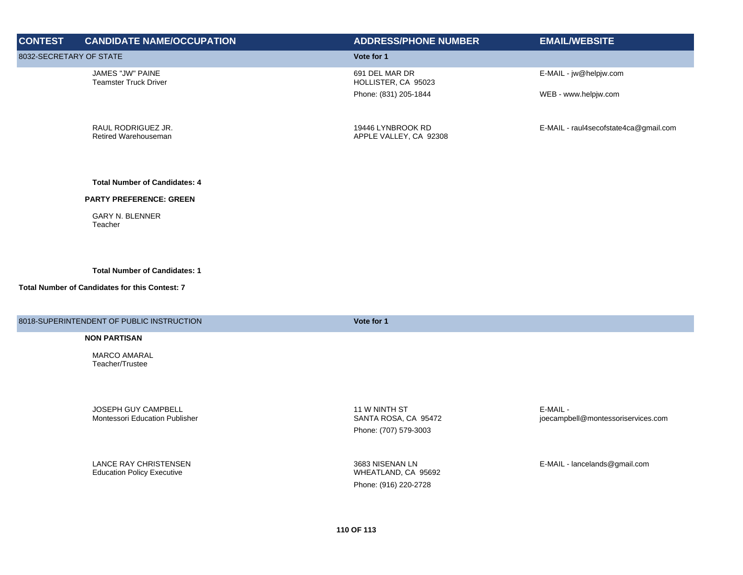| CONTEST | CANDIDATE NAME/OCCUPATION | ADDRESS/PHONE NUMBER | EMAIL/WEBSITE |
|---|---|---|---|
| 8032-SECRETARY OF STATE | | **Vote for 1** | |
| | JAMES "JW" PAINE<br>Teamster Truck Driver | 691 DEL MAR DR<br>HOLLISTER, CA 95023<br>Phone: (831) 205-1844 | E-MAIL - jw@helpjw.com<br>WEB - www.helpjw.com |
| | RAUL RODRIGUEZ JR.<br>Retired Warehouseman | 19446 LYNBROOK RD<br>APPLE VALLEY, CA 92308 | E-MAIL - raul4secofstate4ca@gmail.com |
| | **Total Number of Candidates: 4** | | |
| | **PARTY PREFERENCE: GREEN** | | |
| | GARY N. BLENNER<br>Teacher | | |
| | **Total Number of Candidates: 1** | | |
| **Total Number of Candidates for this Contest: 7** | | | |

| CONTEST | CANDIDATE NAME/OCCUPATION | ADDRESS/PHONE NUMBER | EMAIL/WEBSITE |
|---|---|---|---|
| 8018-SUPERINTENDENT OF PUBLIC INSTRUCTION | | **Vote for 1** | |
| | **NON PARTISAN** | | |
| | MARCO AMARAL<br>Teacher/Trustee | | |
| | JOSEPH GUY CAMPBELL<br>Montessori Education Publisher | 11 W NINTH ST<br>SANTA ROSA, CA 95472<br>Phone: (707) 579-3003 | E-MAIL - joecampbell@montessoriservices.com |
| | LANCE RAY CHRISTENSEN<br>Education Policy Executive | 3683 NISENAN LN<br>WHEATLAND, CA 95692<br>Phone: (916) 220-2728 | E-MAIL - lancelands@gmail.com |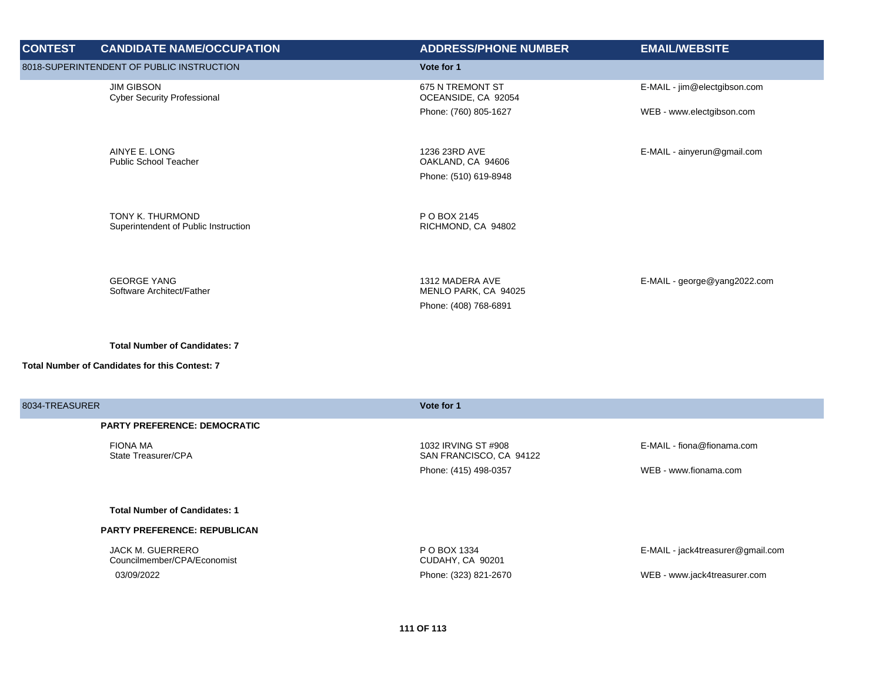| CONTEST | CANDIDATE NAME/OCCUPATION | ADDRESS/PHONE NUMBER | EMAIL/WEBSITE |
|---|---|---|---|
| 8018-SUPERINTENDENT OF PUBLIC INSTRUCTION | | Vote for 1 | |
| | JIM GIBSON<br>Cyber Security Professional | 675 N TREMONT ST<br>OCEANSIDE, CA 92054<br>Phone: (760) 805-1627 | E-MAIL - jim@electgibson.com<br>WEB - www.electgibson.com |
| | AINYE E. LONG<br>Public School Teacher | 1236 23RD AVE<br>OAKLAND, CA 94606<br>Phone: (510) 619-8948 | E-MAIL - ainyerun@gmail.com |
| | TONY K. THURMOND<br>Superintendent of Public Instruction | P O BOX 2145<br>RICHMOND, CA 94802 | |
| | GEORGE YANG<br>Software Architect/Father | 1312 MADERA AVE<br>MENLO PARK, CA 94025<br>Phone: (408) 768-6891 | E-MAIL - george@yang2022.com |
| | **Total Number of Candidates: 7** | | |
| **Total Number of Candidates for this Contest: 7** | | | |
| 8034-TREASURER | | Vote for 1 | |
| | **PARTY PREFERENCE: DEMOCRATIC** | | |
| | FIONA MA<br>State Treasurer/CPA | 1032 IRVING ST #908<br>SAN FRANCISCO, CA 94122<br>Phone: (415) 498-0357 | E-MAIL - fiona@fionama.com<br>WEB - www.fionama.com |
| | **Total Number of Candidates: 1** | | |
| | **PARTY PREFERENCE: REPUBLICAN** | | |
| | JACK M. GUERRERO<br>Councilmember/CPA/Economist | P O BOX 1334<br>CUDAHY, CA 90201<br>Phone: (323) 821-2670 | E-MAIL - jack4treasurer@gmail.com<br>WEB - www.jack4treasurer.com |

03/09/2022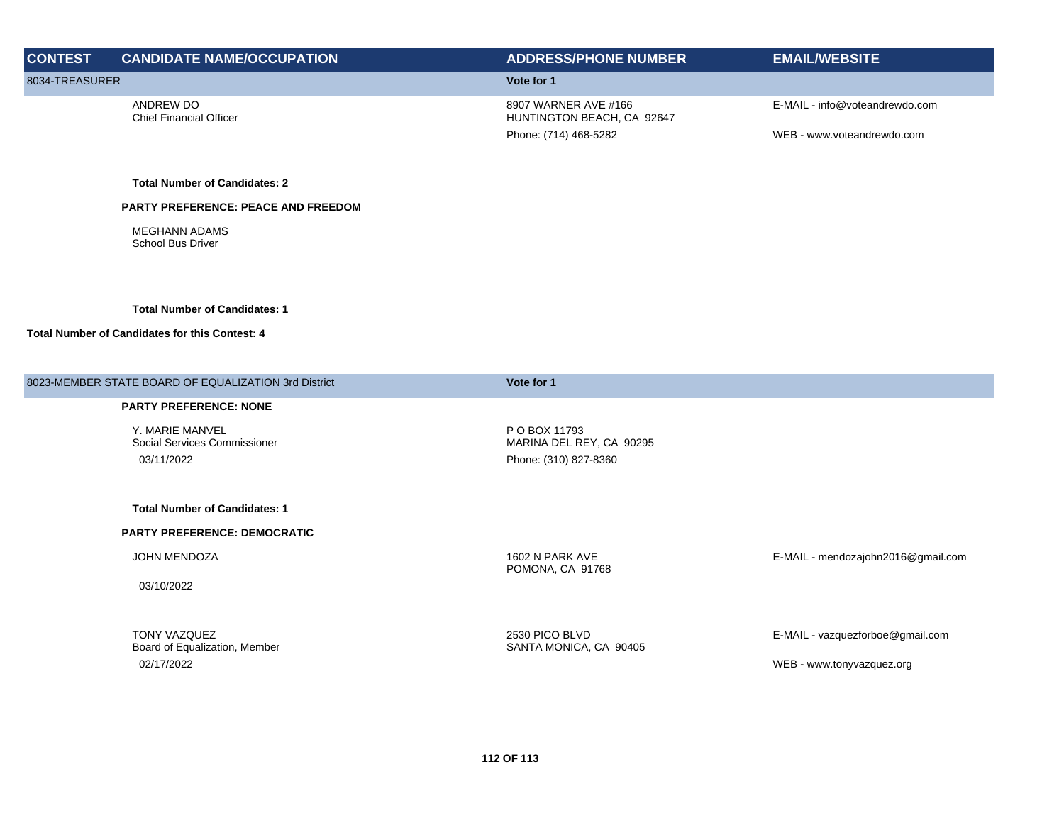| CONTEST | CANDIDATE NAME/OCCUPATION | ADDRESS/PHONE NUMBER | EMAIL/WEBSITE |
|---|---|---|---|
| **8034-TREASURER** | | **Vote for 1** | |
| | ANDREW DO<br>Chief Financial Officer | 8907 WARNER AVE #166<br>HUNTINGTON BEACH, CA 92647<br>Phone: (714) 468-5282 | E-MAIL - info@voteandrewdo.com<br>WEB - www.voteandrewdo.com |
| | **Total Number of Candidates: 2** | | |
| | **PARTY PREFERENCE: PEACE AND FREEDOM** | | |
| | MEGHANN ADAMS<br>School Bus Driver | | |
| | **Total Number of Candidates: 1** | | |
| **Total Number of Candidates for this Contest: 4** | | | |
| **8023-MEMBER STATE BOARD OF EQUALIZATION 3rd District** | | **Vote for 1** | |
| | **PARTY PREFERENCE: NONE** | | |
| | Y. MARIE MANVEL<br>Social Services Commissioner<br>03/11/2022 | P O BOX 11793<br>MARINA DEL REY, CA 90295<br>Phone: (310) 827-8360 | |
| | **Total Number of Candidates: 1** | | |
| | **PARTY PREFERENCE: DEMOCRATIC** | | |
| | JOHN MENDOZA<br>03/10/2022 | 1602 N PARK AVE<br>POMONA, CA 91768 | E-MAIL - mendozajohn2016@gmail.com |
| | TONY VAZQUEZ<br>Board of Equalization, Member<br>02/17/2022 | 2530 PICO BLVD<br>SANTA MONICA, CA 90405 | E-MAIL - vazquezforboe@gmail.com<br>WEB - www.tonyvazquez.org |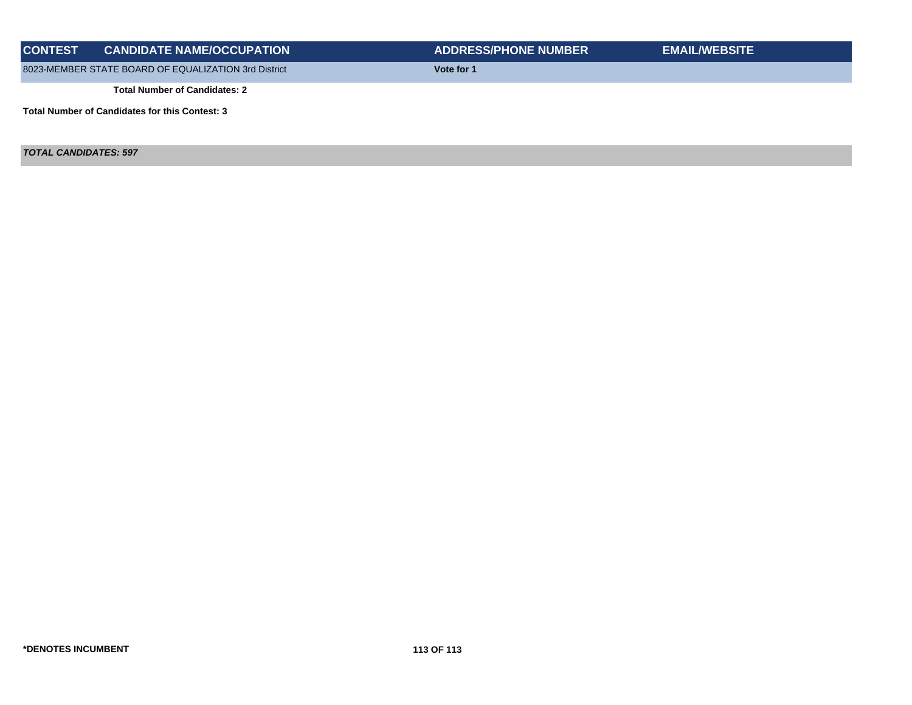| CONTEST | CANDIDATE NAME/OCCUPATION | ADDRESS/PHONE NUMBER | EMAIL/WEBSITE |
|---|---|---|---|
| 8023-MEMBER STATE BOARD OF EQUALIZATION 3rd District | | **Vote for 1** | |
| | **Total Number of Candidates: 2** | | |

**Total Number of Candidates for this Contest: 3**

***TOTAL CANDIDATES: 597***

***DENOTES INCUMBENT**